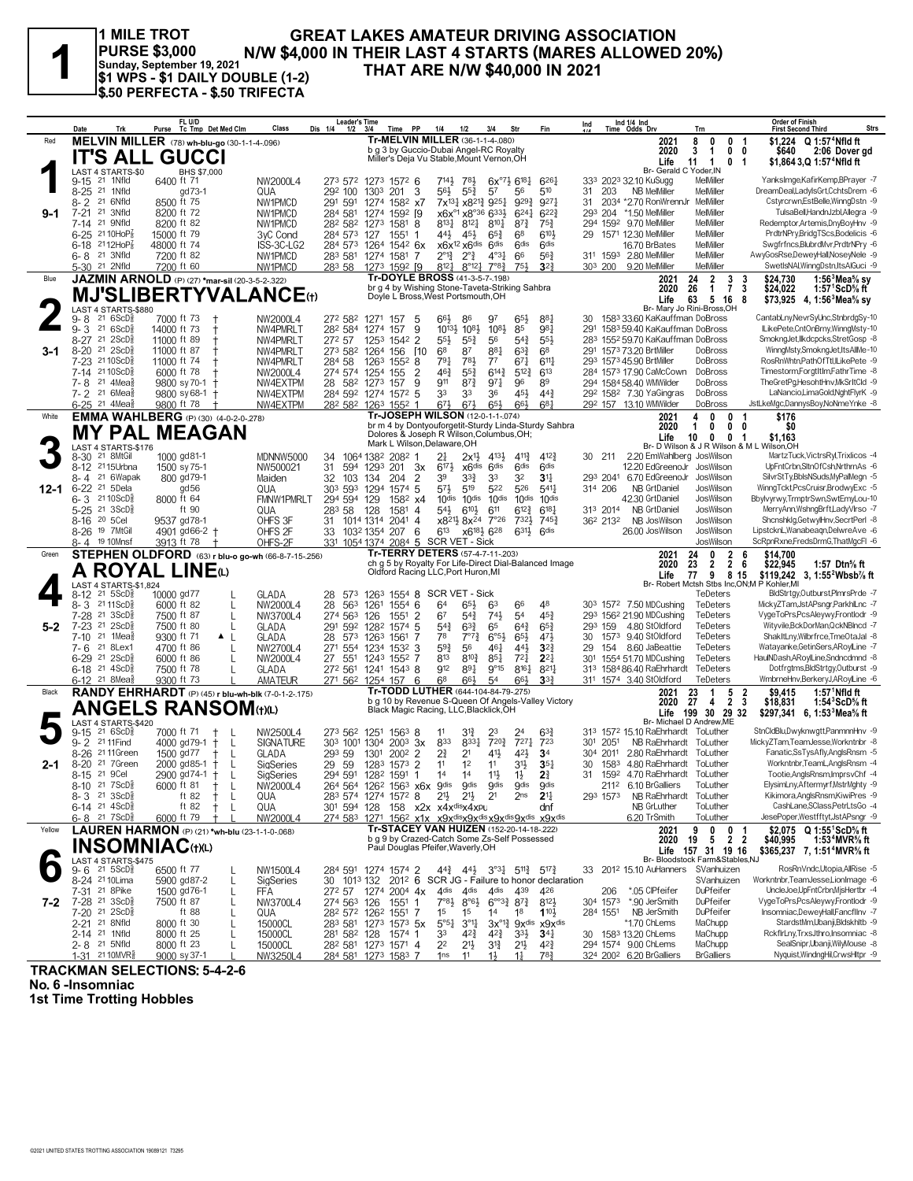# 1

**1 MILE TROT**
**PURSE $3,000**
**Sunday, September 19, 2021**
**$1 WPS - $1 DAILY DOUBLE (1-2)**
**$.50 PERFECTA - $.50 TRIFECTA**

**GREAT LAKES AMATEUR DRIVING ASSOCIATION**
**N/W $4,000 IN THEIR LAST 4 STARTS (MARES ALLOWED 20%)**
**THAT ARE N/W $40,000 IN 2021**

---

## 1 — Red — 9-1

**MELVIN MILLER** (78) wh-blu-go (30-1-1-4-.096)
**IT'S ALL GUCCI**
Tr-MELVIN MILLER (36-1-1-4-.080)
b g 3 by Guccio-Dubai Angel-RC Royalty
Miller's Deja Vu Stable,Mount Vernon,OH
Br- Gerald C Yoder,IN
LAST 4 STARTS-$0 — BHS $7,000

| Year | Starts | 1st | 2nd | 3rd | Earnings | Record |
|---|---|---|---|---|---|---|
| 2021 | 8 | 0 | 0 | 1 | $1,224 | Q 1:57⁴Nfld ft |
| 2020 | 3 | 1 | 0 | 0 | $640 | 2:06 Dover gd |
| Life | 11 | 1 | 0 | 1 | $1,864 | 3,Q 1:57⁴Nfld ft |

| Date | Trk | Purse | Cond | Class | 1/4 | 1/2 | 3/4 | Time | PP | 1/4 | 1/2 | 3/4 | Str | Fin | Ind | Odds Drv | Trn | Order of Finish |
|---|---|---|---|---|---|---|---|---|---|---|---|---|---|---|---|---|---|---|
| 9-15 21 | 1Nfld | 6400 | ft 71 | NW2000L4 | 27³ | 57² | 127³ | 157² | 6 | 7¹⁴½ | 7⁸½ | 6x°⁷½ | 6¹⁸¾ | 6²⁶¼ | 33³ 202³ 32.10 | KuSugg | MelMiller | YanksImge,KafirKemp,BPrayer -7 |
| 8-25 21 | 1Nfld | | gd73-1 | QUA | 29² | 100 | 130³ | 201 | 3 | 5⁶½ | 5⁵¾ | 5⁷ | 5⁶ | 5¹⁰ | 31 203 | NB MelMiller | MelMiller | DreamDeal,LadylsGrt,CchtsDrem -6 |
| 8-2 21 | 6Nfld | 8500 | ft 75 | NW1PMCD | 29¹ | 59¹ | 127⁴ | 158² | x7 | 7x¹³¼ | x8²¹¾ | 9²⁵¼ | 9²⁹¾ | 9²⁷¼ | 31 203⁴ *2.70 | RonWrennJr | MelMiller | Cstyrcrwn,EstBelle,WinngDstn -9 |
| 7-21 21 | 3Nfld | 8200 | ft 72 | NW1PMCD | 28⁴ | 58¹ | 127⁴ | 159² | [9 | x6x°¹ | x8°³⁶ | 6³³½ | 6²⁴¼ | 6²²¾ | 29³ 204 *1.50 | MelMiller | MelMiller | TulsaBell,HandnJzbl,Allegra -9 |
| 7-14 21 | 9Nfld | 8200 | ft 82 | NW1PMCD | 28² | 58² | 127³ | 158¹ | 8 | 8¹³½ | 8¹²¼ | 8¹⁰¼ | 8⁷¾ | 7⁵¾ | 29⁴ 159² 9.70 | MelMiller | MelMiller | Redemptor,Artemis,DnyBoyHnv -9 |
| 6-25 21 | 10HoP⅞ | 15000 | ft 79 | 3yC Cond | 28⁴ | 57³ | 127 | 155¹ | 1 | 4⁴½ | 4⁵½ | 6⁵¾ | 6⁸ | 6¹⁰½ | 29 157¹ 12.30 | MelMiller | MelMiller | PrdtrNPry,BridgTScs,Bodelicis -6 |
| 6-18 21 | 12HoP⅞ | 48000 | ft 74 | ISS-3C-LG2 | 28⁴ | 57³ | 126⁴ | 154² | 6x | x6x¹² | x6dis | 6dis | 6dis | 6dis | 16.70 | BrBates | MelMiller | Swgfrfncs,BlubrdMvr,PrdtrNPry -6 |
| 6-8 21 | 3Nfld | 7200 | ft 82 | NW1PMCD | 28³ | 58¹ | 127⁴ | 158¹ | 7 | 2°¹½ | 2°¾ | 4°³¼ | 6⁶ | 5⁶¾ | 31¹ 159³ 2.80 | MelMiller | MelMiller | AwyGosRse,DeweyHall,NoseyNele -9 |
| 5-30 21 | 2Nfld | 7200 | ft 60 | NW1PMCD | 28³ | 58 | 127³ | 159² | [9 | 8¹²½ | 8°¹²¼ | 7°⁸¾ | 7⁵½ | 3²¾ | 30³ 200 9.20 | MelMiller | MelMiller | SwetlsNAI,WinngDstn,ItsAlGuci -9 |

## 2 — Blue — 3-1

**JAZMIN ARNOLD** (P) (27) *mar-sil (20-3-5-2-.322)
**MJ'SLIBERTYVALANCE(t)**
Tr-DOYLE BROSS (41-3-5-7-.198)
br g 4 by Wishing Stone-Taveta-Striking Sahbra
Doyle L Bross,West Portsmouth,OH
Br- Mary Jo Rini-Bross,OH
LAST 4 STARTS-$880

| Year | Starts | 1st | 2nd | 3rd | Earnings | Record |
|---|---|---|---|---|---|---|
| 2021 | 24 | 2 | 3 | 3 | $24,730 | 1:56³Mea⅝ sy |
| 2020 | 26 | 1 | 7 | 3 | $24,022 | 1:57¹ScD⅝ ft |
| Life | 63 | 5 | 16 | 8 | $73,925 | 4, 1:56³Mea⅝ sy |

| Date | Trk | Purse | Cond | Class | 1/4 | 1/2 | 3/4 | Time | PP | 1/4 | 1/2 | 3/4 | Str | Fin | Ind | Odds Drv | Trn | Order of Finish |
|---|---|---|---|---|---|---|---|---|---|---|---|---|---|---|---|---|---|---|
| 9-8 21 | 6ScD⅝ | 7000 | ft 73 † | NW2000L4 | 27² | 58² | 127¹ | 157 | 5 | 6⁶½ | 8⁶ | 9⁷ | 6⁵¾ | 8⁸¼ | 30 158³ 33.60 | KaKauffman | DoBross | CantabLny,NevrSyUnc,StnbrdgSy -10 |
| 9-3 21 | 6ScD⅝ | 14000 | ft 73 † | NW4PMRLT | 28² | 58⁴ | 127⁴ | 157 | 9 | 10¹³½ | 10⁸½ | 10⁸½ | 8⁵ | 9⁸¼ | 29¹ 158³ 59.40 | KaKauffman | DoBross | ILikePete,CntOnBrny,WinngMsty -10 |
| 8-27 21 | 2ScD⅝ | 11000 | ft 89 † | NW4PMRLT | 27² | 57 | 125³ | 154² | 2 | 5⁵½ | 5⁵¾ | 5⁶ | 5⁴¾ | 5⁵½ | 28³ 155² 59.70 | KaKauffman | DoBross | SmokngJet,Ilkdcpcks,StretGosp -8 |
| 8-20 21 | 2ScD⅝ | 11000 | ft 87 † | NW4PMRLT | 27³ | 58² | 126⁴ | 156 | [10 | 6⁸ | 8⁷ | 8⁸¼ | 6³¾ | 6⁸ | 29¹ 157³ 73.20 | BrtMiller | DoBross | WinngMsty,SmokngJet,ItsAllMe -10 |
| 7-23 21 | 10ScD⅝ | 11000 | ft 74 † | NW4PMRLT | 28⁴ | 58 | 126³ | 155² | 8 | 7⁹½ | 7⁸½ | 7⁷ | 6⁷¼ | 6¹¹½ | 29³ 157³ 45.90 | BrtMiller | DoBross | RosRnWhtn,PathOfTtl,ILikePete -9 |
| 7-14 21 | 10ScD⅝ | 6000 | ft 78 † | NW2000L4 | 27⁴ | 57⁴ | 125⁴ | 155 | 2 | 4⁶¾ | 5⁵¾ | 6¹⁴¾ | 5¹²¾ | 6¹³ | 28⁴ 157³ 17.90 | CaMcCown | DoBross | Timestorm,ForgttItm,FathrTime -8 |
| 7-8 21 | 4Mea⅝ | 9800 | sy70-1 † | NW4EXTPM | 28 | 58² | 127³ | 157 | 9 | 9¹¹ | 8⁷¾ | 9⁷¼ | 9⁶ | 8⁹ | 29⁴ 158⁴ 58.40 | WMWilder | DoBross | TheGretPg,HesohtHnv,MkSrltCld -9 |
| 7-2 21 | 6Mea⅝ | 9800 | sy68-1 † | NW4EXTPM | 28⁴ | 59² | 127⁴ | 157² | 5 | 3³ | 3³ | 3⁶ | 4⁵¼ | 4⁴¾ | 29² 158² 7.30 | YaGingras | DoBross | LaNancio,LimaGold,NghtFlyrK -9 |
| 6-25 21 | 4Mea⅝ | 9800 | ft 78 † | NW4EXTPM | 28² | 58² | 126³ | 155² | 1 | 6⁷½ | 6⁷½ | 6⁵½ | 6⁶¾ | 6⁸¼ | 29² 157 13.10 | WMWilder | DoBross | JstLkeMgc,DannysBoy,NoNmeYnke -8 |

## 3 — White — 12-1

**EMMA WAHLBERG** (P) (30) (4-0-2-0-.278)
**MY PAL MEAGAN**
Tr-JOSEPH WILSON (12-0-1-1-.074)
br m 4 by Dontyouforgetit-Sturdy Linda-Sturdy Sahbra
Dolores & Joseph R Wilson,Columbus,OH;
Mark L Wilson,Delaware,OH
Br- D Wilson & J R Wilson & M L Wilson,OH
LAST 4 STARTS-$176

| Year | Starts | 1st | 2nd | 3rd | Earnings | Record |
|---|---|---|---|---|---|---|
| 2021 | 4 | 0 | 0 | 1 | $176 | |
| 2020 | 1 | 0 | 0 | 0 | $0 | |
| Life | 10 | 0 | 0 | 1 | $1,163 | |

| Date | Trk | Purse | Cond | Class | 1/4 | 1/2 | 3/4 | Time | PP | 1/4 | 1/2 | 3/4 | Str | Fin | Ind | Odds Drv | Trn | Order of Finish |
|---|---|---|---|---|---|---|---|---|---|---|---|---|---|---|---|---|---|---|
| 8-30 21 | 8MtGil | 1000 | gd81-1 | MDNNW5000 | 34 | 106⁴ | 138² | 208² | 1 | 2½ | 2x¹½ | 4¹³½ | 4¹¹¾ | 4¹²¾ | 30 211 2.20 | EmWahlberg | JosWilson | MartzTuck,VictrsRyl,Trixlicos -4 |
| 8-12 21 | 15Urbna | 1500 | sy75-1 | NW500021 | 31 | 59⁴ | 129³ | 201 | 3x | 6¹⁷½ | x6dis | 6dis | 6dis | 6dis | 12.20 | EdGreenoJr | JosWilson | UpFntCrbn,SltnOfCsh,NrthrnAs -6 |
| 8-4 21 | 6Wapak | 800 | gd79-1 | Maiden | 32 | 103 | 134 | 204 | 2 | 3⁹ | 3³¾ | 3³ | 3² | 3¹¼ | 29³ 204¹ 6.70 | EdGreenoJr | JosWilson | SilvrStTy,BblsNSuds,MyPalMegn -5 |
| 6-22 21 | 5Dela | | gd56 | QUA | 30³ | 59³ | 129⁴ | 157⁴ | 5 | 5⁷½ | 5¹⁹ | 5²² | 5²⁶ | 5⁴¹¾ | 31⁴ 206 | NB GrtDaniel | JosWilson | WinngTckt,PcsCruisr,BrodwyExc -5 |
| 6-3 21 | 10ScD⅝ | 8000 | ft 64 | FMNW1PMRLT | 29⁴ | 59⁴ | 129 | 158² | x4 | 10dis | 10dis | 10dis | 10dis | 10dis | 42.30 | GrtDaniel | JosWilson | Bbylvyrwy,TrmptrSwn,SwtEmyLou-10 |
| 5-25 21 | 3ScD⅝ | | ft 90 | QUA | 28³ | 58 | 128 | 158¹ | 4 | 5⁴½ | 6¹⁰½ | 6¹¹ | 6¹²¾ | 6¹⁶¼ | 31³ 201⁴ | NB GrtDaniel | JosWilson | MerryAnn,WshngBrft,LadyVlrso -7 |
| 8-16 20 | 5Cel | 9537 | gd78-1 | OHFS 3F | 31 | 101⁴ | 131⁴ | 204¹ | 4 | x8²¹½ | 8x²⁴ | 7°²⁶ | 7³²½ | 7⁴⁵¾ | 36² 213² | NB JosWilson | JosWilson | Shcnshklg,GetwylHnv,SecrtPerl -8 |
| 8-26 19 | 7MtGil | 4901 | gd66-2 † | OHFS 2F | 33 | 103² | 135⁴ | 207 | 6 | 6¹³ | x6¹⁸½ | 6²⁸ | 6³¹½ | 6dis | 26.00 | JosWilson | JosWilson | LipstcknL,Wanabeaqn,DelwreAve -6 |
| 8-4 19 | 10Mnsf | 3913 | ft 78 † | OHFS-2F | 33¹ | 105⁴ | 137³ | 208⁴ | 5 | SCR VET - Sick | | | | | | | JosWilson | ScRpnRxne,FredsDrmG,ThatMgcFl -6 |

## 4 — Green — 5-2

**STEPHEN OLDFORD** (63) r blu-o go-wh (66-8-7-15-.256)
**A ROYAL LINE(L)**
Tr-TERRY DETERS (57-4-7-11-.203)
ch g 5 by Royalty For Life-Direct Dial-Balanced Image
Oldford Racing LLC,Port Huron,MI
Br- Robert Mctsh Stbs Inc,ON;M P Kohler,MI
LAST 4 STARTS-$1,824

| Year | Starts | 1st | 2nd | 3rd | Earnings | Record |
|---|---|---|---|---|---|---|
| 2021 | 24 | 0 | 2 | 6 | $14,700 | |
| 2020 | 23 | 2 | 2 | 6 | $22,945 | 1:57 Dtn⅝ ft |
| Life | 77 | 9 | 8 | 15 | $119,242 | 3, 1:55²Wbsb⅞ ft |

| Date | Trk | Purse | Cond | Class | 1/4 | 1/2 | 3/4 | Time | PP | 1/4 | 1/2 | 3/4 | Str | Fin | Ind | Odds Drv | Trn | Order of Finish |
|---|---|---|---|---|---|---|---|---|---|---|---|---|---|---|---|---|---|---|
| 8-12 21 | 5ScD⅝ | 10000 | gd77 L | GLADA | 28 | 57³ | 126³ | 155⁴ | 8 | SCR VET - Sick | | | | | | | TeDeters | BldStrtgy,Outburst,PlmrsPrde -7 |
| 8-3 21 | 11ScD⅝ | 6000 | ft 82 L | NW2000L4 | 28 | 56³ | 126¹ | 155⁴ | 6 | 6⁴ | 6⁵½ | 6³ | 6⁶ | 4⁸ | 30³ 157² 7.50 | MDCushing | TeDeters | MickyZTam,JstAPsngr,ParkhlLnc -7 |
| 7-28 21 | 3ScD⅝ | 7500 | ft 87 L | NW3700L4 | 27⁴ | 56³ | 126 | 155¹ | 2 | 6⁷ | 5⁴¾ | 7⁴½ | 5⁴ | 4⁵¾ | 29³ 156² 21.90 | MDCushing | TeDeters | VygeToPrs,PcsAleywy,Frontlodr -9 |
| 7-23 21 | 2ScD⅝ | 7500 | ft 80 L | GLADA | 29¹ | 59² | 128² | 157⁴ | 5 | 5⁴¾ | 6³¾ | 6⁵ | 6⁴¾ | 6⁵¾ | 29³ 159 4.80 | StOldford | TeDeters | Witvyile,BckDorMan,QckNBlncd -7 |
| 7-10 21 | 1Mea⅝ | 9300 | ft 71 ▲ L | GLADA | 28 | 57³ | 126³ | 156¹ | 7 | 7⁸ | 7°⁷¾ | 6°⁵½ | 6⁵½ | 4⁷½ | 30 157³ 9.40 | StOldford | TeDeters | ShakItLny,Wilbrfrce,TmeOtaJal -8 |
| 7-6 21 | 8Lex1 | 4700 | ft 86 L | NW2700L4 | 27¹ | 55⁴ | 123⁴ | 153² | 3 | 5⁹¾ | 5⁶ | 4⁶¼ | 4⁴½ | 3²¾ | 29 154 8.60 | JaBeattie | TeDeters | Watayanke,GetinSers,ARoylLine -7 |
| 6-29 21 | 2ScD⅝ | 6000 | ft 86 L | NW2000L4 | 27 | 55¹ | 124³ | 155² | 7 | 8¹³ | 8¹⁰¾ | 8⁵¼ | 7²¼ | 2²¼ | 30¹ 155⁴ 51.70 | MDCushing | TeDeters | HaulNDash,ARoylLine,Sndncdmnd -8 |
| 6-18 21 | 4ScD⅝ | 7500 | ft 78 L | GLADA | 27² | 56¹ | 124¹ | 154³ | 8 | 9¹² | 8⁹½ | 9°¹⁵ | 8¹⁶¼ | 8²¹¼ | 31³ 158⁴ 86.40 | RaEhrhardt | TeDeters | Dotfrgtms,BldStrtgy,Outburst -9 |
| 6-12 21 | 8Mea⅝ | 9300 | ft 73 L | AMATEUR | 27¹ | 56² | 125⁴ | 157 | 6 | 6⁸ | 6⁶½ | 5⁴ | 6⁶¾ | 3³¾ | 31¹ 157⁴ 3.40 | StOldford | TeDeters | WmbrneHnv,BerkeryJ,ARoylLine -6 |

## 5 — Black — 2-1

**RANDY EHRHARDT** (P) (45) r blu-wh-blk (7-0-1-2-.175)
**ANGELS RANSOM(t)(L)**
Tr-TODD LUTHER (644-104-84-79-.275)
b g 10 by Revenue S-Queen Of Angels-Valley Victory
Black Magic Racing, LLC,Blacklick,OH
Br- Michael D Andrew,ME
LAST 4 STARTS-$420

| Year | Starts | 1st | 2nd | 3rd | Earnings | Record |
|---|---|---|---|---|---|---|
| 2021 | 23 | 1 | 5 | 2 | $9,415 | 1:57¹Nfld ft |
| 2020 | 27 | 4 | 2 | 3 | $18,831 | 1:54³ScD⅝ ft |
| Life | 199 | 30 | 29 | 32 | $297,341 | 6, 1:53³Mea⅝ ft |

| Date | Trk | Purse | Cond | Class | 1/4 | 1/2 | 3/4 | Time | PP | 1/4 | 1/2 | 3/4 | Str | Fin | Ind | Odds Drv | Trn | Order of Finish |
|---|---|---|---|---|---|---|---|---|---|---|---|---|---|---|---|---|---|---|
| 9-15 21 | 6ScD⅝ | 7000 | ft 71 † L | NW2500L4 | 27³ | 56² | 125¹ | 156³ | 8 | 1¹ | 3¹¾ | 2³ | 2⁴ | 6³¾ | 31³ 157² 15.10 | RaEhrhardt | ToLuther | StnCldBlu,Dwyknwgtt,PanmnnHnv -9 |
| 9-2 21 | 11Find | 4000 | gd79-1 † L | SIGNATURE | 30³ | 100¹ | 130⁴ | 200³ | 3x | 8³³ | 8³³¼ | 7²⁰¾ | 7²⁷¼ | 7²³ | 30¹ 205¹ | NB RaEhrhardt | ToLuther | MickyZTam,TeamJesse,Workntnbr -8 |
| 8-26 21 | 11Green | 1500 | gd77 † L | GLADA | 29³ | 59 | 130¹ | 200² | 2 | 2¾ | 2¹ | 4¹½ | 4²½ | 3⁴ | 30⁴ 201¹ 2.80 | RaEhrhardt | ToLuther | Fanatic,SsTysAfly,AnglsRnsm -5 |
| 8-20 21 | 7Green | 2000 | gd85-1 † L | SigSeries | 29 | 59 | 128³ | 157³ | 2 | 1¹ | 1² | 1¹ | 3¹½ | 3⁵¼ | 30 158³ 4.80 | RaEhrhardt | ToLuther | Workntnbr,TeamL,AnglsRnsm -4 |
| 8-15 21 | 9Cel | 2900 | gd74-1 † L | SigSeries | 29⁴ | 59¹ | 128² | 159¹ | 1 | 1⁴ | 1⁴ | 1¹½ | 1½ | 2¾ | 31 159² 4.70 | RaEhrhardt | ToLuther | Tootie,AnglsRnsm,ImprsvChf -4 |
| 8-10 21 | 7ScD⅝ | 6000 | ft 81 † L | NW2000L4 | 26⁴ | 56⁴ | 126² | 156³ | x6x | 9dis | 9dis | 9dis | 9dis | 9dis | 211² 6.10 | BrGalliers | ToLuther | ElysimLny,Aftermyrf,MstrMghty -9 |
| 8-3 21 | 3ScD⅝ | | ft 82 † L | QUA | 28³ | 57⁴ | 127⁴ | 157² | 8 | 2¹½ | 2¹½ | 2¹ | 2ns | 2¹½ | 29³ 157³ | NB RaEhrhardt | ToLuther | Kikimora,AnglsRnsm,KiwiPres -9 |
| 6-14 21 | 4ScD⅝ | | ft 82 † L | QUA | 30¹ | 59⁴ | 128 | 158 | x2x | x4xdis | x4xpu | | | dnf | | NB GrLuther | ToLuther | CashLane,SClass,PetrLtsGo -4 |
| 6-8 21 | 7ScD⅝ | 6000 | ft 79 † | NW2000L4 | 27⁴ | 58³ | 127¹ | 156² | x1x | x9xdis | x9xdis | x9xdis | 9xdis | x9xdis | 6.20 | TrSmith | ToLuther | JesePoper,Westfftyt,JstAPsngr -9 |

## 6 — Yellow — 7-2

**LAUREN HARMON** (P) (21) *wh-blu (23-1-1-0-.068)
**INSOMNIAC(t)(L)**
Tr-STACEY VAN HUIZEN (152-20-14-18-.222)
b g 9 by Crazed-Catch Some Zs-Self Possessed
Paul Douglas Pfeifer,Waverly,OH
Br- Bloodstock Farm&Stables,NJ
LAST 4 STARTS-$475

| Year | Starts | 1st | 2nd | 3rd | Earnings | Record |
|---|---|---|---|---|---|---|
| 2021 | 9 | 0 | 0 | 1 | $2,075 | Q 1:55¹ScD⅝ ft |
| 2020 | 19 | 5 | 2 | 2 | $40,995 | 1:53⁴MVR⅝ ft |
| Life | 157 | 31 | 19 | 16 | $365,237 | 7, 1:51⁴MVR⅝ ft |

| Date | Trk | Purse | Cond | Class | 1/4 | 1/2 | 3/4 | Time | PP | 1/4 | 1/2 | 3/4 | Str | Fin | Ind | Odds Drv | Trn | Order of Finish |
|---|---|---|---|---|---|---|---|---|---|---|---|---|---|---|---|---|---|---|
| 9-6 21 | 5ScD⅝ | 6500 | ft 77 L | NW1500L4 | 28⁴ | 59¹ | 127⁴ | 157⁴ | 2 | 4⁴¾ | 4⁴½ | 3°³¼ | 5¹¹¾ | 5¹⁷¾ | 33 201² 15.10 | AuHanners | SVanhuizen | RosRnVndc,Utopia,AllRise -5 |
| 8-24 21 | 10Lima | 5900 | gd87-2 L | SigSeries | 30 | 101³ | 132 | 201² | 6 | SCR JG - Failure to honor declaration | | | | | | | SVanhuizen | Workntnbr,TeamJesse,LionImage -6 |
| 7-31 21 | 8Pike | 1500 | gd76-1 L | FFA | 27² | 57 | 127⁴ | 200⁴ | 4x | 4dis | 4dis | 4dis | 4³⁹ | 4²⁶ | 206 *.05 | ClPfeifer | DuPfeifer | UncleJoe,UpFntCrbn,MjsHertbr -4 |
| 7-28 21 | 3ScD⅝ | 7500 | ft 87 L | NW3700L4 | 27⁴ | 56³ | 126 | 155¹ | 1 | 7°⁸½ | 8°⁶½ | 6°°³¾ | 8⁷¾ | 8¹²½ | 30⁴ 157³ .90 | JerSmith | DuPfeifer | VygeToPrs,PcsAleywy,Frontlodr -9 |
| 7-20 21 | 2ScD⅝ | | ft 88 L | QUA | 28² | 57² | 126² | 155¹ | 7 | 1⁵ | 1⁵ | 1⁴ | 1⁸ | 1¹⁰½ | 28⁴ 155¹ | NB JerSmith | DuPfeifer | Insomniac,DeweyHall,FancflInv -7 |
| 2-21 21 | 8Nfld | 8000 | ft 30 L | 15000CL | 28³ | 58¹ | 127³ | 157³ | 5x | 5°⁵¼ | 3°¹¼ | 3x°¹¾ | 9xdis | x9xdis | *1.70 | ChLems | MaChupp | StardstMn,Ubanji,Bldskhltb -9 |
| 2-14 21 | 1Nfld | 8000 | ft 25 L | 15000CL | 28¹ | 58² | 128 | 157⁴ | 1 | 3³ | 4²¾ | 4²¾ | 3³½ | 3⁴¼ | 30 158³ 13.20 | ChLems | MaChupp | RckflrLny,TrxsJthro,Insomniac -8 |
| 2-8 21 | 5Nfld | 8000 | ft 23 L | 15000CL | 28² | 58¹ | 127³ | 157¹ | 4 | 2² | 2¹½ | 3¹¾ | 2¹½ | 4²¾ | 29⁴ 157⁴ 9.00 | ChLems | MaChupp | SealSnipr,Ubanji,WilyMouse -8 |
| 1-31 21 | 10MVR⅝ | 9000 | sy37-1 L | NW3250L4 | 28⁴ | 58¹ | 127³ | 158³ | 7 | 1ns | 1¹ | 1½ | 1¾ | 7⁸¾ | 32⁴ 200² 6.20 | BrGalliers | BrGalliers | Nyquist,WindngHil,CrwsHltpr -9 |

---

**TRACKMAN SELECTIONS: 5-4-2-6**

**No. 6 -Insomniac**
**1st Time Trotting Hobbles**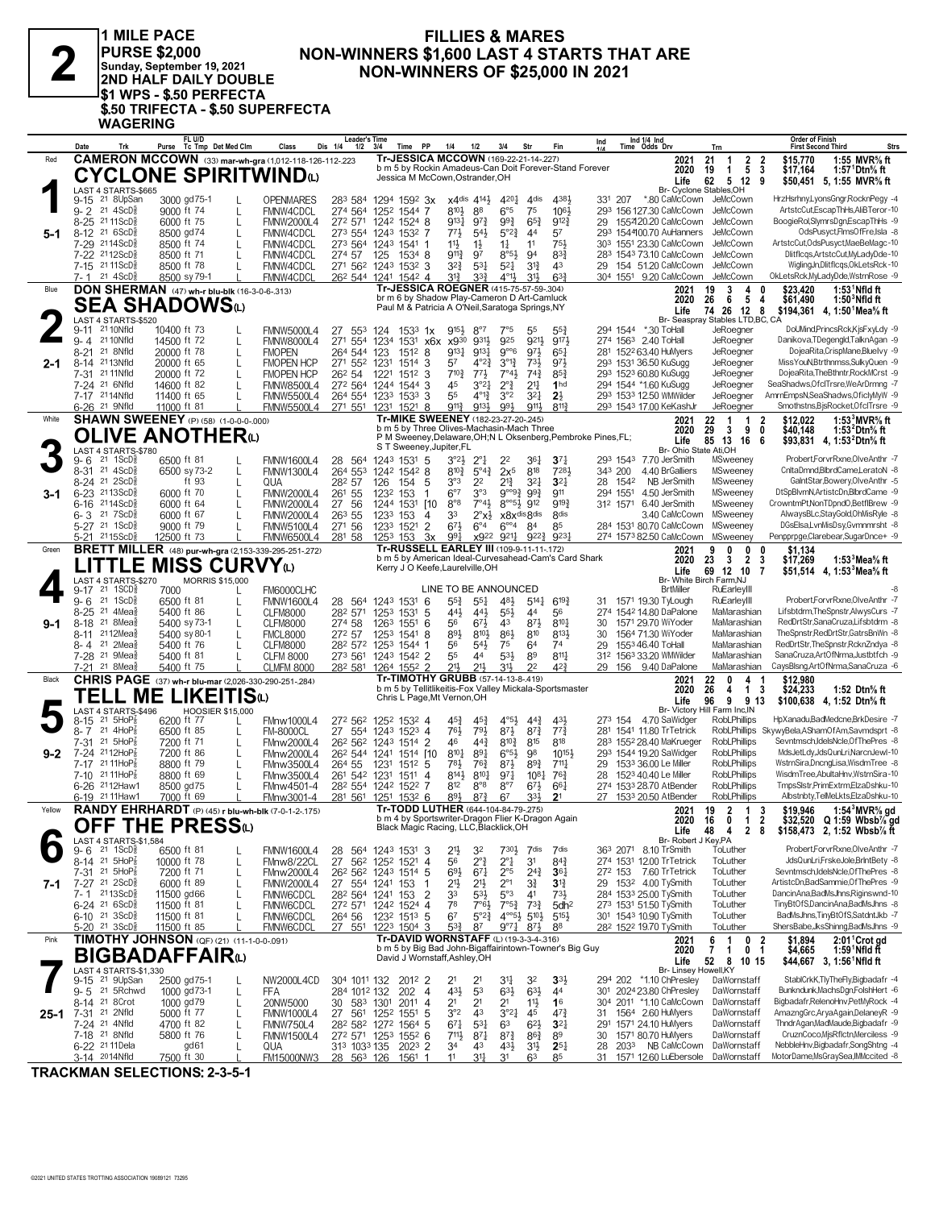# 2

**1 MILE PACE**
**PURSE $2,000**
**Sunday, September 19, 2021**
**2ND HALF DAILY DOUBLE**
**$1 WPS - $.50 PERFECTA**
**$.50 TRIFECTA - $.50 SUPERFECTA**
**WAGERING**

## FILLIES & MARES
## NON-WINNERS $1,600 LAST 4 STARTS THAT ARE
## NON-WINNERS OF $25,000 IN 2021

---

**1 — Red — 5-1**

**CAMERON MCCOWN** (33) mar-wh-gra (1,012-118-126-112-.223)

**CYCLONE SPIRITWIND(L)**

Tr-JESSICA MCCOWN (169-22-21-14-.227)
b m 5 by Rockin Amadeus-Can Doit Forever-Stand Forever
Jessica M McCown,Ostrander,OH

LAST 4 STARTS-$665

| | Starts | Win | 2nd | 3rd | Earnings | Record |
|---|---|---|---|---|---|---|
| 2021 | 21 | 1 | 2 | 2 | $15,770 | 1:55 MVR⅝ ft |
| 2020 | 19 | 1 | 5 | 3 | $17,164 | 1:57¹Dtn⅝ ft |
| Life | 62 | 5 | 12 | 9 | $50,451 | 5, 1:55 MVR⅝ ft |

Br- Cyclone Stables,OH

| Date | Trk | Purse | Class | Fin | Odds | Drv | Trn | Order of Finish |
|---|---|---|---|---|---|---|---|---|
| 9-15 21 8UpSan | | 3000 gd75-1 | OPENMARES | 4 38¼ | *.80 | CaMcCown | JeMcCown | HrzHsrhny,LyonsGngr,RocknPegy -4 |
| 9-2 21 4ScD⅝ | | 9000 ft 74 | FMNW4CDCL | 10 6¼ | 127.30 | CaMcCown | JeMcCown | ArtstcCut,EscapTHHs,AliBTeror-10 |
| 8-25 21 11ScD⅝ | | 6000 ft 75 | FMNW2000L4 | 9 12¾ | 20.20 | CaMcCown | JeMcCown | BoogieRol,SlymrsDgn,EscapTHHs -9 |
| 8-12 21 6ScD⅝ | | 8500 gd74 | FMNW4CDCL | 5 7 | 100.70 | AuHanners | JeMcCown | OdsPusyct,FlmsOfFre,Isla -8 |
| 7-29 21 14ScD⅝ | | 8500 ft 74 | FMNW4CDCL | 7 5½ | 23.30 | CaMcCown | JeMcCown | ArtstcCut,OdsPusyct,MaeBeMagc-10 |
| 7-22 21 12ScD⅝ | | 8500 ft 71 | FMNW4CDCL | 8 3¾ | 73.10 | CaMcCown | JeMcCown | Dlitflcqs,ArtstcCut,MyLadyDde-10 |
| 7-15 21 11ScD⅝ | | 8500 ft 78 | FMNW4CDCL | 4 3 | 51.20 | CaMcCown | JeMcCown | WiglingJn,Dlitflcqs,OkLetsRck-10 |
| 7-1 21 4ScD⅝ | | 8500 sy79-1 | FMNW4CDCL | 6 3¾ | 9.20 | CaMcCown | JeMcCown | OkLetsRck,MyLadyDde,WstrnRose -9 |

---

**2 — Blue — 2-1**

**DON SHERMAN** (47) wh-r blu-blk (16-3-0-6-.313)

**SEA SHADOWS(L)**

Tr-JESSICA ROEGNER (415-75-57-59-.304)
br m 6 by Shadow Play-Cameron D Art-Camluck
Paul M & Patricia A O'Neil,Saratoga Springs,NY

LAST 4 STARTS-$520

| | Starts | Win | 2nd | 3rd | Earnings | Record |
|---|---|---|---|---|---|---|
| 2021 | 19 | 3 | 4 | 0 | $23,420 | 1:53¹Nfld ft |
| 2020 | 26 | 6 | 5 | 4 | $61,490 | 1:50³Nfld ft |
| Life | 74 | 26 | 12 | 8 | $194,361 | 4, 1:50¹Mea⅝ ft |

Br- Seaspray Stables LTD,BC, CA

| Date | Trk | Purse | Class | Fin | Odds | Drv | Trn | Order of Finish |
|---|---|---|---|---|---|---|---|---|
| 9-11 21 10Nfld | | 10400 ft 73 | FMNW5000L4 | 5 5¾ | *.30 | ToHall | JeRoegner | DoUMind,PrincsRck,KjsFxyLdy -9 |
| 9-4 21 10Nfld | | 14500 ft 72 | FMNW8000L4 | 9 17½ | 2.40 | ToHall | JeRoegner | Danikova,TDegengld,TalknAgan -9 |
| 8-21 21 8Nfld | | 20000 ft 78 | FMOPEN | 6 5½ | 63.40 | HuMyers | JeRoegner | DojeaRita,CrispMane,BlueIvy -9 |
| 8-14 21 13Nfld | | 20000 ft 65 | FMOPEN HCP | 9 7½ | 31.50 | KuSugg | JeRoegner | MissYouN,Btrthnmss,SulkyQuen -9 |
| 7-31 21 11Nfld | | 20000 ft 72 | FMOPEN HCP | 8 5¾ | 60.80 | KuSugg | JeRoegner | DojeaRita,TheBthntr,RockMCrst -9 |
| 7-24 21 6Nfld | | 14600 ft 82 | FMNW8500L4 | 1hd | *1.60 | KuSugg | JeRoegner | SeaShadws,OfclTrsre,WeArDrmng -7 |
| 7-17 21 14Nfld | | 11400 ft 65 | FMNW5500L4 | 2¾ | 12.10 | WMWilder | JeRoegner | AmrnEmpsN,SeaShadws,OficlyMyW -9 |
| 6-26 21 9Nfld | | 11000 ft 81 | FMNW5500L4 | 9 11¾ | 17.00 | KeKashJr | JeRoegner | Smothstns,BjsRocket,OfclTrsre -9 |

---

**3 — White — 3-1**

**SHAWN SWEENEY** (P) (58) (1-0-0-0-.000)

**OLIVE ANOTHER(L)**

Tr-MIKE SWEENEY (182-23-27-20-.245)
b m 5 by Three Olives-Machasin-Mach Three
P M Sweeney,Delaware,OH;N L Oksenberg,Pembroke Pines,FL;
S T Sweeney,Jupiter,FL

LAST 4 STARTS-$780

| | Starts | Win | 2nd | 3rd | Earnings | Record |
|---|---|---|---|---|---|---|
| 2021 | 22 | 1 | 1 | 2 | $12,022 | 1:53³MVR⅝ ft |
| 2020 | 29 | 3 | 9 | 0 | $40,148 | 1:53²Dtn⅝ ft |
| Life | 85 | 13 | 16 | 6 | $93,831 | 4, 1:53²Dtn⅝ ft |

Br- Ohio State Ati,OH

| Date | Trk | Purse | Class | Fin | Odds | Drv | Trn | Order of Finish |
|---|---|---|---|---|---|---|---|---|
| 9-6 21 1ScD⅝ | | 6500 ft 81 | FMNW1600L4 | 3¾ | 7.70 | JerSmith | MSweeney | Probert,ForvrRxne,OliveAnthr -7 |
| 8-31 21 4ScD⅝ | | 6500 sy73-2 | FMNW1300L4 | 7 28½ | 4.40 | BrGalliers | MSweeney | CnltaDmnd,BlbrdCame,LeratoN -8 |
| 8-24 21 2ScD⅝ | | ft 93 | QUA | 3 2¼ | NB | JerSmith | MSweeney | GalntStar,Bowery,OliveAnthr -5 |
| 6-23 21 13ScD⅝ | | 6000 ft 70 | FMNW2000L4 | 9 11 | 4.50 | JerSmith | MSweeney | DtSpBlvmN,ArtistcDn,BlbrdCame -9 |
| 6-16 21 14ScD⅝ | | 6000 ft 64 | FMNW2000L4 | 9 19¾ | 6.40 | JerSmith | MSweeney | CrowntmPt,NonTDpndO,BetflBrew -9 |
| 6-3 21 7ScD⅝ | | 6000 ft 67 | FMNW2000L4 | 8dis | 3.40 | CaMcCown | MSweeney | AlwaysBLc,StayGold,OhMisRyle -8 |
| 5-27 21 1ScD⅝ | | 9000 ft 79 | FMNW5100L4 | 8 5 | 80.70 | CaMcCown | MSweeney | DGsElsa,LvnMisDsy,Gvmnmrsht -8 |
| 5-21 21 15ScD⅝ | | 12500 ft 73 | FMNW6500L4 | 9 23¼ | 82.50 | CaMcCown | MSweeney | Penpprpge,Clarebear,SugarDnce+ -9 |

---

**4 — Green — 9-1**

**BRETT MILLER** (48) pur-wh-gra (2,153-339-295-251-.272)

**LITTLE MISS CURVY(L)**

Tr-RUSSELL EARLEY III (109-9-11-11-.172)
b m 5 by American Ideal-Curvesahead-Cam's Card Shark
Kerry J O Keefe,Laurelville,OH

LAST 4 STARTS-$270 — MORRIS $15,000

| | Starts | Win | 2nd | 3rd | Earnings | Record |
|---|---|---|---|---|---|---|
| 2021 | 9 | 0 | 0 | 0 | $1,134 | |
| 2020 | 23 | 3 | 2 | 3 | $17,269 | 1:53³Mea⅝ ft |
| Life | 69 | 12 | 10 | 7 | $51,514 | 4, 1:53³Mea⅝ ft |

Br- White Birch Farm,NJ

| Date | Trk | Purse | Class | Fin | Odds | Drv | Trn | Order of Finish |
|---|---|---|---|---|---|---|---|---|
| 9-17 21 1ScD⅝ | | 7000 | FM6000CLHC | LINE TO BE ANNOUNCED | | BrtMiller | RuEarleyIII | -8 |
| 9-6 21 1ScD⅝ | | 6500 ft 81 | FMNW1600L4 | 6 19¾ | 19.30 | TyLough | RuEarleyIII | Probert,ForvrRxne,OliveAnthr -7 |
| 8-25 21 4Mea⅝ | | 5400 ft 86 | CLFM8000 | 5 6 | 14.80 | DaPalone | MaMarashian | Lifsbtdrm,TheSpnstr,AlwysCurs -7 |
| 8-18 21 8Mea⅝ | | 5400 sy73-1 | CLFM8000 | 8 10¼ | 29.70 | WiYoder | MaMarashian | RedDrtStr,SanaCruza,Lifsbtdrm -8 |
| 8-11 21 12Mea⅝ | | 5400 sy80-1 | FMCL8000 | 8 13¼ | 71.30 | WiYoder | MaMarashian | TheSpnstr,RedDrtStr,GatrsBnWn -8 |
| 8-4 21 2Mea⅝ | | 5400 ft 76 | CLFM8000 | 7 4 | 46.40 | ToHall | MaMarashian | RedDrtStr,TheSpnstr,RcknZndya -8 |
| 7-28 21 9Mea⅝ | | 5400 ft 81 | CLFM 8000 | 8 11¼ | 33.20 | WMWilder | MaMarashian | SanaCruza,ArtOfNrma,Justbtfch -9 |
| 7-21 21 8Mea⅝ | | 5400 ft 75 | CLMFM 8000 | 4 2¾ | 9.40 | DaPalone | MaMarashian | CaysBlsng,ArtOfNrma,SanaCruza -6 |

---

**5 — Black — 9-2**

**CHRIS PAGE** (37) wh-r blu-mar (2,026-330-290-251-.284)

**TELL ME LIKEITIS(L)**

Tr-TIMOTHY GRUBB (57-14-13-8-.419)
b m 5 by Tellitlikeitis-Fox Valley Mickala-Sportsmaster
Chris L Page,Mt Vernon,OH

LAST 4 STARTS-$496 — HOOSIER $15,000

| | Starts | Win | 2nd | 3rd | Earnings | Record |
|---|---|---|---|---|---|---|
| 2021 | 22 | 0 | 4 | 1 | $12,980 | |
| 2020 | 26 | 4 | 1 | 3 | $24,233 | 1:52 Dtn⅝ ft |
| Life | 96 | 9 | 9 | 13 | $100,638 | 4, 1:52 Dtn⅝ ft |

Br- Victory Hill Farm Inc,IN

| Date | Trk | Purse | Class | Fin | Odds | Drv | Trn | Order of Finish |
|---|---|---|---|---|---|---|---|---|
| 8-15 21 5HoP⅞ | | 6200 ft 77 | FMnw1000L4 | 4 3½ | 4.70 | SaWidger | RobLPhillips | HpXanadu,BadMedcne,BrkDesire -7 |
| 8-7 21 4HoP⅞ | | 6500 ft 85 | FM-8000CL | 7 7¾ | 11.80 | TrTetrick | RobLPhillips | SkywyBela,AShamOfAm,Savmdsprt -8 |
| 7-31 21 5HoP⅞ | | 7200 ft 71 | FMnw2000L4 | 8 18 | 20.40 | MaKrueger | RobLPhillips | Sevntmsch,IdelsNcle,OfThePres -8 |
| 7-24 21 12HoP⅞ | | 7200 ft 86 | FMnw2000L4 | 10 15½ | 19.20 | SaWidger | RobLPhillips | MdsJetLdy,JdsQunLri,NarcnJewl-10 |
| 7-17 21 11HoP⅞ | | 8800 ft 79 | FMnw3500L4 | 7 11¼ | 36.00 | LeMiller | RobLPhillips | WstrnSira,DncngLisa,WisdmTree -8 |
| 7-10 21 11HoP⅞ | | 8800 ft 69 | FMnw3500L4 | 7 6¾ | 40.40 | LeMiller | RobLPhillips | WisdmTree,AbultaHnv,WstrnSira-10 |
| 6-26 21 12Haw1 | | 8500 gd75 | FMnw4501-4 | 6 6¼ | 28.70 | AtBender | RobLPhillips | TmpsSlstr,PrimExtrm,ElzaDshku-10 |
| 6-19 21 11Haw1 | | 7000 ft 69 | FMnw3001-4 | 2 1 | 20.50 | AtBender | RobLPhillips | Albstnbty,TelMeLkts,ElzaDshku-10 |

---

**6 — Yellow — 7-1**

**RANDY EHRHARDT** (P) (45) r blu-wh-blk (7-0-1-2-.175)

**OFF THE PRESS(L)**

Tr-TODD LUTHER (644-104-84-79-.275)
b m 4 by Sportswriter-Dragon Flier K-Dragon Again
Black Magic Racing, LLC,Blacklick,OH

LAST 4 STARTS-$1,584

| | Starts | Win | 2nd | 3rd | Earnings | Record |
|---|---|---|---|---|---|---|
| 2021 | 19 | 2 | 1 | 3 | $19,946 | 1:54³MVR⅝ gd |
| 2020 | 16 | 0 | 1 | 2 | $32,520 | Q 1:59 Wbsb⅞ gd |
| Life | 48 | 4 | 2 | 8 | $158,473 | 2, 1:52 Wbsb⅞ ft |

Br- Robert J Key,PA

| Date | Trk | Purse | Class | Fin | Odds | Drv | Trn | Order of Finish |
|---|---|---|---|---|---|---|---|---|
| 9-6 21 1ScD⅝ | | 6500 ft 81 | FMNW1600L4 | 7dis | 8.10 | TrSmith | ToLuther | Probert,ForvrRxne,OliveAnthr -7 |
| 8-14 21 5HoP⅞ | | 10000 ft 78 | FMnw8/22CL | 8 4¾ | 12.00 | TrTetrick | ToLuther | JdsQunLri,FrskeJole,BrintBety -8 |
| 7-31 21 5HoP⅞ | | 7200 ft 71 | FMnw2000L4 | 3 6¼ | 7.60 | TrTetrick | ToLuther | Sevntmsch,IdelsNcle,OfThePres -8 |
| 7-27 21 2ScD⅝ | | 6000 ft 89 | FMNW2000L4 | 3 1¾ | 4.00 | TySmith | ToLuther | ArtistcDn,BadSammie,OfThePres -9 |
| 7-1 21 13ScD⅝ | | 11500 gd66 | FMNW6CDCL | 7 3½ | 25.00 | TySmith | ToLuther | DancinAna,BadMsJhns,Riginswnd-10 |
| 6-24 21 6ScD⅝ | | 11500 ft 81 | FMNW6CDCL | 5dh2 | 51.50 | TySmith | ToLuther | TinyBtOfS,DancinAna,BadMsJhns -8 |
| 6-10 21 3ScD⅝ | | 11500 ft 81 | FMNW6CDCL | 5 15½ | 10.90 | TySmith | ToLuther | BadMsJhns,TinyBtOfS,SatdntJkb -7 |
| 5-20 21 3ScD⅝ | | 11500 ft 85 | FMNW6CDCL | 8 8 | 19.70 | TySmith | ToLuther | ShersBabe,JksShining,BadMsJhns -9 |

---

**7 — Pink — 25-1**

**TIMOTHY JOHNSON** (QF) (21) (11-1-0-0-.091)

**BIGBADAFFAIR(L)**

Tr-DAVID WORNSTAFF (L) (19-3-3-4-.316)
b m 5 by Big Bad John-Bigaffairintown-Towner's Big Guy
David J Wornstaff,Ashley,OH

LAST 4 STARTS-$1,330

| | Starts | Win | 2nd | 3rd | Earnings | Record |
|---|---|---|---|---|---|---|
| 2021 | 6 | 1 | 0 | 2 | $1,894 | 2:01¹Crot gd |
| 2020 | 7 | 1 | 0 | 1 | $4,665 | 1:59¹Nfld ft |
| Life | 52 | 8 | 10 | 15 | $44,667 | 3, 1:56¹Nfld ft |

Br- Linsey Howell,KY

| Date | Trk | Purse | Class | Fin | Odds | Drv | Trn | Order of Finish |
|---|---|---|---|---|---|---|---|---|
| 9-15 21 9UpSan | | 2500 gd75-1 | NW2000L4CD | 3 3¾ | *1.10 | ChPresley | DaWornstaff | StablCrkK,TlyTheFly,Bigbadafr -4 |
| 9-5 21 5Rchwd | | 1000 gd73-1 | FFA | 4 4 | 24.30 | ChPresley | DaWornstaff | Bunkndunk,MachsDgn,FolshHert -6 |
| 8-14 21 8Crot | | 1000 gd79 | 20NW5000 | 1 6 | *1.10 | CaMcCown | DaWornstaff | Bigbadafr,RelenoHnv,PetMyRock -4 |
| 7-31 21 2Nfld | | 5000 ft 77 | FMNW1000L4 | 4 7¾ | 2.60 | HuMyers | DaWornstaff | AmazngGrc,AryaAgain,DelaneyR -9 |
| 7-24 21 4Nfld | | 4700 ft 82 | FMNW750L4 | 3 2¼ | 24.10 | HuMyers | DaWornstaff | ThndrAgan,MadMaude,Bigbadafr -9 |
| 7-18 21 8Nfld | | 5800 ft 76 | FMNW1500L4 | 8 9 | 80.70 | HuMyers | DaWornstaff | CruznCoco,MjsRflctn,Merciless -9 |
| 6-22 21 1Dela | | gd61 | QUA | 2 5¼ | NB | CaMcCown | DaWornstaff | NebbleHnv,Bigbadafr,SongShtng -4 |
| 3-14 20 14Nfld | | 7500 ft 30 | FM15000NW3 | 8 5 | 12.60 | LuEbersole | DaWornstaff | MotorDame,MsGraySea,IMMccited -8 |

---

**TRACKMAN SELECTIONS: 2-3-5-1**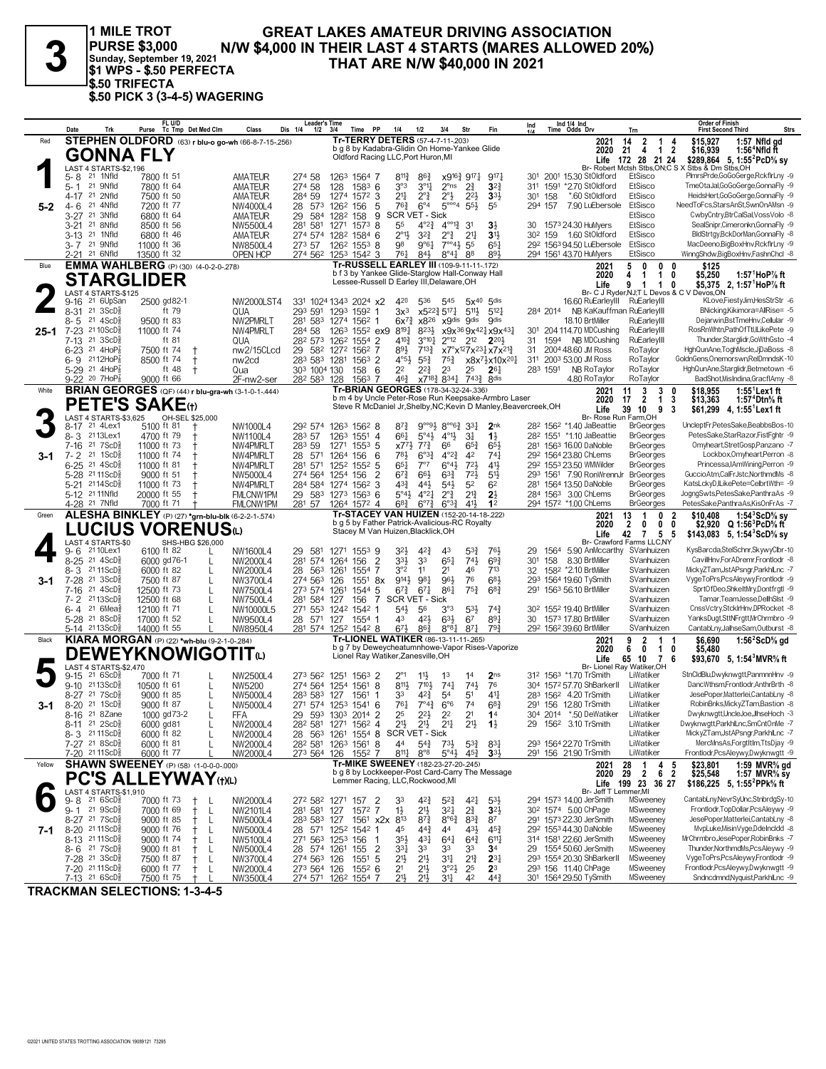# 3

**1 MILE TROT**
**PURSE $3,000**
**Sunday, September 19, 2021**
**$1 WPS - $.50 PERFECTA**
**$.50 TRIFECTA**
**$.50 PICK 3 (3-4-5) WAGERING**

## GREAT LAKES AMATEUR DRIVING ASSOCIATION
## N/W $4,000 IN THEIR LAST 4 STARTS (MARES ALLOWED 20%) THAT ARE N/W $40,000 IN 2021

---

### 1 — Red — 5-2
**STEPHEN OLDFORD** (63) r blu-o go-wh (66-8-7-15-.256)
**GONNA FLY**
Tr-TERRY DETERS (57-4-7-11-.203)
b g 8 by Kadabra-Glidin On Home-Yankee Glide
Oldford Racing LLC,Port Huron,MI
LAST 4 STARTS-$2,196
Br- Robert Mctsh Stbs,ON;C S X Stbs & Dm Stbs,OH

| | Starts | 1st | 2nd | 3rd | Earnings | Record |
|---|---|---|---|---|---|---|
| 2021 | 14 | 2 | 1 | 4 | $15,927 | 1:57 Nfld gd |
| 2020 | 21 | 4 | 1 | 2 | $16,939 | 1:56⁴Nfld ft |
| Life | 172 | 28 | 21 | 24 | $289,864 | 5, 1:55²PcD⅝ sy |

| Date | Trk | Purse | FL U/D | Class | 1/4 | 1/2 | 3/4 | Time | PP | 1/4 | 1/2 | 3/4 | Str | Fin | Ind 1/4 | Ind Time | Odds | Drv | Trn | Order of Finish |
|---|---|---|---|---|---|---|---|---|---|---|---|---|---|---|---|---|---|---|---|---|
| 5-8 21 | 1Nfld | 7800 | ft 51 | AMATEUR | 27⁴ | 58 | 126³ | 156⁴ 7 | | 8¹¹½ | 8⁶¾ | x9¹⁶¾ | 9¹⁷¼ | 9¹⁷¼ | 30¹ | 200¹ | 15.30 | StOldford | EtSisco | PlmrsPrde,GoGoGerge,RckflrLny -9 |
| 5-1 21 | 9Nfld | 7800 | ft 64 | AMATEUR | 27⁴ | 58 | 128 | 158³ 6 | | 3°³ | 3°¹½ | 2°ns | 2¾ | 3²¾ | 31¹ | 159¹ | *2.70 | StOldford | EtSisco | TmeOtaJal,GoGoGerge,GonnaFly -9 |
| 4-17 21 | 2Nfld | 7500 | ft 50 | AMATEUR | 28⁴ | 59 | 127⁴ | 157² 3 | | 2¹½ | 2°¾ | 2°½ | 2²½ | 3³½ | 30¹ | 158 | *.60 | StOldford | EtSisco | HeidsHert,GoGoGerge,GonnaFly -9 |
| 4-6 21 | 4Nfld | 7200 | ft 77 | NW4000L4 | 28 | 57³ | 126² | 156 5 | | 7⁶¾ | 6°⁴ | 5°°°⁴ | 5⁵½ | 5⁵ | 29⁴ | 157 | 7.90 | LuEbersole | EtSisco | NeedToFcs,StarsAnSt,SwnOnAMsn -9 |
| 3-27 21 | 3Nfld | 6800 | ft 64 | AMATEUR | 29 | 58⁴ | 128² | 158 9 | | SCR VET - Sick | | | | | | | | | EtSisco | CwbyCntry,BtrCalSal,VossVolo -8 |
| 3-21 21 | 8Nfld | 8500 | ft 56 | NW5500L4 | 28¹ | 58¹ | 127¹ | 157³ 8 | | 5⁵ | 4°²¾ | 4°°¹¾ | 3¹ | 3½ | 30 | 157³ | 24.30 | HuMyers | EtSisco | SealSnipr,Cimeronkn,GonnaFly -9 |
| 3-13 21 | 1Nfld | 6800 | ft 46 | AMATEUR | 27⁴ | 57⁴ | 128² | 158⁴ 6 | | 2°¹½ | 3²¾ | 2°¾ | 2¹¼ | 3¹½ | 30² | 159 | 1.60 | StOldford | EtSisco | BldStrtgy,BckDorMan,GonnaFly -8 |
| 3-7 21 | 9Nfld | 11000 | ft 36 | NW8500L4 | 27³ | 57 | 126² | 155³ 8 | | 9⁸ | 9°⁶¼ | 7°°⁴½ | 5⁵ | 6⁵¼ | 29² | 156³ | 94.50 | LuEbersole | EtSisco | MacDeeno,BigBoxHnv,RckflrLny -9 |
| 2-21 21 | 6Nfld | 13500 | ft 32 | OPEN HCP | 27⁴ | 56² | 125³ | 154² 3 | | 7⁶¼ | 8⁴½ | 8°⁴¼ | 8⁸ | 8⁹½ | 29⁴ | 156¹ | 43.70 | HuMyers | EtSisco | WinngShdw,BigBoxHnv,FashnChcl -8 |

---

### 2 — Blue — 25-1
**EMMA WAHLBERG** (P) (30) (4-0-2-0-.278)
**STARGLIDER**
Tr-RUSSELL EARLEY III (109-9-11-11-.172)
b f 3 by Yankee Glide-Starglow Hall-Conway Hall
Lessee-Russell D Earley III,Delaware,OH
LAST 4 STARTS-$125
Br- C J Ryder,NJ;T L Devos & C V Devos,ON

| | Starts | 1st | 2nd | 3rd | Earnings | Record |
|---|---|---|---|---|---|---|
| 2021 | 5 | 0 | 0 | 0 | $125 | |
| 2020 | 4 | 1 | 1 | 0 | $5,250 | 1:57¹HoP⅞ ft |
| Life | 9 | 1 | 1 | 0 | $5,375 | 2, 1:57¹HoP⅞ ft |

| Date | Trk | Purse | FL U/D | Class | 1/4 | 1/2 | 3/4 | Time | PP | 1/4 | 1/2 | 3/4 | Str | Fin | Ind 1/4 | Ind Time | Odds | Drv | Trn | Order of Finish |
|---|---|---|---|---|---|---|---|---|---|---|---|---|---|---|---|---|---|---|---|---|
| 9-16 21 | 6UpSan | 2500 | gd82-1 | NW2000LST4 | 33¹ | 102⁴ | 134³ | 202⁴ x2 | | 4²⁰ | 5³⁶ | 5⁴⁵ | 5x⁴⁰ | 5dis | | | 16.60 | RuEarleyIII | RuEarleyIII | KLove,FiestyJim,HesStrStr -6 |
| 8-31 21 | 3ScD⅝ | | ft 79 | QUA | 29³ | 59¹ | 129³ | 159² 1 | | 3x³ | x5²²¾ | 5¹⁷¼ | 5¹¹½ | 5¹²¼ | 28⁴ | 201⁴ | NB | KaKauffman | RuEarleyIII | BNicking,Kikimora=AllRise= -5 |
| 8-5 21 | 4ScD⅝ | 9500 | ft 83 | NW2PMRLT | 28¹ | 58³ | 127⁴ | 156² 1 | | 6x⁷¾ | x8²⁶ | x9dis | 9dis | 9dis | | | 18.10 | BrtMiller | RuEarleyIII | Dejarwin,BstTmeHnv,Cellular -9 |
| 7-23 21 | 10ScD⅝ | 11000 | ft 74 | NW4PMRLT | 28⁴ | 58 | 126³ | 155² ex9 | | 8¹⁹¼ | 8²³½ | x9x³⁶ | 9x⁴²¼ | x9x⁴³¼ | 30¹ | 204 | 114.70 | NDMCushing | RuEarleyIII | RosRnWhtn,PathOfTtl,ILikePete -9 |
| 7-13 21 | 3ScD⅝ | | ft 81 | QUA | 28² | 57³ | 126² | 155⁴ 2 | | 4¹⁰¾ | 3°¹⁰½ | 2°¹² | 2¹² | 2²⁰½ | 31 | 159⁴ | NB | MDCushing | RuEarleyIII | Thunder,Starglidr,GoWthGsto -4 |
| 6-23 21 | 4HoP⅞ | 7500 | ft 74 † | nw2/15CLcd | 29 | 58² | 127² | 156² 7 | | 8⁹½ | 7¹³¾ | x7°x¹²7x²³¼ | | x7x²¹¾ | 31 | 200⁴ | 48.60 | JM Ross | RoTaylor | HghQunAne,ToghMscle,JjDaBoss -8 |
| 6-9 21 | 12HoP⅞ | 8500 | ft 74 † | nw2cd | 28³ | 58³ | 128¹ | 156³ 2 | | 4°⁵½ | 5⁵¾ | 7⁵¾ | x8x⁷¾ | x10x²⁰¼ | 31¹ | 200³ | 53.00 | JM Ross | RoTaylor | GoldnGens,Onemorswn,RelDmndsK -10 |
| 5-29 21 | 4HoP⅞ | | ft 48 † | Qua | 30³ | 100⁴ | 130 | 158 6 | | 2² | 2²¾ | 2³ | 2⁵ | 2⁶¾ | 28³ | 159¹ | NB | RoTaylor | RoTaylor | HghQunAne,Starglidr,Betmetown -6 |
| 9-22 20 | 7HoP⅞ | 9000 | ft 66 | 2F-nw2-ser | 28² | 58³ | 128 | 156³ 7 | | 4⁶¾ | x7¹⁸¾ | 8³⁴¼ | 7⁴³¾ | 8dis | | | 4.80 | RoTaylor | RoTaylor | BadShot,MisIndina,GracflAmy -8 |

---

### 3 — White — 3-1
**BRIAN GEORGES** (QF) (44) r blu-gra-wh (3-1-0-1-.444)
**PETE'S SAKE**(†)
Tr-BRIAN GEORGES (178-34-32-24-.336)
b m 4 by Uncle Peter-Rose Run Keepsake-Armbro Laser
Steve R McDaniel Jr,Shelby,NC;Kevin D Manley,Beavercreek,OH
LAST 4 STARTS-$3,625 — OH-SEL $25,000
Br- Rose Run Farm,OH

| | Starts | 1st | 2nd | 3rd | Earnings | Record |
|---|---|---|---|---|---|---|
| 2021 | 11 | 3 | 3 | 0 | $18,955 | 1:55¹Lex1 ft |
| 2020 | 17 | 2 | 1 | 3 | $13,363 | 1:57⁴Dtn⅝ ft |
| Life | 39 | 10 | 9 | 3 | $61,299 | 4, 1:55¹Lex1 ft |

| Date | Trk | Purse | FL U/D | Class | 1/4 | 1/2 | 3/4 | Time | PP | 1/4 | 1/2 | 3/4 | Str | Fin | Ind 1/4 | Ind Time | Odds | Drv | Trn | Order of Finish |
|---|---|---|---|---|---|---|---|---|---|---|---|---|---|---|---|---|---|---|---|---|
| 8-17 21 | 4Lex1 | 5100 | ft 81 † | NW1000L4 | 29² | 57⁴ | 126³ | 156² 8 | | 8⁷¾ | 9°°⁹½ | 8°°⁶¾ | 3³½ | 2nk | 28² | 156² | *1.40 | JaBeattie | BrGeorges | UncleptFr,PetesSake,BeabbsBos-10 |
| 8-3 21 | 13Lex1 | 4700 | ft 79 † | NW1100L4 | 28³ | 57 | 126³ | 155¹ 4 | | 6⁶¾ | 5°⁴½ | 4°¹½ | 3¾ | 1½ | 28² | 155¹ | *1.10 | JaBeattie | BrGeorges | PetesSake,StarRazor,FistFghtr -9 |
| 7-16 21 | 7ScD⅝ | 11000 | ft 73 † | NW4PMRLT | 28³ | 59 | 127¹ | 155³ 5 | | x7⁷½ | 7⁷¾ | 6⁶ | 6⁵¾ | 6⁵½ | 28¹ | 156³ | 16.00 | DaNoble | BrGeorges | Omyheart,StretGosp,Panzano -7 |
| 7-2 21 | 1ScD⅝ | 11000 | ft 74 † | NW4PMRLT | 28 | 57¹ | 126⁴ | 156 6 | | 7⁸½ | 6°³¾ | 4°²¾ | 4² | 7⁴¼ | 29² | 156⁴ | 23.80 | ChLems | BrGeorges | Lockbox,Omyheart,Perron -8 |
| 6-25 21 | 4ScD⅝ | 11000 | ft 81 † | NW4PMRLT | 28¹ | 57¹ | 125² | 155² 5 | | 6⁵¾ | 7°⁷ | 6°⁴¼ | 7²½ | 4¹½ | 29² | 155³ | 23.50 | WMWilder | BrGeorges | Princessa,IAmWining,Perron -9 |
| 5-28 21 | 11ScD⅝ | 9000 | ft 51 † | NW5000L4 | 27⁴ | 56⁴ | 125⁴ | 156 2 | | 6⁷¾ | 6⁶½ | 6³¾ | 7²½ | 5¹½ | 29³ | 156¹ | 7.90 | RonWrennJr | BrGeorges | GuccioAtm,CalFrJstc,NorthmdMs -8 |
| 5-21 21 | 14ScD⅝ | 11000 | ft 73 † | NW4PMRLT | 28⁴ | 58⁴ | 127⁴ | 156² 3 | | 4³¾ | 4⁴½ | 5⁴½ | 5² | 6² | 28¹ | 156³ | 13.50 | DaNoble | BrGeorges | KatsLckyD,ILikePete=CelbrtWth= -9 |
| 5-12 21 | 11Nfld | 20000 | ft 55 † | FMLCNW1PM | 29 | 58³ | 127³ | 156³ 6 | | 5°⁴½ | 4°²½ | 2°¾ | 2¹¾ | 2½ | 28⁴ | 156³ | 3.00 | ChLems | BrGeorges | JogngSwts,PetesSake,PanthraAs -9 |
| 4-28 21 | 7Nfld | 7000 | ft 71 † | FMLCNW1PM | 28¹ | 57 | 126⁴ | 157² 4 | | 6⁸¾ | 6°⁷¾ | 6°³¾ | 4¹½ | 1² | 29⁴ | 157² | *1.00 | ChLems | BrGeorges | PetesSake,PanthraAs,KisOnFrAs -7 |

---

### 4 — Green — 3-1
**ALESHA BINKLEY** (P) (27) *grn-blu-blk (6-2-2-1-.574)
**LUCIUS VORENUS**(L)
Tr-STACEY VAN HUIZEN (152-20-14-18-.222)
b g 5 by Father Patrick-Avalicious-RC Royalty
Stacey M Van Huizen,Blacklick,OH
LAST 4 STARTS-$0 — SHS-HBG $26,000
Br- Crawford Farms LLC,NY

| | Starts | 1st | 2nd | 3rd | Earnings | Record |
|---|---|---|---|---|---|---|
| 2021 | 13 | 1 | 0 | 2 | $10,408 | 1:54³ScD⅝ sy |
| 2020 | 2 | 0 | 0 | 0 | $2,920 | Q 1:56³PcD⅝ ft |
| Life | 42 | 7 | 5 | 5 | $143,083 | 5, 1:54³ScD⅝ sy |

| Date | Trk | Purse | FL U/D | Class | 1/4 | 1/2 | 3/4 | Time | PP | 1/4 | 1/2 | 3/4 | Str | Fin | Ind 1/4 | Ind Time | Odds | Drv | Trn | Order of Finish |
|---|---|---|---|---|---|---|---|---|---|---|---|---|---|---|---|---|---|---|---|---|
| 9-6 21 | 10Lex1 | 6100 | ft 82 L | NW1600L4 | 29 | 58¹ | 127¹ | 155³ 9 | | 3²½ | 4²¾ | 4³ | 5³¾ | 7⁶½ | 29 | 156⁴ | 5.90 | AnMccarthy | SVanhuizen | KysBarcda,StelSchnr,SkywyClbr-10 |
| 8-25 21 | 4ScD⅝ | 6000 | gd76-1 L | NW2000L4 | 28¹ | 57⁴ | 126⁴ | 156 2 | | 3³½ | 3³ | 6⁵¼ | 7⁴¼ | 6⁹¾ | 30¹ | 158 | 8.30 | BrtMiller | SVanhuizen | CavillHnv,ForADremr,Frontlodr -8 |
| 8-3 21 | 11ScD⅝ | 6000 | ft 82 L | NW2000L4 | 28 | 56³ | 126¹ | 155⁴ 7 | | 3°² | 1¹ | 2¹ | 4⁶ | 7¹³ | 32 | 158² | *2.10 | BrtMiller | SVanhuizen | MickyZTam,JstAPsngr,ParkhlLnc -7 |
| 7-28 21 | 3ScD⅝ | 7500 | ft 87 L | NW3700L4 | 27⁴ | 56³ | 126 | 155¹ 8x | | 9¹⁴½ | 9⁸½ | 9⁶½ | 7⁶ | 6⁸½ | 29³ | 156⁴ | 19.60 | TySmith | SVanhuizen | VygeToPrs,PcsAleywy,Frontlodr -9 |
| 7-16 21 | 4ScD⅝ | 12500 | ft 73 L | NW7500L4 | 27³ | 57⁴ | 126¹ | 154⁴ 5 | | 6⁷¾ | 6⁷½ | 8⁶¼ | 7⁵¾ | 6⁸¾ | 29¹ | 156³ | 56.10 | BrtMiller | SVanhuizen | SprtOfDeo,SbkeltMry,Dontfrgtl -9 |
| 7-2 21 | 13ScD⅝ | 12500 | ft 68 L | NW7500L4 | 28¹ | 58⁴ | 127 | 156 7 | | SCR VET - Sick | | | | | | | | | SVanhuizen | Tamar,TeamJesse,DelhSlst -9 |
| 6-4 21 | 6Mea⅝ | 12100 | ft 71 L | NW10000L5 | 27¹ | 55³ | 124² | 154² 1 | | 5⁴½ | 5⁶ | 3°³ | 5³½ | 7⁴¾ | 30² | 155² | 19.40 | BrtMiller | SVanhuizen | CnssVctry,StckIrHnv,DPRocket -8 |
| 5-28 21 | 8ScD⅝ | 17000 | ft 52 L | NW9500L4 | 28 | 57¹ | 127 | 155⁴ 1 | | 4³ | 4²½ | 6³½ | 6⁷ | 8⁹½ | 30 | 157³ | 17.80 | BrtMiller | SVanhuizen | YanksDugt,SttNFrgtt,MrChrmbro -9 |
| 5-14 21 | 13ScD⅝ | 14000 | ft 55 L | NW8950L4 | 28¹ | 57⁴ | 125² | 154² 8 | | 6⁷½ | 8⁶¾ | 8°⁸½ | 8⁷¼ | 7⁹¾ | 29² | 156² | 39.60 | BrtMiller | SVanhuizen | CantabLny,JalhseSam,Outburst -8 |

---

### 5 — Black — 3-1
**KIARA MORGAN** (P) (22) *wh-blu (9-2-1-0-.284)
**DEWEYKNOWIGOTIT**(L)
Tr-LIONEL WATIKER (86-13-11-11-.265)
b g 7 by Deweycheatumnhowe-Vapor Rises-Vaporize
Lionel Ray Watiker,Zanesville,OH
LAST 4 STARTS-$2,470
Br- Lionel Ray Watiker,OH

| | Starts | 1st | 2nd | 3rd | Earnings | Record |
|---|---|---|---|---|---|---|
| 2021 | 9 | 2 | 1 | 1 | $6,690 | 1:56²ScD⅝ gd |
| 2020 | 6 | 0 | 1 | 0 | $5,480 | |
| Life | 65 | 10 | 7 | 6 | $93,670 | 5, 1:54³MVR⅝ ft |

| Date | Trk | Purse | FL U/D | Class | 1/4 | 1/2 | 3/4 | Time | PP | 1/4 | 1/2 | 3/4 | Str | Fin | Ind 1/4 | Ind Time | Odds | Drv | Trn | Order of Finish |
|---|---|---|---|---|---|---|---|---|---|---|---|---|---|---|---|---|---|---|---|---|
| 9-15 21 | 6ScD⅝ | 7000 | ft 71 L | NW2500L4 | 27³ | 56² | 125¹ | 156³ 2 | | 2°¹ | 1¹½ | 1³ | 1⁴ | 2ns | 31² | 156³ | *1.70 | TrSmith | LiWatiker | StnCldBlu,Dwyknwgtt,PanmnnHnv -9 |
| 9-10 21 | 13ScD⅝ | 10500 | ft 61 L | NW5200 | 27⁴ | 56⁴ | 125⁴ | 156¹ 8 | | 8¹¹½ | 7¹⁰½ | 7⁴¼ | 7⁴½ | 7⁶ | 30⁴ | 157² | 57.70 | ShBarkerII | LiWatiker | DancWthsm,Frontlodr,AnthrBrth -8 |
| 8-27 21 | 7ScD⅝ | 9000 | ft 85 L | NW5000L4 | 28³ | 58³ | 127 | 156¹ 1 | | 3³ | 4²¾ | 5⁴ | 5¹ | 4¹½ | 28³ | 156² | 4.20 | TrSmith | LiWatiker | JesePoper,Matterlei,CantabLny -8 |
| 8-20 21 | 1ScD⅝ | 9000 | ft 87 L | NW5000L4 | 27¹ | 57⁴ | 125³ | 154¹ 6 | | 7⁶½ | 7°⁴¾ | 6°⁶ | 7⁴ | 6⁸¾ | 29¹ | 156 | 12.80 | TrSmith | LiWatiker | RobinBnks,MickyZTam,Bastion -8 |
| 8-16 21 | 8Zane | 1000 | gd73-2 L | FFA | 29 | 59³ | 130³ | 201⁴ 2 | | 2⁵ | 2²½ | 2² | 2¹ | 1⁴ | 30⁴ | 201⁴ | *.50 | DeWatiker | LiWatiker | Dwyknwgtt,UncleJoe,JhseHoch -3 |
| 8-11 21 | 2ScD⅝ | 6000 | gd81 L | NW2000L4 | 28² | 58¹ | 127¹ | 156² 4 | | 2¹½ | 2¹½ | 2¹¾ | 2¹½ | 1½ | 29 | 156² | 3.10 | TrSmith | LiWatiker | Dwyknwgtt,ParkhlLnc,SmCntOnMe -7 |
| 8-3 21 | 11ScD⅝ | 6000 | ft 82 L | NW2000L4 | 28 | 56³ | 126¹ | 155⁴ 8 | | SCR VET - Sick | | | | | | | | | LiWatiker | MickyZTam,JstAPsngr,ParkhlLnc -7 |
| 7-27 21 | 8ScD⅝ | 6000 | ft 81 L | NW2000L4 | 28² | 58¹ | 126³ | 156¹ 8 | | 4⁴ | 5⁴¾ | 7³½ | 5³¾ | 8³¼ | 29³ | 156⁴ | 22.70 | TrSmith | LiWatiker | MercMnsAs,Forgtltlm,TtsDjay -9 |
| 7-20 21 | 11ScD⅝ | 6000 | ft 77 L | NW2000L4 | 27³ | 56⁴ | 126 | 155² 7 | | 8¹¹¾ | 8°⁸ | 5°⁴¼ | 4⁵¾ | 3³½ | 29¹ | 156 | 21.90 | TrSmith | LiWatiker | Frontlodr,PcsAleywy,Dwyknwgtt -9 |

---

### 6 — Yellow — 7-1
**SHAWN SWEENEY** (P) (58) (1-0-0-0-.000)
**PC'S ALLEYWAY**(†)(L)
Tr-MIKE SWEENEY (182-23-27-20-.245)
b g 8 by Lockkeeper-Post Card-Carry The Message
Lemmer Racing, LLC,Rockwood,MI
LAST 4 STARTS-$1,910
Br- Jeff T Lemmer,MI

| | Starts | 1st | 2nd | 3rd | Earnings | Record |
|---|---|---|---|---|---|---|
| 2021 | 28 | 1 | 4 | 5 | $23,801 | 1:59 MVR⅝ gd |
| 2020 | 29 | 2 | 6 | 2 | $25,548 | 1:57 MVR⅝ sy |
| Life | 199 | 23 | 36 | 27 | $186,225 | 5, 1:55²PPk⅝ ft |

| Date | Trk | Purse | FL U/D | Class | 1/4 | 1/2 | 3/4 | Time | PP | 1/4 | 1/2 | 3/4 | Str | Fin | Ind 1/4 | Ind Time | Odds | Drv | Trn | Order of Finish |
|---|---|---|---|---|---|---|---|---|---|---|---|---|---|---|---|---|---|---|---|---|
| 9-8 21 | 6ScD⅝ | 7000 | ft 73 † L | NW2000L4 | 27² | 58² | 127¹ | 157 2 | | 3³ | 4²¾ | 5²¾ | 4²¼ | 5³½ | 29⁴ | 157³ | 14.00 | JerSmith | MSweeney | CantabLny,NevrSyUnc,StnbrdgSy-10 |
| 9-1 21 | 9ScD⅝ | 7000 | ft 69 † L | NW2101L4 | 28¹ | 58¹ | 127 | 157² 7 | | 1½ | 2¹½ | 3²¼ | 2¾ | 3²½ | 30² | 157⁴ | 5.00 | ChPage | MSweeney | Frontlodr,TopDollar,PcsAleywy -9 |
| 8-27 21 | 7ScD⅝ | 9000 | ft 85 † L | NW5000L4 | 28³ | 58³ | 127 | 156¹ x2x | | 8¹³ | 8⁷¾ | 8°⁶¾ | 8³¾ | 8⁷ | 29¹ | 157³ | 22.30 | JerSmith | MSweeney | JesePoper,Matterlei,CantabLny -8 |
| 8-20 21 | 11ScD⅝ | 9000 | ft 76 † L | NW5000L4 | 28 | 57¹ | 125² | 154² 1 | | 4⁵ | 4⁴¾ | 4⁴ | 4³½ | 4⁵¾ | 29² | 155³ | 44.30 | DaNoble | MSweeney | MvpLuke,MisinVyge,DdeIncldd -8 |
| 8-13 21 | 11ScD⅝ | 9000 | ft 74 † L | NW5100L4 | 27¹ | 56³ | 125³ | 156 1 | | 3⁵½ | 4³½ | 6⁴¼ | 6⁴¾ | 6¹¹½ | 31⁴ | 158¹ | 22.60 | JerSmith | MSweeney | MrChrmbro,JesePoper,RobinBnks -7 |
| 8-6 21 | 7ScD⅝ | 9000 | ft 81 † L | NW5000L4 | 28 | 57⁴ | 126¹ | 155 2 | | 3³¼ | 3³ | 3³ | 3³ | 3⁴ | 29 | 155⁴ | 50.60 | JerSmith | MSweeney | Thunder,NorthmdMs,PcsAleywy -9 |
| 7-28 21 | 3ScD⅝ | 7500 | ft 87 † L | NW3700L4 | 27⁴ | 56³ | 126 | 155¹ 5 | | 2¹½ | 2¹½ | 3¹¼ | 2¹¾ | 2³¼ | 29³ | 155⁴ | 20.30 | ShBarkerII | MSweeney | VygeToPrs,PcsAleywy,Frontlodr -9 |
| 7-20 21 | 11ScD⅝ | 6000 | ft 77 † L | NW2000L4 | 27³ | 56⁴ | 126 | 155² 6 | | 2¹ | 2¹½ | 3°²½ | 2⁵ | 2³ | 29³ | 156 | 11.40 | ChPage | MSweeney | Frontlodr,PcsAleywy,Dwyknwgtt -9 |
| 7-13 21 | 6ScD⅝ | 7500 | ft 75 † L | NW3500L4 | 27⁴ | 57¹ | 126² | 155⁴ 7 | | 2¹½ | 2¹½ | 3¹¼ | 4² | 4⁴¾ | 30¹ | 156⁴ | 29.50 | TySmith | MSweeney | Sndncdmnd,Nyquist,ParkhlLnc -9 |

---

**TRACKMAN SELECTIONS: 1-3-4-5**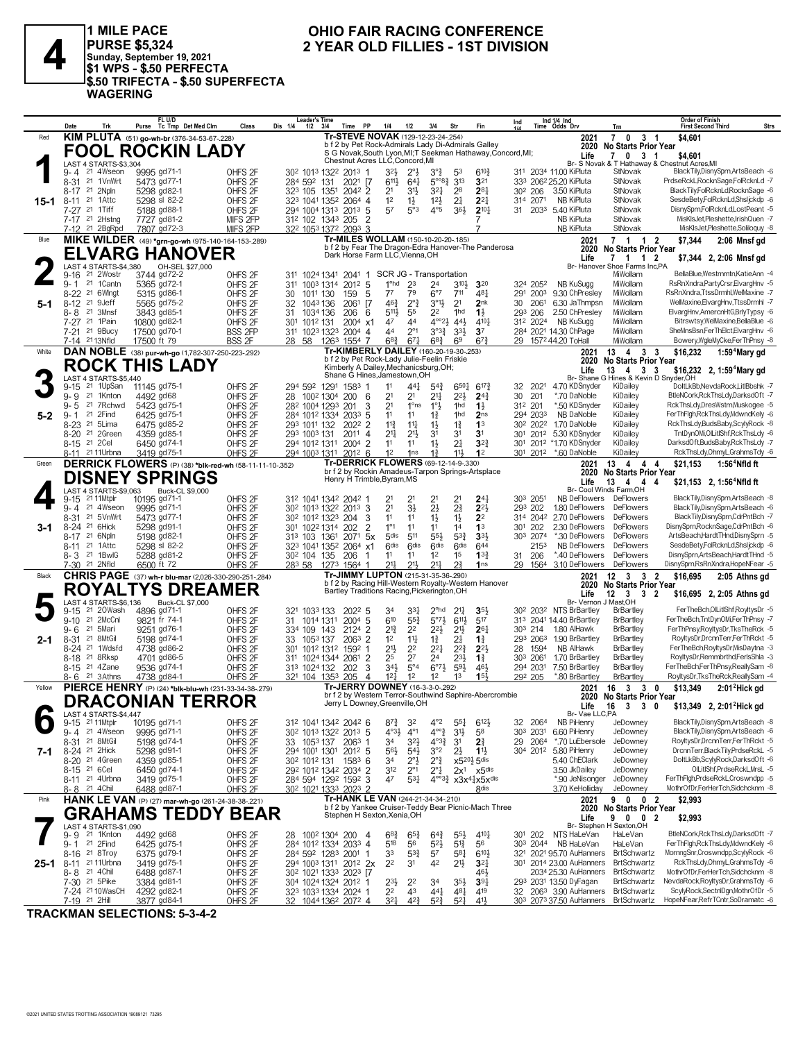# 4

**1 MILE PACE**
**PURSE $5,324**
**Sunday, September 19, 2021**
**$1 WPS - $.50 PERFECTA**
**$.50 TRIFECTA - $.50 SUPERFECTA WAGERING**

## OHIO FAIR RACING CONFERENCE
## 2 YEAR OLD FILLIES - 1ST DIVISION

---

### 1 — Red — 15-1
**KIM PLUTA** (51) go-wh-br (376-34-53-67-.228)
**FOOL ROCKIN LADY**
Tr-STEVE NOVAK (129-12-23-24-.254)
b f 2 by Pet Rock-Admirals Lady Di-Admirals Galley
S G Novak,South Lyon,MI;T Seekman Hathaway,Concord,MI;
Chestnut Acres LLC,Concord,MI
Br- S Novak & T Hathaway & Chestnut Acres,MI
2021: 7 0 3 1 $4,601 | 2020 No Starts Prior Year | Life: 7 0 3 1 $4,601
LAST 4 STARTS-$3,304

| Date | Trk | Purse | Cond | Class | Times | PP | 1/4 | 1/2 | 3/4 | Str | Fin | Ind | Odds | Drv | Trn | Order of Finish |
|---|---|---|---|---|---|---|---|---|---|---|---|---|---|---|---|---|
| 9-4 21 | 4Wseon | 9995 | gd71-1 | OHFS 2F | 30² 101³ 132² 201³ | 1 | 3²½ | 2°½ | 3°¾ | 5³ | 6¹⁰¾ | 31¹ 203⁴ | 11.00 | KiPluta | StNovak | BlackTily,DisnySprn,ArtsBeach -6 |
| 8-31 21 | 1VnWrt | 5473 | gd77-1 | OHFS 2F | 28⁴ 59² 131 202¹ | [7 | 6¹¹½ | 6⁴¾ | 5°°⁸¾ | 3¹³ | 3²¹ | 33³ 206² | 25.20 | KiPluta | StNovak | PrdseRckL,RocknSage,FolRcknLd -7 |
| 8-17 21 | 2Npln | 5298 | gd82-1 | OHFS 2F | 32³ 105 135¹ 204² | 2 | 2¹ | 3¹½ | 3²¾ | 2⁸ | 2⁸½ | 30² 206 | 3.50 | KiPluta | StNovak | BlackTily,FolRcknLd,RocknSage -6 |
| 8-11 21 | 1Attc | 5298 | sl 82-2 | OHFS 2F | 32³ 104¹ 135² 206⁴ | 4 | 1² | 1½ | 1²½ | 2¼ | 2²¼ | 31⁴ 207¹ | NB | KiPluta | StNovak | SesdeBety,FolRcknLd,Shsljckdp -6 |
| 7-27 21 | 1Tiff | 5188 | gd88-1 | OHFS 2F | 29⁴ 100⁴ 131³ 201³ | 5 | 5⁷ | 5°³ | 4°⁵ | 3⁶½ | 2¹⁰½ | 31 203³ | 5.40 | KiPluta | StNovak | DisnySprn,FolRcknLd,LostPeant -5 |
| 7-17 21 | 2Hstng | 7727 | gd81-2 | MIFS 2FP | 31² 102 134³ 205 | 2 | | | | | 7 | | NB | KiPluta | StNovak | MisKlsJet,Pleshette,IrishQuen -7 |
| 7-12 21 | 2BgRpd | 7807 | gd72-3 | MIFS 2FP | 32² 105³ 137² 209³ | 3 | | | | | 7 | | NB | KiPluta | StNovak | MisKlsJet,Pleshette,Soliloquy -8 |

### 2 — Blue — 5-1
**MIKE WILDER** (49) *grn-go-wh (975-140-164-153-.289)
**ELVARG HANOVER**
Tr-MILES WOLLAM (150-10-20-20-.185)
b f 2 by Fear The Dragon-Edra Hanover-The Panderosa
Dark Horse Farm LLC,Vienna,OH
Br- Hanover Shoe Farms Inc,PA
2021: 7 1 1 2 $7,344 2:06 Mnsf gd | 2020 No Starts Prior Year | Life: 7 1 1 2 $7,344 2, 2:06 Mnsf gd
LAST 4 STARTS-$4,380 OH-SEL $27,000

| Date | Trk | Purse | Cond | Class | Times | PP | 1/4 | 1/2 | 3/4 | Str | Fin | Ind | Odds | Drv | Trn | Order of Finish |
|---|---|---|---|---|---|---|---|---|---|---|---|---|---|---|---|---|
| 9-16 21 | 2Wostr | 3744 | gd72-2 | OHFS 2F | 31¹ 102⁴ 134¹ 204¹ | 1 | SCR JG - Transportation | | | | | | | | MiWollam | BellaBlue,Westrnmtn,KatieAnn -4 |
| 9-1 21 | 1Cantn | 5365 | gd72-1 | OHFS 2F | 31¹ 100³ 131⁴ 201² | 5 | 1°hd | 2³ | 2⁴ | 3¹⁰½ | 3²⁰ | 32⁴ 205² | NB | KuSugg | MiWollam | RsRnXndra,PartyCrsr,ElvargHnv -5 |
| 8-22 21 | 6Wlngt | 5315 | gd86-1 | OHFS 2F | 30 101¹ 130 159 | 5 | 7⁷ | 7⁹ | 6°⁷ | 7¹¹ | 4⁸¼ | 29¹ 200³ | 9.30 | ChPresley | MiWollam | RsRnXndra,TtssDrmhl,WelMaxine -7 |
| 8-12 21 | 9Jeff | 5565 | gd75-2 | OHFS 2F | 32 104³ 136 206¹ | [7 | 4⁶¾ | 2°¾ | 3°¹½ | 2¹ | 2nk | 30 206¹ | 6.30 | JaThmpsn | MiWollam | WelMaxine,ElvargHnv,TtssDrmhl -7 |
| 8-8 21 | 3Mnsf | 3843 | gd85-1 | OHFS 2F | 31 103⁴ 136 206 | 6 | 5¹¹½ | 5⁵ | 2² | 1hd | 1½ | 29³ 206 | 2.50 | ChPresley | MiWollam | ElvargHnv,AmercnHtG,BrlyTypsy -6 |
| 7-27 21 | 1Pain | 10800 | gd82-1 | OHFS 2F | 30¹ 101² 131 200⁴ | x1 | 4⁷ | 4⁴ | 4°°²½ | 4⁴½ | 4¹⁰½ | 31² 202⁴ | NB | KuSugg | MiWollam | Bitrswtsy,WelMaxine,BellaBlue -6 |
| 7-21 21 | 9Bucy | 17500 | gd70-1 | BSS 2FP | 31¹ 102³ 132³ 200⁴ | 4 | 4⁴ | 2°¹ | 3°°³¾ | 3³¼ | 3⁷ | 28⁴ 202¹ | 14.40 | ChPage | MiWollam | SheMnsBsn,FerThElct,ElvargHnv -6 |
| 7-14 21 | 13Nfld | 17500 | ft 79 | BSS 2F | 28 58 126³ 155⁴ | 7 | 6⁸¾ | 6⁷½ | 6⁸¾ | 6⁹ | 6⁷¾ | 29 157² | 44.20 | ToHall | MiWollam | Bowery,WgleMyCke,FerThPnsy -8 |

### 3 — White — 5-2
**DAN NOBLE** (38) pur-wh-go (1,782-307-250-223-.292)
**ROCK THIS LADY**
Tr-KIMBERLY DAILEY (160-20-19-30-.253)
b f 2 by Pet Rock-Lady Julie-Feelin Friskie
Kimberly A Dailey,Mechanicsburg,OH;
Shane G Hines,Jamestown,OH
Br- Shane G Hines & Kevin D Snyder,OH
2021: 13 4 3 3 $16,232 1:59⁴Mary gd | 2020 No Starts Prior Year | Life: 13 4 3 3 $16,232 2, 1:59⁴Mary gd
LAST 4 STARTS-$5,440

| Date | Trk | Purse | Cond | Class | Times | PP | 1/4 | 1/2 | 3/4 | Str | Fin | Ind | Odds | Drv | Trn | Order of Finish |
|---|---|---|---|---|---|---|---|---|---|---|---|---|---|---|---|---|
| 9-15 21 | 1UpSan | 11145 | gd75-1 | OHFS 2F | 29⁴ 59² 129¹ 158³ | 1 | 1¹ | 4⁴½ | 5⁴¾ | 6⁵⁰½ | 6¹⁷¾ | 32 202¹ | 4.70 | KDSnyder | KiDailey | DoltLkBb,NevdaRock,LitlBbshk -7 |
| 9-9 21 | 1Knton | 4492 | gd68 | OHFS 2F | 28 100² 130⁴ 200 | 6 | 2¹ | 2¹ | 2¹¼ | 2²¾ | 2⁴¾ | 30 201 | *.70 | DaNoble | KiDailey | BtleNCork,RckThsLdy,DarksdOft -7 |
| 9-5 21 | 7Rchwd | 5423 | gd75-1 | OHFS 2F | 28² 100⁴ 129³ 201 | 3 | 2¹ | 1°ns | 1°½ | 1hd | 1½ | 31² 201 | *.50 | KDSnyder | KiDailey | RckThsLdy,DresWstrn,Muskogee -5 |
| 9-1 21 | 2Find | 6425 | gd75-1 | OHFS 2F | 28⁴ 101² 133⁴ 203³ | 5 | 1¹ | 1¹ | 1½ | 1hd | 2ns | 29⁴ 203³ | NB | DaNoble | KiDailey | FerThFlgh,RckThsLdy,MdwndKely -6 |
| 8-23 21 | 5Lima | 6475 | gd85-2 | OHFS 2F | 29³ 101¹ 132 202² | 2 | 1¹½ | 1¹½ | 1½ | 1¾ | 1³ | 30² 202² | 1.70 | DaNoble | KiDailey | RckThsLdy,BudsBaby,ScylyRock -8 |
| 8-20 21 | 2Green | 4359 | gd85-1 | OHFS 2F | 29³ 100³ 131 201¹ | 4 | 2¹½ | 2¹½ | 3¹ | 3¹ | 3¹ | 30¹ 201² | 5.30 | KDSnyder | KiDailey | TntDynOMi,OlLitlShf,RckThsLdy -6 |
| 8-15 21 | 2Cel | 6450 | gd74-1 | OHFS 2F | 29⁴ 101² 131¹ 200⁴ | 2 | 1¹ | 1¹ | 1½ | 2¼ | 3²¾ | 30¹ 201² | *1.70 | KDSnyder | KiDailey | DarksdOft,BudsBaby,RckThsLdy -7 |
| 8-11 21 | 11Urbna | 3419 | gd75-1 | OHFS 2F | 29⁴ 100³ 131¹ 201² | 4 | 1² | 1ns | 1¾ | 1¹½ | 1² | 30¹ 201² | *.60 | DaNoble | KiDailey | RckThsLdy,OhmyL,GrahmsTdy -6 |

### 4 — Green — 3-1
**DERRICK FLOWERS** (P) (38) *blk-red-wh (58-11-11-10-.352)
**DISNEY SPRINGS**
Tr-DERRICK FLOWERS (69-12-14-9-.330)
br f 2 by Rockin Amadeus-Tarpon Springs-Artsplace
Henry H Trimble,Byram,MS
Br- Cool Winds Farm,OH
2021: 13 4 4 4 $21,153 1:56⁴Nfld ft | 2020 No Starts Prior Year | Life: 13 4 4 4 $21,153 2, 1:56⁴Nfld ft
LAST 4 STARTS-$9,063 Buck-CL $9,000

| Date | Trk | Purse | Cond | Class | Times | PP | 1/4 | 1/2 | 3/4 | Str | Fin | Ind | Odds | Drv | Trn | Order of Finish |
|---|---|---|---|---|---|---|---|---|---|---|---|---|---|---|---|---|
| 9-15 21 | 11Mtplr | 10195 | gd71-1 | OHFS 2F | 31² 104¹ 134² 204² | 1 | 2¹ | 2¹ | 2¹ | 2¹ | 2⁴¾ | 30³ 205¹ | NB | DeFlowers | DeFlowers | BlackTily,DisnySprn,ArtsBeach -8 |
| 9-4 21 | 4Wseon | 9995 | gd71-1 | OHFS 2F | 30² 101³ 132² 201³ | 3 | 2¹ | 3½ | 2½ | 2¾ | 2²½ | 29³ 202 | 1.80 | DeFlowers | DeFlowers | BlackTily,DisnySprn,ArtsBeach -6 |
| 8-31 21 | 5VnWrt | 5473 | gd77-1 | OHFS 2F | 30² 101² 132³ 204 | 3 | 1¹ | 1¹ | 1½ | 1½ | 2² | 31⁴ 204² | 2.70 | DeFlowers | DeFlowers | BlackTily,DisnySprn,CdrPntBch -7 |
| 8-24 21 | 6Hick | 5298 | gd91-1 | OHFS 2F | 30¹ 102² 131⁴ 202 | 2 | 1°¹ | 1¹ | 1¹ | 1⁴ | 1³ | 30¹ 202 | 2.30 | DeFlowers | DeFlowers | DisnySprn,RocknSage,CdrPntBch -6 |
| 8-17 21 | 6Npln | 5198 | gd82-1 | OHFS 2F | 31³ 103 136¹ 207¹ | 5x | 5dis | 5¹¹ | 5⁵½ | 5³¾ | 3³½ | 30³ 207⁴ | *.30 | DeFlowers | DeFlowers | ArtsBeach,HardtTHnd,DisnySprn -5 |
| 8-11 21 | 1Attc | 5298 | sl 82-2 | OHFS 2F | 32³ 104¹ 135² 206⁴ | x1 | 6dis | 6dis | 6dis | 6dis | 6⁴⁴ | 215³ | NB | DeFlowers | DeFlowers | SesdeBety,FolRcknLd,Shsljckdp -6 |
| 8-3 21 | 1BwlG | 5288 | gd81-2 | OHFS 2F | 30² 104 135 206 | 1 | 1¹ | 1¹ | 1² | 1⁵ | 1³¾ | 31 206 | *.40 | DeFlowers | DeFlowers | DisnySprn,ArtsBeach,HardtTHnd -5 |
| 7-30 21 | 2Nfld | 6500 | ft 72 | OHFS 2F | 28³ 58 127³ 156⁴ | 1 | 2¹½ | 2¹½ | 2¹½ | 2¾ | 1ns | 29 156⁴ | 3.10 | DeFlowers | DeFlowers | DisnySprn,RsRnXndra,HopeNFear -5 |

### 5 — Black — 2-1
**CHRIS PAGE** (37) wh-r blu-mar (2,026-330-290-251-.284)
**ROYALTYS DREAMER**
Tr-JIMMY LUPTON (215-31-35-36-.290)
b f 2 by Racing Hill-Western Royalty-Western Hanover
Bartley Traditions Racing,Pickerington,OH
Br- Vernon J Mast,OH
2021: 12 3 3 2 $16,695 2:05 Athns gd | 2020 No Starts Prior Year | Life: 12 3 3 2 $16,695 2, 2:05 Athns gd
LAST 4 STARTS-$6,136 Buck-CL $7,000

| Date | Trk | Purse | Cond | Class | Times | PP | 1/4 | 1/2 | 3/4 | Str | Fin | Ind | Odds | Drv | Trn | Order of Finish |
|---|---|---|---|---|---|---|---|---|---|---|---|---|---|---|---|---|
| 9-15 21 | 20Wash | 4896 | gd71-1 | OHFS 2F | 32¹ 103³ 133 202² | 5 | 3⁴ | 3³ | 2°hd | 2¹½ | 3⁵½ | 30² 203² | NTS | BrBartley | BrBartley | FerTheBch,OlLitlShf,RoyltysDr -5 |
| 9-10 21 | 2McCnl | 9821 | fr 74-1 | OHFS 2F | 31 101⁴ 131¹ 200⁴ | 5 | 6¹⁰ | 5⁵¾ | 5°⁷¼ | 6¹¹½ | 5¹⁷ | 31³ 204¹ | 14.40 | BrBartley | BrBartley | FerTheBch,TntDynOMi,FerThPnsy -7 |
| 9-6 21 | 5Mari | 9251 | gd76-1 | OHFS 2F | 33⁴ 109 143 212⁴ | 2 | 2¹¾ | 2² | 2²½ | 2¹½ | 2⁶¼ | 30³ 214 | 1.80 | AlHawk | BrBartley | FerThPnsy,RoyltysDr,TksTheRck -5 |
| 8-31 21 | 8MtGil | 5198 | gd74-1 | OHFS 2F | 33 105³ 137 206³ | 2 | 1² | 1¹½ | 1¾ | 2¾ | 1¾ | 29³ 206³ | 1.90 | BrBartley | BrBartley | RoyltysDr,DrcnnTerr,FerThRckt -5 |
| 8-24 21 | 1Wdsfd | 4738 | gd86-2 | OHFS 2F | 30¹ 101² 131² 159² | 1 | 2¹½ | 2² | 2²¼ | 2²¾ | 2²½ | 28 159⁴ | NB | AlHawk | BrBartley | FerTheBch,RoyltysDr,MisDaytna -3 |
| 8-18 21 | 8Rksp | 4701 | gd86-5 | OHFS 2F | 31¹ 102⁴ 134⁴ 206¹ | 2 | 2⁵ | 2⁷ | 2⁴ | 2³½ | 1¾ | 30³ 206¹ | 1.70 | BrBartley | BrBartley | RoyltysDr,Remmbrthd,FerlsShla -3 |
| 8-15 21 | 4Zane | 9536 | gd74-1 | OHFS 2F | 31³ 102⁴ 132 202 | 3 | 3⁴½ | 5°⁴ | 6°⁷¼ | 5⁹½ | 4⁶½ | 29⁴ 203¹ | 7.50 | BrBartley | BrBartley | FerTheBch,FerThPnsy,ReallySam -8 |
| 8-6 21 | 3Athns | 4738 | gd84-1 | OHFS 2F | 32¹ 104 135³ 205 | 4 | 1²½ | 1² | 1² | 1³ | 1⁵½ | 29² 205 | *.80 | BrBartley | BrBartley | RoyltysDr,TksTheRck,ReallySam -4 |

### 6 — Yellow — 7-1
**PIERCE HENRY** (P) (24) *blk-blu-wh (231-33-34-38-.279)
**DRACONIAN TERROR**
Tr-JERRY DOWNEY (16-3-3-0-.292)
br f 2 by Western Terror-Southwind Saphire-Abercrombie
Jerry L Downey,Greenville,OH
Br- Vae LLC,PA
2021: 16 3 3 0 $13,349 2:01²Hick gd | 2020 No Starts Prior Year | Life: 16 3 3 0 $13,349 2, 2:01²Hick gd
LAST 4 STARTS-$4,447

| Date | Trk | Purse | Cond | Class | Times | PP | 1/4 | 1/2 | 3/4 | Str | Fin | Ind | Odds | Drv | Trn | Order of Finish |
|---|---|---|---|---|---|---|---|---|---|---|---|---|---|---|---|---|
| 9-15 21 | 11Mtplr | 10195 | gd71-1 | OHFS 2F | 31² 104¹ 134² 204² | 6 | 8⁷¾ | 3² | 4°² | 5⁵¼ | 6¹²½ | 32 206⁴ | NB | PiHenry | JeDowney | BlackTily,DisnySprn,ArtsBeach -8 |
| 9-4 21 | 4Wseon | 9995 | gd71-1 | OHFS 2F | 30² 101³ 132² 201³ | 5 | 4°³½ | 4°¹ | 4°°³ | 3¹½ | 5⁸ | 30³ 203¹ | 6.60 | PiHenry | JeDowney | BlackTily,DisnySprn,ArtsBeach -6 |
| 8-31 21 | 8MtGil | 5198 | gd74-1 | OHFS 2F | 33 105³ 137 206³ | 1 | 3⁴ | 3²½ | 4°³¾ | 3¹ | 2¾ | 29 206⁴ | *.70 | LuEbersole | JeDowney | RoyltysDr,DrcnnTerr,FerThRckt -5 |
| 8-24 21 | 2Hick | 5298 | gd91-1 | OHFS 2F | 29⁴ 100¹ 130¹ 201² | 5 | 5⁶½ | 5⁴½ | 3°² | 2½ | 1¹½ | 30⁴ 201² | 5.80 | PiHenry | JeDowney | DrcnnTerr,BlackTily,PrdseRckL -5 |
| 8-20 21 | 4Green | 4359 | gd85-1 | OHFS 2F | 30² 101² 131 158³ | 6 | 3⁴ | 2°½ | 2°¾ | x5²⁰½ | 5dis | | 5.40 | ChEClark | JeDowney | DoltLkBb,ScylyRock,DarksdOft -6 |
| 8-15 21 | 6Cel | 6450 | gd74-1 | OHFS 2F | 29² 101² 134² 203⁴ | 2 | 3¹² | 2°¹ | 2°¾ | 2x¹ | x5dis | | 3.50 | JkDailey | JeDowney | OlLitlShf,PrdseRckL,MrsL -5 |
| 8-11 21 | 4Urbna | 3419 | gd75-1 | OHFS 2F | 28⁴ 59⁴ 129² 159² | 3 | 4⁷ | 5³½ | 4°°³¾ | x3x⁴¾ | x5x⁵dis | | *.90 | JeNisonger | JeDowney | FerThFlgh,PrdseRckL,Croswndpp -5 |
| 8-8 21 | 4Chil | 6488 | gd87-1 | OHFS 2F | 30² 102¹ 133³ 202³ | 2 | | | | | 8dis | | 3.70 | KeHolliday | JeDowney | MothrOfDr,FerHerTch,Sidchcknm -8 |

### 7 — Pink — 25-1
**HANK LE VAN** (P) (27) mar-wh-go (261-24-38-38-.221)
**GRAHAMS TEDDY BEAR**
Tr-HANK LE VAN (244-21-34-34-.210)
b f 2 by Yankee Cruiser-Teddy Bear Picnic-Mach Three
Stephen H Sexton,Xenia,OH
Br- Stephen H Sexton,OH
2021: 9 0 0 2 $2,993 | 2020 No Starts Prior Year | Life: 9 0 0 2 $2,993
LAST 4 STARTS-$1,090

| Date | Trk | Purse | Cond | Class | Times | PP | 1/4 | 1/2 | 3/4 | Str | Fin | Ind | Odds | Drv | Trn | Order of Finish |
|---|---|---|---|---|---|---|---|---|---|---|---|---|---|---|---|---|
| 9-9 21 | 1Knton | 4492 | gd68 | OHFS 2F | 28 100² 130⁴ 200 | 4 | 6⁸¾ | 6⁵¾ | 6⁴¾ | 5⁵¾ | 4¹⁰½ | 30¹ 202 | NTS | HaLeVan | HaLeVan | BtleNCork,RckThsLdy,DarksdOft -7 |
| 9-1 21 | 2Find | 6425 | gd75-1 | OHFS 2F | 28⁴ 101² 133⁴ 203³ | 4 | 5¹⁶ | 5⁶ | 5²½ | 5¹¾ | 5⁶ | 30³ 204⁴ | NB | HaLeVan | HaLeVan | FerThFlgh,RckThsLdy,MdwndKely -6 |
| 8-16 21 | 8Troy | 6375 | gd79-1 | OHFS 2F | 28⁴ 59² 128³ 200¹ | 1 | 3³ | 5³¾ | 5⁷ | 5⁸½ | 6¹⁰½ | 32¹ 202¹ | 95.70 | AuHanners | BrtSchwartz | MornngSnr,Croswndpp,ScylyRock -6 |
| 8-11 21 | 11Urbna | 3419 | gd75-1 | OHFS 2F | 29⁴ 100³ 131¹ 201² | 2x | 2² | 3¹ | 4² | 2¹½ | 3²¼ | 30¹ 201⁴ | 23.00 | AuHanners | BrtSchwartz | RckThsLdy,OhmyL,GrahmsTdy -6 |
| 8-8 21 | 4Chil | 6488 | gd87-1 | OHFS 2F | 30² 102¹ 133³ 202³ | [7 | | | | | 4⁶½ | 203⁴ | 25.30 | AuHanners | BrtSchwartz | MothrOfDr,FerHerTch,Sidchcknm -8 |
| 7-30 21 | 5Pike | 3384 | gd81-1 | OHFS 2F | 30⁴ 102⁴ 132⁴ 201² | 1 | 2³½ | 2² | 3⁴ | 3⁵½ | 3⁹¼ | 29³ 203¹ | 13.50 | DyFagan | BrtSchwartz | NevdaRock,RoyltysDr,GrahmsTdy -6 |
| 7-24 21 | 10WasCH | 4292 | gd82-1 | OHFS 2F | 32³ 103³ 133¹ 202⁴ | 1 | 2² | 4³ | 4⁴½ | 4⁸½ | 4¹⁹ | 32 206³ | 3.90 | AuHanners | BrtSchwartz | ScylyRock,SectnlDgn,MothrOfDr -5 |
| 7-19 21 | 2Hill | 3877 | gd84-1 | OHFS 2F | 32 104⁴ 136² 207² | 4 | 3²¾ | 4²¾ | 5²¾ | 5²½ | 4¹½ | 30³ 207³ | 37.50 | AuHanners | BrtSchwartz | HopeNFear,RefrTCntr,SoDramatc -6 |

**TRACKMAN SELECTIONS: 5-3-4-2**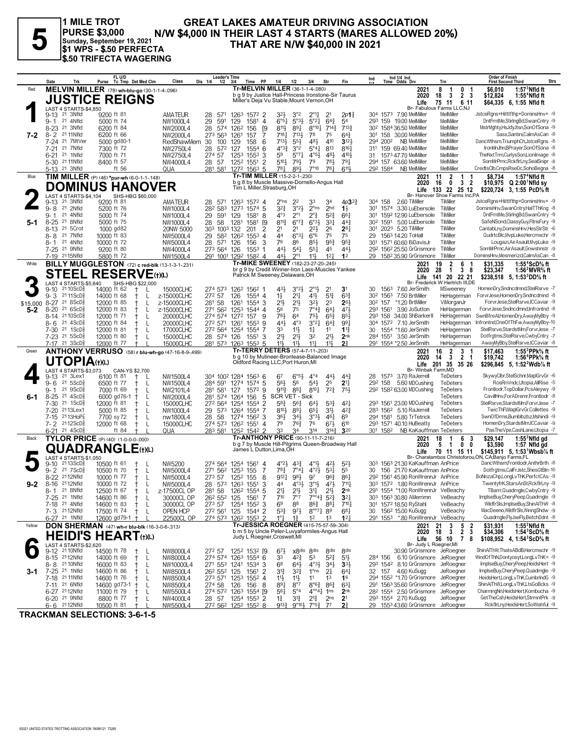# 5

**1 MILE TROT**
**PURSE $3,000**
**Sunday, September 19, 2021**
**$1 WPS - $.50 PERFECTA**
**$.50 TRIFECTA WAGERING**

## GREAT LAKES AMATEUR DRIVING ASSOCIATION
## N/W $4,000 IN THEIR LAST 4 STARTS (MARES ALLOWED 20%) THAT ARE N/W $40,000 IN 2021

---

### 1 — Red — 7-2

**MELVIN MILLER** (78) wh-blu-go (30-1-1-4-.096)
**JUSTICE REIGNS**
b g 9 by Justice Hall-Princess Ironstone-Sir Taurus
Tr-MELVIN MILLER (36-1-1-4-.080)
Miller's Deja Vu Stable,Mount Vernon,OH
LAST 4 STARTS-$4,850

| | Starts | Win | Place | Show | Earnings | Record |
|---|---|---|---|---|---|---|
| 2021 | 8 | 1 | 0 | 1 | $6,010 | 1:57³Nfld ft |
| 2020 | 18 | 3 | 2 | 3 | $12,824 | 1:55⁴Nfld ft |
| Life | 75 | 11 | 6 | 11 | $64,335 | 6, 1:55 Nfld ft |

Br- Fabulous Farms LLC,NJ

| Date | Trk | Purse | Cond | Class | 1/4 | 1/2 | 3/4 | Time | PP | 1/4 | 1/2 | 3/4 | Str | Fin | Ind | Odds | Drv | Trn | Order of Finish |
|---|---|---|---|---|---|---|---|---|---|---|---|---|---|---|---|---|---|---|---|
| 9-13 | 21 3Nfld | 9200 | ft 81 | AMATEUR | 28 | 57¹ | 126³ | 157² | 2 | 3²½ | 3°² | 2°¹¼ | 2¹ | 2p1¾ | 30⁴ 157³ | 7.90 | MelMiller | MelMiller | JstceRgns+Hitttfthp+DominsHnv+ -9 |
| 9-1 | 21 4Nfld | 5000 | ft 74 | NW1000L4 | 29 | 59¹ | 129 | 158¹ | 4 | 6°⁵¼ | 5°³½ | 5°²¼ | 6⁴¾ | 5⁴ | 29³ 159 | 19.00 | MelMiller | MelMiller | DntFrntMe,StirlngBd,SwanCntry -9 |
| 8-23 | 21 3Nfld | 6200 | ft 84 | NW2000L4 | 28 | 57⁴ | 126² | 156 | [9 | 8¹¹½ | 8⁹¼ | 8°¹⁰¼ | 7¹⁴¾ | 7¹³¾ | 30² 158⁴ | 36.50 | MelMiller | MelMiller | MstrMghty,HsJdyJtsn,SonOfSona -9 |
| 8-2 | 21 11Nfld | 6200 | ft 66 | NW2000L4 | 27³ | 56³ | 126¹ | 157 | 7 | 7¹⁸¾ | 7¹³½ | 7⁸ | 7⁵ | 6⁴¾ | 30¹ 158 | 30.00 | MelMiller | MelMiller | Sass,Santini,CalmAsCan -8 |
| 7-24 | 21 7MtVer | 5000 | gd80-1 | RedShawMem | 30 | 100 | 129 | 158 | 6 | 7¹³½ | 5⁵½ | 4⁸½ | 4¹⁰ | 3¹²½ | 29⁴ 200² | NB | MelMiller | MelMiller | DancWthsm,TriumphCh,JstceRgns -8 |
| 7-21 | 21 7Nfld | 7300 | ft 72 | NW2750L4 | 28 | 57² | 127 | 155⁴ | 6 | 4°³¾ | 3°² | 5°⁴¼ | 8¹³ | 8¹⁶¼ | 31¹ 159 | 69.40 | MelMiller | MelMiller | IronMnJhn,BPrayer,SonOfSona -8 |
| 6-21 | 21 1Nfld | 7000 | ft 71 | NW2750L4 | 27⁴ | 57 | 125³ | 155³ | 3 | 5⁹ | 5°⁷¼ | 4°⁵½ | 4⁸½ | 4¹⁰½ | 31 157³ | 47.70 | MelMiller | MelMiller | TheNxtTrm,CurlysSon,LionImage -8 |
| 5-30 | 21 11Nfld | 8400 | ft 57 | NW4000L4 | 28 | 57 | 125² | 155¹ | 2 | 5¹⁰½ | 7⁹½ | 7⁹ | 7⁸½ | 7⁹¼ | 29⁴ 157 | 63.60 | MelMiller | MelMiller | SomMrPrnc,RckflrLny,SealSnipr -8 |
| 5-13 | 21 3Nfld | | ft 56 | QUA | 28¹ | 58¹ | 127² | 156³ | 5 | 7⁸¼ | 8⁹½ | 7°¹⁰ | 7⁸¼ | 6¹¹½ | 29² 158⁴ | NB | MelMiller | MelMiller | CredtsClb,CmpsRseDc,SohoBegna -8 |

---

### 2 — Blue — 5-1

**TIM MILLER** (P) (46) *pur-wh (6-0-1-1-.148)
**DOMINUS HANOVER**
b g 8 by Muscle Massive-Dornello-Angus Hall
Tr-TIM MILLER (15-2-2-1-.230)
Tim L Miller,Strasburg,OH
LAST 4 STARTS-$4,104 — SHS-HBG $60,000

| | Starts | Win | Place | Show | Earnings | Record |
|---|---|---|---|---|---|---|
| 2021 | 11 | 2 | 1 | 1 | $8,734 | 1:57⁴Nfld ft |
| 2020 | 16 | 0 | 3 | 2 | $10,975 | Q 2:00¹Nfld sy |
| Life | 133 | 22 | 25 | 12 | $220,724 | 3, 1:55 PcD⅝ ft |

Br- Hanover Shoe Farms Inc,PA

| Date | Trk | Purse | Cond | Class | 1/4 | 1/2 | 3/4 | Time | PP | 1/4 | 1/2 | 3/4 | Str | Fin | Ind | Odds | Drv | Trn | Order of Finish |
|---|---|---|---|---|---|---|---|---|---|---|---|---|---|---|---|---|---|---|---|
| 9-13 | 21 3Nfld | 9200 | ft 81 | AMATEUR | 28 | 57¹ | 126³ | 157² | 4 | 2°ns | 2² | 3³ | 3⁴ | 4p3²¾ | 30⁴ 158 | 2.60 | TiMiller | TiMiller | JstceRgns+Hitttfthp+DominsHnv+ -9 |
| 9-8 | 21 2Nfld | 5200 | ft 76 | NW1000L4 | 28² | 58³ | 127³ | 157⁴ | 5 | 3²¾ | 3°²½ | 2°ns | 2hd | 1½ | 30¹ 157⁴ | 3.30 | LuEbersole | TiMiller | DominsHnv,SwanCntry,HalTThKng -8 |
| 9-1 | 21 4Nfld | 5000 | ft 74 | NW1000L4 | 29 | 59¹ | 129 | 158¹ | 8 | 4°³ | 2°¹ | 2°¾ | 5²¾ | 6⁶¼ | 30¹ 159² | 12.90 | LuEbersole | TiMiller | DntFrntMe,StirlngBd,SwanCntry -9 |
| 8-25 | 21 8Nfld | 5000 | ft 75 | NW1000L4 | 28 | 58 | 128¹ | 158¹ | [9 | 8¹¹¾ | 6°⁷¾ | 6°³½ | 3³¼ | 4⁴¾ | 30² 159¹ | 5.00 | LuEbersole | TiMiller | SafeNSond,ClassyGuy,FltnsFury -9 |
| 8-13 | 21 5Crot | 1000 | gd82 | 20NW 5000 | 30³ | 100³ | 132 | 201 | 2 | 2¹ | 2¹ | 2²½ | 2⁶ | 2⁸¼ | 30¹ 202³ | 5.20 | TiMiller | TiMiller | CantabLny,DominsHnv,HesStrStr -6 |
| 8-8 | 21 7Nfld | 10000 | ft 83 | NW5000L4 | 29 | 58² | 126² | 155³ | 4 | 4⁴ | 6°³¼ | 6°⁶ | 7⁵ | 7⁵ | 29 156³ | 14.20 | ToHall | TiMiller | QudrtcBlc,MvpLuke,Hercmschr -9 |
| 8-1 | 21 4Nfld | 10000 | ft 72 | NW5000L4 | 28 | 57¹ | 126 | 156 | 3 | 7⁶ | 8⁶ | 8⁵½ | 9⁵¾ | 9⁵¾ | 30¹ 157¹ | 60.60 | BiDavisJr | TiMiller | Lougazi,AirAsault,MvpLuke -9 |
| 7-25 | 21 9Nfld | 9200 | ft 80 | NW4000L4 | 27³ | 56⁴ | 126 | 155³ | 1 | 4⁴½ | 5⁴¼ | 5⁵¼ | 4⁵ | 4⁴½ | 29² 156² | 25.60 | GrGrismore | TiMiller | SomMrPrnc,AirAsault,Gnwshnstr -9 |
| 7-19 | 21 15Nfld | 5800 | ft 72 | NW1500L4 | 29¹ | 100¹ | 129² | 158² | 4 | 4⁴½ | 2°¹ | 1½ | 1²¼ | 1² | 29 158² | 35.90 | GrGrismore | TiMiller | DominsHnv,Mesmerizd,CalmAsCan -8 |

---

### 3 — White — 5-2 — $15,000

**BILLY MUGGLESTON** (72) c red-blk (13-1-3-1-.231)
**STEEL RESERVE**(t)(L)
br g 9 by Credit Winner-Iron Lass-Muscles Yankee
Tr-MIKE SWEENEY (182-23-27-20-.245)
Patrick M Sweeney,Delaware,OH
LAST 4 STARTS-$5,640 — SHS-HBG $22,000

| | Starts | Win | Place | Show | Earnings | Record |
|---|---|---|---|---|---|---|
| 2021 | 19 | 2 | 6 | 1 | $31,335 | 1:55⁴ScD⅝ ft |
| 2020 | 28 | 1 | 3 | 8 | $23,347 | 1:56²MVR⅝ ft |
| Life | 141 | 20 | 22 | 21 | $238,518 | 5, 1:53³DD⅝ ft |

Br- Frederick W Hertrich III,DE

| Date | Trk | Purse | Cond | Class | 1/4 | 1/2 | 3/4 | Time | PP | 1/4 | 1/2 | 3/4 | Str | Fin | Ind | Odds | Drv | Trn | Order of Finish |
|---|---|---|---|---|---|---|---|---|---|---|---|---|---|---|---|---|---|---|---|
| 9-10 | 21 10ScD⅝ | 14000 | ft 62 | † L 15000CLHC | 27⁴ | 57³ | 126² | 156² | 1 | 4³½ | 3°²½ | 2°¹¼ | 2¹ | 3¹ | 30 156³ | 7.60 | JerSmith | MSweeney | HomenDry,Sndncdmnd,StelRsrve -7 |
| 9-3 | 21 11ScD⅝ | 14000 | ft 68 | † L z-15000CLHC | 27² | 57 | 126 | 155⁴ | 4 | 1½ | 2¹½ | 4¹½ | 5¹¾ | 6³¾ | 30² 156³ | 7.50 | BrtMiller | HeHagerman | ForvrJese,HomenDry,Sndncdmnd -8 |
| 8-27 | 21 8ScD⅝ | 12000 | ft 85 | † L z-15000CLHC | 28¹ | 58 | 126¹ | 155⁴ | 3 | 2¹½ | 2¹½ | 3²½ | 2³ | 2⁶½ | 30² 157 | *1.20 | BrtMiller | ViMorganJr | ForvrJese,StelRsrve,ICCaviar -9 |
| 8-20 | 21 6ScD⅝ | 12000 | ft 83 | † L z-15000CLHC | 27¹ | 56² | 125³ | 154⁴ | 4 | 5⁶ | 7⁵ | 7°⁴¾ | 6⁴¼ | 4⁷½ | 29³ 156¹ | 3.90 | JoSutton | HeHagerman | ForvrJese,Sndncdmnd,Infrontnd -8 |
| 8-14 | 21 10ScD⅝ | 12000 | ft 71 | † L 20000CLHC | 27⁴ | 57⁴ | 127² | 157 | 9 | 7⁸½ | 6⁴ | 7⁵½ | 6⁵¾ | 8⁵½ | 29³ 158 | 34.00 | ShBarkerII | HeHagerman | SwnBfreAl,HomenDry,AwayMyBby -9 |
| 8-6 | 21 4ScD⅝ | 12000 | ft 84 | † L 20000CLHC | 27² | 57¹ | 126¹ | 155³ | 9 | 4⁴½ | 4°³ | 3°²¼ | 6⁴¾ | 9⁹¼ | 30⁴ 157² | 7.10 | JerSmith | HeHagerman | Infrontnd,OneOfThFw,AwayMyBby -10 |
| 7-30 | 21 1ScD⅝ | 12000 | ft 81 | † L 17000CLHC | 27² | 56⁴ | 125⁴ | 155⁴ | 7 | 3³ | 1¹½ | 1½ | 1¹ | 1¹¾ | 30 155⁴ | *1.60 | JerSmith | HeHagerman | StelRsrve,StardstMm,ForvrJese -7 |
| 7-23 | 21 5ScD⅝ | 12000 | ft 80 | † L 15000CLHC | 28 | 57⁴ | 126 | 155¹ | 3 | 2¹½ | 2¹½ | 3² | 2¹½ | 2nk | 28⁴ 155¹ | 3.50 | JerSmith | HeHagerman | Dotfrgtms,StelRsrve,CwbyCntry -7 |
| 7-17 | 21 3ScD⅝ | 12000 | ft 77 | † 15000CLHC | 28¹ | 57³ | 126³ | 155³ | 5 | 1¹½ | 1¹½ | 1¹¾ | 1¹½ | 2¾ | 29¹ 155⁴ | *2.50 | JerSmith | HeHagerman | AwayMyBby,StelRsrve,ICCaviar -8 |

---

### 4 — Green — 6-1

**ANTHONY VERRUSO** (58) r blu-wh-go (47-16-8-9-.499)
**UTOPIA**(t)(L)
b g 10 by Mutineer-Brontease-Balanced Image
Tr-TERRY DETERS (57-4-7-11-.203)
Oldford Racing LLC,Port Huron,MI
LAST 4 STARTS-$3,073 — CAN-YS $2,700

| | Starts | Win | Place | Show | Earnings | Record |
|---|---|---|---|---|---|---|
| 2021 | 16 | 2 | 3 | 1 | $17,463 | 1:55³PPk⅝ ft |
| 2020 | 14 | 3 | 2 | 1 | $19,742 | 1:56⁴PPk⅝ ft |
| Life | 201 | 35 | 35 | 26 | $296,845 | 5, 1:52¹Wdb⅞ ft |

Br- Winbak Farm,MD

| Date | Trk | Purse | Cond | Class | 1/4 | 1/2 | 3/4 | Time | PP | 1/4 | 1/2 | 3/4 | Str | Fin | Ind | Odds | Drv | Trn | Order of Finish |
|---|---|---|---|---|---|---|---|---|---|---|---|---|---|---|---|---|---|---|---|
| 9-13 | 21 3Lex1 | 6100 | ft 81 | † L NW1500L4 | 30⁴ | 100² | 128⁴ | 156³ | 6 | 6⁷ | 6°⁵¼ | 4°⁴ | 4⁴½ | 4⁴¾ | 28 157³ | 3.70 | RaJerrell | TeDeters | SkywyClbr,StelSchnr,MaplGrvGr -6 |
| 9-6 | 21 5ScD⅝ | 6500 | ft 77 | † L NW1500L4 | 28⁴ | 59¹ | 127⁴ | 157⁴ | 5 | 5⁶½ | 5⁶ | 5⁴½ | 2⁵ | 2¹½ | 29² 158 | 5.60 | MDCushing | TeDeters | RosRnVndc,Utopia,AllRise -5 |
| 9-1 | 21 9ScD⅝ | 7000 | ft 69 | † L NW2101L4 | 28¹ | 58¹ | 127 | 157² | 9 | 9¹¹¾ | 8⁸½ | 8¹⁰¼ | 7²¾ | 7⁵½ | 29² 158² | 63.00 | MDCushing | TeDeters | Frontlodr,TopDollar,PcsAleywy -9 |
| 8-25 | 21 4ScD⅝ | 6000 | gd76-1 | † L NW2000L4 | 28¹ | 57⁴ | 126⁴ | 156 | 5 | SCR VET - Sick | | | | | | | | TeDeters | CavillHnv,ForADremr,Frontlodr -8 |
| 7-30 | 21 1ScD⅝ | 12000 | ft 81 | † L 15000CLHC | 27² | 56⁴ | 125⁴ | 155⁴ | 2 | 5⁸¾ | 5⁶¾ | 6⁴½ | 5³¾ | 4²½ | 29³ 156¹ | 23.00 | MDCushing | TeDeters | StelRsrve,StardstMm,ForvrJese -7 |
| 7-20 | 21 13Lex1 | 5000 | ft 85 | † L NW1000L4 | 29 | 57³ | 126⁴ | 155⁴ | 7 | 8¹⁰½ | 8⁹¼ | 6⁵¼ | 3¹½ | 4²¾ | 28³ 156² | 5.10 | RaJerrell | TeDeters | TwicThFl,MaplGrvGr,Collettes -9 |
| 7-15 | 21 13HoP⅞ | 7700 | sy72 | † L nw1800L4 | 28 | 58 | 127⁴ | 156² | 3 | 3⁶½ | 3⁴½ | 3°³½ | 4⁶½ | 6⁹ | 29⁴ 158¹ | 5.80 | TrTetrick | TeDeters | SwnOfDrms,Bumblbzbz,Mshindi -9 |
| 7-2 | 21 12ScD⅝ | 12000 | ft 68 | † L 15000CLHC | 27⁴ | 57³ | 126² | 155¹ | 4 | 7⁹ | 7⁶¾ | 7⁶ | 6⁷½ | 6¹⁰ | 29³ 157¹ | 40.10 | HuBeatty | TeDeters | HomenDry,StardstMm,ICCaviar -9 |
| 6-21 | 21 4ScD⅝ | | ft 84 | † QUA | 28³ | 58¹ | 125² | 154² | 2 | 3³ | 3⁴ | 3¹⁴ | 3¹⁴¾ | 3²⁰ | 30¹ 158² | NB | KaKauffman | TeDeters | PasTheVpe,CashLane,Utopia -7 |

---

### 5 — Black — 9-2

**TYLOR PRICE** (P) (40) (1-0-0-0-.000)
**QUADRANGLE**(t)(L)
b g 7 by Muscle Hill-Pilgrims Queen-Broadway Hall
Tr-ANTHONY PRICE (90-11-11-7-.216)
James L Dutton,Lima,OH
LAST 4 STARTS-$1,050

| | Starts | Win | Place | Show | Earnings | Record |
|---|---|---|---|---|---|---|
| 2021 | 18 | 1 | 6 | 3 | $29,147 | 1:55³Nfld gd |
| 2020 | 5 | 1 | 0 | 0 | $3,590 | 1:57 Nfld gd |
| Life | 70 | 11 | 15 | 11 | $145,911 | 5, 1:53¹Wbsb⅞ ft |

Br- Charalambos Christoforou,ON, CA;Banjo Farms,FL

| Date | Trk | Purse | Cond | Class | 1/4 | 1/2 | 3/4 | Time | PP | 1/4 | 1/2 | 3/4 | Str | Fin | Ind | Odds | Drv | Trn | Order of Finish |
|---|---|---|---|---|---|---|---|---|---|---|---|---|---|---|---|---|---|---|---|
| 9-10 | 21 13ScD⅝ | 10500 | ft 61 | † L NW5200 | 27⁴ | 56⁴ | 125⁴ | 156¹ | 4 | 4°²½ | 4³¾ | 4°¹½ | 4²½ | 5²½ | 30³ 156³ | 21.30 | KaKauffman | AnPrice | DancWthsm,Frontlodr,AnthrBrth -8 |
| 9-2 | 21 7ScD⅝ | 10500 | ft 70 | † L NW5000L4 | 27¹ | 56² | 125³ | 155 | 7 | 7⁸¾ | 7°⁴¼ | 4°²½ | 5³¼ | 5⁵ | 30 156 | 21.70 | KaKauffman | AnPrice | Dotfrgtms,CalFrJstc,ShesGtBln-10 |
| 8-22 | 21 12Nfld | 10000 | ft 77 | † L NW5000L4 | 27³ | 57 | 125² | 155 | 8 | 9¹²¼ | 9⁸¼ | 9⁷ | 9⁶¾ | 8⁶¼ | 29² 156¹ | 45.90 | RonWrennJr | AnPrice | BoNnzaChp,LongLvThK,PerfctCAs -9 |
| 8-16 | 21 12Nfld | 10000 | ft 72 | † L NW5000L4 | 28 | 57³ | 126³ | 155¹ | 3 | 4⁴ | 4°³½ | 3°¹¾ | 4⁷½ | 7¹¹¼ | 30³ 157² | 1.80 | RonWrennJr | AnPrice | TwentyfrK,StarsAnSt,RckflrLny -9 |
| 8-1 | 21 8Nfld | 12500 | ft 67 | † L z-17500CL OP | 28¹ | 58 | 126² | 155⁴ | 5 | 2¹½ | 2¹½ | 3¹½ | 2¹½ | 2nk | 29¹ 155⁴ | *1.00 | RonWrennJr | VeBeachy | TBarrr,Quadrngle,CwbyCntry -9 |
| 7-25 | 21 1Nfld | 14600 | ft 86 | † L 30000CL OP | 26² | 55² | 125 | 156¹ | 7 | 7¹⁰ | 7°⁷ | 7°°⁴¾ | 5²¾ | 3²½ | 30³ 156³ | 30.80 | AMerrimn | VeBeachy | ImplseBuy,CheryPeep,Quadrngle -9 |
| 7-18 | 21 4Nfld | 14600 | ft 83 | † L 30000CL OP | 27³ | 57 | 125⁴ | 155² | 3 | 6⁹ | 8⁶ | 8⁶¾ | 8⁸¾ | 7¹⁰¼ | 30¹ 157² | 18.50 | RyStahl | VeBeachy | WildfrSls,ImplseBuy,ShinAlThW -8 |
| 7-3 | 21 12Nfld | 17500 | ft 74 | † L OPEN HCP | 27² | 56¹ | 125 | 154⁴ | 2 | 5³¾ | 9⁷½ | 8°°⁷¼ | 8⁹ | 6⁸¼ | 30 156² | 15.00 | KuSugg | VeBeachy | MacDeeno,WildfrSls,WinngShdw -9 |
| 6-27 | 21 1Nfld | 12600 | gd79-1 | † L 22500CL OP | 27⁴ | 57³ | 126² | 155³ | 2 | 1°½ | 1¾ | 1² | 1³ | 1²½ | 29¹ 155³ | *.80 | RonWrennJr | VeBeachy | Quadrngle,FlyJseFly,BetchDdnt -8 |

---

### 6 — Yellow — 3-1

**DON SHERMAN** (47) wh-r blu-blk (16-3-0-6-.313)
**HEIDI'S HEART**(t)(L)
b m 5 by Uncle Peter-Luvyaformiles-Angus Hall
Tr-JESSICA ROEGNER (415-75-57-59-.304)
Judy L Roegner,Croswell,MI
LAST 4 STARTS-$2,620

| | Starts | Win | Place | Show | Earnings | Record |
|---|---|---|---|---|---|---|
| 2021 | 21 | 3 | 5 | 2 | $31,931 | 1:55²Nfld ft |
| 2020 | 18 | 3 | 2 | 3 | $34,306 | 1:54³ScD⅝ ft |
| Life | 56 | 10 | 7 | 8 | $108,952 | 4, 1:54³ScD⅝ ft |

Br- Judy L Roegner,MI

| Date | Trk | Purse | Cond | Class | 1/4 | 1/2 | 3/4 | Time | PP | 1/4 | 1/2 | 3/4 | Str | Fin | Ind | Odds | Drv | Trn | Order of Finish |
|---|---|---|---|---|---|---|---|---|---|---|---|---|---|---|---|---|---|---|---|
| 9-12 | 21 10Nfld | 14500 | ft 78 | † L NW8000L4 | 27² | 57 | 125² | 153² | [9 | 6⁷½ | x8dis | 8dis | 8dis | 8dis | | 30.90 | GrGrismore | JeRoegner | ShinAlThW,ThatsABdB,Hercmschr -9 |
| 8-15 | 21 12Nfld | 14000 | ft 69 | † L NW8000L4 | 27⁴ | 57⁴ | 126³ | 155⁴ | 6 | 3³ | 4²¾ | 5³ | 5²¾ | 5¹¾ | 28⁴ 156 | 6.10 | GrGrismore | JeRoegner | WindOfThN,DontyosytJ,LongLvThK= -9 |
| 8-8 | 21 10Nfld | 16000 | ft 83 | † L NW10000L4 | 27¹ | 55³ | 124¹ | 153⁴ | 8 | 6⁸ | 6⁴½ | 4°³½ | 3⁴½ | 3³½ | 29³ 154² | 8.10 | GrGrismore | JeRoegner | ImplseBuy,CheryPeep,HeidsHert -9 |
| 7-25 | 21 1Nfld | 14600 | ft 86 | † L NW8500L4 | 26² | 55² | 125 | 156¹ | 2 | 3¹¾ | 3²¾ | 1°ns | 2¼ | 6⁴¼ | 32 157 | 4.60 | KuSugg | JeRoegner | ImplseBuy,CheryPeep,Quadrngle -9 |
| 7-18 | 21 11Nfld | 14600 | ft 76 | † L NW8500L4 | 27³ | 57¹ | 125³ | 155² | 4 | 1¹½ | 1¹½ | 1¹ | 1³ | 1⁶ | 29⁴ 155² | *1.70 | GrGrismore | JeRoegner | HeidsHert,LongLvThK,CumbrlndG -9 |
| 7-11 | 21 6Nfld | 14600 | gd73-1 | † L NW8500L4 | 27⁴ | 58 | 126 | 156 | 8 | 8⁹½ | 8°⁷ | 8°⁶¾ | 8⁶¾ | 6³¾ | 29¹ 156³ | 35.60 | GrGrismore | JeRoegner | ShinAlThW,LongLvThK,LtsGoBcks -9 |
| 6-27 | 21 12Nfld | 11000 | ft 79 | † L NW5500L4 | 27⁴ | 57² | 126³ | 155⁴ | [9 | 5⁶¼ | 5°⁴ | 4°°³¼ | 1ns | 2nk | 28² 155⁴ | 2.50 | GrGrismore | JeRoegner | CharmngNn,HeidsHert,Kombucha -9 |
| 6-20 | 21 9Nfld | 8800 | ft 77 | † L NW4000L4 | 28 | 57 | 125⁴ | 155³ | 2 | 1¾ | 3¹½ | 2¹¾ | 2ns | 2¹ | 29³ 155⁴ | 2.70 | KuSugg | JeRoegner | GetTheCsh,HeidsHert,StrmntPrk -9 |
| 6-6 | 21 12Nfld | 10500 | ft 81 | † L NW5500L4 | 27² | 56² | 125² | 155² | 8 | 9¹³¾ | 9°¹⁰½ | 7°⁵¾ | 7⁷ | 2¾ | 29 155³ | 43.60 | GrGrismore | JeRoegner | RckflrLny,HeidsHert,SoWishful -9 |

---

**TRACKMAN SELECTIONS: 3-6-1-5**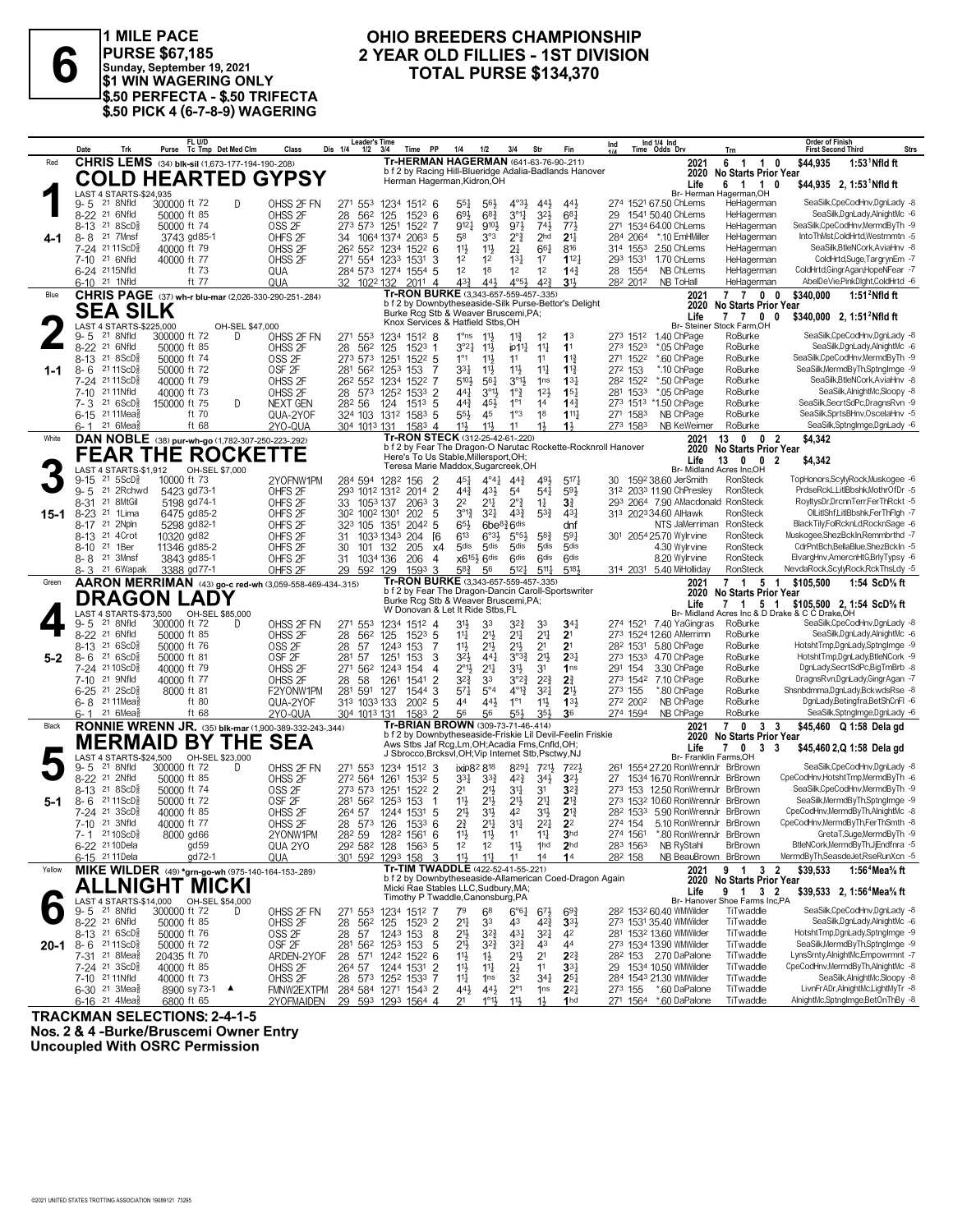# 6

**1 MILE PACE**
**PURSE $67,185**
**Sunday, September 19, 2021**
**$1 WIN WAGERING ONLY**
**$.50 PERFECTA - $.50 TRIFECTA**
**$.50 PICK 4 (6-7-8-9) WAGERING**

## OHIO BREEDERS CHAMPIONSHIP
## 2 YEAR OLD FILLIES - 1ST DIVISION
## TOTAL PURSE $134,370

---

### 1 — Red — 4-1
**CHRIS LEMS** (34) blk-sil (1,673-177-194-190-.208)
**COLD HEARTED GYPSY**
Tr-HERMAN HAGERMAN (641-63-76-90-.211)
b f 2 by Racing Hill-Blueridge Adalia-Badlands Hanover
Herman Hagerman,Kidron,OH
LAST 4 STARTS-$24,935
2021: 6 1 1 0 $44,935 1:53¹Nfld ft
2020: No Starts Prior Year
Life: 6 1 1 0 $44,935 2, 1:53¹Nfld ft
Br- Herman Hagerman,OH

| Date | Trk | Purse | Cond | Class | 1/4 | 1/2 | 3/4 | Time | PP | 1/4 | 1/2 | 3/4 | Str | Fin | Ind 1/4 | Ind Time | Odds | Drv | Trn | Order of Finish |
|---|---|---|---|---|---|---|---|---|---|---|---|---|---|---|---|---|---|---|---|---|
| 9-5 21 | 8Nfld | 300000 | ft 72 D | OHSS 2F FN | 27¹ | 55³ | 123⁴ | 151² | 6 | 5⁵½ | 5⁶½ | 4°³½ | 4⁴½ | 4⁴½ | 27⁴ | 152¹ | 67.50 | ChLems | HeHagerman | SeaSilk,CpeCodHnv,DgnLady -8 |
| 8-22 21 | 6Nfld | 50000 | ft 85 | OHSS 2F | 28 | 56² | 125 | 152³ | 6 | 6⁹½ | 6⁸¾ | 3°¹¼ | 3²½ | 6⁸¼ | 29 | 154¹ | 50.40 | ChLems | HeHagerman | SeaSilk,DgnLady,AlnightMc -6 |
| 8-13 21 | 8ScD⅝ | 50000 | ft 74 | OSS 2F | 27³ | 57³ | 125¹ | 152² | 7 | 9¹²½ | 9¹⁰½ | 9⁷½ | 7⁴½ | 7⁷½ | 27¹ | 153⁴ | 64.00 | ChLems | HeHagerman | SeaSilk,CpeCodHnv,MermdByTh -9 |
| 8-8 21 | 7Mnsf | 3743 | gd85-1 | OHFS 2F | 34 | 106⁴ | 137⁴ | 206³ | 5 | 5⁸ | 3°³ | 2°¾ | 2hd | 2¹¼ | 28⁴ | 206⁴ | *.10 | EmHMiller | HeHagerman | IntoThMst,ColdHrtd,Westmmtn -5 |
| 7-24 21 | 11ScD⅝ | 40000 | ft 79 | OHSS 2F | 26² | 55² | 123⁴ | 152² | 6 | 1½ | 1½ | 2½ | 6⁶¼ | 8¹⁶ | 31⁴ | 155³ | 2.50 | ChLems | HeHagerman | SeaSilk,BtleNCork,AviaHnv -8 |
| 7-10 21 | 6Nfld | 40000 | ft 77 | OHSS 2F | 27¹ | 55⁴ | 123³ | 153¹ | 3 | 1² | 1² | 1³¼ | 1⁷ | 1¹²¼ | 29³ | 153¹ | 1.70 | ChLems | HeHagerman | ColdHrtd,Suge,TargrynEm -7 |
| 6-24 21 | 15Nfld | | ft 73 | QUA | 28⁴ | 57³ | 127⁴ | 155⁴ | 5 | 1² | 1⁸ | 1² | 1² | 1⁴¾ | 28 | 155⁴ | NB | ChLems | HeHagerman | ColdHrtd,GingrAgan,HopeNFear -7 |
| 6-10 21 | 1Nfld | | ft 77 | QUA | 32 | 102² | 132 | 201¹ | 4 | 4³¾ | 4⁴½ | 4°⁵½ | 4²¾ | 3¹½ | 28² | 201² | NB | ToHall | HeHagerman | AbelDeVie,PinkDlght,ColdHrtd -6 |

### 2 — Blue — 1-1
**CHRIS PAGE** (37) wh-r blu-mar (2,026-330-290-251-.284)
**SEA SILK**
Tr-RON BURKE (3,343-657-559-457-.335)
b f 2 by Downbytheseaside-Silk Purse-Bettor's Delight
Burke Rcg Stb & Weaver Bruscemi,PA; Knox Services & Hatfield Stbs,OH
LAST 4 STARTS-$225,000 OH-SEL $47,000
2021: 7 7 0 0 $340,000 1:51²Nfld ft
2020: No Starts Prior Year
Life: 7 7 0 0 $340,000 2, 1:51²Nfld ft
Br- Steiner Stock Farm,OH

| Date | Trk | Purse | Cond | Class | 1/4 | 1/2 | 3/4 | Time | PP | 1/4 | 1/2 | 3/4 | Str | Fin | Ind 1/4 | Ind Time | Odds | Drv | Trn | Order of Finish |
|---|---|---|---|---|---|---|---|---|---|---|---|---|---|---|---|---|---|---|---|---|
| 9-5 21 | 8Nfld | 300000 | ft 72 D | OHSS 2F FN | 27¹ | 55³ | 123⁴ | 151² | 8 | 1°ns | 1¹½ | 1¹¾ | 1² | 1³ | 27³ | 151² | 1.40 | ChPage | RoBurke | SeaSilk,CpeCodHnv,DgnLady -8 |
| 8-22 21 | 6Nfld | 50000 | ft 85 | OHSS 2F | 28 | 56² | 125 | 152³ | 1 | 3°²¼ | 1¹½ | ip1¹¼ | 1¹¼ | 1¹ | 27³ | 152³ | *.05 | ChPage | RoBurke | SeaSilk,DgnLady,AlnightMc -6 |
| 8-13 21 | 8ScD⅝ | 50000 | ft 74 | OSS 2F | 27³ | 57³ | 125¹ | 152² | 5 | 1°¹ | 1¹½ | 1¹ | 1¹ | 1¹¾ | 27¹ | 152² | *.60 | ChPage | RoBurke | SeaSilk,CpeCodHnv,MermdByTh -9 |
| 8-6 21 | 11ScD⅝ | 50000 | ft 72 | OSF 2F | 28¹ | 56² | 125³ | 153 | 7 | 3³¼ | 1¹½ | 1¹½ | 1¹¼ | 1¹¾ | 27² | 153 | *.10 | ChPage | RoBurke | SeaSilk,MermdByTh,Sptnglmge -9 |
| 7-24 21 | 11ScD⅝ | 40000 | ft 79 | OHSS 2F | 26² | 55² | 123⁴ | 152² | 7 | 5¹⁰½ | 5⁶¼ | 3°¹½ | 1ns | 1³¼ | 28² | 152² | *.50 | ChPage | RoBurke | SeaSilk,BtleNCork,AviaHnv -8 |
| 7-10 21 | 11Nfld | 40000 | ft 73 | OHSS 2F | 28 | 57³ | 125² | 153³ | 2 | 4⁴¼ | 3°¹½ | 1°¾ | 1²½ | 1⁵¼ | 28¹ | 153³ | *.05 | ChPage | RoBurke | SeaSilk,AlnightMc,Sloopy -8 |
| 7-3 21 | 6ScD⅝ | 150000 | ft 75 D | NEXT GEN | 28² | 56 | 124 | 151³ | 5 | 4⁴¾ | 4⁵½ | 1°¹ | 1⁴ | 1⁴¾ | 27³ | 151³ | *1.50 | ChPage | RoBurke | SeaSilk,SecrtSdPc,DragnsRvn -9 |
| 6-15 21 | 11Mea⅝ | | ft 70 | QUA-2YOF | 32⁴ | 103 | 131² | 158³ | 5 | 5⁵½ | 4⁵ | 1°³ | 1⁸ | 1¹¹¼ | 27¹ | 158³ | NB | ChPage | RoBurke | SeaSilk,SprtsBHnv,OscelaHnv -5 |
| 6-1 21 | 6Mea⅝ | | ft 68 | 2YO-QUA | 30⁴ | 101³ | 131 | 158³ | 4 | 1½ | 1½ | 1¹ | 1½ | 1½ | 27³ | 158³ | NB | KeWeimer | RoBurke | SeaSilk,Sptnglmge,DgnLady -6 |

### 3 — White — 15-1
**DAN NOBLE** (38) pur-wh-go (1,782-307-250-223-.292)
**FEAR THE ROCKETTE**
Tr-RON STECK (312-25-42-61-.220)
b f 2 by Fear The Dragon-O Narutac Rockette-Rocknroll Hanover
Here's To Us Stable,Millersport,OH; Teresa Marie Maddox,Sugarcreek,OH
LAST 4 STARTS-$1,912 OH-SEL $7,000
2021: 13 0 0 2 $4,342
2020: No Starts Prior Year
Life: 13 0 0 2 $4,342
Br- Midland Acres Inc,OH

| Date | Trk | Purse | Cond | Class | 1/4 | 1/2 | 3/4 | Time | PP | 1/4 | 1/2 | 3/4 | Str | Fin | Ind 1/4 | Ind Time | Odds | Drv | Trn | Order of Finish |
|---|---|---|---|---|---|---|---|---|---|---|---|---|---|---|---|---|---|---|---|---|
| 9-15 21 | 5ScD⅝ | 10000 | ft 73 | 2YOFNW1PM | 28⁴ | 59⁴ | 128² | 156 | 2 | 4⁵¼ | 4°⁴¼ | 4⁴¾ | 4⁹½ | 5¹⁷¼ | 30 | 159² | 38.60 | JerSmith | RonSteck | TopHonors,ScylyRock,Muskogee -6 |
| 9-5 21 | 2Rchwd | 5423 | gd73-1 | OHFS 2F | 29³ | 101² | 131² | 201⁴ | 2 | 4⁴¾ | 4³½ | 5⁴ | 5⁴¼ | 5⁹½ | 31² | 203³ | 11.90 | ChPresley | RonSteck | PrdseRckL,LitlBbshk,MothrOfDr -5 |
| 8-31 21 | 8MtGil | 5198 | gd74-1 | OHFS 2F | 33 | 105³ | 137 | 206³ | 3 | 2² | 2¹¾ | 2°¾ | 1¾ | 3¾ | 29³ | 206⁴ | 7.90 | AMacdonald | RonSteck | RoyltysDr,DrcnnTerr,FerThRckt -5 |
| 8-23 21 | 1Lima | 6475 | gd85-2 | OHFS 2F | 30² | 100² | 130¹ | 202 | 5 | 3°¹¾ | 3²½ | 4³¾ | 5³¾ | 4³½ | 31³ | 202³ | 34.60 | AlHawk | RonSteck | OlLitlShf,LitlBbshk,FerThFlgh -7 |
| 8-17 21 | 2Npln | 5298 | gd82-1 | OHFS 2F | 32³ | 105 | 135¹ | 204² | 5 | 6⁵½ | 6be⁸¾ | 6dis | | dnf | | | NTS | JaMerriman | RonSteck | BlackTily,FolRcknLd,RocknSage -6 |
| 8-13 21 | 4Crot | 10320 | gd82 | OHFS 2F | 31 | 103³ | 134³ | 204 | [6 | 6¹³ | 6°³½ | 5°⁵½ | 5⁸¾ | 5⁹¼ | 30¹ | 205⁴ | 25.70 | WyIrvine | RonSteck | Muskogee,ShezBckln,Remmbrthd -7 |
| 8-10 21 | 1Ber | 11346 | gd85-2 | OHFS 2F | 30 | 101 | 132 | 205 | x4 | 5dis | 5dis | 5dis | 5dis | 5dis | | | 4.30 | WyIrvine | RonSteck | CdrPntBch,BellaBlue,ShezBckln -5 |
| 8-8 21 | 3Mnsf | 3843 | gd85-1 | OHFS 2F | 31 | 103⁴ | 136 | 206 | 4 | x6¹⁵½ | 6dis | 6dis | 6dis | 6dis | | | 8.20 | WyIrvine | RonSteck | ElvargHnv,AmercnHtG,BrlyTypsy -6 |
| 8-3 21 | 6Wapak | 3388 | gd77-1 | OHFS 2F | 29 | 59² | 129 | 159³ | 3 | 5⁸¾ | 5⁶ | 5¹²¼ | 5¹¹¼ | 5¹⁸½ | 31⁴ | 203¹ | 5.40 | MiHolliday | RonSteck | NevdaRock,ScylyRock,RckThsLdy -5 |

### 4 — Green — 5-2
**AARON MERRIMAN** (43) go-c red-wh (3,059-558-469-434-.315)
**DRAGON LADY**
Tr-RON BURKE (3,343-657-559-457-.335)
b f 2 by Fear The Dragon-Dance Caroll-Sportswriter
Burke Rcg Stb & Weaver Bruscemi,PA; W Donovan & Let It Ride Stbs,FL
LAST 4 STARTS-$73,500 OH-SEL $85,000
2021: 7 1 5 1 $105,500 1:54 ScD⅝ ft
2020: No Starts Prior Year
Life: 7 1 5 1 $105,500 2, 1:54 ScD⅝ ft
Br- Midland Acres Inc & D Drake & C C Drake,OH

| Date | Trk | Purse | Cond | Class | 1/4 | 1/2 | 3/4 | Time | PP | 1/4 | 1/2 | 3/4 | Str | Fin | Ind 1/4 | Ind Time | Odds | Drv | Trn | Order of Finish |
|---|---|---|---|---|---|---|---|---|---|---|---|---|---|---|---|---|---|---|---|---|
| 9-5 21 | 8Nfld | 300000 | ft 72 D | OHSS 2F FN | 27¹ | 55³ | 123⁴ | 151² | 4 | 3¹½ | 3³ | 3²¾ | 3³ | 3⁴¼ | 27⁴ | 152¹ | 7.40 | YaGingras | RoBurke | SeaSilk,CpeCodHnv,DgnLady -8 |
| 8-22 21 | 6Nfld | 50000 | ft 85 | OHSS 2F | 28 | 56² | 125 | 152³ | 5 | 1¹¼ | 2¹½ | 2¹¼ | 2¹¼ | 2¹ | 27³ | 152⁴ | 12.60 | AMerriman | RoBurke | SeaSilk,DgnLady,AlnightMc -6 |
| 8-13 21 | 6ScD⅝ | 50000 | ft 76 | OSS 2F | 28 | 57 | 124³ | 153 | 7 | 1¹½ | 2¹½ | 2¹½ | 2¹ | 2¹ | 28² | 153¹ | 5.80 | ChPage | RoBurke | HotshtTmp,DgnLady,Sptnglmge -9 |
| 8-6 21 | 6ScD⅝ | 50000 | ft 81 | OSF 2F | 28¹ | 57 | 125¹ | 153 | 3 | 3²½ | 4⁴¼ | 3°³¾ | 2¹½ | 2³¼ | 27³ | 153³ | 4.70 | ChPage | RoBurke | HotshtTmp,DgnLady,BtleNCork -9 |
| 7-24 21 | 10ScD⅝ | 40000 | ft 79 | OHSS 2F | 27¹ | 56² | 124³ | 154 | 4 | 2°¹½ | 2¹¼ | 3¹½ | 3¹ | 1ns | 29¹ | 154 | 3.30 | ChPage | RoBurke | DgnLady,SecrtSdPc,BigTmBrb -8 |
| 7-10 21 | 9Nfld | 40000 | ft 77 | OHSS 2F | 28 | 58 | 126¹ | 154¹ | 2 | 3²¾ | 3³ | 3°²¾ | 2²¾ | 2¾ | 27³ | 154² | 7.10 | ChPage | RoBurke | DragnsRvn,DgnLady,GingrAgan -7 |
| 6-25 21 | 2ScD⅝ | 8000 | ft 81 | F2YONW1PM | 28¹ | 59¹ | 127 | 154⁴ | 3 | 5⁷¼ | 5°⁴ | 4°¹¾ | 3²¼ | 2¹½ | 27³ | 155 | *.80 | ChPage | RoBurke | Shsnbdmma,DgnLady,BckwdsRse -8 |
| 6-8 21 | 11Mea⅝ | | ft 80 | QUA-2YOF | 31³ | 103³ | 133 | 200² | 5 | 4⁴ | 4⁴½ | 1°¹ | 1¹½ | 1³½ | 27² | 200² | NB | ChPage | RoBurke | DgnLady,Betingfra,BetShCnFl -6 |
| 6-1 21 | 6Mea⅝ | | ft 68 | 2YO-QUA | 30⁴ | 101³ | 131 | 158³ | 2 | 5⁶ | 5⁶ | 5⁵½ | 3⁵½ | 3⁶ | 27⁴ | 159⁴ | NB | ChPage | RoBurke | SeaSilk,Sptnglmge,DgnLady -6 |

### 5 — Black — 5-1
**RONNIE WRENN JR.** (35) blk-mar (1,900-389-332-243-.344)
**MERMAID BY THE SEA**
Tr-BRIAN BROWN (309-73-71-46-.414)
b f 2 by Downbytheseaside-Friskie Lil Devil-Feelin Friskie
Aws Stbs Jaf Rcg,Lm,OH;Acadia Fms,Cnfld,OH; J Sbrocco,Brcksvl,OH;Vip Internet Stb,Psctwy,NJ
LAST 4 STARTS-$24,500 OH-SEL $23,000
2021: 7 0 3 3 $45,460 Q 1:58 Dela gd
2020: No Starts Prior Year
Life: 7 0 3 3 $45,460 2,Q 1:58 Dela gd
Br- Franklin Farms,OH

| Date | Trk | Purse | Cond | Class | 1/4 | 1/2 | 3/4 | Time | PP | 1/4 | 1/2 | 3/4 | Str | Fin | Ind 1/4 | Ind Time | Odds | Drv | Trn | Order of Finish |
|---|---|---|---|---|---|---|---|---|---|---|---|---|---|---|---|---|---|---|---|---|
| 9-5 21 | 8Nfld | 300000 | ft 72 D | OHSS 2F FN | 27¹ | 55³ | 123⁴ | 151² | 3 | ixp8²8¹⁸ | | 8²⁹¼ | 7²¹½ | 7²²½ | 26¹ | 155⁴ | 27.20 | RonWrennJr | BrBrown | SeaSilk,CpeCodHnv,DgnLady -8 |
| 8-22 21 | 2Nfld | 50000 | ft 85 | OHSS 2F | 27² | 56⁴ | 126¹ | 153² | 5 | 3³¼ | 3³¾ | 4²¾ | 3⁴¼ | 3²½ | 27 | 153⁴ | 16.70 | RonWrennJr | BrBrown | CpeCodHnv,HotshtTmp,MermdByTh -6 |
| 8-13 21 | 8ScD⅝ | 50000 | ft 74 | OSS 2F | 27³ | 57³ | 125¹ | 152² | 2 | 2¹ | 2¹½ | 3¹¼ | 3¹ | 3²¾ | 27³ | 153 | 12.50 | RonWrennJr | BrBrown | SeaSilk,CpeCodHnv,MermdByTh -9 |
| 8-6 21 | 11ScD⅝ | 50000 | ft 72 | OSF 2F | 28¹ | 56² | 125³ | 153 | 1 | 1¹½ | 2¹½ | 2¹½ | 2¹¼ | 2¹¾ | 27³ | 153² | 10.60 | RonWrennJr | BrBrown | SeaSilk,MermdByTh,Sptnglmge -9 |
| 7-24 21 | 3ScD⅝ | 40000 | ft 85 | OHSS 2F | 26⁴ | 57 | 124⁴ | 153¹ | 5 | 2¹½ | 3¹½ | 4² | 3¹½ | 2¹¾ | 28² | 153³ | 5.90 | RonWrennJr | BrBrown | CpeCodHnv,MermdByTh,AlnightMc -8 |
| 7-10 21 | 3Nfld | 40000 | ft 77 | OHSS 2F | 28 | 57³ | 126 | 153³ | 6 | 2¾ | 2¹½ | 3¹¼ | 2²¼ | 2² | 27⁴ | 154 | 5.10 | RonWrennJr | BrBrown | CpeCodHnv,MermdByTh,FerThSmth -8 |
| 7-1 21 | 10ScD⅝ | 8000 | gd66 | 2YONW1PM | 28² | 59 | 128² | 156¹ | 6 | 1¹½ | 1¹½ | 1¹ | 1¹¼ | 3hd | 27⁴ | 156¹ | *.80 | RonWrennJr | BrBrown | GretaT,Suge,MermdByTh -9 |
| 6-22 21 | 10Dela | | gd59 | QUA 2YO | 29² | 58² | 128 | 156³ | 5 | 1² | 1² | 1¹½ | 1hd | 2hd | 28³ | 156³ | NB | RyStahl | BrBrown | BtleNCork,MermdByTh,JjEndfnra -5 |
| 6-15 21 | 11Dela | | gd72-1 | QUA | 30¹ | 59² | 129³ | 158 | 3 | 1¹½ | 1¹½ | 1¹ | 1⁴ | 1⁴ | 28² | 158 | NB | BeauBrown | BrBrown | MermdByTh,SeasdeJet,RseRunXcn -5 |

### 6 — Yellow — 20-1
**MIKE WILDER** (49) *grn-go-wh (975-140-164-153-.289)
**ALLNIGHT MICKI**
Tr-TIM TWADDLE (422-52-41-55-.221)
b f 2 by Downbytheseaside-Allamerican Coed-Dragon Again
Micki Rae Stables LLC,Sudbury,MA; Timothy P Twaddle,Canonsburg,PA
LAST 4 STARTS-$14,000 OH-SEL $54,000
2021: 9 1 3 2 $39,533 1:56⁴Mea⅝ ft
2020: No Starts Prior Year
Life: 9 1 3 2 $39,533 2, 1:56⁴Mea⅝ ft
Br- Hanover Shoe Farms Inc,PA

| Date | Trk | Purse | Cond | Class | 1/4 | 1/2 | 3/4 | Time | PP | 1/4 | 1/2 | 3/4 | Str | Fin | Ind 1/4 | Ind Time | Odds | Drv | Trn | Order of Finish |
|---|---|---|---|---|---|---|---|---|---|---|---|---|---|---|---|---|---|---|---|---|
| 9-5 21 | 8Nfld | 300000 | ft 72 D | OHSS 2F FN | 27¹ | 55³ | 123⁴ | 151² | 7 | 7⁹ | 6⁸ | 6°⁶¼ | 6⁷½ | 6⁹¾ | 28² | 153² | 60.40 | WMWilder | TiTwaddle | SeaSilk,CpeCodHnv,DgnLady -8 |
| 8-22 21 | 6Nfld | 50000 | ft 85 | OHSS 2F | 28 | 56² | 125 | 152³ | 2 | 2¹½ | 3³ | 4³ | 4²¾ | 3³½ | 27³ | 153¹ | 35.40 | WMWilder | TiTwaddle | SeaSilk,DgnLady,AlnightMc -6 |
| 8-13 21 | 6ScD⅝ | 50000 | ft 76 | OSS 2F | 28 | 57 | 124³ | 153 | 8 | 2¹½ | 3²¾ | 4³¼ | 3²¼ | 4² | 28¹ | 153² | 13.60 | WMWilder | TiTwaddle | HotshtTmp,DgnLady,Sptnglmge -9 |
| 8-6 21 | 11ScD⅝ | 50000 | ft 72 | OSF 2F | 28¹ | 56² | 125³ | 153 | 5 | 2¹½ | 3²¾ | 3²¾ | 4³ | 4⁴ | 27³ | 153⁴ | 13.90 | WMWilder | TiTwaddle | SeaSilk,MermdByTh,Sptnglmge -9 |
| 7-31 21 | 8Mea⅝ | 20435 | ft 70 | ARDEN-2YOF | 28 | 57¹ | 124² | 152² | 6 | 1¹½ | 1½ | 2¹½ | 2¹ | 2²¾ | 28² | 153 | 2.70 | DaPalone | TiTwaddle | LynsSmty,AlnightMc,Empowrmnt -7 |
| 7-24 21 | 3ScD⅝ | 40000 | ft 85 | OHSS 2F | 26⁴ | 57 | 124⁴ | 153¹ | 2 | 1¹½ | 1¹½ | 2½ | 1¹ | 3³¼ | 29 | 153⁴ | 10.50 | WMWilder | TiTwaddle | CpeCodHnv,MermdByTh,AlnightMc -8 |
| 7-10 21 | 11Nfld | 40000 | ft 73 | OHSS 2F | 28 | 57³ | 125² | 153³ | 7 | 1¹¼ | 1ns | 3² | 3⁴½ | 2⁵¼ | 28⁴ | 154³ | 21.30 | WMWilder | TiTwaddle | SeaSilk,AlnightMc,Sloopy -8 |
| 6-30 21 | 3Mea⅝ | 8900 | sy 73-1 ▲ | FMNW2EXTPM | 28⁴ | 58⁴ | 127¹ | 154³ | 2 | 4⁴½ | 4⁴½ | 2°¹ | 1ns | 2²¼ | 27³ | 155 | *.60 | DaPalone | TiTwaddle | LivnFrADr,AlnightMc,LightMyTr -8 |
| 6-16 21 | 4Mea⅝ | 6800 | ft 65 | 2YOFMAIDEN | 29 | 59³ | 129³ | 156⁴ | 4 | 2¹ | 1°¹½ | 1¹½ | 1½ | 1hd | 27¹ | 156⁴ | *.60 | DaPalone | TiTwaddle | AlnightMc,Sptnglmge,BetOnThBy -8 |

**TRACKMAN SELECTIONS: 2-4-1-5**
**Nos. 2 & 4 -Burke/Bruscemi Owner Entry**
**Uncoupled With OSRC Permission**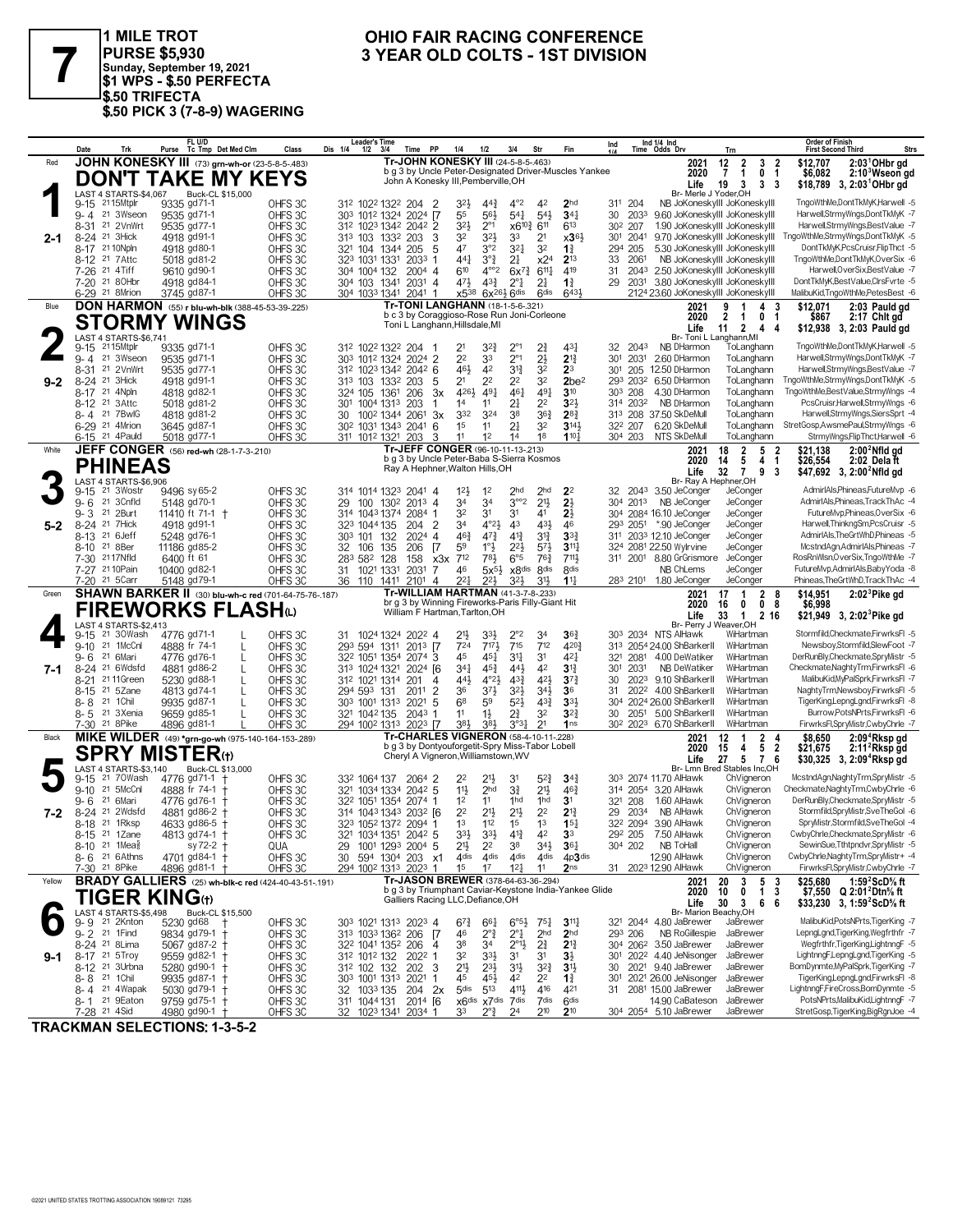# 7

**1 MILE TROT**
**PURSE $5,930**
**Sunday, September 19, 2021**
**$1 WPS - $.50 PERFECTA**
**$.50 TRIFECTA**
**$.50 PICK 3 (7-8-9) WAGERING**

## OHIO FAIR RACING CONFERENCE
## 3 YEAR OLD COLTS - 1ST DIVISION

---

### 1 — Red — 2-1
**JOHN KONESKY III** (73) grn-wh-or (23-5-8-5-.483)
**DON'T TAKE MY KEYS**
Tr-JOHN KONESKY III (24-5-8-5-.463)
b g 3 by Uncle Peter-Designated Driver-Muscles Yankee
John A Konesky III,Pemberville,OH
Br- Merle J Yoder,OH
LAST 4 STARTS-$4,067 — Buck-CL $15,000

| | Starts | Win | Place | Show | Earnings | Record |
|---|---|---|---|---|---|---|
| 2021 | 12 | 2 | 3 | 2 | $12,707 | 2:03¹OHbr gd |
| 2020 | 7 | 1 | 0 | 1 | $6,082 | 2:10³Wseon gd |
| Life | 19 | 3 | 3 | 3 | $18,789 | 3, 2:03¹OHbr gd |

| Date | Trk | Purse | Cond | Class | Leader's Time | PP | 1/4 | 1/2 | 3/4 | Str | Fin | Ind | Odds Drv | Trn | Order of Finish | Strs |
|---|---|---|---|---|---|---|---|---|---|---|---|---|---|---|---|---|
| 9-15 21 15Mtplr | | 9335 | gd71-1 | OHFS 3C | 31² 102² 132² 204 | 2 | 3²½ | 4⁴¾ | 4°² | 4² | 2hd | 31¹ 204 | NB JoKoneskyIII | JoKoneskyIII | TngoWthMe,DontTkMyK,Harwell | 5 |
| 9-4 21 3Wseon | | 9535 | gd71-1 | OHFS 3C | 30³ 101² 132⁴ 202⁴ | [7 | 5⁵ | 5⁶½ | 5⁴¼ | 5⁴½ | 3⁴¼ | 30 203³ | 9.60 JoKoneskyIII | JoKoneskyIII | Harwell,StrmyWngs,DontTkMyK | 7 |
| 8-31 21 2VnWrt | | 9535 | gd77-1 | OHFS 3C | 31² 102³ 134² 204² | 2 | 3²½ | 2°¹ | x6¹⁰¾ | 6¹¹ | 6¹³ | 30² 207 | 1.90 JoKoneskyIII | JoKoneskyIII | Harwell,StrmyWngs,BestValue | 7 |
| 8-24 21 3Hick | | 4918 | gd91-1 | OHFS 3C | 31³ 103 133² 203 | 3 | 3² | 3²½ | 3³ | 2¹ | x3⁶½ | 30¹ 204¹ | 9.70 JoKoneskyIII | JoKoneskyIII | TngoWthMe,StrmyWngs,DontTkMyK | 5 |
| 8-17 21 10Npln | | 4918 | gd80-1 | OHFS 3C | 32¹ 104 134⁴ 205 | 5 | 4⁷ | 3°² | 3²¼ | 3² | 1¾ | 29⁴ 205 | 5.30 JoKoneskyIII | JoKoneskyIII | DontTkMyK,PcsCruisr,FlipThct | 5 |
| 8-12 21 7Attc | | 5018 | gd81-2 | OHFS 3C | 32³ 103¹ 133¹ 203³ | 1 | 4⁴¼ | 3°¾ | 2½ | x2⁴ | 2¹³ | 33 206¹ | NB JoKoneskyIII | JoKoneskyIII | TngoWthMe,DontTkMyK,OverSix | 6 |
| 7-26 21 4Tiff | | 9610 | gd90-1 | OHFS 3C | 30⁴ 100⁴ 132 200⁴ | 4 | 6¹⁰ | 4°°² | 6x7¾ | 6¹¹¼ | 4¹⁹ | 31 204³ | 2.50 JoKoneskyIII | JoKoneskyIII | Harwell,OverSix,BestValue | 7 |
| 7-20 21 8OHbr | | 4918 | gd84-1 | OHFS 3C | 30⁴ 103 134¹ 203¹ | 4 | 4⁷½ | 4³¾ | 2°¾ | 2¾ | 1¾ | 29 203¹ | 3.80 JoKoneskyIII | JoKoneskyIII | DontTkMyK,BestValue,ClrsFvrte | 5 |
| 6-29 21 8Mrion | | 3745 | gd87-1 | OHFS 3C | 30⁴ 103³ 134¹ 204¹ | 1 | x5³⁸ | 6x²⁶½ | 6dis | 6dis | 6⁴³½ | 212⁴ 23.60 JoKoneskyIII | JoKoneskyIII | MalibuKid,TngoWthMe,PetesBest | 6 |

### 2 — Blue — 9-2
**DON HARMON** (55) r blu-wh-blk (388-45-53-39-.225)
**STORMY WINGS**
Tr-TONI LANGHANN (18-1-5-6-.321)
b c 3 by Coraggioso-Rose Run Joni-Corleone
Toni L Langhann,Hillsdale,MI
Br- Toni L Langhann,MI
LAST 4 STARTS-$6,741

| | Starts | Win | Place | Show | Earnings | Record |
|---|---|---|---|---|---|---|
| 2021 | 9 | 1 | 4 | 3 | $12,071 | 2:03 Pauld gd |
| 2020 | 2 | 1 | 0 | 1 | $867 | 2:17 Chlt gd |
| Life | 11 | 2 | 4 | 4 | $12,938 | 3, 2:03 Pauld gd |

| Date | Trk | Purse | Cond | Class | Leader's Time | PP | 1/4 | 1/2 | 3/4 | Str | Fin | Ind | Odds Drv | Trn | Order of Finish | Strs |
|---|---|---|---|---|---|---|---|---|---|---|---|---|---|---|---|---|
| 9-15 21 15Mtplr | | 9335 | gd71-1 | OHFS 3C | 31² 102² 132² 204 | 1 | 2¹ | 3²¾ | 2°¹ | 2¾ | 4³¼ | 32 204³ | NB DHarmon | ToLanghann | TngoWthMe,DontTkMyK,Harwell | 5 |
| 9-4 21 3Wseon | | 9535 | gd71-1 | OHFS 3C | 30³ 101² 132⁴ 202⁴ | 2 | 2² | 3³ | 2°¹ | 2½ | 2¹¾ | 30¹ 203¹ | 2.60 DHarmon | ToLanghann | Harwell,StrmyWngs,DontTkMyK | 7 |
| 8-31 21 2VnWrt | | 9535 | gd77-1 | OHFS 3C | 31² 102³ 134² 204² | 2 | 4⁶½ | 4² | 3¹¾ | 3² | 2³ | 30¹ 205 | 12.50 DHarmon | ToLanghann | Harwell,StrmyWngs,BestValue | 7 |
| 8-24 21 3Hick | | 4918 | gd91-1 | OHFS 3C | 31³ 103 133² 203 | 5 | 2¹ | 2² | 2² | 3² | 2be² | 29³ 203² | 6.50 DHarmon | ToLanghann | TngoWthMe,StrmyWngs,DontTkMyK | 5 |
| 8-17 21 4Npln | | 4818 | gd82-1 | OHFS 3C | 32⁴ 105 136¹ 206 | 3x | 4²⁶½ | 4⁹¼ | 4⁶¼ | 4⁹¼ | 3¹⁰ | 30³ 208 | 4.30 DHarmon | ToLanghann | TngoWthMe,BestValue,StrmyWngs | 4 |
| 8-12 21 3Attc | | 5018 | gd81-2 | OHFS 3C | 30¹ 100⁴ 131³ 203 | 1 | 1⁴ | 1¹ | 2½ | 2² | 3²½ | 31⁴ 203² | NB DHarmon | ToLanghann | PcsCruisr,Harwell,StrmyWngs | 6 |
| 8-4 21 7BwlG | | 4818 | gd81-2 | OHFS 3C | 30 100² 134⁴ 206¹ | 3x | 3³² | 3²⁴ | 3⁸ | 3⁶¾ | 2⁸¾ | 31³ 208 | 37.50 SkDeMull | ToLanghann | Harwell,StrmyWngs,SiersSprt | 4 |
| 6-29 21 4Mrion | | 3645 | gd87-1 | OHFS 3C | 30² 103¹ 134³ 204¹ | 6 | 1⁵ | 1¹ | 2½ | 3² | 3¹⁴½ | 32² 207 | 6.20 SkDeMull | ToLanghann | StretGosp,AwsmePaul,StrmyWngs | 6 |
| 6-15 21 4Pauld | | 5018 | gd77-1 | OHFS 3C | 31¹ 101² 132¹ 203 | 3 | 1¹ | 1² | 1⁴ | 1⁸ | 1¹⁰½ | 30⁴ 203 | NTS SkDeMull | ToLanghann | StrmyWngs,FlipThct,Harwell | 6 |

### 3 — White — 5-2
**JEFF CONGER** (56) red-wh (28-1-7-3-.210)
**PHINEAS**
Tr-JEFF CONGER (96-10-11-13-.213)
b g 3 by Uncle Peter-Baba S-Sierra Kosmos
Ray A Hephner,Walton Hills,OH
Br- Ray A Hephner,OH
LAST 4 STARTS-$6,906

| | Starts | Win | Place | Show | Earnings | Record |
|---|---|---|---|---|---|---|
| 2021 | 18 | 2 | 5 | 2 | $21,138 | 2:00²Nfld gd |
| 2020 | 14 | 5 | 4 | 1 | $26,554 | 2:02 Dela ft |
| Life | 32 | 7 | 9 | 3 | $47,692 | 3, 2:00²Nfld gd |

| Date | Trk | Purse | Cond | Class | Leader's Time | PP | 1/4 | 1/2 | 3/4 | Str | Fin | Ind | Odds Drv | Trn | Order of Finish | Strs |
|---|---|---|---|---|---|---|---|---|---|---|---|---|---|---|---|---|
| 9-15 21 3Wostr | | 9496 | sy65-2 | OHFS 3C | 31⁴ 101⁴ 132³ 204¹ | 4 | 1²½ | 1² | 2hd | 2hd | 2² | 32 204³ | 3.50 JeConger | JeConger | AdmirlAls,Phineas,FutureMvp | 6 |
| 9-6 21 3Cnfld | | 5148 | gd70-1 | OHFS 3C | 29 100 130² 201³ | 4 | 3⁴ | 3⁴ | 3°°² | 2¹½ | 2½ | 30⁴ 201³ | NB JeConger | JeConger | AdmirlAls,Phineas,TrackThAc | 4 |
| 9-3 21 2Burt | | 11410 | ft 71-1 † | OHFS 3C | 31⁴ 104³ 137⁴ 208⁴ | 1 | 3² | 3¹ | 3¹ | 4¹ | 2½ | 30⁴ 208⁴ | 16.10 JeConger | JeConger | FutureMvp,Phineas,OverSix | 6 |
| 8-24 21 7Hick | | 4918 | gd91-1 | OHFS 3C | 32³ 104⁴ 135 | 204 2 | 3⁴ | 4°²½ | 4³ | 4³½ | 4⁶ | 29³ 205¹ | *.90 JeConger | JeConger | Harwell,ThinkngSm,PcsCruisr | 5 |
| 8-13 21 6Jeff | | 5248 | gd76-1 | OHFS 3C | 30³ 101 132 | 202⁴ 4 | 4⁶¾ | 4⁷¾ | 4¹¾ | 3¹¾ | 3³¾ | 31¹ 203³ | 12.10 JeConger | JeConger | AdmirlAls,TheGrtWhD,Phineas | 5 |
| 8-10 21 8Ber | | 11186 | gd85-2 | OHFS 3C | 32 106 135 | 206 [7 | 5⁹ | 1°½ | 2²½ | 5⁷½ | 3¹¹½ | 32⁴ 208¹ | 22.50 Wylrvine | JeConger | McstndAgn,AdmirlAls,Phineas | 7 |
| 7-30 21 17Nfld | | 6400 | ft 61 | OHFS 3C | 28³ 58² 128 | 158 x3x | 7¹² | 7⁸½ | 6°⁵ | 7⁶¾ | 7¹¹½ | 31¹ 200¹ | 8.80 GrGrismore | JeConger | RosRnWlsn,OverSix,TngoWthMe | 7 |
| 7-27 21 10Pain | | 10400 | gd82-1 | OHFS 3C | 31 102¹ 133¹ | 203¹ 7 | 4⁶ | 5x⁵½ | x8dis | 8dis | 8dis | | NB ChLems | JeConger | FutureMvp,AdmirlAls,BabyYoda | 8 |
| 7-20 21 5Carr | | 5148 | gd79-1 | OHFS 3C | 36 110 141¹ | 210¹ 4 | 2²¼ | 2²½ | 3²½ | 3¹½ | 1¹¼ | 28³ 210¹ | 1.80 JeConger | JeConger | Phineas,TheGrtWhD,TrackThAc | 4 |

### 4 — Green — 7-1
**SHAWN BARKER II** (30) blu-wh-c red (701-64-75-76-.187)
**FIREWORKS FLASH**(L)
Tr-WILLIAM HARTMAN (41-3-7-8-.233)
br g 3 by Winning Fireworks-Paris Filly-Giant Hit
William F Hartman,Tarlton,OH
Br- Perry J Weaver,OH
LAST 4 STARTS-$2,413

| | Starts | Win | Place | Show | Earnings | Record |
|---|---|---|---|---|---|---|
| 2021 | 17 | 1 | 2 | 8 | $14,951 | 2:02³Pike gd |
| 2020 | 16 | 0 | 0 | 8 | $6,998 | |
| Life | 33 | 1 | 2 | 16 | $21,949 | 3, 2:02³Pike gd |

| Date | Trk | Purse | Cond | Med | Class | Leader's Time | PP | 1/4 | 1/2 | 3/4 | Str | Fin | Ind | Odds Drv | Trn | Order of Finish | Strs |
|---|---|---|---|---|---|---|---|---|---|---|---|---|---|---|---|---|---|
| 9-15 21 30Wash | | 4776 | gd71-1 | L | OHFS 3C | 31 102⁴ 132⁴ 202² | 4 | 2¹½ | 3³½ | 2°² | 3⁴ | 3⁶¾ | 30³ 203⁴ | NTS AlHawk | WiHartman | Stormfild,Checkmate,FirwrksFl | 5 |
| 9-10 21 1McCnl | | 4888 | fr 74-1 | L | OHFS 3C | 29³ 59⁴ 131¹ 201³ | [7 | 7²⁴ | 7¹⁷½ | 7¹⁵ | 7¹² | 4²⁰¾ | 31³ 205⁴ | 24.00 ShBarkerII | WiHartman | Newsboy,Stormfild,SlewFoot | 7 |
| 9-6 21 6Mari | | 4776 | gd76-1 | L | OHFS 3C | 32² 105¹ 135⁴ 207⁴ | 3 | 4⁵ | 4⁵¾ | 3¹¾ | 3¹ | 4²½ | 32¹ 208¹ | 4.00 DeWatiker | WiHartman | DerRunBly,Checkmate,SpryMistr | 5 |
| 8-24 21 6Wdsfd | | 4881 | gd86-2 | L | OHFS 3C | 31³ 102⁴ 132¹ 202⁴ | [6 | 3⁴¼ | 4⁵¾ | 4⁴½ | 4² | 3¹¾ | 30¹ 203¹ | NB DeWatiker | WiHartman | Checkmate,NaghtyTrm,FirwrksFl | 6 |
| 8-21 21 11Green | | 5230 | gd88-1 | L | OHFS 3C | 31² 102¹ 131⁴ 201 | 4 | 4⁴½ | 4°²½ | 4³¾ | 4²½ | 3⁷¾ | 30 202³ | 9.10 ShBarkerII | WiHartman | MalibuKid,MyPalSprk,FirwrksFl | 7 |
| 8-15 21 5Zane | | 4813 | gd74-1 | L | OHFS 3C | 29⁴ 59³ 131 | 201¹ 2 | 3⁶ | 3⁷½ | 3²½ | 3⁴½ | 3⁶ | 31 202² | 4.00 ShBarkerII | WiHartman | NaghtyTrm,Newsboy,FirwrksFl | 5 |
| 8-8 21 1Chil | | 9935 | gd87-1 | L | OHFS 3C | 30³ 100¹ 131³ 202¹ | 5 | 6⁸ | 5⁹ | 5²½ | 4³¾ | 3³½ | 30⁴ 202⁴ | 26.00 ShBarkerII | WiHartman | TigerKing,LepngLgnd,FirwrksFl | 8 |
| 8-5 21 3Xenia | | 9659 | gd85-1 | L | OHFS 3C | 32¹ 104² 135 | 204³ 1 | 1¹ | 1½ | 2¾ | 3² | 3²¾ | 30 205¹ | 5.00 ShBarkerII | WiHartman | Burrow,PotsNPrts,FirwrksFl | 6 |
| 7-30 21 8Pike | | 4896 | gd81-1 | L | OHFS 3C | 29⁴ 100² 131³ 202³ | [7 | 3⁸½ | 3⁸½ | 3°³¼ | 2¹ | 1ns | 30² 202³ | 6.70 ShBarkerII | WiHartman | FirwrksFl,SpryMistr,CwbyChrle | 7 |

### 5 — Black — 7-2
**MIKE WILDER** (49) *grn-go-wh (975-140-164-153-.289)
**SPRY MISTER**(†)
Tr-CHARLES VIGNERON (58-4-10-11-.228)
b g 3 by Dontyouforgetit-Spry Miss-Tabor Lobell
Cheryl A Vigneron,Williamstown,WV
Br- Lmn Bred Stables Inc,OH
LAST 4 STARTS-$3,140 — Buck-CL $13,000

| | Starts | Win | Place | Show | Earnings | Record |
|---|---|---|---|---|---|---|
| 2021 | 12 | 1 | 2 | 4 | $8,650 | 2:09⁴Rksp gd |
| 2020 | 15 | 4 | 5 | 2 | $21,675 | 2:11²Rksp gd |
| Life | 27 | 5 | 7 | 6 | $30,325 | 3, 2:09⁴Rksp gd |

| Date | Trk | Purse | Cond | Med | Class | Leader's Time | PP | 1/4 | 1/2 | 3/4 | Str | Fin | Ind | Odds Drv | Trn | Order of Finish | Strs |
|---|---|---|---|---|---|---|---|---|---|---|---|---|---|---|---|---|---|
| 9-15 21 7OWash | | 4776 | gd71-1 | † | OHFS 3C | 33² 106⁴ 137 | 206⁴ 2 | 2² | 2¹½ | 3¹ | 5²¾ | 3⁴¾ | 30³ 207⁴ | 11.70 AlHawk | ChVigneron | McstndAgn,NaghtyTrm,SpryMistr | 5 |
| 9-10 21 5McCnl | | 4888 | fr 74-1 | † | OHFS 3C | 32¹ 103⁴ 133⁴ 204² | 5 | 1¹½ | 2hd | 3¾ | 2¹½ | 4⁶¾ | 31⁴ 205⁴ | 3.20 AlHawk | ChVigneron | Checkmate,NaghtyTrm,CwbyChrle | 6 |
| 9-6 21 6Mari | | 4776 | gd76-1 | † | OHFS 3C | 32² 105¹ 135⁴ 207⁴ | 1 | 1² | 1¹ | 1hd | 1hd | 3¹ | 32¹ 208 | 1.60 AlHawk | ChVigneron | DerRunBly,Checkmate,SpryMistr | 5 |
| 8-24 21 2Wdsfd | | 4881 | gd86-2 | † | OHFS 3C | 31⁴ 104³ 134³ 203² | [6 | 2² | 2¹½ | 2¹½ | 2² | 2¹¾ | 29 203⁴ | NB AlHawk | ChVigneron | Stormfild,SpryMistr,SveTheGol | 6 |
| 8-18 21 1Rksp | | 4633 | gd86-5 | † | OHFS 3C | 32³ 105² 137² 209⁴ | 1 | 1³ | 1¹² | 1⁵ | 1³ | 1⁵¼ | 32² 209⁴ | 3.90 AlHawk | ChVigneron | SpryMistr,Stormfild,SveTheGol | 4 |
| 8-15 21 1Zane | | 4813 | gd74-1 | † | OHFS 3C | 32¹ 103⁴ 135¹ 204² | 5 | 3³½ | 3³½ | 4¹¾ | 4² | 3³ | 29² 205 | 7.50 AlHawk | ChVigneron | CwbyChrle,Checkmate,SpryMistr | 6 |
| 8-10 21 1Mea⅝ | | | sy72-2 | † | QUA | 29 100¹ 129³ 200⁴ | 5 | 2¹½ | 2² | 3⁸ | 3⁴½ | 3⁶¼ | 30⁴ 202 | NB ToHall | ChVigneron | SewinSue,Tthtpndvr,SpryMistr | 5 |
| 8-6 21 6Athns | | 4701 | gd84-1 | † | OHFS 3C | 30 59⁴ 130⁴ 203 | x1 | 4dis | 4dis | 4dis | 4dis | 4p3dis | | 12.90 AlHawk | ChVigneron | CwbyChrle,NaghtyTrm,SpryMistr+ | 4 |
| 7-30 21 8Pike | | 4896 | gd81-1 | † | OHFS 3C | 29⁴ 100² 131³ 202³ | 1 | 1⁵ | 1⁷ | 1²½ | 1¹ | 2ns | 31 202³ | 12.90 AlHawk | ChVigneron | FirwrksFl,SpryMistr,CwbyChrle | 7 |

### 6 — Yellow — 9-1
**BRADY GALLIERS** (25) wh-blk-c red (424-40-43-51-.191)
**TIGER KING**(†)
Tr-JASON BREWER (378-64-63-36-.294)
b g 3 by Triumphant Caviar-Keystone India-Yankee Glide
Galliers Racing LLC,Defiance,OH
Br- Marion Beachy,OH
LAST 4 STARTS-$5,498 — Buck-CL $15,500

| | Starts | Win | Place | Show | Earnings | Record |
|---|---|---|---|---|---|---|
| 2021 | 20 | 3 | 5 | 3 | $25,680 | 1:59²ScD⅝ ft |
| 2020 | 10 | 0 | 1 | 3 | $7,550 | Q 2:01²Dtn⅝ ft |
| Life | 30 | 3 | 6 | 6 | $33,230 | 3, 1:59²ScD⅝ ft |

| Date | Trk | Purse | Cond | Med | Class | Leader's Time | PP | 1/4 | 1/2 | 3/4 | Str | Fin | Ind | Odds Drv | Trn | Order of Finish | Strs |
|---|---|---|---|---|---|---|---|---|---|---|---|---|---|---|---|---|---|
| 9-9 21 2Knton | | 5230 | gd68 | † | OHFS 3C | 30³ 101³ 131³ 202³ | 4 | 6⁷¾ | 6⁶¼ | 6°⁵½ | 7⁵¼ | 3¹¹¼ | 32¹ 204⁴ | 4.80 JaBrewer | JaBrewer | MalibuKid,PotsNPrts,TigerKing | 7 |
| 9-2 21 1Find | | 9834 | gd79-1 | † | OHFS 3C | 31³ 103³ 136² 206 | [7 | 4⁶ | 2°¾ | 2°¾ | 2hd | 2hd | 29³ 206 | NB RoGillespie | JaBrewer | LepngLgnd,TigerKing,Wegfrthfr | 7 |
| 8-24 21 8Lima | | 5067 | gd87-2 | † | OHFS 3C | 32² 104¹ 135² 206 | 4 | 3⁸ | 3⁴ | 2°¹¾ | 2¾ | 2¹¾ | 30⁴ 206² | 3.50 JaBrewer | JaBrewer | Wegfrthfr,TigerKing,LightnngF | 5 |
| 8-17 21 5Troy | | 9559 | gd82-1 | † | OHFS 3C | 31² 101² 132 | 202² 1 | 3² | 3³½ | 3¹ | 3¹ | 3½ | 30¹ 202² | 4.40 JeNisonger | JaBrewer | LightnngF,LepngLgnd,TigerKing | 5 |
| 8-12 21 3Urbn | | 5280 | gd90-1 | † | OHFS 3C | 31² 102 132 | 202 3 | 2¹½ | 2³½ | 3¹½ | 3²¾ | 3¹½ | 30 202¹ | 9.40 JaBrewer | JaBrewer | BomDynmte,MyPalSprk,TigerKing | 7 |
| 8-8 21 1Chil | | 9935 | gd87-1 | † | OHFS 3C | 30³ 100¹ 131³ 202¹ | 1 | 4⁵ | 4⁵½ | 4² | 2² | 1¾ | 30¹ 202¹ | 26.00 JeNisonger | JaBrewer | TigerKing,LepngLgnd,FirwrksFl | 8 |
| 8-4 21 4Wapak | | 5030 | gd79-1 | † | OHFS 3C | 32 103³ 135 | 204 2x | 5dis | 5¹³ | 4¹¹½ | 4¹⁶ | 4²¹ | 31 208¹ | 15.00 JaBrewer | JaBrewer | LightnngF,FireCross,BomDynmte | 5 |
| 8-1 21 9Eaton | | 9759 | gd75-1 | † | OHFS 3C | 31¹ 104⁴ 131 | 201⁴ [6 | x6dis | x7dis | 7dis | 7dis | 6dis | | 14.90 CaBateson | JaBrewer | PotsNPrts,MalibuKid,LightnngF | 7 |
| 7-28 21 4Sid | | 4980 | gd90-1 | † | OHFS 3C | 32 102³ 134¹ 203⁴ | 1 | 3³ | 2°¾ | 2⁴ | 2¹⁰ | 2¹⁰ | 30⁴ 205⁴ | 5.10 JaBrewer | JaBrewer | StretGosp,TigerKing,BigRgnJoe | 4 |

**TRACKMAN SELECTIONS: 1-3-5-2**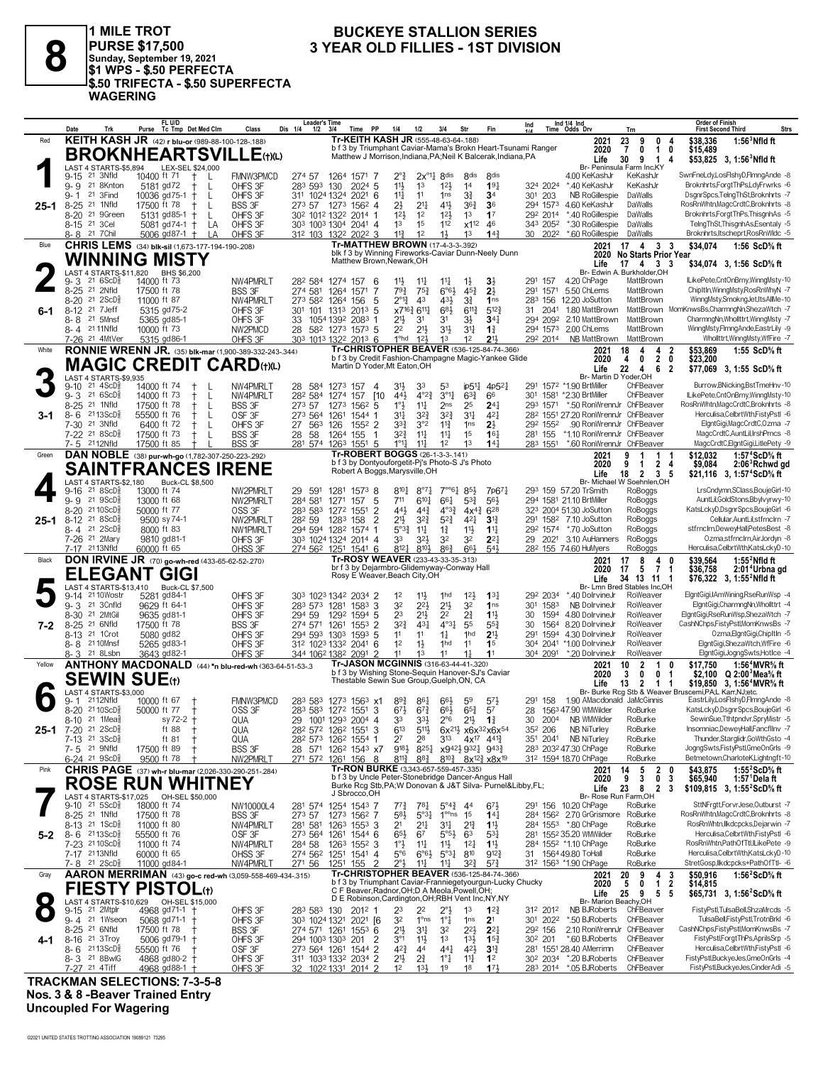# 8

**1 MILE TROT**
**PURSE $17,500**
**Sunday, September 19, 2021**
**$1 WPS - $.50 PERFECTA**
**$.50 TRIFECTA - $.50 SUPERFECTA WAGERING**

## BUCKEYE STALLION SERIES
## 3 YEAR OLD FILLIES - 1ST DIVISION

---

**Red — 1 — 25-1**
**KEITH KASH JR (42) r blu-or (989-88-100-128-.188)**
**BROKNHEARTSVILLE(t)(L)**
Tr-KEITH KASH JR (555-48-63-64-.188)
b f 3 by Triumphant Caviar-Mama's Brokn Heart-Tsunami Ranger
Matthew J Morrison,Indiana,PA;Neil K Balcerak,Indiana,PA
Br- Peninsula Farm Inc,KY
LAST 4 STARTS-$5,894 LEX-SEL $24,000
2021: 23 9 0 4 $38,336 1:56³Nfld ft
2020: 7 0 1 0 $15,489
Life: 30 9 1 4 $53,825 3, 1:56³Nfld ft

| Date | Trk | Purse | Class | 1/4 | 1/2 | 3/4 | Time | PP | 1/4 | 1/2 | 3/4 | Str | Fin | Ind | Odds Drv | Trn | Order of Finish |
|---|---|---|---|---|---|---|---|---|---|---|---|---|---|---|---|---|---|
| 9-15 21 | 3Nfld | 10400 ft 71 | FMNW3PMCD | 27⁴ | 57 | 126⁴ | 157¹ | 7 | 2°½ | 2x°1½ | 8dis | 8dis | 8dis | | 4.00 KeKashJr | KeKashJr | SwnFneLdy,LosFlshyD,FlmngAnde -8 |
| 9-9 21 | 8Knton | 5181 gd72 | OHFS 3F | 28³ | 59³ | 130 | 202⁴ | 5 | 1½ | 1³ | 1²½ | 1⁴ | 1⁹½ | 32⁴ 202⁴ | *.40 KeKashJr | KeKashJr | Broknhrts,ForgtThPs,LdyFrwrks -6 |
| 9-1 21 | 3Find | 10036 gd75-1 | OHFS 3F | 31¹ | 102⁴ | 132⁴ | 202¹ | 6 | 1½ | 1¹ | 1ns | 3¾ | 3⁴ | 30¹ 203 | NB RoGillespie | DaWalls | DsgnrSpcs,TelngThSt,Broknhrts -7 |
| 8-25 21 | 1Nfld | 17500 ft 78 | BSS 3F | 27³ | 57 | 127³ | 156² | 4 | 2½ | 2¹½ | 4¹½ | 3⁶¾ | 3⁶ | 29⁴ 157³ | 4.60 KeKashJr | DaWalls | RosRnWhtn,MagcCrdtC,Broknhrts -8 |
| 8-20 21 | 9Green | 5131 gd85-1 | OHFS 3F | 30² | 101² | 132² | 201⁴ | 1 | 1²½ | 1² | 1²½ | 1³ | 1⁷ | 29² 201⁴ | *.40 RoGillespie | DaWalls | Broknhrts,ForgtThPs,ThisgnhAs -5 |
| 8-15 21 | 3Cel | 5081 gd74-1 | OHFS 3F | 30³ | 100³ | 130⁴ | 204¹ | 4 | 1³ | 1⁵ | 1¹² | x1¹² | 4⁶ | 34³ 205² | *.30 RoGillespie | DaWalls | TelngThSt,ThisgnhAs,Esentaly -5 |
| 8-8 21 | 7Chil | 5006 gd87-1 | OHFS 3F | 31² | 103 | 132² | 202² | 3 | 1¹½ | 1² | 1½ | 1³ | 1⁴¾ | 30 202² | *.60 RoGillespie | DaWalls | Broknhrts,Itscheprt,RosRnWldc -5 |

---

**Blue — 2 — 6-1**
**CHRIS LEMS (34) blk-sil (1,673-177-194-190-.208)**
**WINNING MISTY**
Tr-MATTHEW BROWN (17-4-3-3-.392)
blk f 3 by Winning Fireworks-Caviar Dunn-Neely Dunn
Matthew Brown,Newark,OH
Br- Edwin A. Burkholder,OH
LAST 4 STARTS-$11,820 BHS $6,200
2021: 17 4 3 3 $34,074 1:56 ScD⅝ ft
2020: No Starts Prior Year
Life: 17 4 3 3 $34,074 3, 1:56 ScD⅝ ft

| Date | Trk | Purse | Class | 1/4 | 1/2 | 3/4 | Time | PP | 1/4 | 1/2 | 3/4 | Str | Fin | Ind | Odds Drv | Trn | Order of Finish |
|---|---|---|---|---|---|---|---|---|---|---|---|---|---|---|---|---|---|
| 9-3 21 | 6ScD⅝ | 14000 ft 73 | NW4PMRLT | 28² | 58⁴ | 127⁴ | 157 | 6 | 1½ | 1¹½ | 1¹½ | 1½ | 3½ | 29¹ 157 | 4.20 ChPage | MattBrown | ILikePete,CntOnBrny,WinngMsty-10 |
| 8-25 21 | 2Nfld | 17500 ft 78 | BSS 3F | 27⁴ | 58¹ | 126⁴ | 157¹ | 7 | 7⁹¾ | 7⁵¾ | 6°⁶½ | 4⁵¾ | 2½ | 29¹ 157¹ | 5.50 ChLems | MattBrown | ChipItIn,WinngMsty,RosRnWhyN -7 |
| 8-20 21 | 2ScD⅝ | 11000 ft 87 | NW4PMRLT | 27³ | 58² | 126⁴ | 156 | 5 | 2°¹½ | 4³ | 4³½ | 3¾ | 1ns | 28³ 156 | 12.20 JoSutton | MattBrown | WinngMsty,SmokngJet,ItsAllMe-10 |
| 8-12 21 | 7Jeff | 5315 gd75-2 | OHFS 3F | 30¹ | 101 | 131³ | 201³ | 5 | x7¹⁶¾ | 6¹¹¼ | 6⁸½ | 6¹¹¾ | 5¹²¾ | 31 204¹ | 1.80 MattBrown | MattBrown | MomKnwsBs,CharmngNn,ShezaWtch -7 |
| 8-8 21 | 5Mnsf | 5365 gd83-1 | OHFS 3F | 33 | 105⁴ | 139² | 208³ | 1 | 2½ | 3¹ | 3¹ | 3½ | 3⁴¼ | 29⁴ 209² | 2.10 MattBrown | MattBrown | CharmngNn,Wholltttrt,WinngMsty -7 |
| 8-4 21 | 11Nfld | 10000 ft 73 | NW2PMCD | 28 | 58² | 127³ | 157³ | 5 | 2² | 2¹½ | 3¹½ | 3¹¼ | 1¾ | 29⁴ 157³ | 2.00 ChLems | MattBrown | WinngMsty,FlmngAnde,EastrLily -9 |
| 7-26 21 | 4MtVer | 5315 gd86-1 | OHFS 3F | 30³ | 101³ | 132² | 201³ | 2 | 1°hd | 1²½ | 1³ | 1² | 2¹½ | 29² 201⁴ | NB MattBrown | MattBrown | Wholltttrt,WinngMsty,WfFire -7 |

---

**White — 3 — 3-1**
**RONNIE WRENN JR. (35) blk-mar (1,900-389-332-243-.344)**
**MAGIC CREDIT CARD(t)(L)**
Tr-CHRISTOPHER BEAVER (536-125-84-74-.366)
b f 3 by Credit Fashion-Champagne Magic-Yankee Glide
Martin D Yoder,Mt Eaton,OH
Br- Martin D Yoder,OH
LAST 4 STARTS-$9,935
2021: 18 4 4 2 $53,869 1:55 ScD⅝ ft
2020: 4 0 2 0 $23,200
Life: 22 4 6 2 $77,069 3, 1:55 ScD⅝ ft

| Date | Trk | Purse | Class | 1/4 | 1/2 | 3/4 | Time | PP | 1/4 | 1/2 | 3/4 | Str | Fin | Ind | Odds Drv | Trn | Order of Finish |
|---|---|---|---|---|---|---|---|---|---|---|---|---|---|---|---|---|---|
| 9-10 21 | 4ScD⅝ | 14000 ft 74 | NW4PMRLT | 28 | 58⁴ | 127³ | 157 | 4 | 3¹½ | 3³ | 5³ | ip5¹½ | 4p5²½ | 29¹ 157² | *1.90 BrtMiller | ChFBeaver | Burrow,BNicking,BstTmeHnv-10 |
| 9-3 21 | 6ScD⅝ | 14000 ft 73 | NW4PMRLT | 28² | 58⁴ | 127⁴ | 157 | [10 | 4⁴½ | 4°²¾ | 3°¹½ | 6³¾ | 6⁶ | 30¹ 158¹ | *2.30 BrtMiller | ChFBeaver | ILikePete,CntOnBrny,WinngMsty-10 |
| 8-25 21 | 1Nfld | 17500 ft 78 | BSS 3F | 27³ | 57 | 127³ | 156² | 5 | 1°½ | 1¹½ | 2ns | 2⁵ | 2⁴¼ | 29³ 157¹ | *.50 RonWrennJr | ChFBeaver | RosRnWhtn,MagcCrdtC,Broknhrts -8 |
| 8-6 21 | 13ScD⅝ | 55500 ft 76 | OSF 3F | 27³ | 56⁴ | 126¹ | 154⁴ | 1 | 3¹½ | 3²¾ | 3²¾ | 3¹½ | 4²½ | 28² 155¹ | 27.20 RonWrennJr | ChFBeaver | Herculisa,CelbrtWth,FistyPstl -6 |
| 7-30 21 | 3Nfld | 6400 ft 72 | OHFS 3F | 27 | 56³ | 126 | 155² | 2 | 3³¾ | 3°² | 1¹¾ | 1ns | 2½ | 29² 155² | .90 RonWrennJr | ChFBeaver | ElgntGigi,MagcCrdtC,Ozma -7 |
| 7-22 21 | 8ScD⅝ | 17500 ft 73 | BSS 3F | 28 | 58 | 126⁴ | 155 | 1 | 3²¾ | 1¹½ | 1¹½ | 1⁵ | 1⁶½ | 28¹ 155 | *1.10 RonWrennJr | ChFBeaver | MagcCrdtC,AuntLil,IrshPrncs -8 |
| 7-5 21 | 12Nfld | 17500 ft 85 | BSS 3F | 28¹ | 57⁴ | 126³ | 155¹ | 6 | 1°¹½ | 1¹½ | 1² | 1³ | 1⁴¾ | 28³ 155¹ | *.60 RonWrennJr | ChFBeaver | MagcCrdtC,ElgntGigi,LitlePety -9 |

---

**Green — 4 — 25-1**
**DAN NOBLE (38) pur-wh-go (1,782-307-250-223-.292)**
**SAINTFRANCES IRENE**
Tr-ROBERT BOGGS (26-1-3-3-.141)
b f 3 by Dontyouforgetit-Pj's Photo-S J's Photo
Robert A Boggs,Marysville,OH
Br- Michael W Soehnlen,OH
LAST 4 STARTS-$2,180 Buck-CL $8,500
2021: 9 1 1 1 $12,032 1:57⁴ScD⅝ ft
2020: 9 1 2 4 $9,084 2:06³Rchwd gd
Life: 18 2 3 5 $21,116 3, 1:57⁴ScD⅝ ft

| Date | Trk | Purse | Class | 1/4 | 1/2 | 3/4 | Time | PP | 1/4 | 1/2 | 3/4 | Str | Fin | Ind | Odds Drv | Trn | Order of Finish |
|---|---|---|---|---|---|---|---|---|---|---|---|---|---|---|---|---|---|
| 9-16 21 | 8ScD⅝ | 13000 ft 74 | NW2PMRLT | 29 | 59¹ | 128¹ | 157³ | 8 | 8¹⁰½ | 8°⁷½ | 7°°⁶½ | 8⁵½ | 7p6⁷¼ | 29³ 159 | 57.20 TrSmith | RoBoggs | LrsCndymn,SClass,BoujeGirl-10 |
| 9-9 21 | 9ScD⅝ | 13000 ft 68 | NW2PMRLT | 28⁴ | 58¹ | 127¹ | 157 | 5 | 7¹¹ | 6¹⁰½ | 6⁶¼ | 5³¾ | 5⁶½ | 29⁴ 158¹ | 21.10 BrtMiller | RoBoggs | AuntLil,GoldStons,BbylvyrWy-10 |
| 8-20 21 | 10ScD⅝ | 50000 ft 77 | OSS 3F | 28³ | 58³ | 127² | 155¹ | 2 | 4⁴½ | 4⁴¾ | 4°³¾ | 4x4¾ | 6²⁸ | 32³ 200⁴ | 51.30 JoSutton | RoBoggs | KatsLckyD,DsgnrSpcs,BoujeGirl -6 |
| 8-12 21 | 8ScD⅝ | 9500 sy74-1 | NW2PMRLT | 28² | 59 | 128³ | 158 | 2 | 2¹½ | 3²¾ | 5²¾ | 4²¼ | 3¹¾ | 29¹ 158² | 7.10 JoSutton | RoBoggs | Cellular,AuntLil,stfrnclrn -7 |
| 8-4 21 | 2ScD⅝ | 8000 ft 83 | NW1PMRLT | 29⁴ | 59⁴ | 128² | 157⁴ | 1 | 5°³¾ | 1¹½ | 1¾ | 1¹½ | 1¹½ | 29² 157⁴ | *.70 JoSutton | RoBoggs | stfrnclrn,DeweyHall,PetesBest -8 |
| 7-26 21 | 2Mary | 9810 gd81-1 | OHFS 3F | 30³ | 102⁴ | 132⁴ | 201⁴ | 4 | 3³ | 3²½ | 3² | 3² | 2²¼ | 29 202¹ | 3.10 AuHanners | RoBoggs | Ozma,stfrnclrn,AirJordyn -8 |
| 7-17 21 | 13Nfld | 60000 ft 65 | OHSS 3F | 27⁴ | 56² | 125¹ | 154¹ | 6 | 8¹²½ | 8¹⁰½ | 8⁶¾ | 6⁶½ | 5⁴½ | 28² 155 | 74.60 HuMyers | RoBoggs | Herculisa,CelbrtWth,KatsLckyD-10 |

---

**Black — 5 — 7-2**
**DON IRVINE JR (70) go-wh-red (433-65-62-52-.270)**
**ELEGANT GIGI**
Tr-ROSY WEAVER (233-43-33-35-.313)
br f 3 by Dejarmbro-Glidemyway-Conway Hall
Rosy E Weaver,Beach City,OH
Br- Lmn Bred Stables Inc,OH
LAST 4 STARTS-$13,410 Buck-CL $7,500
2021: 17 8 4 0 $39,564 1:55²Nfld ft
2020: 17 5 7 1 $36,758 2:01⁴Urbna gd
Life: 34 13 11 1 $76,322 3, 1:55²Nfld ft

| Date | Trk | Purse | Class | 1/4 | 1/2 | 3/4 | Time | PP | 1/4 | 1/2 | 3/4 | Str | Fin | Ind | Odds Drv | Trn | Order of Finish |
|---|---|---|---|---|---|---|---|---|---|---|---|---|---|---|---|---|---|
| 9-14 21 | 10Wostr | 5281 gd84-1 | OHFS 3F | 30³ | 102³ | 134² | 203⁴ | 2 | 1² | 1¹½ | 1hd | 1²½ | 1³¾ | 29² 203⁴ | *.40 DoIrvineJr | RoWeaver | ElgntGigi,IAmWining,RseRunWsp -4 |
| 9-3 21 | 3Cnfld | 9629 ft 64-1 | OHFS 3F | 28³ | 57³ | 128¹ | 158³ | 3 | 3² | 2²½ | 2¹½ | 3² | 1ns | 30¹ 158³ | NB DoIrvineJr | RoWeaver | ElgntGigi,CharmngNn,Wholltttrt -4 |
| 8-30 21 | 2MtGil | 9635 gd81-1 | OHFS 3F | 29⁴ | 59 | 129² | 159⁴ | 5 | 2³ | 2¹½ | 2² | 2¾ | 1¹½ | 30 159⁴ | 4.80 DoIrvineJr | RoWeaver | ElgntGigi,RseRunWsp,ShezaWtch -7 |
| 8-25 21 | 6Nfld | 17500 ft 78 | BSS 3F | 27⁴ | 57¹ | 126¹ | 155³ | 2 | 3²¾ | 4³½ | 4°³½ | 5⁵ | 5⁵¾ | 30 156⁴ | 8.20 DoIrvineJr | RoWeaver | CashNChps,FistyPstl,MomKnwsBs -7 |
| 8-13 21 | 1Crot | 5080 gd82 | OHFS 3F | 29⁴ | 59³ | 130³ | 159³ | 5 | 1¹ | 1¹ | 1½ | 1hd | 2¹½ | 29¹ 159⁴ | 4.30 DoIrvineJr | RoWeaver | Ozma,ElgntGigi,ChipItIn -5 |
| 8-8 21 | 10Mnsf | 5265 gd83-1 | OHFS 3F | 31² | 102³ | 133² | 204¹ | 6 | 1² | 1½ | 1hd | 1¹ | 1⁵ | 30⁴ 204¹ | *1.00 DoIrvineJr | RoWeaver | ElgntGigi,ShezaWtch,WfFire -6 |
| 8-3 21 | 8Lsbn | 3643 gd82-1 | OHFS 3F | 34⁴ | 106² | 138² | 209¹ | 2 | 1¹ | 1³ | 1¹ | 1¾ | 1¹ | 30⁴ 209¹ | *.20 DoIrvineJr | RoWeaver | ElgntGigi,JogngSwts,HotIce -4 |

---

**Yellow — 6 — 25-1**
**ANTHONY MACDONALD (44) *n blu-red-wh (363-64-51-53-.3**
**SEWIN SUE(t)**
Tr-JASON MCGINNIS (316-63-44-41-.320)
b f 3 by Wishing Stone-Sequin Hanover-SJ's Caviar
Thestable Sewin Sue Group,Guelph,ON, CA
Br- Burke Rcg Stb & Weaver Bruscemi,PA;L Karr,NJ;etc.
LAST 4 STARTS-$3,000
2021: 10 2 1 0 $17,750 1:56⁴MVR⅝ ft
2020: 3 0 0 1 $2,100 Q 2:00³Mea⅝ ft
Life: 13 2 1 1 $19,850 3, 1:56⁴MVR⅝ ft

| Date | Trk | Purse | Class | 1/4 | 1/2 | 3/4 | Time | PP | 1/4 | 1/2 | 3/4 | Str | Fin | Ind | Odds Drv | Trn | Order of Finish |
|---|---|---|---|---|---|---|---|---|---|---|---|---|---|---|---|---|---|
| 9-1 21 | 12Nfld | 10000 ft 67 | FMNW3PMCD | 28³ | 58³ | 127³ | 156³ | x1 | 8⁹¾ | 8⁶½ | 8⁶¼ | 5⁹ | 5⁷½ | 29¹ 158 | 1.90 AMacdonald | JaMcGinnis | EastrLily,LosFlshyD,FlmngAnde -8 |
| 8-20 21 | 10ScD⅝ | 50000 ft 77 | OSS 3F | 28³ | 58³ | 127² | 155¹ | 3 | 6⁷½ | 6⁷¾ | 6⁶½ | 6⁵¾ | 5⁷ | 28 156³ | 47.90 WMWilder | RoBurke | KatsLckyD,DsgnrSpcs,BoujeGirl -6 |
| 8-10 21 | 1Mea⅝ | sy72-2 | QUA | 29 | 100¹ | 129³ | 200⁴ | 4 | 3³ | 3³½ | 2°⁶ | 2¹½ | 1¾ | 30 200⁴ | NB WMWilder | RoBurke | SewinSue,Tthtpndvr,SpryMistr -5 |
| 7-20 21 | 2ScD⅝ | ft 88 | QUA | 28² | 57² | 126² | 155¹ | 3 | 6¹³ | 5¹¹½ | 6x²¹½ | x6x³²x6x⁵⁴ | | 35² 206 | NB NiTurley | RoBurke | Insomniac,DeweyHall,FancfllInv -7 |
| 7-13 21 | 3ScD⅝ | ft 81 | QUA | 28² | 57³ | 126² | 155⁴ | 1 | 2⁷ | 2⁸ | 3¹³ | 4x¹⁷ | 4⁴¹¾ | 35¹ 204¹ | NB NiTurley | RoBurke | Thunder,Starglidr,GoWthGsto -4 |
| 7-5 21 | 9Nfld | 17500 ft 89 | BSS 3F | 28 | 57¹ | 126² | 154³ | x7 | 9¹⁸½ | 8²⁵¼ | x9⁴²½ | 9³²½ | 9⁴³¾ | 28³ 203² | 47.30 ChPage | RoBurke | JogngSwts,FistyPstl,GmeOnGrls -9 |
| 6-24 21 | 9ScD⅝ | 9500 ft 78 | NW2PMRLT | 27¹ | 57² | 126¹ | 156 | 8 | 8¹¹½ | 8⁸½ | 8¹⁰¾ | 8x¹²½ | x8x¹⁹ | 31² 159⁴ | 18.70 ChPage | RoBurke | Betmetown,CharlotteK,Lightngft-10 |

---

**Pink — 7 — 5-2**
**CHRIS PAGE (37) wh-r blu-mar (2,026-330-290-251-.284)**
**ROSE RUN WHITNEY**
Tr-RON BURKE (3,343-657-559-457-.335)
b f 3 by Uncle Peter-Stonebridge Dancer-Angus Hall
Burke Rcg Stb,PA;W Donovan & J&T Silva- Purnel&Libby,FL;
J Sbrocco,OH
Br- Rose Run Farm,OH
LAST 4 STARTS-$17,025 OH-SEL $50,000
2021: 14 5 2 0 $43,875 1:55²ScD⅝ ft
2020: 9 3 0 3 $65,940 1:57¹Dela ft
Life: 23 8 2 3 $109,815 3, 1:55²ScD⅝ ft

| Date | Trk | Purse | Class | 1/4 | 1/2 | 3/4 | Time | PP | 1/4 | 1/2 | 3/4 | Str | Fin | Ind | Odds Drv | Trn | Order of Finish |
|---|---|---|---|---|---|---|---|---|---|---|---|---|---|---|---|---|---|
| 9-10 21 | 5ScD⅝ | 18000 ft 74 | NW10000L4 | 28¹ | 57⁴ | 125⁴ | 154³ | 7 | 7⁷¾ | 7⁸½ | 5°⁴¾ | 4⁴ | 6⁷½ | 29¹ 156 | 10.20 ChPage | RoBurke | SttNFrgtt,ForvrJese,Outburst -7 |
| 8-25 21 | 1Nfld | 17500 ft 78 | BSS 3F | 27³ | 57 | 127³ | 156² | 7 | 5⁸½ | 5°³¼ | 1°°ns | 1⁵ | 1⁴¼ | 28⁴ 156² | 2.70 GrGrismore | RoBurke | RosRnWhtn,MagcCrdtC,Broknhrts -8 |
| 8-13 21 | 1ScD⅝ | 11000 ft 80 | NW4PMRLT | 28¹ | 58¹ | 126³ | 155³ | 3 | 2¹ | 2¹½ | 3¹½ | 2¹½ | 1¹½ | 28⁴ 155³ | *.80 ChPage | RoBurke | RosRnWhtn,Ilkdcpcks,Dejarwin -7 |
| 8-6 21 | 13ScD⅝ | 55500 ft 76 | OSF 3F | 27³ | 56⁴ | 126¹ | 154⁴ | 6 | 6⁵½ | 6⁷ | 5°⁵½ | 6³ | 5³¾ | 28¹ 155² | 35.20 WMWilder | RoBurke | Herculisa,CelbrtWth,FistyPstl -6 |
| 7-23 21 | 10ScD⅝ | 11000 ft 74 | NW4PMRLT | 28⁴ | 58 | 126³ | 155² | 3 | 1°½ | 1¹½ | 1¹½ | 1²½ | 1¹½ | 28⁴ 155² | *1.10 ChPage | RoBurke | RosRnWhtn,PathOfTtl,ILikePete -9 |
| 7-17 21 | 13Nfld | 60000 ft 65 | OHSS 3F | 27⁴ | 56² | 125¹ | 154¹ | 5 | 5°⁶ | 6°⁶½ | 5°³¼ | 8¹⁰ | 9¹²¾ | 31 156⁴ | 49.80 ToHall | RoBurke | Herculisa,CelbrtWth,KatsLckyD-10 |
| 7-8 21 | 2ScD⅝ | 11000 gd84-1 | NW2PMRLT | 27¹ | 56 | 125¹ | 155 | 2 | 2°½ | 1¹½ | 1¹½ | 3²¾ | 5⁷¾ | 31² 156³ | *1.90 ChPage | RoBurke | StretGosp,Ilkdcpcks+PathOfTtl- -6 |

---

**Gray — 8 — 4-1**
**AARON MERRIMAN (43) go-c red-wh (3,059-558-469-434-.315)**
**FIESTY PISTOL(t)**
Tr-CHRISTOPHER BEAVER (536-125-84-74-.366)
b f 3 by Triumphant Caviar-Franniegetyourgun-Lucky Chucky
C F Beaver,Radnor,OH;D A Meola,Powell,OH;
D E Robinson,Cardington,OH;RBH Vent Inc,NY,NY
Br- Marion Beachy,OH
LAST 4 STARTS-$10,629 OH-SEL $15,000
2021: 20 9 4 3 $50,916 1:56²ScD⅝ ft
2020: 5 0 1 2 $14,815
Life: 25 9 5 5 $65,731 3, 1:56²ScD⅝ ft

| Date | Trk | Purse | Class | 1/4 | 1/2 | 3/4 | Time | PP | 1/4 | 1/2 | 3/4 | Str | Fin | Ind | Odds Drv | Trn | Order of Finish |
|---|---|---|---|---|---|---|---|---|---|---|---|---|---|---|---|---|---|
| 9-15 21 | 2Mtplr | 4968 gd71-1 | OHFS 3F | 28³ | 58³ | 130 | 201² | 1 | 2³ | 2² | 2°½ | 1³ | 1²¾ | 31² 201² | NB BJRoberts | ChFBeaver | FistyPstl,TulsaBell,ShzaMrcds -5 |
| 9-4 21 | 1Wseon | 5068 gd71-1 | OHFS 3F | 30³ | 102⁴ | 132¹ | 201 | [6 | 3² | 1°ns | 1°½ | 1ns | 2¹ | 30¹ 202² | *.50 BJRoberts | ChFBeaver | TulsaBell,FistyPstl,TrotnBrkl -6 |
| 8-25 21 | 6Nfld | 17500 ft 78 | BSS 3F | 27⁴ | 57¹ | 126¹ | 155³ | 6 | 2¹½ | 3¹½ | 3² | 2²½ | 2²¼ | 29² 156 | 2.10 RonWrennJr | ChFBeaver | CashNChps,FistyPstl,MomKnwsBs -7 |
| 8-16 21 | 3Troy | 5006 gd79-1 | OHFS 3F | 29⁴ | 100³ | 130³ | 201 | 2 | 3°¹ | 1¹½ | 1³ | 1³½ | 1⁵¾ | 30² 201 | *.60 BJRoberts | ChFBeaver | FistyPstl,ForgtThPs,AprilsSrp -5 |
| 8-6 21 | 13ScD⅝ | 55500 ft 76 | OSF 3F | 27³ | 56⁴ | 126¹ | 154⁴ | 2 | 4²¾ | 4⁴ | 4⁴¼ | 4²½ | 3¹¾ | 28¹ 155¹ | 28.40 AMerrimn | ChFBeaver | Herculisa,CelbrtWth,FistyPstl -6 |
| 8-3 21 | 8BwlG | 4968 gd80-2 | OHFS 3F | 31¹ | 103³ | 133² | 203⁴ | 2 | 2¹½ | 2¾ | 1°½ | 1¹½ | 1² | 30² 203⁴ | *.20 BJRoberts | ChFBeaver | FistyPstl,BuckeyeJes,GmeOnGrls -4 |
| 7-27 21 | 4Tiff | 4968 gd88-1 | OHFS 3F | 32 | 102² | 133¹ | 201⁴ | 2 | 1² | 1³½ | 1⁹ | 1⁸ | 1⁷½ | 28³ 201⁴ | *.05 BJRoberts | ChFBeaver | FistyPstl,BuckeyeJes,CinderAdi -5 |

---

**TRACKMAN SELECTIONS: 7-3-5-8**
**Nos. 3 & 8 -Beaver Trained Entry**
**Uncoupled For Wagering**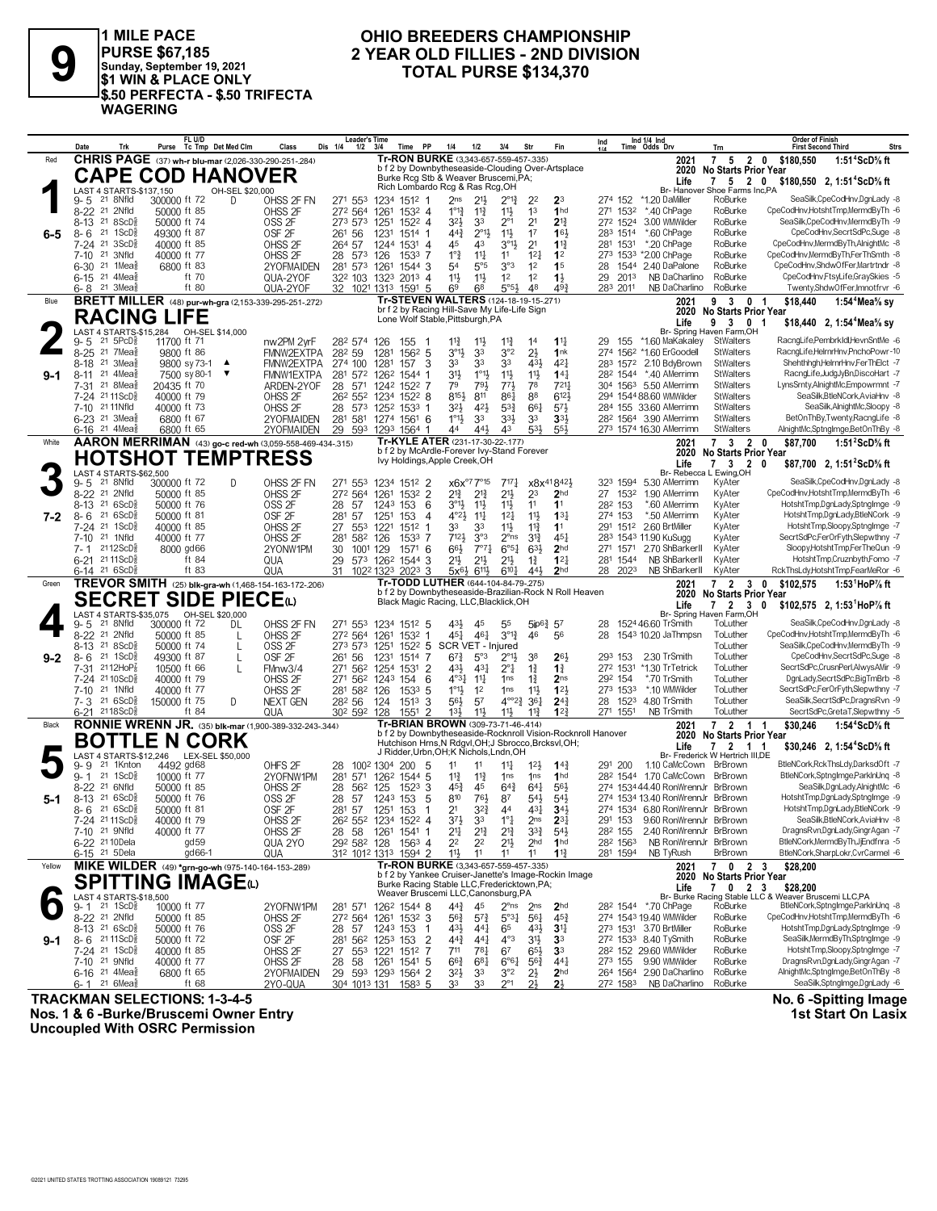# 9

**1 MILE PACE**
**PURSE $67,185**
**Sunday, September 19, 2021**
**$1 WIN & PLACE ONLY**
**$.50 PERFECTA - $.50 TRIFECTA WAGERING**

## OHIO BREEDERS CHAMPIONSHIP
## 2 YEAR OLD FILLIES - 2ND DIVISION
## TOTAL PURSE $134,370

---

### 1 — Red — CAPE COD HANOVER — 6-5

**CHRIS PAGE** (37) wh-r blu-mar (2,026-330-290-251-.284)

Tr-RON BURKE (3,343-657-559-457-.335)
b f 2 by Downbytheseaside-Clouding Over-Artsplace
Burke Rcg Stb & Weaver Bruscemi,PA; Rich Lombardo Rcg & Ras Rcg,OH
Br- Hanover Shoe Farms Inc,PA

LAST 4 STARTS-$137,150 — OH-SEL $20,000

2021: 7 5 2 0 $180,550 1:51⁴ScD⅝ ft
2020: No Starts Prior Year
Life: 7 5 2 0 $180,550 2, 1:51⁴ScD⅝ ft

| Date | Trk | Purse | Class | 1/4 | 1/2 | 3/4 | Time | PP | 1/4 | 1/2 | 3/4 | Str | Fin | Ind Time | Odds | Drv | Trn | Order of Finish |
|---|---|---|---|---|---|---|---|---|---|---|---|---|---|---|---|---|---|---|
| 9-5 21 | 8Nfld | 300000 ft 72 D | OHSS 2F FN | 27¹ | 55³ | 123⁴ | 151² | 1 | 2ns | 2 1½ | 2°1¾ | 2² | 2³ | 27⁴ 152 | *1.20 | DaMiller | RoBurke | SeaSilk,CpeCodHnv,DgnLady -8 |
| 8-22 21 | 2Nfld | 50000 ft 85 | OHSS 2F | 27² | 56⁴ | 126¹ | 153² | 4 | 1°1¾ | 1 1¾ | 1 1½ | 1³ | 1hd | 27¹ 153² | *.40 | ChPage | RoBurke | CpeCodHnv,HotshtTmp,MermdByTh -6 |
| 8-13 21 | 8ScD⅝ | 50000 ft 74 | OSS 2F | 27³ | 57³ | 125¹ | 152² | 4 | 3 2½ | 3³ | 2°1 | 2¹ | 2 1¾ | 27² 152⁴ | 3.00 | WMWilder | RoBurke | SeaSilk,CpeCodHnv,MermdByTh -9 |
| 8-6 21 | 1ScD⅝ | 49300 ft 87 | OSF 2F | 26¹ | 56 | 123¹ | 151⁴ | 1 | 4 4¾ | 2°1½ | 1 1½ | 1⁷ | 1 6½ | 28³ 151⁴ | *.60 | ChPage | RoBurke | CpeCodHnv,SecrtSdPc,Suge -8 |
| 7-24 21 | 3ScD⅝ | 40000 ft 85 | OHSS 2F | 26⁴ | 57 | 124⁴ | 153¹ | 4 | 4⁵ | 4³ | 3°1½ | 2¹ | 1 1¾ | 28¹ 153¹ | *.20 | ChPage | RoBurke | CpeCodHnv,MermdByTh,AlnightMc -8 |
| 7-10 21 | 3Nfld | 40000 ft 77 | OHSS 2F | 28 | 57³ | 126 | 153³ | 7 | 1°¾ | 1 1¼ | 1¹ | 1 2¼ | 1² | 27³ 153³ | *2.00 | ChPage | RoBurke | CpeCodHnv,MermdByTh,FerThSmth -8 |
| 6-30 21 | 1Mea⅝ | 6800 ft 83 | 2YOFMAIDEN | 28¹ | 57³ | 126¹ | 154⁴ | 3 | 5⁴ | 5°5 | 3°3 | 1² | 1⁵ | 28 154⁴ | 2.40 | DaPalone | RoBurke | CpeCodHnv,ShdwOfFer,Martrtndr -8 |
| 6-15 21 | 4Mea⅝ | ft 70 | QUA-2YOF | 32² | 103 | 132³ | 201³ | 4 | 1 1½ | 1 1½ | 1² | 1² | 1½ | 29 201³ | NB | DaCharlino | RoBurke | CpeCodHnv,FtsyLife,GraySkies -5 |
| 6-8 21 | 3Mea⅝ | ft 80 | QUA-2YOF | 32 | 102¹ | 131³ | 159¹ | 5 | 6⁹ | 6⁸ | 5°5½ | 4⁸ | 4 9¾ | 28³ 201¹ | NB | DaCharlino | RoBurke | Twenty,ShdwOfFer,Imnotfrvr -6 |

---

### 2 — Blue — RACING LIFE — 9-1

**BRETT MILLER** (48) pur-wh-gra (2,153-339-295-251-.272)

Tr-STEVEN WALTERS (124-18-19-15-.271)
br f 2 by Racing Hill-Save My Life-Life Sign
Lone Wolf Stable,Pittsburgh,PA
Br- Spring Haven Farm,OH

LAST 4 STARTS-$15,284 — OH-SEL $14,000

2021: 9 3 0 1 $18,440 1:54⁴Mea⅝ sy
2020: No Starts Prior Year
Life: 9 3 0 1 $18,440 2, 1:54⁴Mea⅝ sy

| Date | Trk | Purse | Class | 1/4 | 1/2 | 3/4 | Time | PP | 1/4 | 1/2 | 3/4 | Str | Fin | Ind Time | Odds | Drv | Trn | Order of Finish |
|---|---|---|---|---|---|---|---|---|---|---|---|---|---|---|---|---|---|---|
| 9-5 21 | 5PcD⅝ | 11700 ft 71 | nw2PM 2yrF | 28² | 57⁴ | 126 | 155 | 1 | 1 1¾ | 1 1½ | 1 1¾ | 1⁴ | 1 1¼ | 29 155 | *1.60 | MaKakaley | StWalters | RacngLife,PembrkIdl,HevnSntMe -6 |
| 8-25 21 | 7Mea⅝ | 9800 ft 86 | FMNW2EXTPA | 28² | 59 | 128¹ | 156² | 5 | 3°1½ | 3³ | 3°² | 2½ | 1nk | 27⁴ 156² | *1.60 | ErGoodell | StWalters | RacngLife,HelmrHnv,PnchoPowr -10 |
| 8-18 21 | 3Mea⅝ | 9800 sy 73-1 ▲ | FMNW2EXTPA | 27⁴ | 100 | 128¹ | 157 | 3 | 3³ | 3³ | 3³ | 4 3¾ | 4 2¼ | 28³ 157² | 2.10 | BdyBrown | StWalters | Shehthhgh,HelmrHnv,FerThElct -7 |
| 8-11 21 | 4Mea⅝ | 7500 sy 80-1 ▼ | FMNW1EXTPA | 28¹ | 57² | 126² | 154⁴ | 1 | 3 1½ | 1°1½ | 1 1½ | 1 1½ | 1 4¼ | 28² 154⁴ | *.40 | AMerrimn | StWalters | RacngLife,JudgJyBn,DiscoHart -7 |
| 7-31 21 | 8Mea⅝ | 20435 ft 70 | ARDEN-2YOF | 28 | 57¹ | 124² | 152² | 7 | 7⁹ | 7 9½ | 7 7½ | 7⁸ | 7 21¼ | 30⁴ 156³ | 5.50 | AMerrimn | StWalters | LynsSrnty,AlnightMc,Empowrmnt -7 |
| 7-24 21 | 11ScD⅝ | 40000 ft 79 | OHSS 2F | 26² | 55² | 123⁴ | 152² | 8 | 8 15½ | 8¹¹ | 8 6¼ | 8⁸ | 6 12½ | 29⁴ 154⁴ | 88.60 | WMWilder | StWalters | SeaSilk,BtleNCork,AviaHnv -8 |
| 7-10 21 | 11Nfld | 40000 ft 73 | OHSS 2F | 28 | 57³ | 125² | 153³ | 1 | 3 2½ | 4 2½ | 5 3¾ | 6 6¼ | 5 7½ | 28⁴ 155 | 33.60 | AMerrimn | StWalters | SeaSilk,AlnightMc,Sloopy -8 |
| 6-23 21 | 3Mea⅝ | 6800 ft 67 | 2YOFMAIDEN | 28¹ | 58¹ | 127⁴ | 156¹ | 6 | 1°1½ | 3³ | 3 3½ | 3³ | 3 3½ | 28² 156⁴ | 3.90 | AMerrimn | StWalters | BetOnThBy,Twenty,RacngLife -8 |
| 6-16 21 | 4Mea⅝ | 6800 ft 65 | 2YOFMAIDEN | 29 | 59³ | 129³ | 156⁴ | 1 | 4⁴ | 4 4½ | 4³ | 5 3¾ | 5 5½ | 27³ 157⁴ | 16.30 | AMerrimn | StWalters | AlnightMc,Sptnglmge,BetOnThBy -8 |

---

### 3 — White — HOTSHOT TEMPTRESS — 7-2

**AARON MERRIMAN** (43) go-c red-wh (3,059-558-469-434-.315)

Tr-KYLE ATER (231-17-30-22-.177)
b f 2 by McArdle-Forever Ivy-Stand Forever
Ivy Holdings,Apple Creek,OH
Br- Rebecca L Ewing,OH

LAST 4 STARTS-$62,500

2021: 7 3 2 0 $87,700 1:51²ScD⅝ ft
2020: No Starts Prior Year
Life: 7 3 2 0 $87,700 2, 1:51²ScD⅝ ft

| Date | Trk | Purse | Class | 1/4 | 1/2 | 3/4 | Time | PP | 1/4 | 1/2 | 3/4 | Str | Fin | Ind Time | Odds | Drv | Trn | Order of Finish |
|---|---|---|---|---|---|---|---|---|---|---|---|---|---|---|---|---|---|---|
| 9-5 21 | 8Nfld | 300000 ft 72 D | OHSS 2F FN | 27¹ | 55³ | 123⁴ | 151² | 2 | x6x°⁷ | 7°¹⁵ | 7 17¼ | x8x⁴¹ | 8 42½ | 32³ 159⁴ | 5.30 | AMerrimn | KyAter | SeaSilk,CpeCodHnv,DgnLady -8 |
| 8-22 21 | 2Nfld | 50000 ft 85 | OHSS 2F | 27² | 56⁴ | 126¹ | 153² | 2 | 2 1¾ | 2 1¾ | 2 1½ | 2³ | 2hd | 27 153² | 1.90 | AMerrimn | KyAter | CpeCodHnv,HotshtTmp,MermdByTh -6 |
| 8-13 21 | 6ScD⅝ | 50000 ft 76 | OSS 2F | 28 | 57 | 124³ | 153 | 6 | 3°1½ | 1 1½ | 1 1½ | 1¹ | 1¹ | 28² 153 | *.60 | AMerrimn | KyAter | HotshtTmp,DgnLady,Sptnglmge -9 |
| 8-6 21 | 6ScD⅝ | 50000 ft 81 | OSF 2F | 28¹ | 57 | 125¹ | 153 | 4 | 4°2½ | 1 1¼ | 1 2¼ | 1 1½ | 1 3¼ | 27⁴ 153 | *.50 | AMerrimn | KyAter | HotshtTmp,DgnLady,BtleNCork -9 |
| 7-24 21 | 1ScD⅝ | 40000 ft 85 | OHSS 2F | 27 | 55³ | 122¹ | 151² | 1 | 3³ | 3³ | 1 1½ | 1 1¾ | 1¹ | 29¹ 151² | 2.60 | BrtMiller | KyAter | HotshtTmp,Sloopy,Sptnglmge -7 |
| 7-10 21 | 1Nfld | 40000 ft 77 | OHSS 2F | 28¹ | 58² | 126 | 153³ | 7 | 7 12½ | 3°3 | 2°ns | 3 1¾ | 4 5¼ | 28³ 154³ | 11.90 | KuSugg | KyAter | SecrtSdPc,FerOrFyth,Slepwthny -7 |
| 7-1 21 | 12ScD⅝ | 8000 gd66 | 2YONW1PM | 30 | 100¹ | 129 | 157¹ | 6 | 6 6½ | 7°7¼ | 6°5¼ | 6 3¾ | 2hd | 27¹ 157¹ | 2.70 | ShBarkerII | KyAter | Sloopy,HotshtTmp,FerTheQun -9 |
| 6-21 21 | 11ScD⅝ | ft 84 | QUA | 29 | 57³ | 126² | 154⁴ | 3 | 2 1½ | 2 1½ | 2 1½ | 1¾ | 1 2¼ | 28¹ 154⁴ | NB | ShBarkerII | KyAter | HotshtTmp,Cruznbyth,Fomo -7 |
| 6-14 21 | 6ScD⅝ | ft 83 | QUA | 31 | 102² | 132³ | 202³ | 3 | 5x6½ | 6 11½ | 6 10¼ | 4 4½ | 2hd | 28 202³ | NB | ShBarkerII | KyAter | RckThsLdy,HotshtTmp,FearMeRor -6 |

---

### 4 — Green — SECRET SIDE PIECE(L) — 9-2

**TREVOR SMITH** (25) blk-gra-wh (1,468-154-163-172-.206)

Tr-TODD LUTHER (644-104-84-79-.275)
b f 2 by Downbytheseaside-Brazilian-Rock N Roll Heaven
Black Magic Racing, LLC,Blacklick,OH
Br- Spring Haven Farm,OH

LAST 4 STARTS-$35,075 — OH-SEL $20,000

2021: 7 2 3 0 $102,575 1:53¹HoP⅞ ft
2020: No Starts Prior Year
Life: 7 2 3 0 $102,575 2, 1:53¹HoP⅞ ft

| Date | Trk | Purse | Class | 1/4 | 1/2 | 3/4 | Time | PP | 1/4 | 1/2 | 3/4 | Str | Fin | Ind Time | Odds | Drv | Trn | Order of Finish |
|---|---|---|---|---|---|---|---|---|---|---|---|---|---|---|---|---|---|---|
| 9-5 21 | 8Nfld | 300000 ft 72 DL | OHSS 2F FN | 27¹ | 55³ | 123⁴ | 151² | 5 | 4 3½ | 4⁵ | 5⁵ | 5ip⁶¾ | 5⁷ | 28 152⁴ | 46.60 | TrSmith | ToLuther | SeaSilk,CpeCodHnv,DgnLady -8 |
| 8-22 21 | 2Nfld | 50000 ft 85 L | OHSS 2F | 27² | 56⁴ | 126¹ | 153² | 1 | 4 5½ | 4 6¼ | 3°1¾ | 4⁶ | 5⁶ | 28 154³ | 10.20 | JaThmpsn | ToLuther | CpeCodHnv,HotshtTmp,MermdByTh -6 |
| 8-13 21 | 8ScD⅝ | 50000 ft 74 L | OSS 2F | 27³ | 57³ | 125¹ | 152² | 5 | SCR VET - Injured | | | | | | | | ToLuther | SeaSilk,CpeCodHnv,MermdByTh -9 |
| 8-6 21 | 1ScD⅝ | 49300 ft 87 L | OSF 2F | 26¹ | 56 | 123¹ | 151⁴ | 7 | 6 7¾ | 5°3 | 2°1½ | 3⁸ | 2 6½ | 29³ 153 | 2.30 | TrSmith | ToLuther | CpeCodHnv,SecrtSdPc,Suge -8 |
| 7-31 21 | 12HoP⅞ | 10500 ft 66 L | FMnw3/4 | 27¹ | 56² | 125⁴ | 153¹ | 2 | 4 3½ | 4 3¼ | 2°¾ | 1¾ | 1¾ | 27² 153¹ | *1.30 | TrTetrick | ToLuther | SecrtSdPc,CrusnPerl,AlwysAMr -9 |
| 7-24 21 | 10ScD⅝ | 40000 ft 79 | OHSS 2F | 27¹ | 56² | 124³ | 154 | 6 | 4°3¼ | 1 1½ | 1ns | 1¾ | 2ns | 29² 154 | *.70 | TrSmith | ToLuther | DgnLady,SecrtSdPc,BigTmBrb -8 |
| 7-10 21 | 1Nfld | 40000 ft 77 | OHSS 2F | 28¹ | 58² | 126 | 153³ | 5 | 1°1½ | 1² | 1ns | 1 1½ | 1 2½ | 27³ 153³ | *.10 | WMWilder | ToLuther | SecrtSdPc,FerOrFyth,Slepwthny -7 |
| 7-3 21 | 6ScD⅝ | 150000 ft 75 D | NEXT GEN | 28² | 56 | 124 | 151³ | 3 | 5 6½ | 5⁷ | 4°°2¾ | 3 6¼ | 2 4¾ | 28 152³ | 4.80 | TrSmith | ToLuther | SeaSilk,SecrtSdPc,DragnsRvn -9 |
| 6-21 21 | 18ScD⅝ | ft 84 | QUA | 30² | 59² | 128 | 155¹ | 2 | 1 3½ | 1 1½ | 1 1½ | 1 1¾ | 1 2¾ | 27¹ 155¹ | NB | TrSmith | ToLuther | SecrtSdPc,GretaT,Slepwthny -5 |

---

### 5 — Black — BOTTLE N CORK — 5-1

**RONNIE WRENN JR.** (35) blk-mar (1,900-389-332-243-.344)

Tr-BRIAN BROWN (309-73-71-46-.414)
b f 2 by Downbytheseaside-Rocknroll Vision-Rocknroll Hanover
Hutchison Hrns,N Rdgvl,OH;J Sbrocco,Brcksvl,OH; J Ridder,Urbn,OH;K Nichols,Lndn,OH
Br- Frederick W Hertrich III,DE

LAST 4 STARTS-$12,246 — LEX-SEL $50,000

2021: 7 2 1 1 $30,246 1:54⁴ScD⅝ ft
2020: No Starts Prior Year
Life: 7 2 1 1 $30,246 2, 1:54⁴ScD⅝ ft

| Date | Trk | Purse | Class | 1/4 | 1/2 | 3/4 | Time | PP | 1/4 | 1/2 | 3/4 | Str | Fin | Ind Time | Odds | Drv | Trn | Order of Finish |
|---|---|---|---|---|---|---|---|---|---|---|---|---|---|---|---|---|---|---|
| 9-9 21 | 1Knton | 4492 gd68 | OHFS 2F | 28 | 100² | 130⁴ | 200 | 5 | 1¹ | 1¹ | 1 1¾ | 1 2½ | 1 4¾ | 29¹ 200 | 1.10 | CaMcCown | BrBrown | BtleNCork,RckThsLdy,DarksdOft -7 |
| 9-1 21 | 1ScD⅝ | 10000 ft 77 | 2YOFNW1PM | 28¹ | 57¹ | 126² | 154⁴ | 5 | 1 1¾ | 1 1½ | 1ns | 1ns | 1hd | 28² 154⁴ | 1.70 | CaMcCown | BrBrown | BtleNCork,Sptnglmge,ParklnUnq -8 |
| 8-22 21 | 6Nfld | 50000 ft 85 | OHSS 2F | 28 | 56² | 125 | 152³ | 3 | 4 5¾ | 4⁵ | 6 4¾ | 6 4¼ | 5 6½ | 27⁴ 153⁴ | 44.40 | RonWrennJr | BrBrown | SeaSilk,DgnLady,AlnightMc -6 |
| 8-13 21 | 6ScD⅝ | 50000 ft 76 | OSS 2F | 28 | 57 | 124³ | 153 | 5 | 8¹⁰ | 7 6½ | 8⁷ | 5 4¼ | 5 4½ | 27⁴ 153⁴ | 13.40 | RonWrennJr | BrBrown | HotshtTmp,DgnLady,Sptnglmge -9 |
| 8-6 21 | 6ScD⅝ | 50000 ft 81 | OSF 2F | 28¹ | 57 | 125¹ | 153 | 1 | 2¹ | 3 2¾ | 4⁴ | 4 3¼ | 3 4½ | 27⁴ 153⁴ | 6.80 | RonWrennJr | BrBrown | HotshtTmp,DgnLady,BtleNCork -9 |
| 7-24 21 | 11ScD⅝ | 40000 ft 79 | OHSS 2F | 26² | 55² | 123⁴ | 152² | 5 | 3 7½ | 3³ | 1°¾ | 2ns | 2 3¼ | 29¹ 153 | 9.60 | RonWrennJr | BrBrown | SeaSilk,BtleNCork,AviaHnv -8 |
| 7-10 21 | 9Nfld | 40000 ft 77 | OHSS 2F | 28 | 58 | 126¹ | 154¹ | 1 | 2 1¼ | 2 1¾ | 2 1¾ | 3 3¾ | 5 4½ | 28² 155 | 2.40 | RonWrennJr | BrBrown | DragnsRvn,DgnLady,GingrAgan -7 |
| 6-22 21 | 10Dela | gd59 | QUA 2YO | 29² | 58² | 128 | 156³ | 4 | 2² | 2² | 2 1½ | 2hd | 1hd | 28² 156³ | NB | RonWrennJr | BrBrown | BtleNCork,MermdByTh,JjEndfnra -5 |
| 6-15 21 | 5Dela | gd66-1 | QUA | 31² | 101² | 131³ | 159⁴ | 2 | 1 1½ | 1¹ | 1¹ | 1¹ | 1 1¾ | 28¹ 159⁴ | NB | TyRush | BrBrown | BtleNCork,SharpLokr,CvrCarmel -6 |

---

### 6 — Yellow — SPITTING IMAGE(L) — 9-1

**MIKE WILDER** (49) *grn-go-wh (975-140-164-153-.289)

Tr-RON BURKE (3,343-657-559-457-.335)
b f 2 by Yankee Cruiser-Janette's Image-Rockin Image
Burke Racing Stable LLC,Fredericktown,PA; Weaver Bruscemi LLC,Canonsburg,PA
Br- Burke Racing Stable LLC & Weaver Bruscemi LLC,PA

LAST 4 STARTS-$18,500

2021: 7 0 2 3 $28,200
2020: No Starts Prior Year
Life: 7 0 2 3 $28,200

| Date | Trk | Purse | Class | 1/4 | 1/2 | 3/4 | Time | PP | 1/4 | 1/2 | 3/4 | Str | Fin | Ind Time | Odds | Drv | Trn | Order of Finish |
|---|---|---|---|---|---|---|---|---|---|---|---|---|---|---|---|---|---|---|
| 9-1 21 | 1ScD⅝ | 10000 ft 77 | 2YOFNW1PM | 28¹ | 57¹ | 126² | 154⁴ | 8 | 4 4¾ | 4⁴ | 2°ns | 2ns | 2hd | 28² 154⁴ | *.70 | ChPage | RoBurke | BtleNCork,Sptnglmge,ParklnUnq -8 |
| 8-22 21 | 2Nfld | 50000 ft 85 | OHSS 2F | 27² | 56⁴ | 126¹ | 153² | 3 | 5 6¾ | 5 7¾ | 5°3¼ | 5 6¼ | 4 5¾ | 27⁴ 154³ | 19.40 | WMWilder | RoBurke | CpeCodHnv,HotshtTmp,MermdByTh -6 |
| 8-13 21 | 6ScD⅝ | 50000 ft 76 | OSS 2F | 28 | 57 | 124³ | 153 | 1 | 4 3½ | 4 4¼ | 6⁵ | 4 3¼ | 3 1¾ | 27³ 153¹ | 3.70 | BrtMiller | RoBurke | HotshtTmp,DgnLady,Sptnglmge -9 |
| 8-6 21 | 11ScD⅝ | 50000 ft 72 | OSF 2F | 28¹ | 56² | 125³ | 153 | 2 | 4 4¾ | 4 4¼ | 4°3 | 3 1½ | 3³ | 27² 153³ | 8.40 | TySmith | RoBurke | SeaSilk,MermdByTh,Sptnglmge -9 |
| 7-24 21 | 1ScD⅝ | 40000 ft 85 | OHSS 2F | 27 | 55³ | 122¹ | 151² | 7 | 7¹¹ | 7 8½ | 6⁷ | 6 5½ | 3³ | 28² 152 | 29.60 | WMWilder | RoBurke | HotshtTmp,Sloopy,Sptnglmge -7 |
| 7-10 21 | 9Nfld | 40000 ft 77 | OHSS 2F | 28 | 58 | 126¹ | 154¹ | 5 | 6 8¾ | 6 8¼ | 6°6¼ | 5 6¾ | 4 4¼ | 27³ 155 | 9.90 | WMWilder | RoBurke | DragnsRvn,DgnLady,GingrAgan -7 |
| 6-16 21 | 4Mea⅝ | 6800 ft 65 | 2YOFMAIDEN | 29 | 59³ | 129³ | 156⁴ | 2 | 3 2½ | 3³ | 3°² | 2½ | 2hd | 26⁴ 156⁴ | 2.90 | DaCharlino | RoBurke | AlnightMc,Sptnglmge,BetOnThBy -8 |
| 6-1 21 | 6Mea⅝ | ft 68 | 2YO-QUA | 30⁴ | 101³ | 131 | 158³ | 5 | 3³ | 3³ | 2°1 | 2½ | 2½ | 27² 158³ | NB | DaCharlino | RoBurke | SeaSilk,Sptnglmge,DgnLady -6 |

---

**TRACKMAN SELECTIONS: 1-3-4-5**

Nos. 1 & 6 -Burke/Bruscemi Owner Entry
Uncoupled With OSRC Permission

No. 6 -Spitting Image
1st Start On Lasix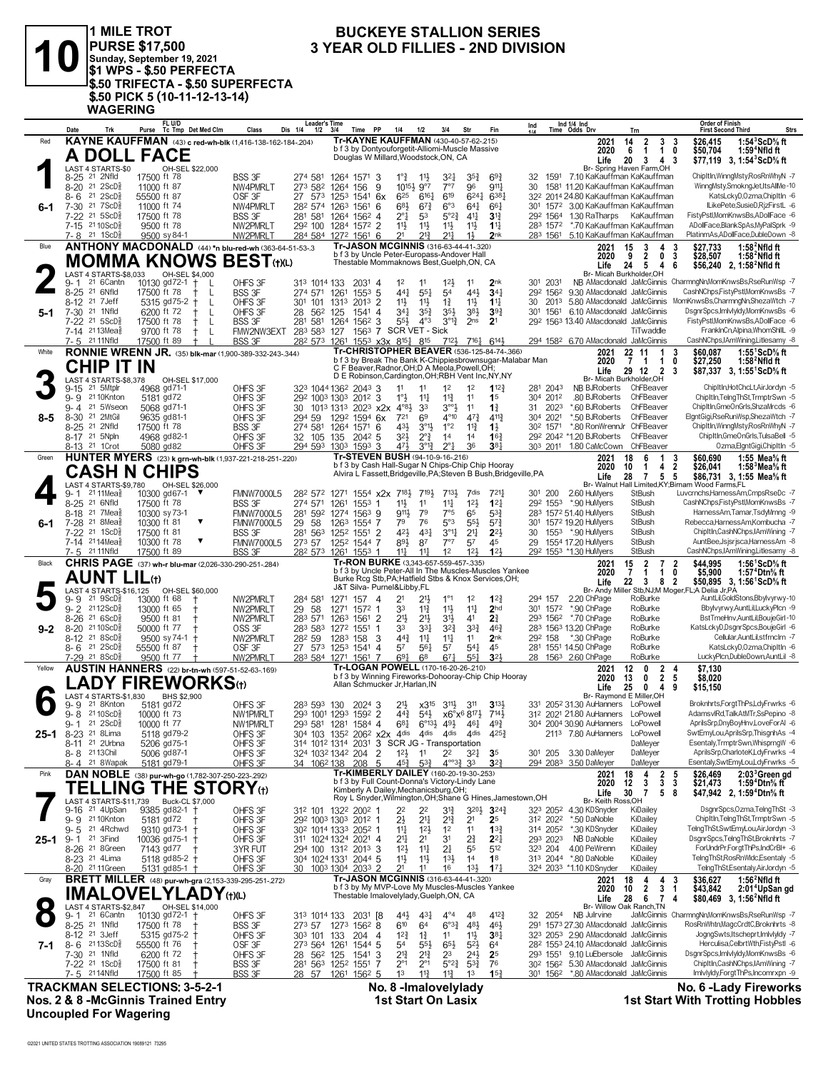# 10

**1 MILE TROT**
**PURSE $17,500**
**Sunday, September 19, 2021**
**$1 WPS - $.50 PERFECTA**
**$.50 TRIFECTA - $.50 SUPERFECTA**
**$.50 PICK 5 (10-11-12-13-14)**
**WAGERING**

## BUCKEYE STALLION SERIES
## 3 YEAR OLD FILLIES - 2ND DIVISION

---

### 1 — Red — 6-1
**KAYNE KAUFFMAN** (43) c red-wh-blk (1,416-138-162-184-.204)

**A DOLL FACE**
Tr-KAYNE KAUFFMAN (430-40-57-62-.215)
b f 3 by Dontyouforgetit-Alliomi-Muscle Massive
Douglas W Millard,Woodstock,ON, CA
Br- Spring Haven Farm,OH

LAST 4 STARTS-$0 — OH-SEL $22,000

| | Starts | W | P | S | Earnings | Best |
|---|---|---|---|---|---|---|
| 2021 | 14 | 2 | 3 | 3 | $26,415 | 1:54³ScD⅝ ft |
| 2020 | 6 | 1 | 1 | 0 | $50,704 | 1:59⁴Nfld ft |
| Life | 20 | 3 | 4 | 3 | $77,119 | 3, 1:54³ScD⅝ ft |

| Date | Trk | Purse | Cond | Class | 1/4 | 1/2 | 3/4 | Time | PP | 1/4 | 1/2 | 3/4 | Str | Fin | Ind | Odds Drv | Trn | Order of Finish |
|---|---|---|---|---|---|---|---|---|---|---|---|---|---|---|---|---|---|---|
| 8-25 | 21 2Nfld | 17500 | ft 78 | BSS 3F | 27⁴ | 58¹ | 126⁴ | 157¹ | 3 | 1°½ | 1½ | 3²¼ | 3⁵¾ | 6⁹¾ | 32 159¹ | 7.10 KaKauffman | KaKauffman | ChipItIn,WinngMsty,RosRnWhyN -7 |
| 8-20 | 21 2ScD⅝ | 11000 | ft 87 | NW4PMRLT | 27³ | 58² | 126⁴ | 156 | 9 | 10¹⁵½ | 9°⁷ | 7°⁷ | 9⁶ | 9¹¹½ | 30 158¹ | 11.20 KaKauffman | KaKauffman | WinngMsty,SmokngJet,ItsAllMe -10 |
| 8-6 | 21 2ScD⅝ | 55500 | ft 87 | OSF 3F | 27 | 57³ | 125³ | 154¹ | 6x | 6²⁵ | 6¹⁶½ | 6¹⁹ | 6²⁴½ | 6³⁸½ | 32² 201⁴ | 24.80 KaKauffman | KaKauffman | KatsLckyD,Ozma,ChipItIn -6 |
| 7-30 | 21 7ScD⅝ | 11000 | ft 74 | NW4PMRLT | 28² | 57⁴ | 126³ | 156¹ | 6 | 6⁸½ | 6⁷½ | 6°³ | 6⁴½ | 6⁶½ | 30¹ 157² | 3.00 KaKauffman | KaKauffman | ILikePete,SusieD,RjzFirstL -6 |
| 7-22 | 21 5ScD⅝ | 17500 | ft 78 | BSS 3F | 28¹ | 58¹ | 126⁴ | 156² | 4 | 2°½ | 5³ | 5°²¾ | 4¹½ | 3¹¾ | 29² 156⁴ | 1.30 RaTharps | KaKauffman | FistyPstl,MomKnwsBs,ADollFace -6 |
| 7-15 | 21 10ScD⅝ | 9500 | ft 78 | NW2PMRLT | 29² | 100 | 128⁴ | 157² | 2 | 1¹½ | 1¹½ | 1¹½ | 1¹½ | 1¹¼ | 28³ 157² | *.70 KaKauffman | KaKauffman | ADollFace,BlankSpAs,MyPalSprk -9 |
| 7-8 | 21 1ScD⅝ | 9500 | sy 84-1 | NW2PMRLT | 28⁴ | 58⁴ | 127² | 156¹ | 6 | 2¹ | 2¹¾ | 2¹¾ | 1½ | 2ⁿᵏ | 28³ 156¹ | 5.10 KaKauffman | KaKauffman | PlatinmAs,ADollFace,DubleDown -8 |

---

### 2 — Blue — 5-1
**ANTHONY MACDONALD** (44) *n blu-red-wh (363-64-51-53-.3

**MOMMA KNOWS BEST**(t)(L)
Tr-JASON MCGINNIS (316-63-44-41-.320)
b f 3 by Uncle Peter-Europass-Andover Hall
Thestable Mommaknows Best,Guelph,ON, CA
Br- Micah Burkholder,OH

LAST 4 STARTS-$8,033 — OH-SEL $4,000

| | Starts | W | P | S | Earnings | Best |
|---|---|---|---|---|---|---|
| 2021 | 15 | 3 | 4 | 3 | $27,733 | 1:58²Nfld ft |
| 2020 | 9 | 2 | 0 | 3 | $28,507 | 1:58²Nfld ft |
| Life | 24 | 5 | 4 | 6 | $56,240 | 2, 1:58²Nfld ft |

| Date | Trk | Purse | Cond | Class | 1/4 | 1/2 | 3/4 | Time | PP | 1/4 | 1/2 | 3/4 | Str | Fin | Ind | Odds Drv | Trn | Order of Finish |
|---|---|---|---|---|---|---|---|---|---|---|---|---|---|---|---|---|---|---|
| 9-1 | 21 6Cantn | 10130 | gd72-1 † L | OHFS 3F | 31³ | 101⁴ | 133 | 203¹ | 4 | 1² | 1¹ | 1²½ | 1¹ | 2ⁿᵏ | 30¹ 203¹ | NB AMacdonald | JaMcGinnis | CharmngNn,MomKnwsBs,RseRunWsp -7 |
| 8-25 | 21 6Nfld | 17500 | ft 78 † L | BSS 3F | 27⁴ | 57¹ | 126¹ | 155³ | 5 | 4⁴½ | 5⁵½ | 5⁴ | 4⁴½ | 3⁴½ | 29² 156² | 9.30 AMacdonald | JaMcGinnis | CashNChps,FistyPstl,MomKnwsBs -7 |
| 8-12 | 21 7Jeff | 5315 | gd75-2 † L | OHFS 3F | 30¹ | 101 | 131³ | 201³ | 2 | 1¹½ | 1¹½ | 1¾ | 1¹½ | 1¹¼ | 30 201³ | 5.80 AMacdonald | JaMcGinnis | MomKnwsBs,CharmngNn,ShezaWtch -7 |
| 7-30 | 21 1Nfld | 6200 | ft 72 † L | OHFS 3F | 28 | 56² | 125 | 154¹ | 4 | 3⁴¾ | 3⁵¾ | 3⁵½ | 3⁸½ | 3⁹¾ | 30¹ 156¹ | 6.10 AMacdonald | JaMcGinnis | DsgnrSpcs,Imlvlyldy,MomKnwsBs -6 |
| 7-22 | 21 5ScD⅝ | 17500 | ft 78 † L | BSS 3F | 28¹ | 58¹ | 126⁴ | 156² | 3 | 5⁵½ | 4°³ | 3°¹¾ | 2ⁿˢ | 2¹ | 29² 156³ | 13.40 AMacdonald | JaMcGinnis | FistyPstl,MomKnwsBs,ADollFace -6 |
| 7-14 | 21 13Mea⅝ | 9700 | ft 78 † L | FMW2NW3EXT | 28³ | 58³ | 127 | 156³ | 7 | SCR VET - Sick | | | | | | | TiTwaddle | FranklnCn,Alpina,WhomShllL -9 |
| 7-5 | 21 11Nfld | 17500 | ft 89 † L | BSS 3F | 28² | 57³ | 126¹ | 155³ | x3x | 8¹⁵½ | 8¹⁵ | 7¹²½ | 7¹⁶½ | 6¹⁴½ | 29⁴ 158² | 6.70 AMacdonald | JaMcGinnis | CashNChps,IAmWining,Litlesamy -8 |

---

### 3 — White — 8-5
**RONNIE WRENN JR.** (35) blk-mar (1,900-389-332-243-.344)

**CHIP IT IN**
Tr-CHRISTOPHER BEAVER (536-125-84-74-.366)
b f 3 by Break The Bank K-Chippiesbrownsugar-Malabar Man
C F Beaver,Radnor,OH;D A Meola,Powell,OH;
D E Robinson,Cardington,OH;RBH Vent Inc,NY,NY
Br- Micah Burkholder,OH

LAST 4 STARTS-$8,378 — OH-SEL $17,000

| | Starts | W | P | S | Earnings | Best |
|---|---|---|---|---|---|---|
| 2021 | 22 | 11 | 1 | 3 | $60,087 | 1:55¹ScD⅝ ft |
| 2020 | 7 | 1 | 1 | 0 | $27,250 | 1:58²Nfld ft |
| Life | 29 | 12 | 2 | 3 | $87,337 | 3, 1:55¹ScD⅝ ft |

| Date | Trk | Purse | Cond | Class | 1/4 | 1/2 | 3/4 | Time | PP | 1/4 | 1/2 | 3/4 | Str | Fin | Ind | Odds Drv | Trn | Order of Finish |
|---|---|---|---|---|---|---|---|---|---|---|---|---|---|---|---|---|---|---|
| 9-15 | 21 5Mtplr | 4968 | gd71-1 | OHFS 3F | 32³ | 104⁴ | 136² | 204³ | 3 | 1¹ | 1¹ | 1² | 1² | 1¹²¾ | 28¹ 204³ | NB BJRoberts | ChFBeaver | ChipItIn,HotChcLt,AirJordyn -5 |
| 9-9 | 21 10Knton | 5181 | gd72 | OHFS 3F | 29² | 100³ | 130³ | 201² | 3 | 1°½ | 1¹½ | 1¹¾ | 1¹ | 1⁵ | 30⁴ 201² | .80 BJRoberts | ChFBeaver | ChipItIn,TelngThSt,TrmptrSwn -5 |
| 9-4 | 21 5Wseon | 5068 | gd71-1 | OHFS 3F | 30 | 101³ | 131³ | 202³ | x2x | 4°⁸½ | 3³ | 3ᵒᵒ½ | 1¹ | 1¾ | 31 202³ | *.60 BJRoberts | ChFBeaver | ChipItIn,GmeOnGrls,ShzaMrcds -6 |
| 8-30 | 21 2MtGil | 9635 | gd81-1 | OHFS 3F | 29⁴ | 59 | 129² | 159⁴ | 6x | 7²¹ | 6⁹ | 4°¹⁰ | 4⁷¾ | 4¹¹¾ | 30⁴ 202¹ | *.50 BJRoberts | ChFBeaver | ElgntGigi,RseRunWsp,ShezaWtch -7 |
| 8-25 | 21 2Nfld | 17500 | ft 78 | BSS 3F | 27⁴ | 58¹ | 126⁴ | 157¹ | 6 | 4³½ | 3°¹½ | 1°² | 1¹¾ | 1¾ | 30² 157¹ | *.80 RonWrennJr | ChFBeaver | ChipItIn,WinngMsty,RosRnWhyN -7 |
| 8-17 | 21 5Npln | 4968 | gd82-1 | OHFS 3F | 32 | 105 | 135 | 204² | 5 | 3²½ | 2°¾ | 1⁴ | 1⁴ | 1⁶¾ | 29² 204² | *1.20 BJRoberts | ChFBeaver | ChipItIn,GmeOnGrls,TulsaBell -5 |
| 8-13 | 21 1Crot | 5080 | gd82 | OHFS 3F | 29⁴ | 59³ | 130³ | 159³ | 3 | 4⁷½ | 3°¹¾ | 2°¼ | 3⁶ | 3⁸½ | 30³ 201¹ | 1.80 CaMcCown | ChFBeaver | Ozma,ElgntGigi,ChipItIn -5 |

---

### 4 — Green — 6-1
**HUNTER MYERS** (23) k grn-wh-blk (1,937-221-218-251-.220)

**CASH N CHIPS**
Tr-STEVEN BUSH (94-10-9-16-.216)
b f 3 by Cash Hall-Sugar N Chips-Chip Chip Hooray
Alvira L Fassett,Bridgeville,PA;Steven B Bush,Bridgeville,PA
Br- Walnut Hall Limited,KY;Birnam Wood Farms,FL

LAST 4 STARTS-$9,780 — OH-SEL $26,000

| | Starts | W | P | S | Earnings | Best |
|---|---|---|---|---|---|---|
| 2021 | 18 | 6 | 1 | 3 | $60,690 | 1:55 Mea⅝ ft |
| 2020 | 10 | 1 | 4 | 2 | $26,041 | 1:58³Mea⅝ ft |
| Life | 28 | 7 | 5 | 5 | $86,731 | 3, 1:55 Mea⅝ ft |

| Date | Trk | Purse | Cond | Class | 1/4 | 1/2 | 3/4 | Time | PP | 1/4 | 1/2 | 3/4 | Str | Fin | Ind | Odds Drv | Trn | Order of Finish |
|---|---|---|---|---|---|---|---|---|---|---|---|---|---|---|---|---|---|---|
| 9-1 | 21 11Mea⅝ | 10300 | gd67-1 ▼ | FMNW7000L5 | 28² | 57² | 127¹ | 155⁴ | x2x | 7¹⁸½ | 7¹⁹½ | 7¹³½ | 7dis | 7²¹¼ | 30¹ 200 | 2.60 HuMyers | StBush | Luvcrnchs,HarnessAm,CmpsRseDc -7 |
| 8-25 | 21 6Nfld | 17500 | ft 78 | BSS 3F | 27⁴ | 57¹ | 126¹ | 155³ | 1 | 1¹½ | 1¹ | 1¹¼ | 1²½ | 1²¼ | 29² 155³ | *.90 HuMyers | StBush | CashNChps,FistyPstl,MomKnwsBs -7 |
| 8-18 | 21 7Mea⅝ | 10300 | sy 73-1 | FMNW7000L5 | 28¹ | 59² | 127⁴ | 156³ | 9 | 9¹¹½ | 7⁹ | 7°⁵ | 6⁵ | 5³¾ | 28³ 157² | 51.40 HuMyers | StBush | HarnessAm,Tamar,TsdyMrnng -9 |
| 7-28 | 21 8Mea⅝ | 10300 | ft 81 ▼ | FMNW7000L5 | 29 | 58 | 126³ | 155⁴ | 7 | 7⁹ | 7⁶ | 5°³ | 5⁵½ | 5⁷¾ | 30¹ 157² | 19.20 HuMyers | StBush | Rebecca,HarnessAm,Kombucha -7 |
| 7-22 | 21 1ScD⅝ | 17500 | ft 81 | BSS 3F | 28¹ | 56³ | 125² | 155¹ | 2 | 4²½ | 4³¼ | 3°¹¼ | 2¹¼ | 2²½ | 30 155³ | *.90 HuMyers | StBush | ChipItIn,CashNChps,IAmWining -7 |
| 7-14 | 21 14Mea⅝ | 10300 | ft 78 ▼ | FMNW7000L5 | 27³ | 57 | 125² | 154⁴ | 7 | 8⁹½ | 8⁷ | 7°⁷ | 5⁷ | 4⁵ | 29 155⁴ | 17.20 HuMyers | StBush | AuntBee,Jsjsrjsca,HarnessAm -8 |
| 7-5 | 21 11Nfld | 17500 | ft 89 | BSS 3F | 28² | 57³ | 126¹ | 155³ | 1 | 1¹½ | 1¹½ | 1² | 1²½ | 1²½ | 29² 155³ | *1.30 HuMyers | StBush | CashNChps,IAmWining,Litlesamy -8 |

---

### 5 — Black — 9-2
**CHRIS PAGE** (37) wh-r blu-mar (2,026-330-290-251-.284)

**AUNT LIL**(t)
Tr-RON BURKE (3,343-657-559-457-.335)
b f 3 by Uncle Peter-All In The Muscles-Muscles Yankee
Burke Rcg Stb,PA;Hatfield Stbs & Knox Services,OH;
J&T Silva- Purnel&Libby,FL
Br- Andy Miller Stb,NJ;M Moger,FL;A Delia Jr,PA

LAST 4 STARTS-$16,125 — OH-SEL $60,000

| | Starts | W | P | S | Earnings | Best |
|---|---|---|---|---|---|---|
| 2021 | 15 | 2 | 7 | 2 | $44,995 | 1:56¹ScD⅝ ft |
| 2020 | 7 | 1 | 1 | 0 | $5,900 | 1:57⁴Dtn⅝ ft |
| Life | 22 | 3 | 8 | 2 | $50,895 | 3, 1:56¹ScD⅝ ft |

| Date | Trk | Purse | Cond | Class | 1/4 | 1/2 | 3/4 | Time | PP | 1/4 | 1/2 | 3/4 | Str | Fin | Ind | Odds Drv | Trn | Order of Finish |
|---|---|---|---|---|---|---|---|---|---|---|---|---|---|---|---|---|---|---|
| 9-9 | 21 9ScD⅝ | 13000 | ft 68 † | NW2PMRLT | 28⁴ | 58¹ | 127¹ | 157 | 4 | 2¹ | 2¹½ | 1°¹ | 1² | 1²¾ | 29⁴ 157 | 2.20 ChPage | RoBurke | AuntLil,GoldStons,Bbylvyrwy-10 |
| 9-2 | 21 12ScD⅝ | 13000 | ft 65 † | NW2PMRLT | 29 | 58 | 127¹ | 157² | 1 | 3³ | 1¹¾ | 1¹½ | 1¹¼ | 2ʰᵈ | 30¹ 157² | *.90 ChPage | RoBurke | Bbylvyrwy,AuntLil,LuckyPlcn -9 |
| 8-26 | 21 6ScD⅝ | 9500 | ft 81 † | NW2PMRLT | 28³ | 57¹ | 126³ | 156¹ | 2 | 2¹½ | 2¹½ | 3¹½ | 4¹ | 2¾ | 29³ 156² | *.70 ChPage | RoBurke | BstTmeHnv,AuntLil,BoujeGirl-10 |
| 8-20 | 21 10ScD⅝ | 50000 | ft 77 † | OSS 3F | 28³ | 58³ | 127² | 155¹ | 1 | 3³ | 3³½ | 3²¾ | 3³¾ | 4⁶¾ | 28³ 156³ | 13.20 ChPage | RoBurke | KatsLckyD,DsgnrSpcs,BoujeGirl -6 |
| 8-12 | 21 8ScD⅝ | 9500 | sy 74-1 † | NW2PMRLT | 28² | 59 | 128³ | 158 | 3 | 4⁴¾ | 1¹½ | 1¹¾ | 1¹ | 2ⁿᵏ | 29² 158 | *.30 ChPage | RoBurke | Cellular,AuntLil,Lstfrnclrn -7 |
| 8-6 | 21 2ScD⅝ | 55500 | ft 87 † | OSF 3F | 27 | 57³ | 125³ | 154¹ | 4 | 5⁷ | 5⁶½ | 5⁷ | 5⁴½ | 4⁵ | 28¹ 155¹ | 14.50 ChPage | RoBurke | KatsLckyD,Ozma,ChipItIn -6 |
| 7-29 | 21 8ScD⅝ | 9500 | ft 77 † | NW2PMRLT | 28³ | 58⁴ | 127¹ | 156¹ | 7 | 6⁹½ | 6⁸ | 6⁷¾ | 5⁵½ | 3²½ | 28 156³ | 2.60 ChPage | RoBurke | LuckyPlcn,DubleDown,AuntLil -8 |

---

### 6 — Yellow — 25-1
**AUSTIN HANNERS** (22) br-tn-wh (597-51-52-63-.169)

**LADY FIREWORKS**(t)
Tr-LOGAN POWELL (170-16-20-26-.210)
b f 3 by Winning Fireworks-Dohooray-Chip Chip Hooray
Allan Schmucker Jr,Harlan,IN
Br- Raymond E Miller,OH

LAST 4 STARTS-$1,830 — BHS $2,900

| | Starts | W | P | S | Earnings | Best |
|---|---|---|---|---|---|---|
| 2021 | 12 | 0 | 2 | 4 | $7,130 | |
| 2020 | 13 | 0 | 2 | 5 | $8,020 | |
| Life | 25 | 0 | 4 | 9 | $15,150 | |

| Date | Trk | Purse | Cond | Class | 1/4 | 1/2 | 3/4 | Time | PP | 1/4 | 1/2 | 3/4 | Str | Fin | Ind | Odds Drv | Trn | Order of Finish |
|---|---|---|---|---|---|---|---|---|---|---|---|---|---|---|---|---|---|---|
| 9-9 | 21 8Knton | 5181 | gd72 | OHFS 3F | 28³ | 59³ | 130 | 202⁴ | 3 | 2¹½ | x3¹⁵ | 3¹¹½ | 3¹¹ | 3¹³½ | 33¹ 205² | 31.30 AuHanners | LoPowell | Brokrhrts,ForgtThPs,LdyFrwrks -6 |
| 9-8 | 21 10ScD⅝ | 10000 | ft 73 | NW1PMRLT | 29³ | 100¹ | 129³ | 159² | 2 | 4⁴¾ | 5⁴½ | x6°x⁶ | 8¹⁷½ | 7¹⁴¼ | 31² 202¹ | 26.00 AuHanners | LoPowell | AdamsvlRd,TalkAtMTr,SsPepino -8 |
| 9-1 | 21 2ScD⅝ | 10000 | ft 77 | NW1PMRLT | 29³ | 58¹ | 128¹ | 158⁴ | 4 | 6⁸½ | 6°¹³½ | 4⁹½ | 4⁶½ | 4⁹¾ | 30⁴ 200⁴ | 30.90 AuHanners | LoPowell | AprilsSrp,DnyBoyHnv,LoveForAl -6 |
| 8-23 | 21 8Lima | 5118 | gd79-2 | OHFS 3F | 30⁴ | 103 | 135² | 206² | x2x | 4dis | 4dis | 4dis | 4dis | 4²⁵¾ | 211³ | 7.80 AuHanners | LoPowell | SwtEmyLou,AprilsSrp,ThisgnhAs -4 |
| 8-11 | 21 2Urbna | 5206 | gd75-1 | OHFS 3F | 31⁴ | 101³ | 131⁴ | 201³ | 3 | SCR JG - Transportation | | | | | | | DaMeyer | Esentaly,TrmptrSwn,WhisprngW -6 |
| 8-8 | 21 13Chil | 5006 | gd87-1 | OHFS 3F | 32⁴ | 103² | 134² | 204 | 2 | 1²½ | 1¹ | 2² | 3²½ | 3⁵ | 30¹ 205 | 3.30 DaMeyer | DaMeyer | AprilsSrp,CharloteK,LdyFrwrks -4 |
| 8-4 | 21 8Wapak | 5181 | gd79-1 | OHFS 3F | 34 | 106² | 138 | 208 | 5 | 4⁵¾ | 5³¾ | 4°°³½ | 3³ | 3²¾ | 29⁴ 208³ | 3.50 DaMeyer | DaMeyer | Esentaly,SwtEmyLou,LdyFrwrks -5 |

---

### 7 — Pink — 25-1
**DAN NOBLE** (38) pur-wh-go (1,782-307-250-223-.292)

**TELLING THE STORY**(t)
Tr-KIMBERLY DAILEY (160-20-19-30-.253)
b f 3 by Full Count-Donna's Victory-Lindy Lane
Kimberly A Dailey,Mechanicsburg,OH;
Roy L Snyder,Wilmington,OH;Shane G Hines,Jamestown,OH
Br- Keith Ross,OH

LAST 4 STARTS-$11,739 — Buck-OL $7,000

| | Starts | W | P | S | Earnings | Best |
|---|---|---|---|---|---|---|
| 2021 | 18 | 4 | 2 | 5 | $26,469 | 2:03³Green gd |
| 2020 | 12 | 3 | 3 | 3 | $21,473 | 1:59⁴Dtn⅝ ft |
| Life | 30 | 7 | 5 | 8 | $47,942 | 2, 1:59⁴Dtn⅝ ft |

| Date | Trk | Purse | Cond | Class | 1/4 | 1/2 | 3/4 | Time | PP | 1/4 | 1/2 | 3/4 | Str | Fin | Ind | Odds Drv | Trn | Order of Finish |
|---|---|---|---|---|---|---|---|---|---|---|---|---|---|---|---|---|---|---|
| 9-16 | 21 4UpSan | 9385 | gd82-1 † | OHFS 3F | 31² | 101 | 132² | 200² | 1 | 2² | 2² | 3¹¾ | 3²⁰½ | 3²⁴¾ | 32³ 205² | 4.30 KDSnyder | KiDailey | DsgnrSpcs,Ozma,TelngThSt -3 |
| 9-9 | 21 10Knton | 5181 | gd72 † | OHFS 3F | 29² | 100³ | 130³ | 201² | 1 | 2½ | 2¹½ | 2¹¾ | 2¹ | 2⁵ | 31² 202² | *.50 DaNoble | KiDailey | ChipItIn,TelngThSt,TrmptrSwn -5 |
| 9-5 | 21 4Rchwd | 9310 | gd73-1 † | OHFS 3F | 30² | 101⁴ | 133³ | 205² | 1 | 1¹½ | 1²½ | 1² | 1¹ | 1³¾ | 31⁴ 205² | *.30 KDSnyder | KiDailey | TelngThSt,SwtEmyLou,AirJordyn -3 |
| 9-1 | 21 3Find | 10036 | gd75-1 † | OHFS 3F | 31¹ | 102⁴ | 132⁴ | 202¹ | 4 | 2¹½ | 2¹ | 3¹ | 2¾ | 2²½ | 29³ 202³ | NB DaNoble | KiDailey | DsgnrSpcs,TelngThSt,Brokrhrts -7 |
| 8-26 | 21 8Green | 7143 | gd77 † | 3YR FUT | 29⁴ | 100 | 131² | 201³ | 2 | 1²½ | 1¹½ | 2½ | 5⁵ | 5¹² | 32³ 204 | 4.00 PeWrenn | KiDailey | ForUndrPr,ForgtThPs,IndCrBl+ -6 |
| 8-23 | 21 4Lima | 5118 | gd85-2 † | OHFS 3F | 30⁴ | 102⁴ | 133¹ | 204⁴ | 5 | 1¹½ | 1¹½ | 1³½ | 1⁴ | 1⁸ | 31³ 204⁴ | *.80 DaNoble | KiDailey | TelngThSt,RosRnWldc,Esentaly -5 |
| 8-20 | 21 11Green | 5131 | gd85-1 † | OHFS 3F | 30 | 100³ | 130⁴ | 203³ | 2 | 2¹ | 1¹ | 1⁶ | 1³½ | 1⁷½ | 32⁴ 203³ | *1.10 KDSnyder | KiDailey | TelngThSt,Esentaly,AirJordyn -5 |

---

### 8 — Gray — 7-1
**BRETT MILLER** (48) pur-wh-gra (2,153-339-295-251-.272)

**IMALOVELYLADY**(t)(L)
Tr-JASON MCGINNIS (316-63-44-41-.320)
b f 3 by My MVP-Love My Muscles-Muscles Yankee
Thestable Imalovelylady,Guelph,ON, CA
Br- Willow Oak Ranch,TN

LAST 4 STARTS-$2,847 — OH-SEL $14,000

| | Starts | W | P | S | Earnings | Best |
|---|---|---|---|---|---|---|
| 2021 | 18 | 4 | 4 | 3 | $36,627 | 1:56²Nfld ft |
| 2020 | 10 | 2 | 3 | 1 | $43,842 | 2:01⁴UpSan gd |
| Life | 28 | 6 | 7 | 4 | $80,469 | 3, 1:56²Nfld ft |

| Date | Trk | Purse | Cond | Class | 1/4 | 1/2 | 3/4 | Time | PP | 1/4 | 1/2 | 3/4 | Str | Fin | Ind | Odds Drv | Trn | Order of Finish |
|---|---|---|---|---|---|---|---|---|---|---|---|---|---|---|---|---|---|---|
| 9-1 | 21 6Cantn | 10130 | gd72-1 † | OHFS 3F | 31³ | 101⁴ | 133 | 203¹ | [8 | 4⁴½ | 4³¼ | 4°⁴ | 4⁸ | 4¹²¾ | 32 205⁴ | NB JuIrvine | JaMcGinnis | CharmngNn,MomKnwsBs,RseRunWsp -7 |
| 8-25 | 21 1Nfld | 17500 | ft 78 † | BSS 3F | 27³ | 57 | 127³ | 156² | 8 | 6¹⁰ | 6⁴ | 6°³¾ | 4⁸½ | 4⁶½ | 29¹ 157³ | 27.30 AMacdonald | JaMcGinnis | RosRnWhtn,MagcCrdtC,Brokrhrts -8 |
| 8-12 | 21 3Jeff | 5315 | gd75-2 † | OHFS 3F | 30³ | 101 | 133 | 204 | 4 | 1²¾ | 1¾ | 1¹ | 1¹½ | 3⁸½ | 32³ 205³ | 2.90 AMacdonald | JaMcGinnis | JogngSwts,Itscheprt,Imlvlyldy -7 |
| 8-6 | 21 13ScD⅝ | 55500 | ft 76 † | OSF 3F | 27³ | 56⁴ | 126¹ | 154⁴ | 5 | 5⁴ | 5⁵½ | 6⁵½ | 5²½ | 6⁴ | 28² 155³ | 24.10 AMacdonald | JaMcGinnis | Herculisa,CelbrtWth,FistyPstl -6 |
| 7-30 | 21 1Nfld | 6200 | ft 72 † | OHFS 3F | 28 | 56² | 125 | 154¹ | 3 | 2¹¾ | 2¹¾ | 2³ | 2⁴½ | 2⁵ | 29³ 155¹ | 9.10 LuEbersole | JaMcGinnis | DsgnrSpcs,Imlvlyldy,MomKnwsBs -6 |
| 7-22 | 21 1ScD⅝ | 17500 | ft 81 † | BSS 3F | 28¹ | 56³ | 125² | 155¹ | 7 | 2°¹ | 2°¹ | 5°²¾ | 5³¾ | 7⁶ | 30² 156² | 5.30 AMacdonald | JaMcGinnis | ChipItIn,CashNChps,IAmWining -7 |
| 7-5 | 21 14Nfld | 17500 | ft 85 † | BSS 3F | 28 | 57 | 126¹ | 156² | 5 | 1³ | 1¹¾ | 1¹¾ | 1³ | 1⁵¾ | 30¹ 156² | *.80 AMacdonald | JaMcGinnis | Imlvlyldy,ForgtThPs,Incomrxpn -9 |

---

**TRACKMAN SELECTIONS: 3-5-2-1**

**Nos. 2 & 8 -McGinnis Trained Entry**
**Uncoupled For Wagering**

**No. 8 -Imalovelylady**
**1st Start On Lasix**

**No. 6 -Lady Fireworks**
**1st Start With Trotting Hobbles**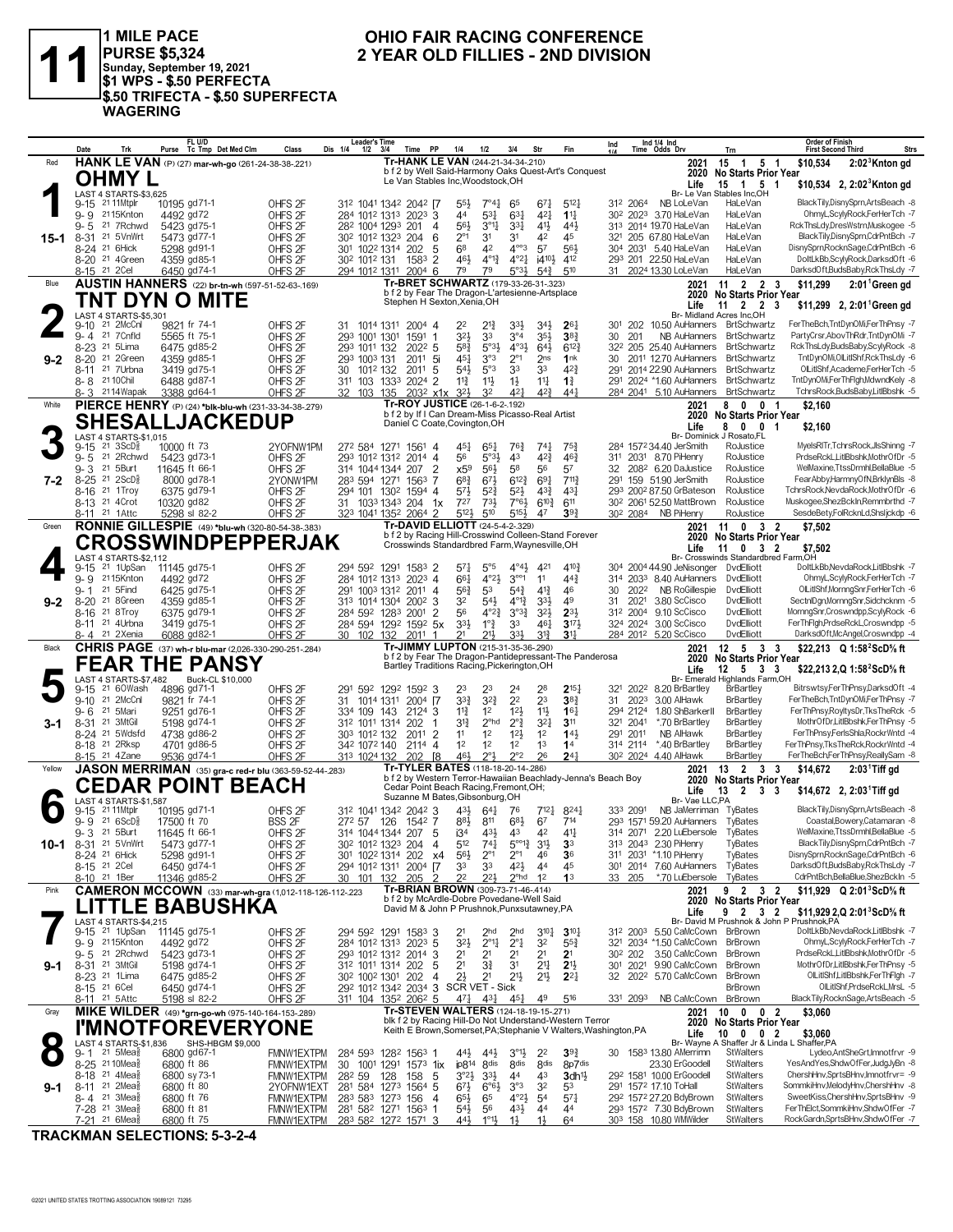# 11

**1 MILE PACE**
**PURSE $5,324**
**Sunday, September 19, 2021**
**$1 WPS - $.50 PERFECTA**
**$.50 TRIFECTA - $.50 SUPERFECTA WAGERING**

## OHIO FAIR RACING CONFERENCE
## 2 YEAR OLD FILLIES - 2ND DIVISION

---

### 1 — Red — 15-1
**HANK LE VAN** (P) (27) mar-wh-go (261-24-38-38-.221)
**OHMY L**
Tr-HANK LE VAN (244-21-34-34-.210)
b f 2 by Well Said-Harmony Oaks Quest-Art's Conquest
Le Van Stables Inc,Woodstock,OH
LAST 4 STARTS-$3,625
2021: 15 1 5 1 $10,534 2:02³Knton gd
2020: No Starts Prior Year
Life: 15 1 5 1 $10,534 2, 2:02³Knton gd
Br- Le Van Stables Inc,OH

| Date | Trk | Purse | Tc Tmp | Class | 1/4 | 1/2 | 3/4 | Time | PP | 1/4 | 1/2 | 3/4 | Str | Fin | Ind Time | Odds | Drv | Trn | Order of Finish |
|---|---|---|---|---|---|---|---|---|---|---|---|---|---|---|---|---|---|---|---|
| 9-15 21 | 11Mtplr | 10195 | gd71-1 | OHFS 2F | 31² | 104¹ | 134² | 204² | [7 | 5⁵½ | 7°⁴¼ | 6⁵ | 6⁷¼ | 5¹²¼ | 31² 206⁴ | | NB LoLeVan | HaLeVan | BlackTily,DisnySprn,ArtsBeach -8 |
| 9-9 21 | 15Knton | 4492 | gd72 | OHFS 2F | 28⁴ | 101² | 131³ | 202³ | 3 | 4⁴ | 5³¼ | 6³¼ | 4²½ | 1¹¼ | 30² 202³ | 3.70 | HaLeVan | HaLeVan | OhmyL,ScylyRock,FerHerTch -7 |
| 9-5 21 | 7Rchwd | 5423 | gd75-1 | OHFS 2F | 28² | 100⁴ | 129³ | 201 | 4 | 5⁶½ | 3°¹¼ | 3³¼ | 4¹½ | 4⁴½ | 31³ 201⁴ | 19.70 | HaLeVan | HaLeVan | RckThsLdy,DresWstrn,Muskogee -5 |
| 8-31 21 | 5VnWrt | 5473 | gd77-1 | OHFS 2F | 30² | 101² | 132³ | 204 | 6 | 2°¹ | 3¹ | 3¹ | 4² | 4⁵ | 32¹ 205 | 67.80 | HaLeVan | HaLeVan | BlackTily,DisnySprn,CdrPntBch -7 |
| 8-24 21 | 6Hick | 5298 | gd91-1 | OHFS 2F | 30¹ | 102² | 131⁴ | 202 | 5 | 6⁸ | 4² | 4°°³ | 5⁷ | 5⁶½ | 30⁴ 203¹ | 5.40 | HaLeVan | HaLeVan | DisnySprn,RocknSage,CdrPntBch -6 |
| 8-20 21 | 4Green | 4359 | gd85-1 | OHFS 2F | 30² | 101² | 131 | 158³ | 2 | 4⁶½ | 4°¹½ | 4°²¼ | i4¹⁰½ | 4¹² | 29³ 201 | 22.50 | HaLeVan | HaLeVan | DoltLkBb,ScylyRock,DarksdOft -6 |
| 8-15 21 | 2Cel | 6450 | gd74-1 | OHFS 2F | 29⁴ | 101² | 131¹ | 200⁴ | 6 | 7⁹ | 7⁹ | 5°³½ | 5⁴¾ | 5¹⁰ | 31 202⁴ | 13.30 | LoLeVan | HaLeVan | DarksdOft,BudsBaby,RckThsLdy -7 |

### 2 — Blue — 9-2
**AUSTIN HANNERS** (22) br-tn-wh (597-51-52-63-.169)
**TNT DYN O MITE**
Tr-BRET SCHWARTZ (179-33-26-31-.323)
b f 2 by Fear The Dragon-L'artesienne-Artsplace
Stephen H Sexton,Xenia,OH
LAST 4 STARTS-$5,301
2021: 11 2 2 3 $11,299 2:01¹Green gd
2020: No Starts Prior Year
Life: 11 2 2 3 $11,299 2, 2:01¹Green gd
Br- Midland Acres Inc,OH

| Date | Trk | Purse | Tc Tmp | Class | 1/4 | 1/2 | 3/4 | Time | PP | 1/4 | 1/2 | 3/4 | Str | Fin | Ind Time | Odds | Drv | Trn | Order of Finish |
|---|---|---|---|---|---|---|---|---|---|---|---|---|---|---|---|---|---|---|---|
| 9-10 21 | 2McCnl | 9821 | ft 74-1 | OHFS 2F | 31 | 101⁴ | 131¹ | 200⁴ | 4 | 2² | 2¹¾ | 3³½ | 3⁴½ | 2⁶¼ | 30¹ 202 | 10.50 | AuHanners | BrtSchwartz | FerTheBch,TntDynOMi,FerThPnsy -7 |
| 9-4 21 | 7Cnfld | 5565 | ft 75-1 | OHFS 2F | 29³ | 100¹ | 130¹ | 159¹ | 1 | 3²½ | 3³ | 3°⁴ | 3⁵¾ | 3⁸¾ | 30 201 | | NB AuHanners | BrtSchwartz | PartyCrsr,AbovThRdr,TntDynOMi -7 |
| 8-23 21 | 5Lima | 6475 | gd85-2 | OHFS 2F | 29³ | 101¹ | 132 | 202² | 5 | 5⁸¾ | 5°³½ | 4°³½ | 6⁴¾ | 6¹²¾ | 32² 205 | 25.40 | AuHanners | BrtSchwartz | RckThsLdy,BudsBaby,ScylyRock -8 |
| 8-20 21 | 2Green | 4359 | gd85-1 | OHFS 2F | 29³ | 100³ | 131 | 201¹ | 5i | 4⁵¾ | 3°³ | 2°¹ | 2ns | 1nk | 30 201¹ | 12.70 | AuHanners | BrtSchwartz | TntDynOMi,OlLitlShf,RckThsLdy -6 |
| 8-11 21 | 7Urbna | 3419 | gd75-1 | OHFS 2F | 30 | 101² | 132 | 201¹ | 5 | 5⁴½ | 5°³ | 3³ | 3³ | 4²¾ | 29¹ 201⁴ | 22.90 | AuHanners | BrtSchwartz | OlLitlShf,Academe,FerHerTch -5 |
| 8-8 21 | 10Chil | 6488 | gd87-1 | OHFS 2F | 31¹ | 103 | 133³ | 202⁴ | 2 | 1¹¾ | 1¹½ | 1½ | 1¹¾ | 1¾ | 29¹ 202⁴ | *1.60 | AuHanners | BrtSchwartz | TntDynOMi,FerThFlgh,MdwndKely -8 |
| 8-3 21 | 14Wapak | 3388 | gd64-1 | OHFS 2F | 32 | 103 | 135 | 203² | x1x | 3²½ | 3² | 4²¾ | 4²¾ | 4⁴½ | 28⁴ 204¹ | 5.10 | AuHanners | BrtSchwartz | TchrsRock,BudsBaby,LitlBbshk -5 |

### 3 — White — 7-2
**PIERCE HENRY** (P) (24) *blk-blu-wh (231-33-34-38-.279)
**SHESALLJACKEDUP**
Tr-ROY JUSTICE (26-1-6-2-.192)
b f 2 by If I Can Dream-Miss Picasso-Real Artist
Daniel C Coate,Covington,OH
LAST 4 STARTS-$1,015
2021: 8 0 0 1 $2,160
2020: No Starts Prior Year
Life: 8 0 0 1 $2,160
Br- Dominick J Rosato,FL

| Date | Trk | Purse | Tc Tmp | Class | 1/4 | 1/2 | 3/4 | Time | PP | 1/4 | 1/2 | 3/4 | Str | Fin | Ind Time | Odds | Drv | Trn | Order of Finish |
|---|---|---|---|---|---|---|---|---|---|---|---|---|---|---|---|---|---|---|---|
| 9-15 21 | 3ScD⅝ | 10000 | ft 73 | 2YOFNW1PM | 27² | 58⁴ | 127¹ | 156¹ | 4 | 4⁵¾ | 6⁵¼ | 7⁶¾ | 7⁴¼ | 7⁵¾ | 28⁴ 157² | 34.40 | JerSmith | RoJustice | MyelsRlTr,TchrsRock,JlsShinng -7 |
| 9-5 21 | 2Rchwd | 5423 | gd75-1 | OHFS 2F | 29³ | 101² | 131² | 201⁴ | 4 | 5⁶ | 5°³½ | 4³ | 4²¾ | 4⁶¾ | 31¹ 203¹ | 8.70 | PiHenry | RoJustice | PrdseRckL,LitlBbshk,MothrOfDr -5 |
| 9-3 21 | 5Burt | 11645 | ft 66-1 | OHFS 2F | 31⁴ | 104⁴ | 134⁴ | 207 | 2 | x5⁹ | 5⁶½ | 5⁸ | 5⁶ | 5⁷ | 32 208² | 6.20 | DaJustice | RoJustice | WelMaxine,TtssDrmhl,BellaBlue -5 |
| 8-25 21 | 2ScD⅝ | 8000 | gd78-1 | 2YONW1PM | 28³ | 59⁴ | 127¹ | 156³ | 7 | 6⁸¾ | 6⁷½ | 6¹²¾ | 6⁹] | 7¹¹¾ | 29¹ 159 | 51.90 | JerSmith | RoJustice | FearAbby,HarmnyOfN,BrklynBls -8 |
| 8-16 21 | 1Troy | 6375 | gd79-1 | OHFS 2F | 29⁴ | 101 | 130² | 159⁴ | 4 | 5⁷½ | 5²¾ | 5²½ | 4³¾ | 4³¼ | 29³ 200² | 87.50 | GrBateson | RoJustice | TchrsRock,NevdaRock,MothrOfDr -6 |
| 8-13 21 | 4Crot | 10320 | gd82 | OHFS 2F | 31 | 103³ | 134³ | 204 | 1x | 7²⁷ | 7³½ | 7°⁶½ | 6¹⁰¾ | 6¹¹ | 30² 206¹ | 52.50 | MattBrown | RoJustice | Muskogee,ShezBckln,Remmbrthd -7 |
| 8-11 21 | 1Attc | 5298 | sl 82-2 | OHFS 2F | 32³ | 104¹ | 135² | 206⁴ | 2 | 5¹²½ | 5¹⁰ | 5¹⁵½ | 4⁷ | 3⁹¾ | 30² 208⁴ | | NB PiHenry | RoJustice | SesdeBety,FolRcknLd,Shsljckdp -6 |

### 4 — Green — 9-2
**RONNIE GILLESPIE** (49) *blu-wh (320-80-54-38-.383)
**CROSSWINDPEPPERJAK**
Tr-DAVID ELLIOTT (24-5-4-2-.329)
b f 2 by Racing Hill-Crosswind Colleen-Stand Forever
Crosswinds Standardbred Farm,Waynesville,OH
LAST 4 STARTS-$2,112
2021: 11 0 3 2 $7,502
2020: No Starts Prior Year
Life: 11 0 3 2 $7,502
Br- Crosswinds Standardbred Farm,OH

| Date | Trk | Purse | Tc Tmp | Class | 1/4 | 1/2 | 3/4 | Time | PP | 1/4 | 1/2 | 3/4 | Str | Fin | Ind Time | Odds | Drv | Trn | Order of Finish |
|---|---|---|---|---|---|---|---|---|---|---|---|---|---|---|---|---|---|---|---|
| 9-15 21 | 1UpSan | 11145 | gd75-1 | OHFS 2F | 29⁴ | 59² | 129¹ | 158³ | 2 | 5⁷¼ | 5°⁵ | 4°⁴½ | 4²¹ | 4¹⁰¾ | 30⁴ 200⁴ | 44.90 | JeNisonger | DvdElliott | DoltLkBb,NevdaRock,LitlBbshk -7 |
| 9-9 21 | 15Knton | 4492 | gd72 | OHFS 2F | 28⁴ | 101² | 131³ | 202³ | 4 | 6⁶¼ | 4°²½ | 3°°¹ | 1¹ | 4⁴¾ | 31⁴ 203³ | 8.40 | AuHanners | DvdElliott | OhmyL,ScylyRock,FerHerTch -7 |
| 9-1 21 | 5Find | 6425 | gd75-1 | OHFS 2F | 29¹ | 100³ | 131² | 201¹ | 4 | 5⁶¾ | 5³ | 5⁴¾ | 4¹¾ | 4⁶ | 30 202² | | NB RoGillespie | DvdElliott | OlLitlShf,MorngSnr,FerHerTch -6 |
| 8-20 21 | 8Green | 4359 | gd85-1 | OHFS 2F | 31³ | 101⁴ | 130⁴ | 200² | 3 | 3² | 5⁴½ | 4°¹¾ | 3³½ | 4⁹ | 31 202¹ | 3.80 | ScCisco | DvdElliott | SectnlDgn,MorngSnr,Sidchcknm -5 |
| 8-16 21 | 8Troy | 6375 | gd79-1 | OHFS 2F | 28⁴ | 59² | 128³ | 200¹ | 2 | 5⁶ | 4°²¾ | 3°³¾ | 3²½ | 2³½ | 31² 200⁴ | 9.10 | ScCisco | DvdElliott | MorngSnr,Croswndpp,ScylyRock -6 |
| 8-11 21 | 4Urbna | 3419 | gd75-1 | OHFS 2F | 28⁴ | 59⁴ | 129² | 159² | 5x | 3³½ | 1°¾ | 3³ | 4⁶½ | 3¹⁷½ | 32⁴ 202⁴ | 3.00 | ScCisco | DvdElliott | FerThFlgh,PrdseRckL,Croswndpp -5 |
| 8-4 21 | 2Xenia | 6088 | gd82-1 | OHFS 2F | 30 | 102 | 132 | 201¹ | 1 | 2¹ | 2¹½ | 3³½ | 3¹¾ | 3¹½ | 28⁴ 201² | 5.20 | ScCisco | DvdElliott | DarksdOft,McAngel,Croswndpp -4 |

### 5 — Black — 3-1
**CHRIS PAGE** (37) wh-r blu-mar (2,026-330-290-251-.284)
**FEAR THE PANSY**
Tr-JIMMY LUPTON (215-31-35-36-.290)
b f 2 by Fear The Dragon-Pantidepressant-The Panderosa
Bartley Traditions Racing,Pickerington,OH
LAST 4 STARTS-$7,482 Buck-CL $10,000
2021: 12 5 3 3 $22,213 Q 1:58²ScD⅝ ft
2020: No Starts Prior Year
Life: 12 5 3 3 $22,213 2,Q 1:58²ScD⅝ ft
Br- Emerald Highlands Farm,OH

| Date | Trk | Purse | Tc Tmp | Class | 1/4 | 1/2 | 3/4 | Time | PP | 1/4 | 1/2 | 3/4 | Str | Fin | Ind Time | Odds | Drv | Trn | Order of Finish |
|---|---|---|---|---|---|---|---|---|---|---|---|---|---|---|---|---|---|---|---|
| 9-15 21 | 6OWash | 4896 | gd71-1 | OHFS 2F | 29¹ | 59² | 129² | 159² | 3 | 2³ | 2³ | 2⁴ | 2⁸ | 2¹⁵¼ | 32¹ 202² | 8.20 | BrBartley | BrBartley | Bitrswtsy,FerThPnsy,DarksdOft -4 |
| 9-10 21 | 2McCnl | 9821 | ft 74-1 | OHFS 2F | 31 | 101⁴ | 131¹ | 200⁴ | [7 | 3³¾ | 3²¾ | 2² | 2³ | 3⁸¾ | 31 202³ | 3.00 | AlHawk | BrBartley | FerTheBch,TntDynOMi,FerThPnsy -7 |
| 9-6 21 | 5Mari | 9251 | gd76-1 | OHFS 2F | 33⁴ | 109 | 143 | 212⁴ | 3 | 1¹¾ | 1² | 1²½ | 1¹½ | 1⁶½ | 29⁴ 212⁴ | 1.80 | ShBarkerII | BrBartley | FerThPnsy,RoylttysDr,TksTheRck -5 |
| 8-31 21 | 3MtGil | 5198 | gd74-1 | OHFS 2F | 31² | 101¹ | 131⁴ | 202 | 1 | 3¹¾ | 2°hd | 2°¾ | 3²½ | 3¹¹ | 32¹ 204¹ | *.70 | BrBartley | BrBartley | MothrOfDr,LitlBbshk,FerThPnsy -5 |
| 8-24 21 | 5Wdsfd | 4738 | gd86-2 | OHFS 2F | 30³ | 101² | 132 | 201¹ | 2 | 1¹ | 1² | 1²½ | 1² | 1⁴½ | 29¹ 201¹ | | NB AlHawk | BrBartley | FerThPnsy,FerlsShla,RockrWntd -4 |
| 8-18 21 | 2Rksp | 4701 | gd86-5 | OHFS 2F | 34² | 107² | 140 | 211⁴ | 4 | 1² | 1² | 1² | 1³ | 1⁴ | 31⁴ 211⁴ | *.40 | BrBartley | BrBartley | FerThPnsy,TksTheRck,RockrWntd -4 |
| 8-15 21 | 4Zane | 9536 | gd74-1 | OHFS 2F | 31³ | 102⁴ | 132 | 202 | [8 | 4⁶½ | 2°½ | 2°² | 2⁶ | 2⁴¾ | 30² 202⁴ | 4.40 | AlHawk | BrBartley | FerTheBch,FerThPnsy,ReallySam -8 |

### 6 — Yellow — 10-1
**JASON MERRIMAN** (35) gra-c red-r blu (363-59-52-44-.283)
**CEDAR POINT BEACH**
Tr-TYLER BATES (118-18-20-14-.286)
b f 2 by Western Terror-Hawaiian Beachlady-Jenna's Beach Boy
Cedar Point Beach Racing,Fremont,OH; Suzanne M Bates,Gibsonburg,OH
LAST 4 STARTS-$1,587
2021: 13 2 3 3 $14,672 2:03¹Tiff gd
2020: No Starts Prior Year
Life: 13 2 3 3 $14,672 2, 2:03¹Tiff gd
Br- Vae LLC,PA

| Date | Trk | Purse | Tc Tmp | Class | 1/4 | 1/2 | 3/4 | Time | PP | 1/4 | 1/2 | 3/4 | Str | Fin | Ind Time | Odds | Drv | Trn | Order of Finish |
|---|---|---|---|---|---|---|---|---|---|---|---|---|---|---|---|---|---|---|---|
| 9-15 21 | 11Mtplr | 10195 | gd71-1 | OHFS 2F | 31² | 104¹ | 134² | 204² | 3 | 4³½ | 6⁴¾ | 7⁶ | 7¹²½ | 8²⁴¼ | 33³ 209¹ | | NB JaMerriman | TyBates | BlackTily,DisnySprn,ArtsBeach -8 |
| 9-9 21 | 6ScD⅝ | 17500 | ft 70 | BSS 2F | 27² | 57 | 126 | 154² | 7 | 8⁸½ | 8¹¹ | 6⁸½ | 6⁷ | 7¹⁴ | 29³ 157¹ | 59.20 | AuHanners | TyBates | Coastal,Bowery,Catamaran -8 |
| 9-3 21 | 5Burt | 11645 | ft 66-1 | OHFS 2F | 31⁴ | 104⁴ | 134⁴ | 207 | 5 | i3⁴ | 4³½ | 4³ | 4² | 4¹½ | 31⁴ 207¹ | 2.20 | LuEbersole | TyBates | WelMaxine,TtssDrmhl,BellaBlue -5 |
| 8-31 21 | 5VnWrt | 5473 | gd77-1 | OHFS 2F | 30² | 101² | 132³ | 204 | 4 | 5¹² | 7⁴¼ | 5°°¹¾ | 3¹½ | 3³ | 31³ 204³ | 2.30 | PiHenry | TyBates | BlackTily,DisnySprn,CdrPntBch -7 |
| 8-24 21 | 6Hick | 5298 | gd91-1 | OHFS 2F | 30¹ | 102² | 131⁴ | 202 | x4 | 5⁶½ | 2°¹ | 2°¹ | 4⁶ | 3⁶ | 31¹ 203¹ | *1.10 | PiHenry | TyBates | DisnySprn,RocknSage,CdrPntBch -6 |
| 8-15 21 | 2Cel | 6450 | gd74-1 | OHFS 2F | 29⁴ | 101² | 131¹ | 200⁴ | [7 | 3³ | 3³ | 4²½ | 4⁴ | 4⁵ | 30¹ 201⁴ | 7.60 | AuHanners | TyBates | DarksdOft,BudsBaby,RckThsLdy -7 |
| 8-10 21 | 1Ber | 11346 | gd85-2 | OHFS 2F | 30 | 101 | 132 | 205 | 2 | 2² | 2²½ | 2°hd | 1² | 1³ | 33 205 | *.70 | LuEbersole | TyBates | CdrPntBch,BellaBlue,ShezBckln -5 |

### 7 — Pink — 9-1
**CAMERON MCCOWN** (33) mar-wh-gra (1,012-118-126-112-.223)
**LITTLE BABUSHKA**
Tr-BRIAN BROWN (309-73-71-46-.414)
b f 2 by McArdle-Dobre Povedane-Well Said
David M & John P Prushnok,Punxsutawney,PA
LAST 4 STARTS-$4,215
2021: 9 2 3 2 $11,929 Q 2:01³ScD⅝ ft
2020: No Starts Prior Year
Life: 9 2 3 2 $11,929 2,Q 2:01³ScD⅝ ft
Br- David M Prushnok & John P Prushnok,PA

| Date | Trk | Purse | Tc Tmp | Class | 1/4 | 1/2 | 3/4 | Time | PP | 1/4 | 1/2 | 3/4 | Str | Fin | Ind Time | Odds | Drv | Trn | Order of Finish |
|---|---|---|---|---|---|---|---|---|---|---|---|---|---|---|---|---|---|---|---|
| 9-15 21 | 1UpSan | 11145 | gd75-1 | OHFS 2F | 29⁴ | 59² | 129¹ | 158³ | 3 | 2¹ | 2hd | 2hd | 3¹⁰½ | 3¹⁰½ | 31² 200³ | 5.50 | CaMcCown | BrBrown | DoltLkBb,NevdaRock,LitlBbshk -7 |
| 9-9 21 | 15Knton | 4492 | gd72 | OHFS 2F | 28⁴ | 101² | 131³ | 202³ | 5 | 3²½ | 2°¹½ | 2°½ | 3² | 5⁵¾ | 32¹ 203⁴ | *1.50 | CaMcCown | BrBrown | OhmyL,ScylyRock,FerHerTch -7 |
| 9-5 21 | 2Rchwd | 5423 | gd75-1 | OHFS 2F | 29³ | 101² | 131² | 201⁴ | 3 | 2¹ | 2¹ | 2¹ | 2¹ | 2¹ | 30² 202 | 3.50 | CaMcCown | BrBrown | PrdseRckL,LitlBbshk,MothrOfDr -5 |
| 8-31 21 | 3MtGil | 5198 | gd74-1 | OHFS 2F | 31² | 101¹ | 131⁴ | 202 | 5 | 2¹ | 3¾ | 3¹ | 2¹½ | 2¹½ | 30¹ 202¹ | 9.90 | CaMcCown | BrBrown | MothrOfDr,LitlBbshk,FerThPnsy -5 |
| 8-23 21 | 1Lima | 6475 | gd85-2 | OHFS 2F | 30² | 100² | 130¹ | 202 | 4 | 2½ | 2¹ | 2¹½ | 2¹½ | 2²½ | 32 202² | 5.70 | CaMcCown | BrBrown | OlLitlShf,LitlBbshk,FerThFlgh -7 |
| 8-15 21 | 6Cel | 6450 | gd74-1 | OHFS 2F | 29² | 101² | 134² | 203⁴ | 3 | SCR VET - Sick | | | | | | | | BrBrown | OlLitlShf,PrdseRckL,MrsL -5 |
| 8-11 21 | 5Attc | 5198 | sl 82-2 | OHFS 2F | 31¹ | 104 | 135² | 206² | 5 | 4⁷½ | 4³½ | 4⁵½ | 4⁹ | 5¹⁶ | 33¹ 209³ | | NB CaMcCown | BrBrown | BlackTily,RocknSage,ArtsBeach -5 |

### 8 — Gray — 9-1
**MIKE WILDER** (49) *grn-go-wh (975-140-164-153-.289)
**I'MNOTFOREVERYONE**
Tr-STEVEN WALTERS (124-18-19-15-.271)
blk f 2 by Racing Hill-Do Not Understand-Western Terror
Keith E Brown,Somerset,PA; Stephanie V Walters,Washington,PA
LAST 4 STARTS-$1,836 SHS-HBGM $9,000
2021: 10 0 0 2 $3,060
2020: No Starts Prior Year
Life: 10 0 0 2 $3,060
Br- Wayne A Shaffer Jr & Linda L Shaffer,PA

| Date | Trk | Purse | Tc Tmp | Class | 1/4 | 1/2 | 3/4 | Time | PP | 1/4 | 1/2 | 3/4 | Str | Fin | Ind Time | Odds | Drv | Trn | Order of Finish |
|---|---|---|---|---|---|---|---|---|---|---|---|---|---|---|---|---|---|---|---|
| 9-1 21 | 5Mea⅝ | 6800 | gd67-1 | FMNW1EXTPM | 28⁴ | 59³ | 128² | 156³ | 1 | 4⁴½ | 4⁴½ | 3°¹½ | 2² | 3⁹¾ | 30 158³ | 13.80 | AMerrimn | StWalters | Lydeo,AntSheGrt,Imnotfrvr -9 |
| 8-25 21 | 10Mea⅝ | 6800 | ft 86 | FMNW1EXTPM | 30 | 100¹ | 129¹ | 157³ | 1x | ip8¹⁴ | 8dis | 8dis | 8dis | 8p7dis | | 23.30 | ErGoodell | StWalters | YesAndYes,ShdwOfFer,JudgJyBn -8 |
| 8-18 21 | 4Mea⅝ | 6800 | sy73-1 | FMNW1EXTPM | 28² | 59 | 128 | 158 | 5 | 3°²½ | 3³½ | 4⁴ | 4³ | 3dh¹½ | 29² 158¹ | 10.00 | ErGoodell | StWalters | ChershHnv,SprtsBHnv,Imnotfrvr= -9 |
| 8-11 21 | 2Mea⅝ | 6800 | gd84-1 | 2YOFNW1EXT | 28¹ | 58⁴ | 127³ | 156⁴ | 5 | 6⁷½ | 6°⁶½ | 3°³ | 3² | 5³ | 29¹ 157² | 17.10 | ToHall | StWalters | SommkiHnv,MelodyHnv,ChershHnv -8 |
| 8-4 21 | 3Mea⅝ | 6800 | ft 76 | FMNW1EXTPM | 28³ | 58³ | 127³ | 156 | 4 | 6⁵½ | 6⁵ | 4°²½ | 5⁴ | 5⁷¼ | 29² 157² | 20.20 | BdyBrown | StWalters | SweetKiss,ChershHnv,SprtsBHnv -9 |
| 7-28 21 | 3Mea⅝ | 6800 | ft 81 | FMNW1EXTPM | 28¹ | 58² | 127¹ | 156³ | 1 | 5⁴½ | 5⁶ | 4³½ | 4⁴ | 4⁴ | 29³ 157² | 7.30 | BdyBrown | StWalters | FerThElct,SommkiHnv,ShdwOfFer -7 |
| 7-21 21 | 6Mea⅝ | 6800 | ft 75 | FMNW1EXTPM | 28³ | 58² | 127² | 157¹ | 3 | 4⁴½ | 1°¹½ | 1½ | 1½ | 6⁴ | 30³ 158 | 10.80 | WMWilder | StWalters | RockGardn,SprtsBHnv,ShdwOfFer -7 |

**TRACKMAN SELECTIONS: 5-3-2-4**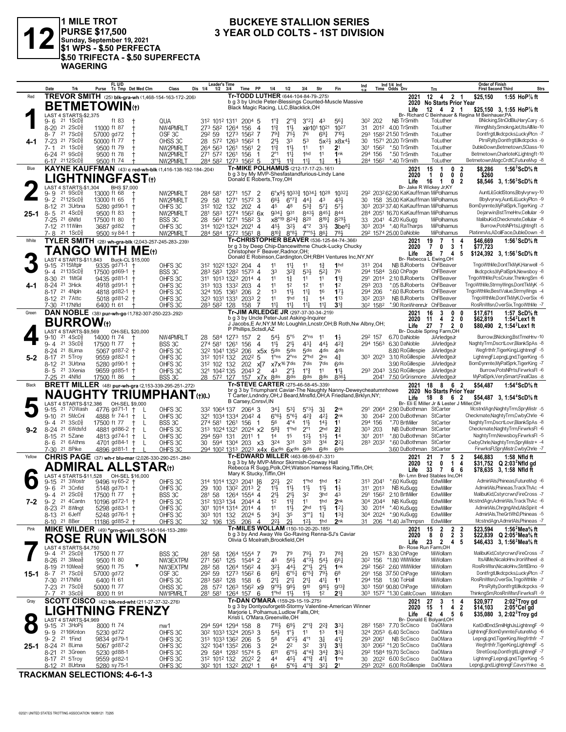# 12

**1 MILE TROT**
**PURSE $17,500**
**Sunday, September 19, 2021**
**$1 WPS - $.50 PERFECTA**
**$.50 TRIFECTA - $.50 SUPERFECTA WAGERING**

## BUCKEYE STALLION SERIES
## 3 YEAR OLD COLTS - 1ST DIVISION

---

### 1 — Red — BETMETOWIN(t) — 4-1

**TREVOR SMITH** (25) blk-gra-wh (1,468-154-163-172-.206)
Tr-TODD LUTHER (644-104-84-79-.275)
b g 3 by Uncle Peter-Blessings Counted-Muscle Massive
Black Magic Racing, LLC, Blacklick, OH
LAST 4 STARTS-$2,375
2021: 12 4 2 1 $25,150 1:55 HoP⅞ ft
2020: No Starts Prior Year
Life: 12 4 2 1 $25,150 3, 1:55 HoP⅞ ft
Br- Richard C Beinhauer & Regina M Beinhauer,PA

| Date | Trk | Purse/Cond | Class | Leader's Time | PP | 1/4 | 1/2 | 3/4 | Str | Fin | Ind Time | Odds | Drv | Trn | Order of Finish |
|---|---|---|---|---|---|---|---|---|---|---|---|---|---|---|---|
| 9-6 21 | 1ScD⅝ | ft 83 | QUA | 31² 101² 131¹ 200⁴ | 5 | 1°¾ | 2°¹¾ | 3°²¼ | 4³ | 5⁶¼ | 30² 202 | NB | TrSmith | ToLuther | BNicking,StnCldBlu,HaryCary -5 |
| 8-20 21 | 2ScD⅝ | 11000 ft 87 | NW4PMRLT | 27³ 58² 126⁴ 156 | 4 | 1½ | 1½ | xip1⁰¹ | 10²¹ | 10²⁷ | 31 201² | 4.00 | TrSmith | ToLuther | WinngMsty,SmokngJet,ItsAllMe -10 |
| 8-7 21 | 7ScD⅝ | 57000 gd72 | OSF 3C | 29² 59 127³ 156² | 7 | 7⁹¾ | 7⁵½ | 7⁶ | 6⁹¼ | 7¹⁰½ | 29³ 158² | 21.50 | TrSmith | ToLuther | Dontfrgtl,Ilkdcpcks,LuckyPlcn -7 |
| 7-23 21 | 7ScD⅝ | 50000 ft 77 | OHSS 3C | 28 57² 126³ 156² | 1 | 2½ | 3³ | 5³ | 5x²½ | x8x⁴½ | 30 157¹ | 20.20 | TrSmith | ToLuther | PtrsRylty,Dontfrgtl,Ilkdcpcks -9 |
| 7-1 21 | 1ScD⅝ | 9500 ft 79 | NW2PMRLT | 26⁴ 56³ 126¹ 156¹ | 2 | 1½ | 1½ | 1¹ | 1¹ | 2¹ | 30¹ 156² | *.50 | TrSmith | ToLuther | DubleDown,Betmetown,SClass -10 |
| 6-24 21 | 9ScD⅝ | 9500 ft 78 | NW2PMRLT | 27¹ 57² 126¹ 156 | 1 | 2°¹ | 1½ | 1hd | 1¹ | 1nk | 29⁴ 156 | *.50 | TrSmith | ToLuther | Betmetown,CharloteK,Lightngft -10 |
| 6-17 21 | 12ScD⅝ | 9500 ft 74 | NW2PMRLT | 28⁴ 58² 127³ 156² | 5 | 3°¹½ | 1½ | 1¼ | 1¾ | 1½ | 28⁴ 156² | *.40 | TrSmith | ToLuther | Betmetown,MagcCrdtC,FutureMvp -8 |

### 2 — Blue — LIGHTNINGFAST(t) — 25-1

**KAYNE KAUFFMAN** (43) c red-wh-blk (1,416-138-162-184-.204)
Tr-MIKE POLHAMUS (212-17-17-23-.161)
b g 3 by My MVP-Shesfastandfurious-Lindy Lane
Donald E Roberts, Troy, OH
LAST 4 STARTS-$1,304 BHS $7,000
2021: 15 1 0 2 $8,286 1:56³ScD⅝ ft
2020: 1 0 0 0 $260
Life: 16 1 0 2 $8,546 3, 1:56³ScD⅝ ft
Br- Jake R Wickey Jr,KY

| Date | Trk | Purse/Cond | Class | Leader's Time | PP | 1/4 | 1/2 | 3/4 | Str | Fin | Ind Time | Odds | Drv | Trn | Order of Finish |
|---|---|---|---|---|---|---|---|---|---|---|---|---|---|---|---|
| 9-9 21 | 9ScD⅝ | 13000 ft 68 | NW2PMRLT | 28⁴ 58¹ 127¹ 157 | 2 | 6°x⁹½ | 10³³¾ | 10³⁴¼ | 10²⁸ | 10³²¼ | 29² 203² | 62.90 | KaKauffman | MiPolhamus | AuntLil,GoldStons,Bbylvyrwy-10 |
| 9-2 21 | 12ScD⅝ | 13000 ft 65 | NW2PMRLT | 29 58 127¹ 157² | 3 | 6⁶½ | 6°⁷¾ | 4⁴¼ | 4³ | 4³½ | 30 158 | 35.00 | KaKauffman | MiPolhamus | Bbylvyrwy,AuntLil,LuckyPlcn -9 |
| 8-12 21 | 3Urbna | 5280 gd90-1 | OHFS 3C | 31² 102 132 202 | 4 | 4⁵ | 4⁸ | 5³¾ | 5⁷¼ | 5⁷½ | 30³ 203² | 37.40 | KaKauffman | MiPolhamus | BomDynmte,MyPalSprk,TigerKing -7 |
| 8-5 21 | 4ScD⅝ | 9500 ft 83 | NW2PMRLT | 28¹ 58³ 127⁴ 156² | 6x | 9³⁴¼ | 9³¹ | 8⁴³¾ | 8⁴⁵¼ | 8⁴⁴ | 28⁴ 205¹ | 16.70 | KaKauffman | MiPolhamus | Dejarwin,BstTmeHnv,Cellular -9 |
| 7-25 21 | 6Nfld | 17500 ft 80 | BSS 3C | 28 56⁴ 127¹ 158² | 3 | x8°¹⁹ | 8²⁴³ | 8²⁰ | 8¹⁹¼ | 8²⁹½ | 33 204¹ | 4.20 | KuSugg | MiPolhamus | MalibuKid,Checkmate,Cellular -8 |
| 7-12 21 | 11Wlm | 3687 gd82 | OHFS 3C | 31⁴ 102³ 132⁴ 202¹ | 4 | 4⁵¾ | 3²½ | 4°² | 3³½ | 3be⁸¼ | 30³ 203⁴ | *.40 | RaTharps | MiPolhamus | Burrow,PotsNPrts,Lightngft -5 |
| 7-8 21 | 1ScD⅝ | 9500 sy84-1 | NW2PMRLT | 28⁴ 58⁴ 127² 156¹ | 7 | 8¹⁰¾ | 8°⁸¼ | 7°°⁵½ | 8⁶½ | 7⁸½ | 29² 157⁴ | 25.00 | DaNoble | MiPolhamus | PlatinmAs,ADollFace,DubleDown -8 |

### 3 — White — TANGO WITH ME(t) — 4-1

**TYLER SMITH** (28) wh-gra-blk (2,043-257-245-283-.239)
Tr-CHRISTOPHER BEAVER (536-125-84-74-.366)
br g 3 by Deep Chip-Dancewithme-Chuck-Lucky Chucky
Christopher F Beaver, Radnor, OH;
Donald E Robinson, Cardington, OH; RBH Ventures Inc, NY, NY
LAST 4 STARTS-$11,843 Buck-CL $15,000
2021: 19 7 1 4 $46,669 1:56¹ScD⅝ ft
2020: 7 0 3 1 $77,723
Life: 26 7 4 5 $124,392 3, 1:56¹ScD⅝ ft
Br- Rebecca L Ewing,OH

| Date | Trk | Purse/Cond | Class | Leader's Time | PP | 1/4 | 1/2 | 3/4 | Str | Fin | Ind Time | Odds | Drv | Trn | Order of Finish |
|---|---|---|---|---|---|---|---|---|---|---|---|---|---|---|---|
| 9-15 21 | 15Mtplr | 9335 gd71-1 | OHFS 3C | 31² 102² 132² 204 | 4 | 1¹ | 1¹½ | 1¹ | 1¾ | 1hd | 31³ 204 | NB | BJRoberts | ChFBeaver | TngoWthMe,DontTkMyK,Harwell -5 |
| 9-4 21 | 13ScD⅝ | 17500 gd69-1 | BSS 3C | 28³ 58³ 128² 157³ | 4 | 3³ | 3²¾ | 5³½ | 5²¾ | 7⁶ | 29⁴ 158⁴ | 3.60 | ChPage | ChFBeaver | Ilkdcpcks,MyPalSprk,Newsboy -8 |
| 8-30 21 | 1MtGil | 9435 gd81-1 | OHFS 3C | 31¹ 101³ 132³ 201⁴ | 4 | 1¹ | 1¾ | 1¹ | 1¹ | 1¹¾ | 29¹ 201⁴ | 2.10 | BJRoberts | ChFBeaver | TngoWthMe,PcsCruisr,ThinkngSm -6 |
| 8-24 21 | 3Hick | 4918 gd91-1 | OHFS 3C | 31³ 103 133² 203 | 4 | 1¹ | 1² | 1² | 1¹ | 1² | 29³ 203 | *.05 | BJRoberts | ChFBeaver | TngoWthMe,StrmyWngs,DontTkMyK -5 |
| 8-17 21 | 4Npln | 4818 gd82-1 | OHFS 3C | 32⁴ 105 136¹ 206 | 2 | 1³ | 1¹½ | 1¹¾ | 1⁶ | 1⁷½ | 29⁴ 206 | *.60 | BJRoberts | ChFBeaver | TngoWthMe,BestValue,StrmyWngs -4 |
| 8-12 21 | 7Attc | 5018 gd81-2 | OHFS 3C | 32³ 103¹ 133¹ 203³ | 2 | 1¹ | 1hd | 1½ | 1⁴ | 1¹³ | 30² 203³ | NB | BJRoberts | ChFBeaver | TngoWthMe,DontTkMyK,OverSix -6 |
| 7-30 21 | 17Nfld | 6400 ft 61 | OHFS 3C | 28³ 58² 128 158 | 7 | 1¹½ | 1¹½ | 1¹¾ | 1¹½ | 1³¾ | 30² 158² | *.90 | RonWrennJr | ChFBeaver | RosRnWlsn,OverSix,TngoWthMe -7 |

### 4 — Green — BURROW(t) — 5-2

**DAN NOBLE** (38) pur-wh-go (1,782-307-250-223-.292)
Tr-JIM ARLEDGE JR (297-37-30-34-.219)
b g 3 by Uncle Peter-Just Asking-Inquirer
J Jacobs, E Ar, NY; M Mc Loughlin, Lncstr, OH; B Roth, Nw Albny, OH;
P Phillips, Sctsdl, AZ
LAST 4 STARTS-$9,569 OH-SEL $20,000
2021: 16 3 0 0 $17,671 1:57 ScD⅝ ft
2020: 11 4 2 0 $62,819 1:54²Lex1 ft
Life: 27 7 2 0 $80,490 2, 1:54²Lex1 ft
Br- Double Spring Farm,OH

| Date | Trk | Purse/Cond | Class | Leader's Time | PP | 1/4 | 1/2 | 3/4 | Str | Fin | Ind Time | Odds | Drv | Trn | Order of Finish |
|---|---|---|---|---|---|---|---|---|---|---|---|---|---|---|---|
| 9-10 21 | 4ScD⅝ | 14000 ft 74 | NW4PMRLT | 28 58⁴ 127³ 157 | 2 | 5⁴½ | 5°⁵ | 2°ns | 1¹ | 1½ | 29² 157 | 6.70 | DaNoble | JiArledgeJr | Burrow,BNicking,BstTmeHnv-10 |
| 9-4 21 | 3ScD⅝ | 17500 ft 77 | BSS 3C | 27⁴ 58¹ 126¹ 156 | 4 | 1½ | 2¹½ | 4³¼ | 4⁴½ | 4²¾ | 29⁴ 156³ | 6.30 | DaNoble | JiArledgeJr | NaghtyTrm,DscrtLovr,BlankSpAs -8 |
| 8-24 21 | 8Lima | 5067 gd87-2 | OHFS 3C | 32² 104¹ 135² 206 | x5x | 5dis | 5dis | 5dis | 4dis | 4dis | | 8.80 | RoGillespie | JiArledgeJr | Wegfrthfr,TigerKing,LightngF -5 |
| 8-17 21 | 5Troy | 9559 gd82-1 | OHFS 3C | 31² 101² 132 202² | 5 | 1°ns | 2°ns | 2°hd | 2ns | 4¾ | 30³ 202³ | 3.10 | RoGillespie | JiArledgeJr | LightnngF,LepngLgnd,TigerKing -5 |
| 8-12 21 | 3Urbna | 5280 gd90-1 | OHFS 3C | 31² 102 132 202 | x[7 | x7x¹⁶ | 7dis | 7dis | 7dis | 6dis | | 3.90 | RoGillespie | JiArledgeJr | BomDynmte,MyPalSprk,TigerKing -7 |
| 8-5 21 | 3Xenia | 9659 gd85-1 | OHFS 3C | 32¹ 104² 135 204³ | 2 | 4³ | 2°½ | 1°¾ | 1¹ | 1½ | 29³ 204³ | 3.50 | RoGillespie | JiArledgeJr | Burrow,PotsNPrts,FirwrksFl -6 |
| 7-25 21 | 4Nfld | 17500 ft 86 | BSS 3C | 28 57² 127 157 | x7x | 8dis | 8dis | 8dis | 8dis | 8³⁶½ | 204¹ | 7.50 | GrSrismore | JiArledgeJr | MyPalSprk,VerySmart,FinalClas -8 |

### 5 — Black — NAUGHTY TRIUMPHANT(t)(L) — 9-2

**BRETT MILLER** (48) pur-wh-gra (2,153-339-295-251-.272)
Tr-STEVE CARTER (275-46-58-45-.339)
br g 3 by Triumphant Caviar-The Naughty Nanny-Deweycheatumnhowe
T Carter, Lndndry, OH; J Beard, Mnsfld, OH; A Friedland, Brklyn, NY;
B Carsey, Cnrsvl, IN
LAST 4 STARTS-$12,386 OH-SEL $9,000
2021: 18 8 6 2 $54,487 1:54⁴ScD⅝ ft
2020: No Starts Prior Year
Life: 18 8 6 2 $54,487 3, 1:54⁴ScD⅝ ft
Br- Eli E Miller Jr & Lester J Miller,OH

| Date | Trk | Purse/Cond | Class | Leader's Time | PP | 1/4 | 1/2 | 3/4 | Str | Fin | Ind Time | Odds | Drv | Trn | Order of Finish |
|---|---|---|---|---|---|---|---|---|---|---|---|---|---|---|---|
| 9-15 21 | 7OWash | 4776 gd71-1 L | OHFS 3C | 33² 106⁴ 137 206⁴ | 3 | 3⁴¼ | 5³¼ | 5°³¾ | 3¾ | 2nk | 29¹ 206⁴ | 2.90 | DuBothman | StCarter | McstndAgn,NaghtyTrm,SpryMistr -5 |
| 9-10 21 | 5McCnl | 4888 fr 74-1 L | OHFS 3C | 32¹ 103⁴ 133⁴ 204² | 4 | 6°⁶½ | 5°⁶½ | 4²¾ | 4²¼ | 2nk | 30 204² | 2.00 | DuBothman | StCarter | Checkmate,NaghtyTrm,CwbyChrle -6 |
| 9-4 21 | 3ScD⅝ | 17500 ft 77 L | BSS 3C | 27⁴ 58¹ 126¹ 156 | 1 | 5⁶ | 4°⁴ | 1½ | 1⁴½ | 1¹ | 29⁴ 156 | *.70 | BrtMiller | StCarter | NaghtyTrm,DscrtLovr,BlankSpAs -8 |
| 8-24 21 | 6Wdsfd | 4881 gd86-2 L | OHFS 3C | 31³ 102⁴ 132¹ 202⁴ | x2 | 5⁸¾ | 1°hd | 2°¹ | 2hd | 2¾ | 30³ 203 | NB | DuBothman | StCarter | Checkmate,NaghtyTrm,FirwrksFl -6 |
| 8-15 21 | 5Zane | 4813 gd74-1 L | OHFS 3C | 29⁴ 59³ 131 201¹ | 1 | 1⁴ | 1⁵ | 1²½ | 1³½ | 1⁴ | 30¹ 201¹ | *.80 | DuBothman | StCarter | NaghtyTrm,Newsboy,FirwrksFl -5 |
| 8-6 21 | 6Athns | 4701 gd84-1 L | OHFS 3C | 30 59⁴ 130⁴ 203 | x3 | 3²⁴ | 3³¹ | 3²⁰ | 3¹⁴ | 2²½ | 28³ 203² | *.60 | DuBothman | StCarter | CwbyChrle,NaghtyTrm,SpryMistr+ -4 |
| 7-30 21 | 8Pike | 4896 gd81-1 L | OHFS 3C | 29⁴ 100² 131³ 203 | x4x | 6xdis | 6xdis | 6dis | 6dis | 6dis | | 3.60 | DuBothman | StCarter | FirwrksFl,SpryMistr,CwbyChrle -7 |

### 6 — Yellow — ADMIRAL ALLSTAR(t) — 7-2

**CHRIS PAGE** (37) wh-r blu-mar (2,026-330-290-251-.284)
Tr-EDWARD MILLER (463-98-59-67-.331)
b g 3 by My MVP-Monor Skirmish-Conway Hall
Rebecca R Sugg, Polk, OH; Watson Harness Racing, Tiffin, OH;
Mary K Stucky, Tiffin, OH
LAST 4 STARTS-$11,528 OH-SEL $16,000
2021: 21 7 5 2 $46,883 1:58 Nfld ft
2020: 12 0 1 4 $31,752 Q 2:03²Nfld gd
Life: 33 7 6 6 $78,635 3, 1:58 Nfld ft
Br- Lmn Bred Stables Inc,OH

| Date | Trk | Purse/Cond | Class | Leader's Time | PP | 1/4 | 1/2 | 3/4 | Str | Fin | Ind Time | Odds | Drv | Trn | Order of Finish |
|---|---|---|---|---|---|---|---|---|---|---|---|---|---|---|---|
| 9-15 21 | 3Wostr | 9496 sy65-2 | OHFS 3C | 31⁴ 101⁴ 132³ 204¹ | [6 | 2²½ | 2² | 1°hd | 1hd | 1² | 31³ 204¹ | *.60 | KuSugg | EdwMiller | AdmirlAls,Phineas,FutureMvp -6 |
| 9-6 21 | 3Cnfld | 5148 gd70-1 | OHFS 3C | 29 100 130² 201³ | 2 | 1½ | 1½ | 1½ | 1½ | 1½ | 31¹ 201³ | NB | KuSugg | EdwMiller | AdmirlAls,Phineas,TrackThAc -4 |
| 9-4 21 | 2ScD⅝ | 17500 ft 77 | BSS 3C | 28¹ 58 126⁴ 155⁴ | 4 | 2¹½ | 2¹½ | 3² | 3hd | 4³ | 29¹ 156² | 2.10 | BrtMiller | EdwMiller | MalibuKid,Cstyrcrwn,FireCross -7 |
| 9-2 21 | 4Cantn | 10196 gd72-1 | OHFS 3C | 31² 103³ 134 204⁴ | 4 | 1² | 1¹¾ | 1¹ | 1hd | 2nk | 30⁴ 204⁴ | NB | KuSugg | EdwMiller | McstndAgn,AdmirlAls,TrackThAc -6 |
| 8-23 21 | 8Wlngt | 5298 gd83-1 | OHFS 3C | 30¹ 101⁴ 131⁴ 201⁴ | 2 | 1¹ | 1¹½ | 2hd | 1¹½ | 1²¼ | 30 201⁴ | *.40 | KuSugg | EdwMiller | AdmirlAls,ChrgngAhd,AlsSpirit -4 |
| 8-13 21 | 6Jeff | 5248 gd76-1 | OHFS 3C | 30³ 101 132 202⁴ | 5 | 3⁴¼ | 3⁵ | 3°°¹ | 1¾ | 1³¾ | 30⁴ 202⁴ | *.90 | KuSugg | EdwMiller | AdmirlAls,TheGrtWhD,Phineas -5 |
| 8-10 21 | 8Ber | 11186 gd85-2 | OHFS 3C | 32 106 135 206 | 4 | 2²½ | 2½ | 1²½ | 1hd | 2nk | 31 206 | *1.40 | JaThmpsn | EdwMiller | McstndAgn,AdmirlAls,Phineas -7 |

### 7 — Pink — ROSE RUN WILSON — 15-1

**MIKE WILDER** (49) *grn-go-wh (975-140-164-153-.289)
Tr-MILES WOLLAM (150-10-20-20-.185)
b g 3 by And Away We Go-Raving Renna-SJ's Caviar
Olivia G Mcelrath, Brookfield, OH
LAST 4 STARTS-$4,750
2021: 15 2 2 2 $23,594 1:56²Mea⅝ ft
2020: 8 0 2 3 $22,839 Q 2:05³Mea⅝ ft
Life: 23 2 4 5 $46,433 3, 1:56²Mea⅝ ft
Br- Rose Run Farm,OH

| Date | Trk | Purse/Cond | Class | Leader's Time | PP | 1/4 | 1/2 | 3/4 | Str | Fin | Ind Time | Odds | Drv | Trn | Order of Finish |
|---|---|---|---|---|---|---|---|---|---|---|---|---|---|---|---|
| 9-4 21 | 2ScD⅝ | 17500 ft 77 | BSS 3C | 28¹ 58 126⁴ 155⁴ | 7 | 7⁹ | 7⁹ | 7⁹½ | 7³ | 7⁸¾ | 29 157³ | 8.30 | ChPage | MiWollam | MalibuKid,Cstyrcrwn,FireCross -7 |
| 8-26 21 | 3Mea⅝ | 9500 ft 80 | NW3EXTPM | 27¹ 56¹ 125 154⁴ | 2 | 4⁵ | 5⁶½ | 4°³½ | 5⁴½ | 6⁶¼ | 30² 156 | *1.80 | WMWilder | MiWollam | ItsAllMe,NicaloHnv,IronWheel -8 |
| 8-19 21 | 10Mea⅝ | 9500 ft 75 ▼ | NW3EXTPM | 28² 58 126⁴ 156² | 4 | 3²½ | 4⁴½ | 2°¹½ | 2¹½ | 1nk | 29² 156² | 2.60 | WMWilder | MiWollam | RosRnWlsn,NicaloHnv,StrltElmo -9 |
| 8-7 21 | 7ScD⅝ | 57000 gd72 | OSF 3C | 29² 59 127³ 156² | 6 | 6⁸¼ | 6°⁵¼ | 6°⁵¾ | 7⁹¼ | 6⁸ | 29¹ 158 | 37.50 | ChPage | MiWollam | Dontfrgtl,Ilkdcpcks,LuckyPlcn -7 |
| 7-30 21 | 17Nfld | 6400 ft 61 | OHFS 3C | 28³ 58² 128 158 | 6 | 2¹½ | 2¹½ | 2¹½ | 4¹½ | 1¹ | 29⁴ 158 | 1.90 | ToHall | MiWollam | RosRnWlsn,OverSix,TngoWthMe -7 |
| 7-23 21 | 7ScD⅝ | 50000 ft 77 | OHSS 3C | 28 57² 126³ 156² | x9 | 9°⁹½ | 9⁹½ | 9¹⁰ | 9¹⁰½ | 9¹³¾ | 30³ 159¹ | 90.80 | ChPage | MiWollam | PtrsRylty,Dontfrgtl,Ilkdcpcks -9 |
| 7-7 21 | 3ScD⅝ | 8000 ft 91 | NW1PMRLT | 28¹ 58¹ 126⁴ 157 | 6 | 1°hd | 1½ | 1½ | 1² | 2¹¾ | 30³ 157² | *1.30 | CaMcCown | MiWollam | ThinkngSm,RosRnWlsn,FirwrksFl -9 |

### 8 — Gray — LIGHTNING FRENZY — 25-1

**SCOTT CISCO** (42) blk-red-wht (211-27-37-32-.276)
Tr-DAN O'MARA (159-29-15-19-.275)
b g 3 by Dontyouforgetit-Stormy Valentine-American Winner
Marjorie L Polhamus, Ludlow Falls, OH;
Kristi L O'Mara, Greenville, OH
LAST 4 STARTS-$4,969
2021: 27 3 1 4 $20,977 2:02²Troy gd
2020: 15 1 4 2 $14,103 2:05⁴Cel gd
Life: 42 4 5 6 $35,080 3, 2:02²Troy gd
Br- Donald E Bolyard,OH

| Date | Trk | Purse/Cond | Class | Leader's Time | PP | 1/4 | 1/2 | 3/4 | Str | Fin | Ind Time | Odds | Drv | Trn | Order of Finish |
|---|---|---|---|---|---|---|---|---|---|---|---|---|---|---|---|
| 9-15 21 | 3HoP⅞ | 8000 ft 74 | nw1 | 29⁴ 59⁴ 129⁴ 158 | 8 | 7¹⁰½ | 6⁹½ | 2°¹¾ | 2²¾ | 3³¼ | 28² 158³ | 7.70 | ScCisco | DaOMara | KatDdlDnd,SmilHghJs,LightnngF -9 |
| 9-9 21 | 16Knton | 5230 gd72 | OHFS 3C | 30² 103³ 132⁴ 205³ | 3 | 5⁴½ | 1°½ | 1¹ | 1³ | 1³¾ | 32⁴ 205³ | 6.40 | ScCisco | DaOMara | LightnngF,BomDynmte,FutureMvp -6 |
| 9-2 21 | 1Find | 9834 gd79-1 | OHFS 3C | 31³ 103³ 136² 206 | 5 | 5⁸ | 4°²½ | 4°¹ | 3¾ | 4¹½ | 29³ 206¹ | NB | ScCisco | DaOMara | LepngLgnd,TigerKing,Wegfrthfr -7 |
| 8-24 21 | 8Lima | 5067 gd87-2 | OHFS 3C | 32² 104¹ 135² 206 | 3 | 2⁴ | 2² | 3² | 3¹½ | 3¹¾ | 30³ 206² | *1.20 | ScCisco | DaOMara | Wegfrthfr,TigerKing,LightnngF -5 |
| 8-21 21 | 3Green | 5230 gd88-1 | OHFS 3C | 29 58⁴ 128² 157⁴ | 5 | 6¹¹ | 6°⁵½ | 4°⁴¾ | 3⁴¾ | 3⁵½ | 29² 158⁴ | 19.70 | ScCisco | DaOMara | StretGosp,Dontfrgtl,LightnngF -7 |
| 8-17 21 | 5Troy | 9559 gd82-1 | OHFS 3C | 31² 101² 132 202² | 2 | 4⁴ | 4⁵½ | 4°¹¾ | 4¹½ | 1ns | 30 202² | 6.00 | ScCisco | DaOMara | LightnngF,LepngLgnd,TigerKing -5 |
| 8-12 21 | 8Urbna | 5280 sy75-1 | OHFS 3C | 30² 101 132² 201⁴ | 1 | 6⁴ | 5°⁶½ | 4°¹¾ | 3²¼ | 2¹ | 29³ 202² | 6.00 | RoGillespie | DaOMara | LepngLgnd,LightnngF,CavrsYnke -8 |

**TRACKMAN SELECTIONS: 4-6-1-3**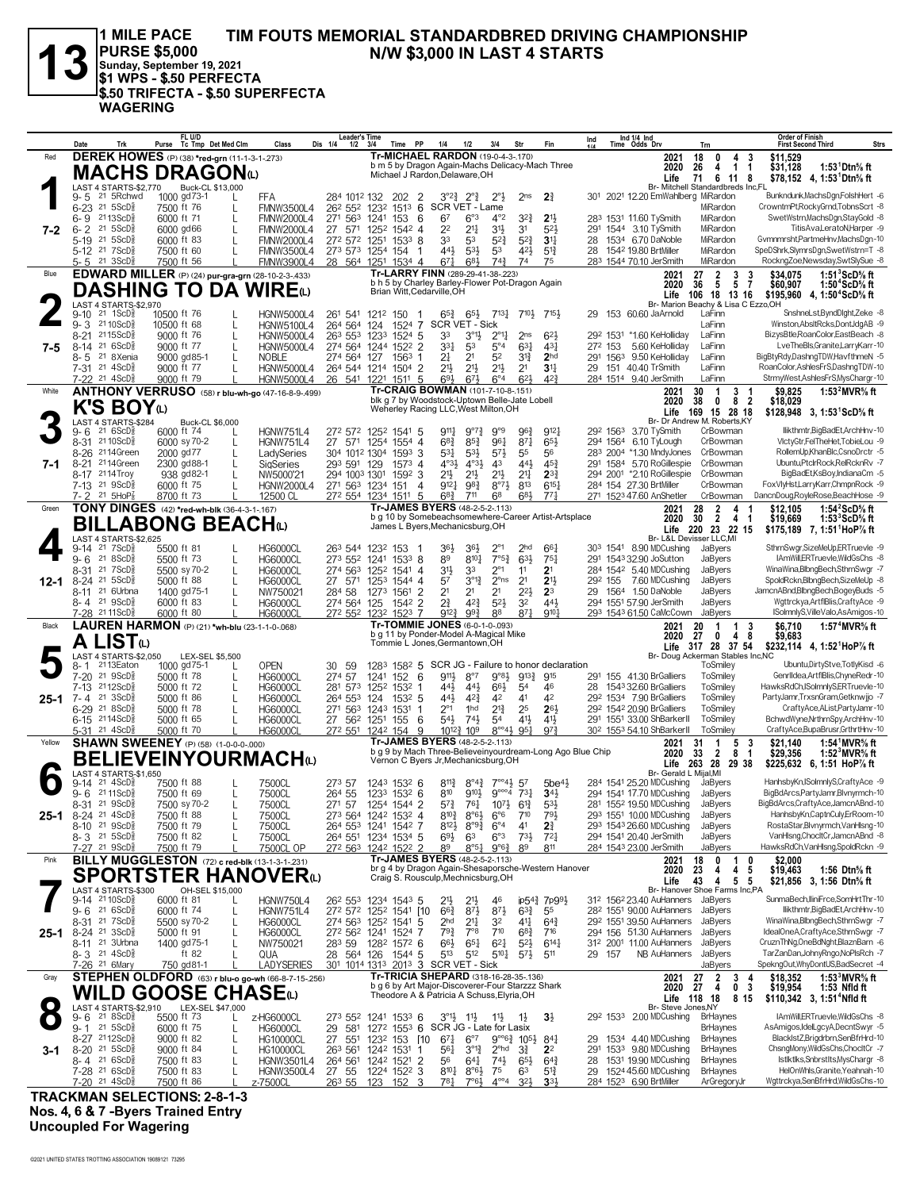# 13

**1 MILE PACE — PURSE $5,000**
**Sunday, September 19, 2021**
**$1 WPS - $.50 PERFECTA**
**$.50 TRIFECTA - $.50 SUPERFECTA WAGERING**

## TIM FOUTS MEMORIAL STANDARDBRED DRIVING CHAMPIONSHIP
## N/W $3,000 IN LAST 4 STARTS

---

### 1 — Red — MACHS DRAGON(L) — 7-2

**DEREK HOWES** (P) (38) *red-grn-wh (11-1-3-1-.273)
Tr-MICHAEL RARDON (19-0-4-3-.170)
b m 5 by Dragon Again-Machs Delicacy-Mach Three
Michael J Rardon,Delaware,OH
LAST 4 STARTS-$2,770 — Buck-CL $13,000
Br- Mitchell Standardbreds Inc,FL

| | Starts | 1st | 2nd | 3rd | Earnings | Record |
|---|---|---|---|---|---|---|
| 2021 | 18 | 0 | 4 | 3 | $11,529 | |
| 2020 | 26 | 4 | 1 | 1 | $31,128 | 1:53¹Dtn⅝ ft |
| Life | 71 | 6 | 11 | 8 | $78,152 | 4, 1:53¹Dtn⅝ ft |

| Date | Trk | Purse | Cond | Class | Fractions | PP | 1/4 | 1/2 | 3/4 | Str | Fin | Time / Odds / Drv | Trn | Order of Finish |
|---|---|---|---|---|---|---|---|---|---|---|---|---|---|---|
| 9-5 21 | 5Rchwd | 1000 | gd73-1 | FFA | 28⁴ 101² 132 202 | 2 | 3°2½ | 2°¾ | 2°½ | 2ns | 2¾ | 30¹ 2021 12.20 EmWahlberg | MiRardon | Bunkndunk,MachsDgn,FolshHert -6 |
| 6-23 21 | 5ScD⅝ | 7500 | ft 76 | FMNW3500L4 | 26² 55² 123² 151³ | 6 | SCR VET - Lame | | | | | | | CrowntmPt,RockyGrnd,TobnsScrt -8 |
| 6-9 21 | 13ScD⅝ | 6000 | ft 71 | FMNW2000L4 | 27¹ 56³ 124¹ 153 | 6 | 6⁷ | 6°³ | 4°² | 3²¾ | 2½ | 28³ 1531 11.60 TySmith | MiRardon | SwetWstrn,MachsDgn,StayGold -8 |
| 6-2 21 | 5ScD⅝ | 6000 | gd66 | FMNW2000L4 | 27 57¹ 125² 154² | 4 | 2² | 2½ | 3½ | 3¹ | 5²½ | 29¹ 1544 3.10 TySmith | MiRardon | TitisAva,LeratoN,Harper -9 |
| 5-19 21 | 5ScD⅝ | 6000 | ft 83 | FMNW2000L4 | 27² 57² 125¹ 153³ | 8 | 3³ | 5³ | 5²¾ | 5²¾ | 3½ | 28 1534 6.70 DaNoble | MiRardon | Gvmnmrsht,PartmeHnv,MachsDgn-10 |
| 5-12 21 | 7ScD⅝ | 7500 | ft 60 | FMNW3500L4 | 27³ 57³ 125⁴ 154 | 1 | 4⁴½ | 5³½ | 5³ | 4²½ | 5½ | 28 1542 19.80 BrtMiller | MiRardon | SpeDShrk,SlymrsDgn,SwetWstrn=T -8 |
| 5-5 21 | 3ScD⅝ | 7500 | ft 56 | FMNW3900L4 | 28 56⁴ 125¹ 153⁴ | 4 | 6⁷½ | 6⁸½ | 7⁴¾ | 7⁴ | 7⁵ | 28³ 1544 70.10 JerSmith | MiRardon | RockngZoe,Newsday,SwtSlySue -8 |

---

### 2 — Blue — DASHING TO DA WIRE(L) — 7-5

**EDWARD MILLER** (P) (24) pur-gra-grn (28-10-2-3-.433)
Tr-LARRY FINN (289-29-41-38-.223)
b h 5 by Charley Barley-Flower Pot-Dragon Again
Brian Witt,Cedarville,OH
LAST 4 STARTS-$2,970
Br- Marion Beachy & Lisa C Ezzo,OH

| | Starts | 1st | 2nd | 3rd | Earnings | Record |
|---|---|---|---|---|---|---|
| 2021 | 27 | 2 | 3 | 3 | $34,075 | 1:51³ScD⅝ ft |
| 2020 | 36 | 5 | 5 | 7 | $60,907 | 1:50⁴ScD⅝ ft |
| Life | 106 | 18 | 13 | 16 | $195,960 | 4, 1:50⁴ScD⅝ ft |

| Date | Trk | Purse | Cond | Class | Fractions | PP | 1/4 | 1/2 | 3/4 | Str | Fin | Time / Odds / Drv | Trn | Order of Finish |
|---|---|---|---|---|---|---|---|---|---|---|---|---|---|---|
| 9-10 21 | 1ScD⅝ | 10500 | ft 76 | HGNW5000L4 | 26¹ 54¹ 121² 150 | 1 | 6⁵¾ | 6⁵½ | 7¹³¼ | 7¹⁰½ | 7¹⁵½ | 29 153 60.60 JaArnold | LaFinn | SnshneLst,ByndDlght,Zeke -8 |
| 9-3 21 | 10ScD⅝ | 10500 | ft 68 | HGNW5100L4 | 26⁴ 56⁴ 124 152⁴ | 7 | SCR VET - Sick | | | | | | | Winston,AbsltRcks,DontJdgAB -9 |
| 8-21 21 | 15ScD⅝ | 9000 | ft 76 | HGNW5000L4 | 26³ 55³ 123³ 152⁴ | 5 | 3³ | 3°½ | 2°1¾ | 2ns | 6²½ | 29² 1531 *1.60 KeHolliday | LaFinn | BizysBtle,RoanColor,EastBeach -8 |
| 8-14 21 | 6ScD⅝ | 9000 | ft 77 | HGNW5000L4 | 27⁴ 56⁴ 124⁴ 152² | 2 | 3³½ | 5³ | 5°⁴ | 6³¼ | 4³¼ | 27² 153 5.60 KeHolliday | LaFinn | LveTheBls,Granite,LarryKarr-10 |
| 8-5 21 | 8Xenia | 9000 | gd85-1 | NOBLE | 27⁴ 56⁴ 127 156³ | 1 | 2½ | 2¹ | 5² | 3¹¾ | 2hd | 29¹ 1563 9.50 KeHolliday | LaFinn | BigBtyRdy,DashngTDW,HavfthmeN -5 |
| 7-31 21 | 4ScD⅝ | 9000 | ft 77 | HGNW5000L4 | 26⁴ 54⁴ 121⁴ 150⁴ | 2 | 2½ | 2½ | 2½ | 2¹ | 3½ | 29 151 40.40 TrSmith | LaFinn | RoanColor,AshlesFrS,DashngTDW-10 |
| 7-22 21 | 4ScD⅝ | 9000 | ft 79 | HGNW5000L4 | 26 54¹ 122¹ 151¹ | 5 | 6⁹½ | 6⁷½ | 6°⁴ | 6²½ | 4²¾ | 28⁴ 1514 9.40 JerSmith | LaFinn | StrmyWest,AshlesFrS,DshngTDW-10 |

---

### 3 — White — K'S BOY(L) — 7-1

**ANTHONY VERRUSO** (58) r blu-wh-go (47-16-8-9-.499)
Tr-CRAIG BOWMAN (101-7-10-8-.151)
blk g 7 by Woodstock-Uptown Belle-Jate Lobell
Weherley Racing LLC,West Milton,OH
LAST 4 STARTS-$284 — Buck-CL $6,000
Br- Dr Andrew M. Roberts,KY

| | Starts | 1st | 2nd | 3rd | Earnings | Record |
|---|---|---|---|---|---|---|
| 2021 | 30 | 1 | 3 | 1 | $9,825 | 1:53²MVR⅝ ft |
| 2020 | 38 | 0 | 8 | 2 | $18,029 | |
| Life | 169 | 15 | 28 | 18 | $128,948 | 3, 1:53¹ScD⅝ ft |

| Date | Trk | Purse | Cond | Class | Fractions | PP | 1/4 | 1/2 | 3/4 | Str | Fin | Time / Odds / Drv | Trn | Order of Finish |
|---|---|---|---|---|---|---|---|---|---|---|---|---|---|---|
| 9-6 21 | 6ScD⅝ | 6000 | ft 74 | HGNW751L4 | 27² 57² 125² 154¹ | 5 | 9¹¹½ | 9°⁷¾ | 9°⁹ | 9⁶¾ | 9¹²½ | 29² 1563 3.70 TySmith | CrBowman | Ilikthmtr,BigBadEt,ArchHnv-10 |
| 8-31 21 | 10ScD⅝ | 6000 | sy70-2 | HGNW751L4 | 27 57¹ 125⁴ 155⁴ | 4 | 6⁸¾ | 8⁵¾ | 9⁶¼ | 8⁷¼ | 6⁵½ | 29⁴ 1564 6.10 TyLough | CrBowman | VlctyGtr,FelTheHet,TobieLou -9 |
| 8-26 21 | 14Green | 2000 | gd77 | LadySeries | 30⁴ 101² 130⁴ 159³ | 3 | 5³½ | 5³½ | 5⁷½ | 5⁵ | 5⁶ | 28³ 2004 *1.30 MndyJones | CrBowman | RollemUp,KhanBlc,CsnoDrctr -5 |
| 8-21 21 | 14Green | 2300 | gd88-1 | SiqSeries | 29³ 59¹ 129 157³ | 4 | 4°3½ | 4°3½ | 4³ | 4⁴½ | 4⁵¾ | 29¹ 1584 5.70 RoGillespie | CrBowman | UbuntuPtclrRock,RelRcknRv -7 |
| 8-17 21 | 14Troy | 938 | gd82-1 | NW5000'21 | 29⁴ 100³ 130¹ 159² | 3 | 2½ | 2½ | 2½ | 2½ | 2³¾ | 29⁴ 2001 *2.10 RoGillespie | CrBowman | BigBadEt,KsBoy,IndianaCm -5 |
| 7-13 21 | 9ScD⅝ | 6000 | ft 75 | HGNW2000L4 | 27¹ 56³ 123⁴ 151 | 4 | 9¹²½ | 9⁸¾ | 8°⁷¾ | 8¹³ | 6¹⁵½ | 28⁴ 154 27.30 BrtMiller | CrBowman | FoxVlyHst,LarryKarr,ChmpnRock -9 |
| 7-2 21 | 5HoP⅞ | 8700 | ft 73 | 12500 CL | 27² 55⁴ 123⁴ 151¹ | 5 | 6⁸¾ | 7¹¹ | 6⁸ | 6⁸½ | 7⁷¾ | 27¹ 1523 47.60 AnShetler | CrBowman | DancnDoug,RoyleRose,BeachHose -9 |

---

### 4 — Green — BILLABONG BEACH(L) — 12-1

**TONY DINGES** (42) *red-wh-blk (36-4-3-1-.167)
Tr-JAMES BYERS (48-2-5-2-.113)
b g 10 by Somebeachsomewhere-Career Artist-Artsplace
James L Byers,Mechanicsburg,OH
LAST 4 STARTS-$2,625
Br- L&L Devisser LLC,MI

| | Starts | 1st | 2nd | 3rd | Earnings | Record |
|---|---|---|---|---|---|---|
| 2021 | 28 | 2 | 4 | 1 | $12,105 | 1:54²ScD⅝ ft |
| 2020 | 30 | 2 | 4 | 1 | $19,669 | 1:53³ScD⅝ ft |
| Life | 220 | 23 | 22 | 15 | $175,189 | 7, 1:51¹HoP⅞ ft |

| Date | Trk | Purse | Cond | Class | Fractions | PP | 1/4 | 1/2 | 3/4 | Str | Fin | Time / Odds / Drv | Trn | Order of Finish |
|---|---|---|---|---|---|---|---|---|---|---|---|---|---|---|
| 9-14 21 | 7ScD⅝ | 5500 | ft 81 | HG6000CL | 26³ 54⁴ 123² 153 | 1 | 3⁶½ | 3⁶½ | 2°¹ | 2hd | 6⁶¼ | 30³ 1541 8.90 MDCushing | JaByers | SthrnSwgr,SizeMeUp,ERTruevle -9 |
| 9-6 21 | 8ScD⅝ | 5500 | ft 73 | HG6000CL | 27³ 55² 124¹ 153³ | 8 | 8⁹ | 8¹⁰½ | 7°⁵¾ | 6³½ | 7⁵¼ | 29¹ 1543 32.90 JoSutton | JaByers | IAmWill,ERTruevle,WildGsChs -8 |
| 8-31 21 | 7ScD⅝ | 5500 | sy70-2 | HG6000CL | 27⁴ 56³ 125² 154¹ | 4 | 3½ | 3³ | 2°¹ | 1¹ | 2¹ | 28⁴ 1542 5.40 MDCushing | JaByers | WinaWina,BlbngBech,SthrnSwgr -7 |
| 8-24 21 | 5ScD⅝ | 5000 | ft 88 | HG6000CL | 27 57¹ 125³ 154⁴ | 4 | 5⁷ | 3°1½ | 2°ns | 2¹ | 2½ | 29² 155 7.60 MDCushing | JaByers | SpoldRckn,BlbngBech,SizeMeUp -8 |
| 8-11 21 | 6Urbna | 1400 | gd75-1 | NW750021 | 28⁴ 58 127³ 156¹ | 2 | 2¹ | 2¹ | 2¹ | 2²½ | 2³ | 29 1564 1.50 DaNoble | JaByers | JamcnABnd,BlbngBech,BogeyBuds -5 |
| 8-4 21 | 9ScD⅝ | 6000 | ft 83 | HG6000CL | 27⁴ 56⁴ 125 154² | 4 | 2¾ | 4²½ | 5²½ | 3² | 4⁴½ | 29⁴ 1551 57.90 JerSmith | JaByers | Wgttrckya,ArtflBlis,CraftyAce -9 |
| 7-28 21 | 11ScD⅝ | 6000 | ft 80 | HG6000CL | 27² 55² 123² 152³ | 7 | 9¹²½ | 9⁹¾ | 8⁸ | 8⁷½ | 9¹⁰½ | 29³ 1543 61.50 CaMcCown | JaByers | ISolmnlyS,VilleValo,AsAmigos-10 |

---

### 5 — Black — A LIST(L) — 25-1

**LAUREN HARMON** (P) (21) *wh-blu (23-1-1-0-.068)
Tr-TOMMIE JONES (6-0-1-0-.093)
b g 11 by Ponder-Model A-Magical Mike
Tommie L Jones,Germantown,OH
LAST 4 STARTS-$2,050 — LEX-SEL $5,500
Br- Doug Ackerman Stables Inc,NC

| | Starts | 1st | 2nd | 3rd | Earnings | Record |
|---|---|---|---|---|---|---|
| 2021 | 20 | 1 | 1 | 3 | $6,710 | 1:57⁴MVR⅝ ft |
| 2020 | 27 | 0 | 4 | 8 | $9,683 | |
| Life | 317 | 28 | 37 | 34 | $232,114 | 4, 1:52¹HoP⅞ ft |

| Date | Trk | Purse | Cond | Class | Fractions | PP | 1/4 | 1/2 | 3/4 | Str | Fin | Time / Odds / Drv | Trn | Order of Finish |
|---|---|---|---|---|---|---|---|---|---|---|---|---|---|---|
| 8-1 21 | 13Eaton | 1000 | gd75-1 | OPEN | 30 59 128³ 158² | 5 | SCR JG - Failure to honor declaration | | | | | | ToSmiley | UbuntuDirtyStve,TotlyKisd -6 |
| 7-20 21 | 9ScD⅝ | 5000 | ft 78 | HG6000CL | 27⁴ 57 124¹ 152 | 6 | 9¹¹½ | 8°⁷ | 9°8½ | 9¹³¾ | 9¹⁵ | 29¹ 155 41.30 BrGalliers | ToSmiley | GenrlIdea,ArtflBlis,ChyneRedr-10 |
| 7-13 21 | 12ScD⅝ | 5000 | ft 72 | HG6000CL | 28¹ 57³ 125² 153² | 1 | 4⁴½ | 4⁴½ | 6⁶½ | 5⁴ | 4⁶ | 28 1543 32.60 BrGalliers | ToSmiley | HawksRdCh,ISolmnlyS,ERTruevle-10 |
| 7-4 21 | 3ScD⅝ | 5000 | ft 86 | HG6000CL | 26⁴ 55³ 124 153² | 5 | 4⁴½ | 4²¾ | 4² | 4¹ | 4² | 29² 1534 7.90 BrGalliers | ToSmiley | PartyJamr,TrxsnGram,Getknwjo -7 |
| 6-29 21 | 8ScD⅝ | 5000 | ft 78 | HG6000CL | 27¹ 56³ 124³ 153¹ | 1 | 2°¹ | 1hd | 2¹¾ | 2⁵ | 2⁶½ | 29² 1542 20.90 BrGalliers | ToSmiley | CraftyAce,AList,PartyJamr-10 |
| 6-15 21 | 14ScD⅝ | 5000 | ft 65 | HG6000CL | 27 56² 125¹ 155 | 6 | 5⁴½ | 7⁴½ | 5⁴ | 4¹½ | 4¹½ | 29¹ 1551 33.00 ShBarkerII | ToSmiley | BchwdWyne,NrthrnSpy,ArchHnv-10 |
| 5-31 21 | 4ScD⅝ | 5000 | ft 70 | HG6000CL | 27² 55¹ 124² 154 | 9 | 10¹²³ | 10⁹ | 8°°4½ | 9⁵½ | 9⁷¾ | 30² 1553 54.10 ShBarkerII | ToSmiley | CraftyAce,BupaBrusr,GrthrtHnv-10 |

---

### 6 — Yellow — BELIEVEINYOURMACH(L) — 25-1

**SHAWN SWEENEY** (P) (58) (1-0-0-0-.000)
Tr-JAMES BYERS (48-2-5-2-.113)
b g 9 by Mach Three-Believeinyourdream-Long Ago Blue Chip
Vernon C Byers Jr,Mechanicsburg,OH
LAST 4 STARTS-$1,650
Br- Gerald L Mijal,MI

| | Starts | 1st | 2nd | 3rd | Earnings | Record |
|---|---|---|---|---|---|---|
| 2021 | 31 | 1 | 5 | 3 | $21,140 | 1:54¹MVR⅝ ft |
| 2020 | 33 | 2 | 8 | 1 | $29,356 | 1:52³MVR⅝ ft |
| Life | 263 | 28 | 29 | 38 | $225,632 | 6, 1:51 HoP⅞ ft |

| Date | Trk | Purse | Cond | Class | Fractions | PP | 1/4 | 1/2 | 3/4 | Str | Fin | Time / Odds / Drv | Trn | Order of Finish |
|---|---|---|---|---|---|---|---|---|---|---|---|---|---|---|
| 9-14 21 | 4ScD⅝ | 7500 | ft 88 | 7500CL | 27³ 57 124³ 153² | 6 | 8¹¹¾ | 8°4¾ | 7°°4½ | 5⁷ | 5be4½ | 28⁴ 1541 25.20 MDCushing | JaByers | HanhsbyKn,ISolmnlyS,CraftyAce -9 |
| 9-6 21 | 11ScD⅝ | 7500 | ft 69 | 7500CL | 26⁴ 55 123³ 153² | 6 | 8¹⁰ | 9¹⁰½ | 9°°°⁴ | 7³¾ | 3⁴½ | 29⁴ 1541 17.70 MDCushing | JaByers | BigBdArcs,PartyJamr,Blvnyrmch-10 |
| 8-31 21 | 9ScD⅝ | 7500 | sy70-2 | 7500CL | 27¹ 57 125⁴ 154⁴ | 2 | 5⁷¾ | 7⁶½ | 10⁷½ | 6¹¾ | 5³½ | 28¹ 1552 32.60 MDCushing | JaByers | BigBdArcs,CraftyAce,JamcnABnd-10 |
| 8-24 21 | 4ScD⅝ | 7500 | ft 88 | 7500CL | 27³ 56⁴ 124² 153² | 4 | 8¹⁰¾ | 8°6½ | 6°⁶ | 7¹⁰ | 7⁹½ | 29³ 1551 10.00 MDCushing | JaByers | HanhsbyKn,CaptnCuly,ErRoom-10 |
| 8-10 21 | 9ScD⅝ | 7500 | ft 79 | 7500CL | 26⁴ 55³ 124¹ 154² | 7 | 8¹²½ | 8°⁹¾ | 6°⁴ | 4¹ | 2¾ | 29³ 1543 26.60 MDCushing | JaByers | RostaStar,Blvnyrmch,VanHlsng-10 |
| 8-3 21 | 5ScD⅝ | 7500 | ft 82 | 7500CL | 26⁴ 55¹ 123⁴ 153⁴ | 5 | 6⁹½ | 6³ | 6°³ | 7³½ | 7²¼ | 29⁴ 1541 20.40 JerSmith | JaByers | VanHlsng,ChocltCr,JamcnABnd -8 |
| 7-27 21 | 9ScD⅝ | 7500 | ft 79 | 7500CL OP | 27² 56³ 124² 152² | 2 | 8⁹ | 8°5¼ | 9°6¾ | 8⁹ | 8¹¹ | 28⁴ 1543 23.00 JerSmith | JaByers | HawksRdCh,VanHlsng,SpoldRckn -9 |

---

### 7 — Pink — SPORTSTER HANOVER(L) — 25-1

**BILLY MUGGLESTON** (72) c red-blk (13-1-3-1-.231)
Tr-JAMES BYERS (48-2-5-2-.113)
br g 4 by Dragon Again-Shesaporsche-Western Hanover
Craig S. Rousculp,Mechnicsburg,OH
LAST 4 STARTS-$300 — OH-SEL $15,000
Br- Hanover Shoe Farms Inc,PA

| | Starts | 1st | 2nd | 3rd | Earnings | Record |
|---|---|---|---|---|---|---|
| 2021 | 18 | 0 | 1 | 0 | $2,000 | |
| 2020 | 23 | 4 | 4 | 5 | $19,463 | 1:56 Dtn⅝ ft |
| Life | 43 | 4 | 5 | 5 | $21,856 | 3, 1:56 Dtn⅝ ft |

| Date | Trk | Purse | Cond | Class | Fractions | PP | 1/4 | 1/2 | 3/4 | Str | Fin | Time / Odds / Drv | Trn | Order of Finish |
|---|---|---|---|---|---|---|---|---|---|---|---|---|---|---|
| 9-14 21 | 10ScD⅝ | 6000 | ft 81 | HGNW750L4 | 26² 55³ 123⁴ 154³ | 5 | 2½ | 2½ | 4⁶ | ip5⁴¾ | 7p9⁹½ | 31² 1562 23.40 AuHanners | JaByers | SunmaBech,IliniFrce,SomHrtThr-10 |
| 9-6 21 | 6ScD⅝ | 6000 | ft 74 | HGNW751L4 | 27² 57² 125² 154¹ | [10 | 6⁶¾ | 8⁷½ | 8⁷½ | 6³¾ | 5⁵ | 28² 1551 90.00 AuHanners | JaByers | Ilikthmtr,BigBadEt,ArchHnv-10 |
| 8-31 21 | 7ScD⅝ | 5500 | sy70-2 | HG6000CL | 27⁴ 56³ 125² 154¹ | 5 | 2hd | 2¹½ | 3² | 4¹¾ | 6⁴¾ | 29¹ 1551 39.50 AuHanners | JaByers | WinaWina,BlbngBech,SthrnSwgr -7 |
| 8-24 21 | 3ScD⅝ | 5000 | ft 91 | HG6000CL | 27² 56² 124¹ 152⁴ | 7 | 7⁹¾ | 7°⁸ | 7¹⁰ | 6⁸¾ | 7¹⁶ | 29⁴ 156 51.30 AuHanners | JaByers | IdealOne,CraftyAce,SthrnSwgr -7 |
| 8-11 21 | 3Urbna | 1400 | gd75-1 | NW750021 | 28³ 59 128² 157² | 6 | 6⁶½ | 6⁵½ | 6²½ | 5²½ | 6¹⁴¼ | 31² 2001 11.00 AuHanners | JaByers | CruznThNg,OneBdNght,BlaznBarn -6 |
| 8-3 21 | 4ScD⅝ | | ft 82 | QUA | 28 56⁴ 126 154⁴ | 5 | 5¹³ | 5¹² | 5¹⁰¼ | 5⁷½ | 5¹¹ | 29 157 NB AuHanners | JaByers | TarZanDan,JohnyRngo,NoPlsRch -7 |
| 7-26 21 | 6Mary | 750 | gd81-1 | LADYSERIES | 30¹ 101⁴ 131³ 201³ | 3 | SCR VET - Sick | | | | | | JaByers | SpekngOut,WhyDontUS,BadSecret -4 |

---

### 8 — Gray — WILD GOOSE CHASE(L) — 3-1

**STEPHEN OLDFORD** (63) r blu-o go-wh (66-8-7-15-.256)
Tr-TRICIA SHEPARD (318-16-28-35-.136)
b g 6 by Art Major-Discoverer-Four Starzzz Shark
Theodore A & Patricia A Schuss,Elyria,OH
LAST 4 STARTS-$2,910 — LEX-SEL $47,000
Br- Steve Jones,NY

| | Starts | 1st | 2nd | 3rd | Earnings | Record |
|---|---|---|---|---|---|---|
| 2021 | 27 | 2 | 3 | 4 | $18,352 | 1:53³MVR⅝ ft |
| 2020 | 27 | 4 | 0 | 3 | $19,954 | 1:53 Nfld ft |
| Life | 118 | 18 | 8 | 15 | $110,342 | 3, 1:51⁴Nfld ft |

| Date | Trk | Purse | Cond | Class | Fractions | PP | 1/4 | 1/2 | 3/4 | Str | Fin | Time / Odds / Drv | Trn | Order of Finish |
|---|---|---|---|---|---|---|---|---|---|---|---|---|---|---|
| 9-6 21 | 8ScD⅝ | 5500 | ft 73 | z-HG6000CL | 27³ 55² 124¹ 153³ | 6 | 3°1½ | 1½ | 1½ | 1½ | 3½ | 29² 1533 2.00 MDCushing | BrHaynes | IAmWill,ERTruevle,WildGsChs -8 |
| 9-1 21 | 5ScD⅝ | 6000 | ft 75 | HG6000CL | 29 58¹ 127² 155³ | 6 | SCR JG - Late for Lasix | | | | | | BrHaynes | AsAmigos,IdelLgcyA,DecntSwyr -5 |
| 8-27 21 | 12ScD⅝ | 9000 | ft 82 | HG10000CL | 27 55¹ 123² 153 | [10 | 6⁷¼ | 6°⁷ | 9°°6¾ | 10⁵½ | 8⁴¼ | 29 1534 4.40 MDCushing | BrHaynes | BlacklstZ,Brigdrbrn,SenBfrHrd-10 |
| 8-20 21 | 5ScD⅝ | 9000 | ft 84 | HG10000CL | 26³ 56¹ 124² 153¹ | 1 | 5⁶½ | 3°1¾ | 2°hd | 3¾ | 2² | 29¹ 1533 9.80 MDCushing | BrHaynes | ChsngMony,WildGsChs,ChocltCr -7 |
| 8-4 21 | 6ScD⅝ | 7500 | ft 83 | HGNW3501L4 | 26⁴ 56¹ 124² 152¹ | 2 | 5⁶ | 6⁴½ | 7⁴½ | 6⁵½ | 6⁴¾ | 28 1531 19.90 MDCushing | BrHaynes | Istlktlks,Snbrstlts,MysChargr -8 |
| 7-28 21 | 6ScD⅝ | 7500 | ft 83 | HGNW3500L4 | 27 55 122⁴ 152² | 3 | 8¹⁰½ | 8°6½ | 7⁵ | 6³ | 5¹¾ | 29 1524 45.60 MDCushing | BrHaynes | HelOnWhls,Granite,Yeahnah-10 |
| 7-20 21 | 4ScD⅝ | 7500 | ft 86 | z-7500CL | 26³ 55 123 152 | 3 | 7⁸¾ | 7°6½ | 4°°⁴ | 3²½ | 3³½ | 28⁴ 1523 6.90 BrtMiller | ArGregoryJr | Wgttrckya,SenBfrHrd,WildGsChs-10 |

---

**TRACKMAN SELECTIONS: 2-8-1-3**
**Nos. 4, 6 & 7 -Byers Trained Entry**
**Uncoupled For Wagering**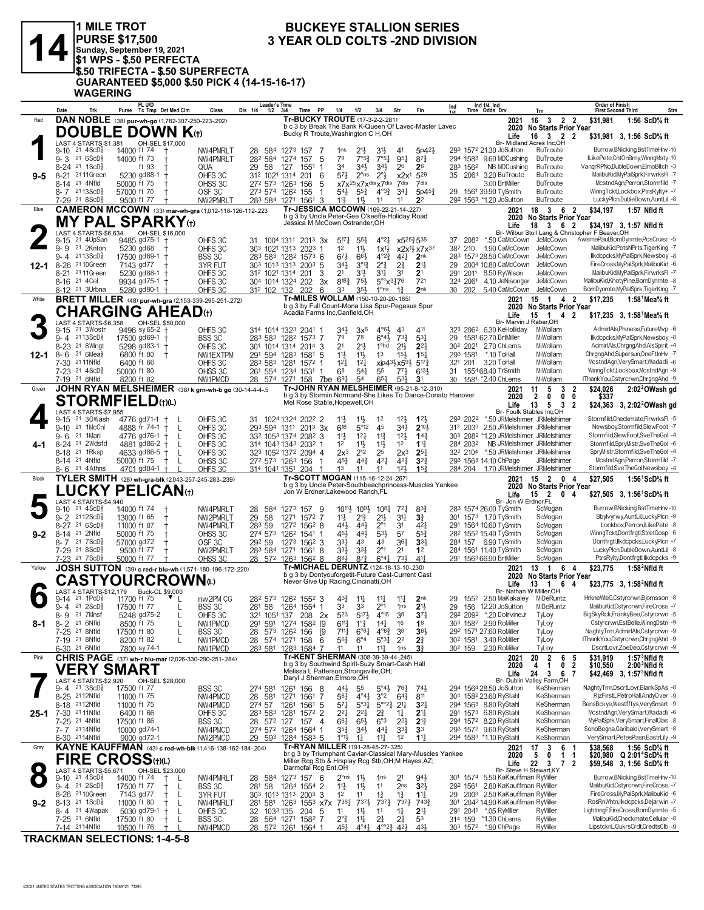# 14

**1 MILE TROT**
**PURSE $17,500**
**Sunday, September 19, 2021**
**$1 WPS - $.50 PERFECTA**
**$.50 TRIFECTA - $.50 SUPERFECTA**
**GUARANTEED $5,000 $.50 PICK 4 (14-15-16-17)**
**WAGERING**

## BUCKEYE STALLION SERIES
## 3 YEAR OLD COLTS -2ND DIVISION

---

### 1 — Red — 9-5
**DAN NOBLE** (38) pur-wh-go (1,782-307-250-223-.292)
**DOUBLE DOWN K**(t)
Tr-BUCKY TROUTE (17-3-2-2-.281)
b c 3 by Break The Bank K-Queen Of Lavec-Master Lavec
Bucky R Troute,Washington C H,OH
2021: 16 3 2 2 $31,981 1:56 ScD⅝ ft
2020 No Starts Prior Year
Life 16 3 2 2 $31,981 3, 1:56 ScD⅝ ft
Br- Midland Acres Inc,OH
LAST 4 STARTS-$1,381 OH-SEL $17,000

| Date | Trk | Purse | Cond | Class | 1/4 | 1/2 | 3/4 | Time | PP | 1/4 | 1/2 | 3/4 | Str | Fin | Ind | Odds Drv | Trn | Order of Finish |
|---|---|---|---|---|---|---|---|---|---|---|---|---|---|---|---|---|---|---|
| 9-10 21 | 4ScD⅝ | 14000 | ft 74 † | NW4PMRLT | 28 | 584 | 1273 | 157 | 7 | 1ns | 2½ | 3½ | 41 | 5p4²¼ | 293 1572 | 21.30 JoSutton | BuTroute | Burrow,BNicking,BstTmeHnv -10 |
| 9-3 21 | 6ScD⅝ | 14000 | ft 73 † | NW4PMRLT | 28² | 584 | 1274 | 157 | 5 | 7⁹ | 7°5¾ | 7°5¼ | 9⁵¼ | 8⁷¾ | 294 1583 | 9.60 MDCushing | BuTroute | ILikePete,CntOnBrny,WinngMsty -10 |
| 8-24 21 | 1ScD⅝ | | ft 93 † | QUA | 29 | 58 | 127 | 1551 | 1 | 3⁴ | 3⁴½ | 3⁴½ | 2⁶ | 2⁶ | 283 1562 | NB MDCushing | BuTroute | VangrRPNo,DubleDown,ElmoBltch -3 |
| 8-21 | 21 11Green | 5230 | gd88-1 † | OHFS 3C | 31² | 1021 | 1314 | 201 | 6 | 5⁷½ | 2°ns | 2°½ | x2x¹ | 5²⁹ | 35 2064 | 3.20 BuTroute | BuTroute | MalibuKid,MyPalSprk,FirwrksFl -7 |
| 8-14 21 | 4Nfld | 50000 | ft 75 † | OHSS 3C | 27² | 573 | 1263 | 156 | 5 | x7x²⁵ | x7x^dis | x7^dis | 7^dis | 7^dis | | 3.00 BrtMiller | BuTroute | McstndAgn,Perron,Stormfld -7 |
| 8-7 21 | 13ScD⅝ | 57000 | ft 70 † | OSF 3C | 27³ | 574 | 1262 | 155 | 1 | 5⁴½ | 5⁵¾ | 4°³¾ | 3⁴½ | 5p4⁵¾ | 29 1561 | 39.90 TySmith | BuTroute | WinngTckt,Lockbox,PtrsRylty+ -7 |
| 7-29 21 | 8ScD⅝ | 9500 | ft 77 † | NW2PMRLT | 28³ | 584 | 1271 | 1561 | 3 | 1¹¾ | 1¹½ | 1¹ | 1¹ | 2² | 29² 1563 | *1.20 JoSutton | BuTroute | LuckyPlcn,DubleDown,AuntLil -8 |

### 2 — Blue — 12-1
**CAMERON MCCOWN** (33) mar-wh-gra (1,012-118-126-112-.223)
**MY PAL SPARKY**(t)
Tr-JESSICA MCCOWN (169-22-21-14-.227)
b g 3 by Uncle Peter-Gee O'keeffe-Holiday Road
Jessica M McCown,Ostrander,OH
2021: 18 3 6 2 $34,197 1:57 Nfld ft
2020 No Starts Prior Year
Life 18 3 6 2 $34,197 3, 1:57 Nfld ft
Br- Wilbur Stoll Lang & Christopher F Beaver,OH
LAST 4 STARTS-$6,634 OH-SEL $16,000

| Date | Trk | Purse | Cond | Class | 1/4 | 1/2 | 3/4 | Time | PP | 1/4 | 1/2 | 3/4 | Str | Fin | Ind | Odds Drv | Trn | Order of Finish |
|---|---|---|---|---|---|---|---|---|---|---|---|---|---|---|---|---|---|---|
| 9-15 21 | 4UpSan | 9485 | gd75-1 † | OHFS 3C | 31 | 1004 | 1311 | 2013 | 3x | 5¹⁷¼ | 5⁵¼ | 4°²¼ | x5²⁵¾ | 5³⁵ | 37 2083 | *.50 CaMcCown | JeMcCown | AwsmePaul,BomDynmte,PcsCruisr -5 |
| 9-9 21 | 2Knton | 5230 | gd68 † | OHFS 3C | 30³ | 1021 | 1313 | 2023 | 1 | 1² | 1¹½ | 1x¹½ | x2x¹½ | x7x³⁷ | 38² 210 | 1.90 CaMcCown | JeMcCown | MalibuKid,PotsNPrts,TigerKing -7 |
| 9-4 21 | 13ScD⅝ | 17500 | gd69-1 † | BSS 3C | 28³ | 583 | 1282 | 1573 | 6 | 6⁷½ | 6⁶½ | 4°²¾ | 4²¼ | 2nk | 28³ 1573 | 28.50 CaMcCown | JeMcCown | Ilkdcpcks,MyPalSprk,Newsboy -8 |
| 8-26 | 21 10Green | 7143 | gd77 † | 3YR FUT | 30³ | 1013 | 1313 | 2003 | 5 | 3⁴½ | 3°¹¾ | 2°¾ | 2¾ | 2¹½ | 29 2004 | 10.80 CaMcCown | JeMcCown | FireCross,MyPalSprk,MalibuKid -6 |
| 8-21 | 21 11Green | 5230 | gd88-1 † | OHFS 3C | 31² | 1021 | 1314 | 201 | 3 | 2¹ | 3¹½ | 3¹¼ | 3¹ | 2¹ | 291 2011 | 8.50 RyWilson | JeMcCown | MalibuKid,MyPalSprk,FirwrksFl -7 |
| 8-16 21 | 4Cel | 9934 | gd75-1 † | OHFS 3C | 30⁴ | 1014 | 1324 | 202 | 3x | 8¹⁸¾ | 7⁵½ | 5°°x³¼ | 7⁶ | 7²¹ | 32⁴ 2061 | 4.10 JeNisonger | JeMcCown | MalibuKid,KnotyPine,BomDynmte -8 |
| 8-12 21 | 3Urbna | 5280 | gd90-1 † | OHFS 3C | 31² | 102 | 132 | 202 | 6 | 3³ | 3⁵½ | 1°ns | 1¾ | 2nk | 30 202 | 5.40 CaMcCown | JeMcCown | BomDynmte,MyPalSprk,TigerKing -7 |

### 3 — White — 12-1
**BRETT MILLER** (48) pur-wh-gra (2,153-339-295-251-.272)
**CHARGING AHEAD**(t)
Tr-MILES WOLLAM (150-10-20-20-.185)
b g 3 by Full Count-Mona Lisa Spur-Pegasus Spur
Acadia Farms Inc,Canfield,OH
2021: 15 1 4 2 $17,235 1:58¹Mea⅝ ft
2020 No Starts Prior Year
Life 15 1 4 2 $17,235 3, 1:58¹Mea⅝ ft
Br- Marvin J Raber,OH
LAST 4 STARTS-$6,358 OH-SEL $50,000

| Date | Trk | Purse | Cond | Class | 1/4 | 1/2 | 3/4 | Time | PP | 1/4 | 1/2 | 3/4 | Str | Fin | Ind | Odds Drv | Trn | Order of Finish |
|---|---|---|---|---|---|---|---|---|---|---|---|---|---|---|---|---|---|---|
| 9-15 21 | 3Wostr | 9496 | sy65-2 † | OHFS 3C | 31⁴ | 1014 | 1323 | 2041 | 1 | 3⁴½ | 3x⁵ | 4°⁶½ | 4³ | 4¹¹ | 32³ 2062 | 6.30 KeHolliday | MiWollam | AdmirlAls,Phineas,FutureMvp -6 |
| 9-4 21 | 13ScD⅝ | 17500 | gd69-1 † | BSS 3C | 28³ | 583 | 1282 | 1573 | 7 | 7⁹ | 7⁸ | 6°⁴¼ | 7³¾ | 5³¼ | 29 1581 | 62.70 BrtMiller | MiWollam | Ilkdcpcks,MyPalSprk,Newsboy -8 |
| 8-23 21 | 8Wlngt | 5298 | gd83-1 † | OHFS 3C | 30¹ | 1014 | 1314 | 2014 | 3 | 2¹ | 2¹½ | 1°hd | 2¹½ | 2²¼ | 30² 2021 | 2.70 ChLems | MiWollam | AdmirlAls,ChrgngAhd,AlsSpirit -4 |
| 8-6 21 | 6Mea⅝ | 6800 | ft 80 † | NW1EXTPM | 29¹ | 594 | 1283 | 1581 | 5 | 1¹½ | 1¹½ | 1³ | 1⁵½ | 1⁵¼ | 29³ 1581 | *.10 ToHall | MiWollam | ChrgngAhd,Supersun,OneFtInHv -7 |
| 7-30 | 21 11Nfld | 6400 | ft 66 † | OHFS 3C | 28³ | 583 | 1281 | 1572 | 1 | 1²¼ | 1²½ | xip4³½ | x5⁹½ | 5¹⁷¾ | 32¹ 201 | 3.20 ToHall | MiWollam | McstndAgn,VerySmart,Wadadli -6 |
| 7-23 21 | 4ScD⅝ | 50000 | ft 80 † | OHSS 3C | 26¹ | 554 | 1234 | 1531 | 1 | 6⁸ | 5⁴¼ | 5⁵ | 7⁷½ | 6¹³½ | 31 1554 | 68.40 TrSmith | MiWollam | WinngTckt,Lockbox,McstndAgn -9 |
| 7-19 21 | 8Nfld | 8200 | ft 82 † | NW1PMCD | 28 | 574 | 1271 | 158 | 7be | 6⁹½ | 5⁴ | 6⁵¾ | 5³½ | 3¹ | 30 1581 | *2.40 ChLems | MiWollam | IThankYou,Cstyrcrwn,ChrgngAhd -9 |

### 4 — Green — 4-1
**JOHN RYAN MELSHEIMER** (38) k grn-wh-b go (30-14-4-4-.5
**STORMFIELD**(t)(L)
Tr-JOHN RYAN MELSHEIMER (95-21-8-12-.310)
b g 3 by Stormin Normand-She Likes To Dance-Donato Hanover
Mel Rose Stable,Hopewell,OH
2021: 11 5 3 2 $24,026 2:02²OWash gd
2020: 2 0 0 0 $337
Life 13 5 3 2 $24,363 3, 2:02²OWash gd
Br- Foulk Stables Inc,OH
LAST 4 STARTS-$7,955

| Date | Trk | Purse | Cond | Class | 1/4 | 1/2 | 3/4 | Time | PP | 1/4 | 1/2 | 3/4 | Str | Fin | Ind | Odds Drv | Trn | Order of Finish |
|---|---|---|---|---|---|---|---|---|---|---|---|---|---|---|---|---|---|---|
| 9-15 21 | 3OWash | 4776 | gd71-1 † L | OHFS 3C | 31 | 1024 | 1324 | 2022 | 2 | 1¹½ | 1¹½ | 1² | 1²½ | 1²½ | 29³ 2022 | *.50 JRMelshimer | JRMelshimer | Stormfild,Checkmate,FirwrksFl -5 |
| 9-10 21 | 1McCnl | 4888 | fr 74-1 † L | OHFS 3C | 29³ | 594 | 1311 | 2013 | 3x | 6¹⁸ | 5°¹² | 4⁵ | 3⁴½ | 2¹⁰½ | 31² 2033 | 2.50 JRMelshimer | JRMelshimer | Newsboy,Stormfild,SlewFoot -7 |
| 9-6 21 | 1Mari | 4776 | gd76-1 † L | OHFS 3C | 33² | 1053 | 1374 | 2082 | 3 | 1¹½ | 1²½ | 1¹¾ | 1²½ | 1⁴¾ | 30³ 2082 | *1.20 JRMelshimer | JRMelshimer | Stormfild,SlewFoot,SveTheGol -4 |
| 8-24 21 | 2Wdsfd | 4881 | gd86-2 † L | OHFS 3C | 31⁴ | 1043 | 1343 | 2032 | 1 | 1² | 1¹½ | 1¹½ | 1² | 1¹¾ | 28⁴ 2032 | NB JRMelshimer | JRMelshimer | Stormfild,SpryMistr,SveTheGol -6 |
| 8-18 21 | 1Rksp | 4633 | gd86-5 † L | OHFS 3C | 32³ | 1052 | 1372 | 2094 | 4 | 2x³ | 2¹² | 2⁵ | 2x³ | 2⁵¼ | 32² 2104 | *.50 JRMelshimer | JRMelshimer | SpryMistr,Stormfild,SveTheGol -4 |
| 8-14 21 | 4Nfld | 50000 | ft 75 † L | OHSS 3C | 27² | 573 | 1263 | 156 | 1 | 4⁵¾ | 4⁴¾ | 4²¼ | 4²¾ | 3²¾ | 29³ 1563 | 14.10 ChPage | JRMelshimer | McstndAgn,Perron,Stormfild -7 |
| 8-6 21 | 4Athns | 4701 | gd84-1 † L | OHFS 3C | 31⁴ | 1041 | 1351 | 204 | 1 | 1³ | 1¹ | 1¹ | 1²½ | 1⁵¾ | 28⁴ 204 | 1.70 JRMelshimer | JRMelshimer | Stormfild,SveTheGol,Newsboy -4 |

### 5 — Black — 9-2
**TYLER SMITH** (28) wh-gra-blk (2,043-257-245-283-.239)
**LUCKY PELICAN**(t)
Tr-SCOTT MOGAN (115-16-12-24-.267)
b g 3 by Uncle Peter-Southbeachprincess-Muscles Yankee
Jon W Erdner,Lakewood Ranch,FL
2021: 15 2 0 4 $27,505 1:56¹ScD⅝ ft
2020 No Starts Prior Year
Life 15 2 0 4 $27,505 3, 1:56¹ScD⅝ ft
Br- Jon W Erdner,FL
LAST 4 STARTS-$4,940

| Date | Trk | Purse | Cond | Class | 1/4 | 1/2 | 3/4 | Time | PP | 1/4 | 1/2 | 3/4 | Str | Fin | Ind | Odds Drv | Trn | Order of Finish |
|---|---|---|---|---|---|---|---|---|---|---|---|---|---|---|---|---|---|---|
| 9-10 21 | 4ScD⅝ | 14000 | ft 74 † | NW4PMRLT | 28 | 584 | 1273 | 157 | 9 | 10¹¹½ | 10⁹½ | 10⁸¼ | 7²¼ | 8³¾ | 28³ 1574 | 26.00 TySmith | ScMogan | Burrow,BNicking,BstTmeHnv -10 |
| 9-2 21 | 12ScD⅝ | 13000 | ft 65 † | NW2PMRLT | 29 | 58 | 1271 | 1572 | 7 | 1¹½ | 2¹¾ | 2¹½ | 3¹¼ | 3¾ | 30¹ 1573 | 1.70 TySmith | ScMogan | Bbylvyrwy,AuntLil,LuckyPlcn -9 |
| 8-27 21 | 6ScD⅝ | 11000 | ft 87 † | NW4PMRLT | 28³ | 59 | 1272 | 1562 | 8 | 4⁴½ | 4⁴½ | 2°¹ | 3¹ | 4²½ | 29¹ 1564 | 10.60 TySmith | ScMogan | Lockbox,Perron,ILikePete -8 |
| 8-14 21 | 2Nfld | 50000 | ft 75 † | OHSS 3C | 27⁴ | 573 | 1262 | 1541 | 1 | 4⁵½ | 4⁴¾ | 5³½ | 5⁷ | 5⁵¾ | 28² 1552 | 15.40 TySmith | ScMogan | WinngTckt,Dontfrgtl,StretGosp -6 |
| 8-7 21 | 7ScD⅝ | 57000 | gd72 † | OSF 3C | 29² | 59 | 1273 | 1562 | 3 | 3³½ | 4³ | 4³ | 3⁶¾ | 3³¼ | 28⁴ 157 | 6.90 TySmith | ScMogan | Dontfrgtl,Ilkdcpcks,LuckyPlcn -7 |
| 7-29 21 | 8ScD⅝ | 9500 | ft 77 † | NW2PMRLT | 28³ | 584 | 1271 | 1561 | 8 | 3³½ | 3³½ | 2°¹ | 2¹ | 1² | 28⁴ 1561 | 11.40 TySmith | ScMogan | LuckyPlcn,DubleDown,AuntLil -8 |
| 7-23 21 | 7ScD⅝ | 50000 | ft 77 † | OHSS 3C | 28 | 572 | 1263 | 1562 | 8 | 8⁸½ | 8⁷¾ | 6°⁴¼ | 7³½ | 4¹½ | 29¹ 1563 | 66.90 BrtMiller | ScMogan | PtrsRylty,Dontfrgtl,Ilkdcpcks -9 |

### 6 — Yellow — 8-1
**JOSH SUTTON** (39) c red-wh-blu-wh (1,571-180-196-172-.220)
**CASTYOURCROWN**(L)
Tr-MICHAEL DERUNTZ (124-18-13-10-.230)
b g 3 by Dontyouforgetit-Future Cast-Current Cast
Never Give Up Racing,Cincinnati,OH
2021: 13 1 6 4 $23,775 1:58²Nfld ft
2020 No Starts Prior Year
Life 13 1 6 4 $23,775 3, 1:58²Nfld ft
Br- Nathan W Miller,OH
LAST 4 STARTS-$12,179 Buck-CL $9,000

| Date | Trk | Purse | Cond | Class | 1/4 | 1/2 | 3/4 | Time | PP | 1/4 | 1/2 | 3/4 | Str | Fin | Ind | Odds Drv | Trn | Order of Finish |
|---|---|---|---|---|---|---|---|---|---|---|---|---|---|---|---|---|---|---|
| 9-14 21 | 1PcD⅝ | 11700 | ft 75 ▼ L | nw2PM CG | 28² | 573 | 1262 | 1552 | 3 | 4³¾ | 1¹½ | 1¹½ | 1¹½ | 2nk | 29 1552 | 2.50 MaKakaley | MiDeRuntz | HrkneWleG,Cstyrcrwn,Bjornsson -8 |
| 9-4 21 | 2ScD⅝ | 17500 | ft 77 L | BSS 3C | 28¹ | 58 | 1264 | 1554 | 1 | 3³ | 3³ | 2°¹ | 1ns | 2¹½ | 29 156 | 12.20 JoSutton | MiDeRuntz | MalibuKid,Cstyrcrwn,FireCross -7 |
| 8-9 21 | 7Mnsf | 5248 | gd75-2 L | OHFS 3C | 32¹ | 1051 | 137 | 208 | 2x | 5²³ | 5¹⁷½ | 4°¹⁵ | 3⁸ | 3⁷¼ | 29² 2092 | *.20 DolrvineJr | TyLoy | BigSkyRck,FrankyBee,Cstyrcrwn -5 |
| 8-2 21 | 6Nfld | 8500 | ft 75 L | NW1PMCD | 29¹ | 591 | 1274 | 1582 | [9 | 6¹¹¾ | 1°¾ | 1⁴¼ | 1⁶ | 1⁸ | 30³ 1582 | 2.90 RoMiller | TyLoy | Cstyrcrwn,EstBelle,WinngDstn -9 |
| 7-25 21 | 8Nfld | 17500 | ft 80 L | BSS 3C | 28 | 573 | 1262 | 156 | [9 | 7¹¹½ | 6°⁸½ | 4°⁶¾ | 3⁸ | 3⁶½ | 29² 1571 | 27.60 RoMiller | TyLoy | NaghtyTrm,AdmirlAls,Cstyrcrwn -9 |
| 7-19 21 | 8Nfld | 8200 | ft 82 L | NW1PMCD | 28 | 574 | 1271 | 158 | 6 | 5⁶¾ | 6°⁴ | 5°³¼ | 2² | 2¾ | 30² 1581 | 3.40 RoMiller | TyLoy | IThankYou,Cstyrcrwn,ChrgngAhd -9 |
| 6-30 21 | 6Nfld | 7800 | sy74-1 | NW1PMCD | 28³ | 581 | 1283 | 1584 | 7 | 1¹ | 1¹ | 1¹¾ | 1ns | 3¾ | 30² 159 | 2.30 RoMiller | TyLoy | DscrtLovr,ZoeDeo,Cstyrcrwn -9 |

### 7 — Pink — 25-1
**CHRIS PAGE** (37) wh-r blu-mar (2,026-330-290-251-.284)
**VERY SMART**
Tr-KENT SHERMAN (308-39-39-44-.245)
b g 3 by Southwind Spirit-Suzy Smart-Cash Hall
Melissa L Patterson,Strongsville,OH;
Daryl J Sherman,Elmore,OH
2021: 20 2 6 5 $31,919 1:57³Nfld ft
2020: 4 1 0 2 $10,550 2:00³Nfld ft
Life 24 3 6 7 $42,469 3, 1:57³Nfld ft
Br- Dublin Valley Farm,OH
LAST 4 STARTS-$2,920 OH-SEL $28,000

| Date | Trk | Purse | Cond | Class | 1/4 | 1/2 | 3/4 | Time | PP | 1/4 | 1/2 | 3/4 | Str | Fin | Ind | Odds Drv | Trn | Order of Finish |
|---|---|---|---|---|---|---|---|---|---|---|---|---|---|---|---|---|---|---|
| 9-4 21 | 3ScD⅝ | 17500 | ft 77 | BSS 3C | 27⁴ | 581 | 1261 | 156 | 8 | 4⁴½ | 5⁵ | 5°⁴¼ | 7⁶¼ | 7⁴½ | 29⁴ 1564 | 28.50 JoSutton | KeSherman | NaghtyTrm,DscrtLovr,BlankSpAs -8 |
| 8-25 | 21 12Nfld | 11000 | ft 75 | NW4PMCD | 28 | 581 | 1271 | 1561 | 7 | 5⁶½ | 4°⁴¼ | 3°² | 6⁴¾ | 8¹¹ | 30⁴ 1582 | 23.60 RyStahl | KeSherman | RjzFirstL,PetroHall,AndyOver -9 |
| 8-18 | 21 12Nfld | 11000 | ft 75 | NW4PMCD | 27⁴ | 57 | 1261 | 1561 | 5 | 5⁷½ | 5°³¼ | 5°°²¾ | 2¹½ | 3²½ | 29⁴ 1563 | 8.80 RyStahl | KeSherman | BensBckye,Westfftys,VerySmart -9 |
| 7-30 | 21 11Nfld | 6400 | ft 66 | OHFS 3C | 28³ | 583 | 1281 | 1572 | 2 | 2²½ | 2²½ | 2¾ | 1¾ | 2¹½ | 29¹ 1573 | 6.80 RyStahl | KeSherman | McstndAgn,VerySmart,Wadadli -6 |
| 7-25 21 | 4Nfld | 17500 | ft 80 | BSS 3C | 28 | 572 | 127 | 157 | 4 | 6⁶½ | 6⁵½ | 6°³ | 2²½ | 2¹¾ | 29⁴ 1572 | 8.20 RyStahl | KeSherman | MyPalSprk,VerySmart,FinalClas -8 |
| 7-7 21 | 14Nfld | 10000 | gd74-1 | NW4PMCD | 27⁴ | 574 | 1264 | 1564 | 1 | 3⁵¾ | 3⁴½ | 4⁴¾ | 3³¾ | 3³ | 29³ 1572 | 9.60 RyStahl | KeSherman | SohoBegna,Garibaldi,VerySmart -8 |
| 6-30 21 | 14Nfld | 9000 | gd72-1 | NW2PMCD | 29 | 593 | 1284 | 1583 | 5 | 1°¹½ | 1¾ | 1¹¾ | 1² | 1¹¼ | 29⁴ 1583 | *1.10 RyStahl | KeSherman | VerySmart,PetesPasn,EastrLily -9 |

### 8 — Gray — 9-2
**KAYNE KAUFFMAN** (43) c red-wh-blk (1,416-138-162-184-.204)
**FIRE CROSS**(t)(L)
Tr-RYAN MILLER (191-28-45-27-.325)
br g 3 by Triumphant Caviar-Classical Mary-Muscles Yankee
Miller Rcg Stb & Hrsplay Rcg Stb,OH;M Hayes,AZ;
Darmofal Rcg Ent,OH
2021: 17 3 6 1 $38,568 1:56 ScD⅝ ft
2020: 5 0 1 1 $20,980 Q 2:01⁴ScD⅝ ft
Life 22 3 7 2 $59,548 3, 1:56 ScD⅝ ft
Br- Steve H Stewart,KY
LAST 4 STARTS-$5,671 OH-SEL $23,000

| Date | Trk | Purse | Cond | Class | 1/4 | 1/2 | 3/4 | Time | PP | 1/4 | 1/2 | 3/4 | Str | Fin | Ind | Odds Drv | Trn | Order of Finish |
|---|---|---|---|---|---|---|---|---|---|---|---|---|---|---|---|---|---|---|
| 9-10 21 | 4ScD⅝ | 14000 | ft 74 † L | NW4PMRLT | 28 | 584 | 1273 | 157 | 6 | 2°ns | 1¹½ | 1ns | 2¹ | 9⁴½ | 30¹ 1574 | 5.50 KaKauffman | RyMiller | Burrow,BNicking,BstTmeHnv -10 |
| 9-4 21 | 2ScD⅝ | 17500 | ft 77 † L | BSS 3C | 28¹ | 58 | 1264 | 1554 | 2 | 1¹½ | 1¹½ | 1¹ | 2ns | 3²½ | 29² 1561 | 2.80 KaKauffman | RyMiller | MalibuKid,Cstyrcrwn,FireCross -7 |
| 8-26 | 21 10Green | 7143 | gd77 † L | 3YR FUT | 30³ | 1013 | 1313 | 2003 | 3 | 1² | 1¹ | 1¾ | 1¾ | 1¹½ | 29 2003 | 2.50 KaKauffman | RyMiller | FireCross,MyPalSprk,MalibuKid -6 |
| 8-13 21 | 1ScD⅝ | 11000 | ft 80 † L | NW4PMRLT | 28¹ | 581 | 1263 | 1553 | x7x | 7³⁸½ | 7³⁷½ | 7³⁷¾ | 7³⁷½ | 7⁴³¾ | 30¹ 2042 | 14.90 KaKauffman | RyMiller | RosRnWhtn,Ilkdcpcks,Dejarwin -7 |
| 8-4 21 | 4Wapak | 5030 | gd79-1 † L | OHFS 3C | 32 | 1033 | 135 | 204 | 5 | 1¹ | 1¹½ | 1¹ | 1¾ | 2¹¼ | 29¹ 2041 | *.05 RyMiller | RyMiller | LightngF,FireCross,BomDynmte -5 |
| 7-25 21 | 6Nfld | 17500 | ft 80 † L | BSS 3C | 28 | 564 | 1271 | 1562 | 8 | 2°¾ | 1¹ | 2½ | 2¹ | 5³ | 31⁴ 159 | *1.30 ChLems | RyMiller | MalibuKid,Checkmate,Cellular -8 |
| 7-14 | 21 14Nfld | 10500 | ft 76 † L | NW4PMCD | 28 | 572 | 1261 | 1564 | 1 | 4⁵¼ | 4°⁴¼ | 4°°²¾ | 4²½ | 4³½ | 30³ 1572 | *.90 ChPage | RyMiller | LipstcknL,QukrsCrdt,CredtsClb -9 |

**TRACKMAN SELECTIONS: 1-4-5-8**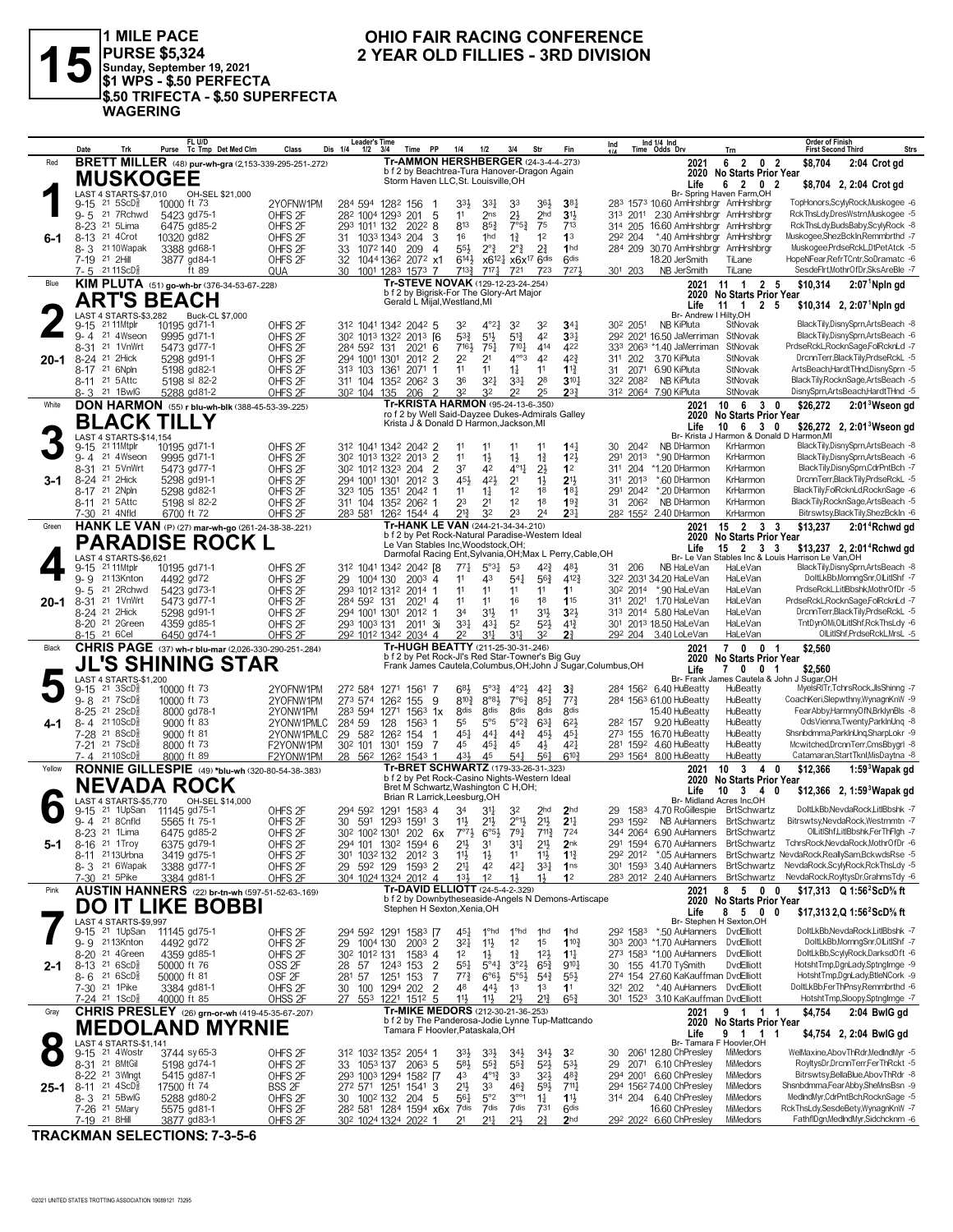# 15

**1 MILE PACE**
**PURSE $5,324**
**Sunday, September 19, 2021**
**$1 WPS - $.50 PERFECTA**
**$.50 TRIFECTA - $.50 SUPERFECTA WAGERING**

## OHIO FAIR RACING CONFERENCE
## 2 YEAR OLD FILLIES - 3RD DIVISION

---

### 1 — Red — 6-1
**BRETT MILLER** (48) pur-wh-gra (2,153-339-295-251-.272)

**MUSKOGEE**
Tr-AMMON HERSHBERGER (24-3-4-4-.273)
b f 2 by Beachtrea-Tura Hanover-Dragon Again
Storm Haven LLC,St. Louisville,OH
Br- Spring Haven Farm,OH
LAST 4 STARTS-$7,010 OH-SEL $21,000
2021: 6 2 0 2 $8,704 2:04 Crot gd
2020 No Starts Prior Year
Life: 6 2 0 2 $8,704 2, 2:04 Crot gd

| Date | Trk | Purse | Cond | Class | 1/4 | 1/2 | 3/4 | Time | PP | 1/4 | 1/2 | 3/4 | Str | Fin | Ind 1/4 | Ind Time | Odds | Drv | Trn | Order of Finish |
|---|---|---|---|---|---|---|---|---|---|---|---|---|---|---|---|---|---|---|---|---|
| 9-15 | 21 5ScD⅝ | 10000 | ft 73 | 2YOFNW1PM | 28⁴ | 59⁴ | 128² | 156 | 1 | 3³½ | 3³½ | 3³ | 3⁶½ | 3⁸½ | 28³ | 157³ | 10.60 | AmHrshbrgr | AmHrshbrgr | TopHonors,ScylyRock,Muskogee -6 |
| 9-5 | 21 7Rchwd | 5423 | gd75-1 | OHFS 2F | 28² | 100⁴ | 129³ | 201 | 5 | 1¹ | 2ns | 2½ | 2hd | 3¹½ | 31³ | 201¹ | 2.30 | AmHrshbrgr | AmHrshbrgr | RckThsLdy,DresWstrn,Muskogee -5 |
| 8-23 | 21 5Lima | 6475 | gd85-2 | OHFS 2F | 29³ | 101¹ | 132 | 202³ | 8 | 8¹³ | 8⁵¾ | 7°⁵¾ | 7⁵ | 7¹³ | 31⁴ | 205 | 16.60 | AmHrshbrgr | AmHrshbrgr | RckThsLdy,BudsBaby,ScylyRock -8 |
| 8-13 | 21 4Crot | 10320 | gd82 | OHFS 2F | 31 | 103³ | 134³ | 204 | 3 | 1⁶ | 1hd | 1¾ | 1² | 1³ | 29² | 204 | *.40 | AmHrshbrgr | AmHrshbrgr | Muskogee,ShezBckln,Remmbrthd -7 |
| 8-3 | 21 10Wapak | 3388 | gd68-1 | OHFS 2F | 33 | 107² | 140 | 209 | 4 | 5⁵½ | 2°¾ | 2°¾ | 2¾ | 1hd | 28⁴ | 209 | 30.70 | AmHrshbrgr | AmHrshbrgr | Muskogee,PrdseRckL,DtPetAtck -5 |
| 7-19 | 21 2Hill | 3877 | gd84-1 | OHFS 2F | 32 | 104⁴ | 136² | 207² | x1 | 6¹⁴½ | x6¹²¼ | x6x¹⁷ | 6dis | 6dis | | | 18.20 | JerSmith | TiLane | HopeNFear,RefrTCntr,SoDramatc -6 |
| 7-5 | 21 11ScD⅝ | | ft 89 | QUA | 30 | 100¹ | 128³ | 157³ | 7 | 7¹³¾ | 7¹⁷¼ | 7²¹ | 7²³ | 7²⁷½ | 30¹ | 203 | | NB JerSmith | TiLane | SesdeFlrt,MothrOfDr,SksAreBle -7 |

### 2 — Blue — 20-1
**KIM PLUTA** (51) go-wh-br (376-34-53-67-.228)

**ART'S BEACH**
Tr-STEVE NOVAK (129-12-23-24-.254)
b f 2 by Bigrisk-For The Glory-Art Major
Gerald L Mijal,Westland,MI
Br- Andrew I Hilty,OH
LAST 4 STARTS-$3,282 Buck-CL $7,000
2021: 11 1 2 5 $10,314 2:07¹Npln gd
2020 No Starts Prior Year
Life: 11 1 2 5 $10,314 2, 2:07¹Npln gd

| Date | Trk | Purse | Cond | Class | 1/4 | 1/2 | 3/4 | Time | PP | 1/4 | 1/2 | 3/4 | Str | Fin | Ind 1/4 | Ind Time | Odds | Drv | Trn | Order of Finish |
|---|---|---|---|---|---|---|---|---|---|---|---|---|---|---|---|---|---|---|---|---|
| 9-15 | 21 11Mtplr | 10195 | gd71-1 | OHFS 2F | 31² | 104¹ | 134² | 204² | 5 | 3² | 4°²¼ | 3² | 3² | 3⁴¼ | 30² | 205¹ | | NB KiPluta | StNovak | BlackTily,DisnySprn,ArtsBeach -8 |
| 9-4 | 21 4Wseon | 9995 | gd71-1 | OHFS 2F | 30² | 101³ | 132² | 201³ | [6 | 5³¾ | 5¹½ | 5¹¾ | 4² | 3³¼ | 29² | 202¹ | 16.50 | JaMerriman | StNovak | BlackTily,DisnySprn,ArtsBeach -6 |
| 8-31 | 21 1VnWrt | 5473 | gd77-1 | OHFS 2F | 28⁴ | 59² | 131 | 202¹ | 6 | 7¹⁶½ | 7⁵½ | 7¹⁰¼ | 4¹⁴ | 4²² | 33³ | 206³ | *1.40 | JaMerriman | StNovak | PrdseRckL,RocknSage,FolRcknLd -7 |
| 8-24 | 21 2Hick | 5298 | gd91-1 | OHFS 2F | 29⁴ | 100¹ | 130¹ | 201² | 2 | 2² | 2¹ | 4°°³ | 4² | 4²¾ | 31¹ | 202 | 3.70 | KiPluta | StNovak | DrcnnTerr,BlackTily,PrdseRckL -5 |
| 8-17 | 21 6Npln | 5198 | gd82-1 | OHFS 2F | 31³ | 103 | 136¹ | 207¹ | 1 | 1¹ | 1¹ | 1½ | 1¹ | 1¹¾ | 31 | 207¹ | 6.90 | KiPluta | StNovak | ArtsBeach,HardtTHnd,DisnySprn -5 |
| 8-11 | 21 5Attc | 5198 | sl 82-2 | OHFS 2F | 31¹ | 104 | 135² | 206² | 3 | 3⁶ | 3²½ | 3³¼ | 2⁸ | 3¹⁰½ | 32² | 208² | | NB KiPluta | StNovak | BlackTily,RocknSage,ArtsBeach -5 |
| 8-3 | 21 1BwlG | 5288 | gd81-2 | OHFS 2F | 30² | 104 | 135 | 206 | 2 | 3² | 3² | 2² | 2⁵ | 2³¾ | 31² | 206⁴ | 7.90 | KiPluta | StNovak | DisnySprn,ArtsBeach,HardtTHnd -5 |

### 3 — White — 3-1
**DON HARMON** (55) r blu-wh-blk (388-45-53-39-.225)

**BLACK TILLY**
Tr-KRISTA HARMON (95-24-13-6-.350)
ro f 2 by Well Said-Dayzee Dukes-Admirals Galley
Krista J & Donald D Harmon,Jackson,MI
Br- Krista J Harmon & Donald D Harmon,MI
LAST 4 STARTS-$14,154
2021: 10 6 3 0 $26,272 2:01³Wseon gd
2020 No Starts Prior Year
Life: 10 6 3 0 $26,272 2, 2:01³Wseon gd

| Date | Trk | Purse | Cond | Class | 1/4 | 1/2 | 3/4 | Time | PP | 1/4 | 1/2 | 3/4 | Str | Fin | Ind 1/4 | Ind Time | Odds | Drv | Trn | Order of Finish |
|---|---|---|---|---|---|---|---|---|---|---|---|---|---|---|---|---|---|---|---|---|
| 9-15 | 21 11Mtplr | 10195 | gd71-1 | OHFS 2F | 31² | 104¹ | 134² | 204² | 2 | 1¹ | 1¹ | 1¹ | 1¹ | 1⁴¾ | 30 | 204² | | NB DHarmon | KrHarmon | BlackTily,DisnySprn,ArtsBeach -8 |
| 9-4 | 21 4Wseon | 9995 | gd71-1 | OHFS 2F | 30² | 101³ | 132² | 201³ | 2 | 1¹ | 1½ | 1½ | 1¾ | 1²½ | 29¹ | 201³ | *.90 | DHarmon | KrHarmon | BlackTily,DisnySprn,ArtsBeach -6 |
| 8-31 | 21 5VnWrt | 5473 | gd77-1 | OHFS 2F | 30² | 101² | 132³ | 204 | 2 | 3⁷ | 4² | 4°¹½ | 2½ | 1² | 31¹ | 204 | *1.20 | DHarmon | KrHarmon | BlackTily,DisnySprn,CdrPntBch -7 |
| 8-24 | 21 2Hick | 5298 | gd91-1 | OHFS 2F | 29⁴ | 100¹ | 130¹ | 201² | 3 | 4⁵½ | 4²½ | 2¹ | 1½ | 2¹½ | 31¹ | 201³ | *.60 | DHarmon | KrHarmon | DrcnnTerr,BlackTily,PrdseRckL -5 |
| 8-17 | 21 2Npln | 5298 | gd82-1 | OHFS 2F | 32³ | 105 | 135¹ | 204² | 1 | 1¹ | 1½ | 1² | 1⁸ | 1⁸½ | 29¹ | 204² | *.20 | DHarmon | KrHarmon | BlackTily,FolRcknLd,RocknSage -6 |
| 8-11 | 21 5Attc | 5198 | sl 82-2 | OHFS 2F | 31¹ | 104 | 135² | 206² | 1 | 2³ | 2¹ | 1² | 1⁸ | 1⁹¾ | 31 | 206² | | NB DHarmon | KrHarmon | BlackTily,RocknSage,ArtsBeach -5 |
| 7-30 | 21 4Nfld | 6700 | ft 72 | OHFS 2F | 28³ | 58¹ | 126² | 154⁴ | 4 | 2¹¾ | 3² | 2³ | 2⁴ | 2³¼ | 28² | 155² | 2.40 | DHarmon | KrHarmon | Bitrswtsy,BlackTily,ShezBckln -6 |

### 4 — Green — 20-1
**HANK LE VAN** (P) (27) mar-wh-go (261-24-38-38-.221)

**PARADISE ROCK L**
Tr-HANK LE VAN (244-21-34-34-.210)
b f 2 by Pet Rock-Natural Paradise-Western Ideal
Le Van Stables Inc,Woodstock,OH;
Darmofal Racing Ent,Sylvania,OH;Max L Perry,Cable,OH
Br- Le Van Stables Inc & Louis Harrison Le Van,OH
LAST 4 STARTS-$6,621
2021: 15 2 3 3 $13,237 2:01⁴Rchwd gd
2020 No Starts Prior Year
Life: 15 2 3 3 $13,237 2, 2:01⁴Rchwd gd

| Date | Trk | Purse | Cond | Class | 1/4 | 1/2 | 3/4 | Time | PP | 1/4 | 1/2 | 3/4 | Str | Fin | Ind 1/4 | Ind Time | Odds | Drv | Trn | Order of Finish |
|---|---|---|---|---|---|---|---|---|---|---|---|---|---|---|---|---|---|---|---|---|
| 9-15 | 21 11Mtplr | 10195 | gd71-1 | OHFS 2F | 31² | 104¹ | 134² | 204² | [8 | 7⁷½ | 5°³¼ | 5³ | 4²¾ | 4⁸½ | 31 | 206 | | NB HaLeVan | HaLeVan | BlackTily,DisnySprn,ArtsBeach -8 |
| 9-9 | 21 13Knton | 4492 | gd72 | OHFS 2F | 29 | 100⁴ | 130 | 200³ | 4 | 1¹ | 4³ | 5⁴¼ | 5⁶¾ | 4¹²¾ | 32² | 203¹ | 34.20 | HaLeVan | HaLeVan | DoltLkBb,MornngSnr,OlLitlShf -7 |
| 9-5 | 21 2Rchwd | 5423 | gd73-1 | OHFS 2F | 29³ | 101² | 131² | 201⁴ | 1 | 1¹ | 1¹ | 1¹ | 1¹ | 1¹ | 30² | 201⁴ | *.90 | HaLeVan | HaLeVan | PrdseRckL,LitlBbshk,MothrOfDr -5 |
| 8-31 | 21 1VnWrt | 5473 | gd77-1 | OHFS 2F | 28⁴ | 59² | 131 | 202¹ | 4 | 1¹ | 1¹ | 1⁶ | 1⁸ | 1¹⁵ | 31¹ | 202¹ | 1.70 | HaLeVan | HaLeVan | PrdseRckL,RocknSage,FolRcknLd -7 |
| 8-24 | 21 2Hick | 5298 | gd91-1 | OHFS 2F | 29⁴ | 100¹ | 130¹ | 201² | 1 | 3⁴ | 3¹½ | 1¹ | 3¹½ | 3²½ | 31³ | 201⁴ | 5.80 | HaLeVan | HaLeVan | DrcnnTerr,BlackTily,PrdseRckL -5 |
| 8-20 | 21 2Green | 4359 | gd85-1 | OHFS 2F | 29³ | 100³ | 131 | 201 | 3i | 3³¼ | 4³½ | 5² | 5²½ | 4¹¾ | 30¹ | 201³ | 18.50 | HaLeVan | HaLeVan | TrntDyn0Mi,OlLitlShf,RckThsLdy -6 |
| 8-15 | 21 6Cel | 6450 | gd74-1 | OHFS 2F | 29² | 101² | 134² | 203⁴ | 4 | 2² | 3¹½ | 3¹¾ | 3² | 2¾ | 29² | 204 | 3.40 | LoLeVan | HaLeVan | OlLitlShf,PrdseRckL,MrsL -5 |

### 5 — Black — 4-1
**CHRIS PAGE** (37) wh-r blu-mar (2,026-330-290-251-.284)

**JL'S SHINING STAR**
Tr-HUGH BEATTY (211-25-30-31-.246)
b f 2 by Pet Rock-Jl's Red Star-Towner's Big Guy
Frank James Cautela,Columbus,OH;John J Sugar,Columbus,OH
Br- Frank James Cautela & John J Sugar,OH
LAST 4 STARTS-$1,200
2021: 7 0 0 1 $2,560
2020 No Starts Prior Year
Life: 7 0 0 1 $2,560

| Date | Trk | Purse | Cond | Class | 1/4 | 1/2 | 3/4 | Time | PP | 1/4 | 1/2 | 3/4 | Str | Fin | Ind 1/4 | Ind Time | Odds | Drv | Trn | Order of Finish |
|---|---|---|---|---|---|---|---|---|---|---|---|---|---|---|---|---|---|---|---|---|
| 9-15 | 21 3ScD⅝ | 10000 | ft 73 | 2YOFNW1PM | 27² | 58⁴ | 127¹ | 156¹ | 7 | 6⁸½ | 5°³¾ | 4°²½ | 4²½ | 3¾ | 28⁴ | 156² | 6.40 | HuBeatty | HuBeatty | MyelsRlTr,TchrsRock,JlsShinng -7 |
| 9-8 | 21 7ScD⅝ | 10000 | ft 73 | 2YOFNW1PM | 27³ | 57⁴ | 126² | 155 | 9 | 8¹⁰¾ | 8°⁸½ | 7°⁶¾ | 8⁵¼ | 7⁷¾ | 28⁴ | 156³ | 61.00 | HuBeatty | HuBeatty | CoachKeri,Slepwthny,WynagnKnW -9 |
| 8-25 | 21 2ScD⅝ | 8000 | gd78-1 | 2YONW1PM | 28³ | 59⁴ | 127¹ | 156³ | 1x | 8dis | 8dis | 8dis | 8dis | 8dis | | | 15.40 | HuBeatty | HuBeatty | FearAbby,HarmnyOfN,BrklynBls -8 |
| 8-4 | 21 10ScD⅝ | 9000 | ft 83 | 2YONW1PMLC | 28⁴ | 59 | 128 | 156³ | 1 | 5⁵ | 5°⁵ | 5°²¾ | 6³¼ | 6²½ | 28² | 157 | 9.20 | HuBeatty | HuBeatty | OdsVienna,Twenty,ParkInUnq -8 |
| 7-28 | 21 8ScD⅝ | 9000 | ft 81 | 2YONW1PMLC | 29 | 58² | 126² | 154 | 1 | 4⁵½ | 4⁴¼ | 4⁴¾ | 4⁵½ | 4⁵½ | 27³ | 155 | 16.70 | HuBeatty | HuBeatty | Shsnbdmma,ParkInUnq,SharpLokr -9 |
| 7-21 | 21 7ScD⅝ | 8000 | ft 73 | F2YONW1PM | 30² | 101 | 130¹ | 159 | 7 | 4⁵ | 4⁵¾ | 4⁵ | 4¾ | 4²½ | 28¹ | 159² | 4.60 | HuBeatty | HuBeatty | Mcwitched,DrcnnTerr,CmsBbygrl -8 |
| 7-4 | 21 10ScD⅝ | 8000 | ft 89 | F2YONW1PM | 28 | 56² | 126² | 154³ | 1 | 4³½ | 4⁵ | 5⁴¼ | 5⁶¼ | 6¹⁰¾ | 29³ | 156⁴ | 8.00 | HuBeatty | HuBeatty | Catamaran,StartTknl,MisDaytna -8 |

### 6 — Yellow — 5-1
**RONNIE GILLESPIE** (49) *blu-wh-blk (320-80-54-38-.383)

**NEVADA ROCK**
Tr-BRET SCHWARTZ (179-33-26-31-.323)
b f 2 by Pet Rock-Casino Nights-Western Ideal
Bret M Schwartz,Washington C H,OH;
Brian R Larrick,Leesburg,OH
Br- Midland Acres Inc,OH
LAST 4 STARTS-$5,770 OH-SEL $14,000
2021: 10 3 4 0 $12,366 1:59³Wapak gd
2020 No Starts Prior Year
Life: 10 3 4 0 $12,366 2, 1:59³Wapak gd

| Date | Trk | Purse | Cond | Class | 1/4 | 1/2 | 3/4 | Time | PP | 1/4 | 1/2 | 3/4 | Str | Fin | Ind 1/4 | Ind Time | Odds | Drv | Trn | Order of Finish |
|---|---|---|---|---|---|---|---|---|---|---|---|---|---|---|---|---|---|---|---|---|
| 9-15 | 21 1UpSan | 11145 | gd75-1 | OHFS 2F | 29⁴ | 59² | 129¹ | 158³ | 4 | 3⁴ | 3¹½ | 3² | 2hd | 2hd | 29 | 158³ | 4.70 | RoGillespie | BrtSchwartz | DoltLkBb,NevdaRock,LitlBbshk -7 |
| 9-4 | 21 8CnfId | 5565 | ft 75-1 | OHFS 2F | 30 | 59¹ | 129³ | 159¹ | 3 | 1¹½ | 2¹½ | 2°¹½ | 2¹½ | 2¹¼ | 29³ | 159² | | NB AuHanners | BrtSchwartz | Bitrswtsy,NevdaRock,Westrnmtn -7 |
| 8-23 | 21 1Lima | 6475 | gd85-2 | OHFS 2F | 30² | 100² | 130¹ | 202 | 6 | 7°⁷½ | 6°⁵½ | 7⁹¼ | 7¹¹¾ | 7²⁴ | 34⁴ | 206⁴ | 6.90 | AuHanners | BrtSchwartz | OlLitlShf,LitlBbshk,FerThFlgh -7 |
| 8-16 | 21 1Troy | 6375 | gd79-1 | OHFS 2F | 29⁴ | 101 | 130² | 159⁴ | 6 | 2¹½ | 3¹ | 3¹¼ | 2¹½ | 2nk | 29¹ | 159⁴ | 6.70 | AuHanners | BrtSchwartz | TchrsRock,NevdaRock,MothrOfDr -6 |
| 8-11 | 21 13Urbna | 3419 | gd75-1 | OHFS 2F | 30¹ | 103² | 132 | 201² | 3 | 1¹½ | 1½ | 1¹ | 1¹½ | 1¹¾ | 29² | 201² | *.05 | AuHanners | BrtSchwartz | NevdaRock,ReallySam,BckwdsRse -5 |
| 8-3 | 21 6Wapak | 3388 | gd77-1 | OHFS 2F | 29 | 59² | 129 | 159³ | 2 | 2¹½ | 4² | 4²¼ | 3³½ | 1ns | 30¹ | 159³ | 3.40 | AuHanners | BrtSchwartz | NevdaRock,ScylyRock,RckThsLdy -5 |
| 7-30 | 21 5Pike | 3384 | gd81-1 | OHFS 2F | 30⁴ | 102⁴ | 132⁴ | 202⁴ | 2 | 1³½ | 1² | 1½ | 1½ | 1² | 28³ | 201² | 2.40 | AuHanners | BrtSchwartz | NevdaRock,RoyltysDr,GrahmsTdy -6 |

### 7 — Pink — 2-1
**AUSTIN HANNERS** (22) br-tn-wh (597-51-52-63-.169)

**DO IT LIKE BOBBI**
Tr-DAVID ELLIOTT (24-5-4-2-.329)
b f 2 by Downbytheseaside-Angels N Demons-Artiscape
Stephen H Sexton,Xenia,OH
Br- Stephen H Sexton,OH
LAST 4 STARTS-$9,997
2021: 8 5 0 0 $17,313 Q 1:56²ScD⅝ ft
2020 No Starts Prior Year
Life: 8 5 0 0 $17,313 2,Q 1:56²ScD⅝ ft

| Date | Trk | Purse | Cond | Class | 1/4 | 1/2 | 3/4 | Time | PP | 1/4 | 1/2 | 3/4 | Str | Fin | Ind 1/4 | Ind Time | Odds | Drv | Trn | Order of Finish |
|---|---|---|---|---|---|---|---|---|---|---|---|---|---|---|---|---|---|---|---|---|
| 9-15 | 21 1UpSan | 11145 | gd75-1 | OHFS 2F | 29⁴ | 59² | 129¹ | 158³ | [7 | 4⁵¼ | 1°hd | 1°hd | 1hd | 1hd | 29² | 158³ | *.50 | AuHanners | DvdElliott | DoltLkBb,NevdaRock,LitlBbshk -7 |
| 9-9 | 21 13Knton | 4492 | gd72 | OHFS 2F | 29 | 100⁴ | 130 | 200³ | 2 | 3²½ | 1¹½ | 1² | 1⁵ | 1¹⁰½ | 30³ | 200³ | *1.70 | AuHanners | DvdElliott | DoltLkBb,MornngSnr,OlLitlShf -7 |
| 8-20 | 21 4Green | 4359 | gd85-1 | OHFS 2F | 30² | 101² | 131 | 158³ | 4 | 1² | 1½ | 1¾ | 1²½ | 1¹½ | 27³ | 158³ | *1.00 | AuHanners | DvdElliott | DoltLkBb,ScylyRock,DarksdOft -6 |
| 8-13 | 21 6ScD⅝ | 50000 | ft 76 | OSS 2F | 28 | 57 | 124³ | 153 | 2 | 5⁵½ | 5°⁴½ | 3°²½ | 6⁵¾ | 6¹⁰½ | 30 | 155 | 41.70 | TySmith | DvdElliott | HotshtTmp,DgnLady,SptngImge -9 |
| 8-6 | 21 6ScD⅝ | 50000 | ft 81 | OSF 2F | 28¹ | 57 | 125¹ | 153 | 7 | 7⁷¾ | 6°⁶½ | 5°⁵¼ | 5⁴¾ | 5⁵½ | 27⁴ | 154 | 27.60 | KaKauffman | DvdElliott | HotshtTmp,DgnLady,BtleNCork -9 |
| 7-30 | 21 1Pike | 3384 | gd81-1 | OHFS 2F | 30 | 100 | 129⁴ | 202 | 2 | 4⁸ | 4⁴½ | 1³ | 1³ | 1¹ | 32¹ | 202 | *.40 | AuHanners | DvdElliott | DoltLkBb,FerThPnsy,Remmbrthd -6 |
| 7-24 | 21 1ScD⅝ | 40000 | ft 85 | OHSS 2F | 27 | 55³ | 122¹ | 151² | 5 | 1¹½ | 1¹½ | 2¹½ | 2¹¾ | 6⁵¾ | 30¹ | 152³ | 3.10 | KaKauffman | DvdElliott | HotshtTmp,Sloopy,SptngImge -7 |

### 8 — Gray — 25-1
**CHRIS PRESLEY** (26) grn-or-wh (419-45-35-67-.207)

**MEDOLAND MYRNIE**
Tr-MIKE MEDORS (212-30-21-36-.253)
b f 2 by The Panderosa-Jodie Lynne Tup-Mattcando
Tamara F Hoover,Pataskala,OH
Br- Tamara F Hoover,OH
LAST 4 STARTS-$1,141
2021: 9 1 1 1 $4,754 2:04 BwlG gd
2020 No Starts Prior Year
Life: 9 1 1 1 $4,754 2, 2:04 BwlG gd

| Date | Trk | Purse | Cond | Class | 1/4 | 1/2 | 3/4 | Time | PP | 1/4 | 1/2 | 3/4 | Str | Fin | Ind 1/4 | Ind Time | Odds | Drv | Trn | Order of Finish |
|---|---|---|---|---|---|---|---|---|---|---|---|---|---|---|---|---|---|---|---|---|
| 9-15 | 21 4Wostr | 3744 | sy65-3 | OHFS 2F | 31² | 103² | 135² | 205⁴ | 1 | 3³½ | 3³½ | 3⁴½ | 3⁴½ | 3² | 30 | 206¹ | 12.80 | ChPresley | MiMedors | WelMaxine,AbovThRdr,MedlndMyr -5 |
| 8-31 | 21 8MtGil | 5198 | gd74-1 | OHFS 2F | 33 | 105³ | 137 | 206³ | 5 | 5⁸½ | 5⁵¾ | 5⁵¾ | 5²½ | 5³½ | 29 | 207¹ | 6.10 | ChPresley | MiMedors | RoyltysDr,DrcnnTerr,FerThFlgh -5 |
| 8-22 | 21 3Wlngt | 5415 | gd87-1 | OHFS 2F | 29³ | 100³ | 129⁴ | 158² | [7 | 4³ | 4°¹¾ | 3³ | 3²½ | 4⁸¾ | 29⁴ | 200¹ | 6.60 | ChPresley | MiMedors | Bitrswtsy,BellaBlue,AbovThRdr -8 |
| 8-11 | 21 4ScD⅝ | 17500 | ft 74 | BSS 2F | 27² | 57¹ | 125¹ | 154¹ | 3 | 2¹½ | 3³ | 4⁶¾ | 5⁹½ | 7¹¹½ | 29⁴ | 156² | 74.00 | ChPresley | MiMedors | Shsnbdmma,FearAbby,SheMnsBsn -9 |
| 8-3 | 21 5BwlG | 5288 | gd80-2 | OHFS 2F | 30 | 100² | 132 | 204 | 5 | 5⁶½ | 5°² | 3°°¹ | 1¾ | 1¹½ | 31⁴ | 204 | 6.40 | ChPresley | MiMedors | MedlndMyr,CdrPntBch,RocknSage -5 |
| 7-26 | 21 5Mary | 5575 | gd81-1 | OHFS 2F | 28² | 58¹ | 128⁴ | 159⁴ | x6x | 7dis | 7dis | 7dis | 7³¹ | 6dis | | | 16.60 | ChPresley | MiMedors | RckThsLdy,SesdeBety,WynagnKnW -7 |
| 7-19 | 21 8Hill | 3877 | gd83-1 | OHFS 2F | 30² | 102⁴ | 132⁴ | 202² | 1 | 2¹ | 2¹½ | 2¹½ | 2¾ | 2hd | 29² | 202² | 6.60 | ChPresley | MiMedors | FathflDgn,MedlndMyr,Sidchcknm -6 |

**TRACKMAN SELECTIONS: 7-3-5-6**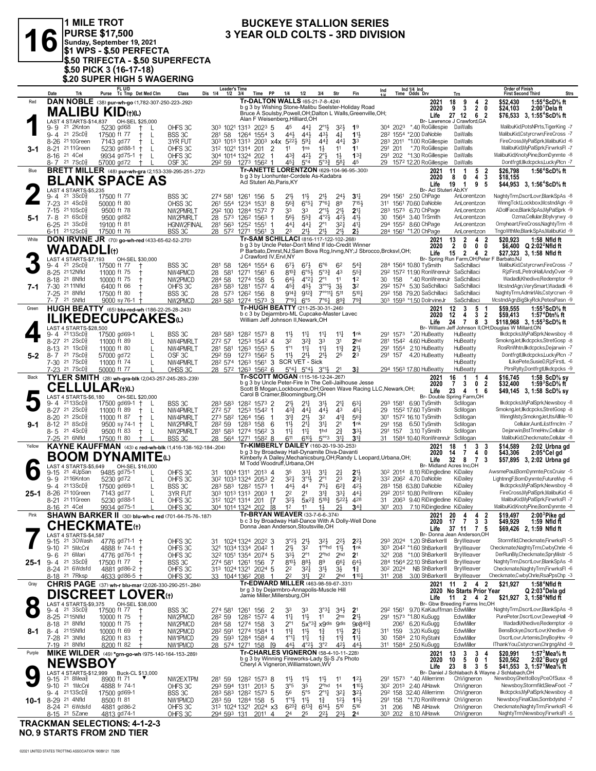# 16

**1 MILE TROT**
**PURSE $17,500**
**Sunday, September 19, 2021**
**$1 WPS - $.50 PERFECTA**
**$.50 TRIFECTA - $.50 SUPERFECTA**
**$.50 PICK 3 (16-17-18)**
**$.20 SUPER HIGH 5 WAGERING**

## BUCKEYE STALLION SERIES
## 3 YEAR OLD COLTS - 3RD DIVISION

---

### 1 — Red — 3-1
**DAN NOBLE** (38) pur-wh-go (1,782-307-250-223-.292)
**MALIBU KID(t)(L)**
Tr-DALTON WALLS (65-21-7-8-.424)
b g 3 by Wishing Stone-Malibu Seelster-Holiday Road
Bruce A Soulsby,Powell,OH;Dalton L Walls,Greenville,OH;
Alan F Weisenberg,Hilliard,OH
LAST 4 STARTS-$14,837 OH-SEL $25,000
2021: 18 9 4 2 $52,430 1:55⁴ScD⅝ ft
2020: 9 3 2 0 $24,103 2:00¹Dela ft
Life: 27 12 6 2 $76,533 3, 1:55⁴ScD⅝ ft
Br- Lawrence J Crawford,GA

| Date | Trk | Purse | Cond | Class | 1/4 | 1/2 | 3/4 | Time | PP | 1/4 | 1/2 | 3/4 | Str | Fin | Ind | Odds | Drv | Trn | Order of Finish |
|---|---|---|---|---|---|---|---|---|---|---|---|---|---|---|---|---|---|---|---|
| 9-9 21 | 2Knton | 5230 | gd68 | OHFS 3C | 30³ | 102¹ | 131³ | 202³ 5 | 4⁵ | 4⁴¼ | 2°¹½ | 3²½ | 1⁹ | 30⁴ 202³ | *.40 | RoGillespie | DaWalls | MalibuKid,PotsNPrts,TigerKing -7 |
| 9-4 21 | 2ScD⅝ | 17500 | ft 77 | BSS 3C | 28¹ | 58 | 126⁴ | 155⁴ 3 | 4⁴½ | 4⁴½ | 4³¾ | 4¾ | 1¹½ | 28² 155⁴ | *2.00 | DaNoble | DaWalls | MalibuKid,Cstyrcrwn,FireCross -7 |
| 8-26 21 | 10Green | 7143 | gd77 | 3YR FUT | 30³ | 101³ | 131³ | 200³ x4x | 5²²½ | 5⁹¼ | 4⁴¾ | 4⁴¼ | 3³ | 28³ 201¹ | *1.00 | RoGillespie | DaWalls | FireCross,MyPalSprk,MalibuKid -6 |
| 8-21 21 | 11Green | 5230 | gd88-1 | OHFS 3C | 31² | 102¹ | 131⁴ | 201 2 | 1¹ | 1ns | 1½ | 1¹ | 1¹ | 29¹ 201 | *.70 | RoGillespie | DaWalls | MalibuKid,MyPalSprk,FirwrksFl -7 |
| 8-16 21 | 4Cel | 9934 | gd75-1 | OHFS 3C | 30⁴ | 101⁴ | 132⁴ | 202 1 | 4³¾ | 4²½ | 2°½ | 1½ | 1³¾ | 29¹ 202 | *1.30 | RoGillespie | DaWalls | MalibuKid,KnotyPine,BomDynmte -8 |
| 8-7 21 | 7ScD⅝ | 57000 | gd72 | OSF 3C | 29² | 59 | 127³ | 156² 1 | 4⁵½ | 5°⁴ | 5°³¾ | 5⁸¼ | 4⁵ | 29 157² | 12.20 | RoGillespie | DaWalls | Dontfrgtl,Ilkdcpcks,LuckyPlcn -7 |

### 2 — Blue — 5-1
**BRETT MILLER** (48) pur-wh-gra (2,153-339-295-251-.272)
**BLANK SPACE AS**
Tr-ANETTE LORENTZON (629-104-96-95-.300)
b g 3 by Lionhunter-Cordele As-Kadabra
Acl Stuteri Ab,Paris,KY
LAST 4 STARTS-$5,235
2021: 11 1 5 2 $26,798 1:56⁴ScD⅝ ft
2020: 8 0 4 3 $18,155
Life: 19 1 9 5 $44,953 3, 1:56⁴ScD⅝ ft
Br- Acl Stuteri Ab,KY

| Date | Trk | Purse | Cond | Class | 1/4 | 1/2 | 3/4 | Time | PP | 1/4 | 1/2 | 3/4 | Str | Fin | Ind | Odds | Drv | Trn | Order of Finish |
|---|---|---|---|---|---|---|---|---|---|---|---|---|---|---|---|---|---|---|---|
| 9-4 21 | 3ScD⅝ | 17500 | ft 77 | BSS 3C | 27⁴ | 58¹ | 126¹ | 156 5 | 2¹½ | 1¹½ | 2¹½ | 2⁴½ | 3¹¾ | 29⁴ 156¹ | 2.50 | ChPage | AnLorentzon | NaghtyTrm,DscrtLovr,BlankSpAs -8 |
| 7-23 21 | 4ScD⅝ | 50000 | ft 80 | OHSS 3C | 26¹ | 55⁴ | 123⁴ | 153¹ 8 | 5⁶¾ | 6°⁶½ | 7°⁶¼ | 8⁹ | 7¹⁵½ | 31¹ 156¹ | 70.60 | DaNoble | AnLorentzon | WinngTckt,Lockbox,McstndAgn -9 |
| 7-15 21 | 10ScD⅝ | 9500 | ft 78 | NW2PMRLT | 29² | 100 | 128⁴ | 157² 7 | 3³ | 3³ | 2°¹½ | 2¹½ | 2¹¾ | 28³ 157³ | 6.70 | ChPage | AnLorentzon | ADollFace,BlankSpAs,MyPalSprk -9 |
| 7-8 21 | 6ScD⅝ | 9500 | gd82 | NW2PMRLT | 28 | 57³ | 126² | 156³ 1 | 5⁶½ | 5⁵¾ | 4°²½ | 4²¾ | 4¹½ | 30 156⁴ | 3.40 | TrSmith | AnLorentzon | Ozma,Cellular,Bbylvyrwy -9 |
| 6-25 21 | 3ScD⅝ | 19100 | ft 81 | HGNW2FINAL | 28¹ | 56³ | 125² | 155¹ 1 | 4⁴¼ | 4⁴¼ | 2°¹ | 3²¼ | 4¹½ | 29⁴ 155² | 8.60 | ChPage | AnLorentzon | Omyheart,FireCross,NaghtyTrm -8 |
| 6-11 21 | 12ScD⅝ | 17500 | ft 76 | BSS 3C | 28 | 57² | 127¹ | 156¹ 3 | 2³ | 2¹½ | 2¹½ | 2¹½ | 2½ | 28⁴ 156¹ | *1.20 | ChPage | AnLorentzon | TngoWthMe,BlankSpAs,MalibuKid -9 |

### 3 — White — 7-1
**DON IRVINE JR** (70) go-wh-red (433-65-62-52-.270)
**WADADLI(t)**
Tr-SAM SCHILLACI (816-117-122-102-.268)
b g 3 by Uncle Peter-Don't Mind If Ido-Credit Winner
P Barbato,Dmrst,NJ;Sam Bova Rcg,Irvng,NY;J Sbrocco,Brcksvl,OH;
J Crawford IV,Ervl,NY
LAST 4 STARTS-$7,193 OH-SEL $30,000
2021: 13 2 4 2 $20,923 1:58 Nfld ft
2020: 2 0 0 0 $6,400 Q 2:02²Nfld ft
Life: 15 2 4 2 $27,323 3, 1:58 Nfld ft
Br- Spring Run Farm,OH;Peter F Barbato,NJ

| Date | Trk | Purse | Cond | Class | 1/4 | 1/2 | 3/4 | Time | PP | 1/4 | 1/2 | 3/4 | Str | Fin | Ind | Odds | Drv | Trn | Order of Finish |
|---|---|---|---|---|---|---|---|---|---|---|---|---|---|---|---|---|---|---|---|
| 9-4 21 | 3ScD⅝ | 17500 | ft 77 | BSS 3C | 28¹ | 58 | 126⁴ | 155⁴ 6 | 6⁷½ | 6⁷½ | 6°⁶ | 6² | 5⁴¾ | 28⁴ 156⁴ | 10.80 | TySmith | SaSchillaci | MalibuKid,Cstyrcrwn,FireCross -7 |
| 8-25 21 | 12Nfld | 11000 | ft 75 | NW4PMCD | 28 | 58¹ | 127¹ | 156¹ 6 | 8¹⁰¾ | 6°⁶½ | 5°³¾ | 4³ | 5⁵¾ | 29² 157² | 11.70 | RonWrennJr | SaSchillaci | RjzFirstL,PetroHall,AndyOver -9 |
| 8-18 21 | 8Nfld | 10000 | ft 75 | NW2PMCD | 28⁴ | 58 | 127⁴ | 158 5 | 6⁴¾ | 4°²½ | 2°¹ | 1¹ | 1² | 30 158 | *.40 | RonWrennJr | SaSchillaci | Wadadli,Khedive,Redemptor -9 |
| 7-30 21 | 11Nfld | 6400 | ft 66 | OHFS 3C | 28³ | 58³ | 128¹ | 157² 4 | 4⁵¾ | 4⁵½ | 3°°¹½ | 3½ | 3² | 29² 157⁴ | 5.30 | SaSchillaci | SaSchillaci | McstndAgn,VerySmart,Wadadli -6 |
| 7-25 21 | 8Nfld | 17500 | ft 80 | BSS 3C | 28 | 57³ | 126² | 156 8 | 9¹⁴¾ | 9¹²¾ | 7°°¹¹¼ | 5¹¹ | 5¹⁰¼ | 29² 158 | 79.20 | SaSchillaci | SaSchillaci | NaghtyTrm,AdmirlAls,Cstyrcrwn -9 |
| 7-7 21 | 5Nfld | 9000 | sy76-1 | NW2PMCD | 28³ | 58³ | 127⁴ | 157³ 3 | 7°⁹¼ | 6°⁵ | 7°⁶¼ | 8⁹¾ | 7⁹¾ | 30³ 159³ | *1.50 | DoIrvineJr | SaSchillaci | McstndAgn,BigSkyRck,PetesPasn -9 |

### 4 — Green — 5-2
**HUGH BEATTY** (65) blu-red-wh (186-22-25-28-.243)
**ILIKEDECUPCAKES(L)**
Tr-HUGH BEATTY (211-25-30-31-.246)
b c 3 by Dejarmbro-ML Cupcake-Master Lavec
William Jeff Johnson II,Newark,OH
LAST 4 STARTS-$28,500
2021: 12 3 5 1 $59,555 1:55³ScD⅝ ft
2020: 12 4 3 2 $59,413 1:57⁴Dtn⅝ ft
Life: 24 7 8 3 $118,968 3, 1:55³ScD⅝ ft
Br- William Jeff Johnson II,OH;Douglas W Millard,ON

| Date | Trk | Purse | Cond | Class | 1/4 | 1/2 | 3/4 | Time | PP | 1/4 | 1/2 | 3/4 | Str | Fin | Ind | Odds | Drv | Trn | Order of Finish |
|---|---|---|---|---|---|---|---|---|---|---|---|---|---|---|---|---|---|---|---|
| 9-4 21 | 13ScD⅝ | 17500 | gd69-1 | BSS 3C | 28³ | 58³ | 128² | 157³ 8 | 1¹½ | 1¹½ | 1¹¾ | 1¹¾ | 1nk | 29¹ 157³ | *.20 | HuBeatty | HuBeatty | Ilkdcpcks,MyPalSprk,Newsboy -8 |
| 8-27 21 | 2ScD⅝ | 11000 | ft 89 | NW4PMRLT | 27² | 57 | 125³ | 154² 4 | 3² | 3²¾ | 3³ | 3¹ | 2hd | 28¹ 154² | 4.60 | HuBeatty | HuBeatty | SmokngJet,Ilkdcpcks,StretGosp -8 |
| 8-13 21 | 1ScD⅝ | 11000 | ft 80 | NW4PMRLT | 28¹ | 58¹ | 126³ | 155³ 5 | 1°¹ | 1¹½ | 1¹¾ | 1¹¾ | 2¹½ | 29¹ 155⁴ | 2.10 | HuBeatty | HuBeatty | RosRnWhtn,Ilkdcpcks,Dejarwin -7 |
| 8-7 21 | 7ScD⅝ | 57000 | gd72 | OSF 3C | 29² | 59 | 127³ | 156² 5 | 1¹½ | 2¹½ | 2¹½ | 2⁵ | 2³ | 29¹ 157 | 4.20 | HuBeatty | HuBeatty | Dontfrgtl,Ilkdcpcks,LuckyPlcn -7 |
| 7-30 21 | 7ScD⅝ | 11000 | ft 74 | NW4PMRLT | 28² | 57⁴ | 126³ | 156¹ 3 | SCR VET - Sick | | | | | | | | HuBeatty | ILikePete,SusieD,RjzFirstL -6 |
| 7-23 21 | 7ScD⅝ | 50000 | ft 77 | OHSS 3C | 28 | 57² | 126³ | 156² 6 | 5°⁴¼ | 5°⁴¾ | 3°¹½ | 2¹ | 3¾ | 29⁴ 156³ | 17.80 | HuBeatty | HuBeatty | PtrsRylty,Dontfrgtl,Ilkdcpcks -9 |

### 5 — Black — 9-1
**TYLER SMITH** (28) wh-gra-blk (2,043-257-245-283-.239)
**CELLULAR(t)(L)**
Tr-SCOTT MOGAN (115-16-12-24-.267)
b g 3 by Uncle Peter-Fire In The Cell-Jailhouse Jesse
Scott B Mogan,Lockbourne,OH;Green Wave Racing LLC,Newark,OH;
Carol B Cramer,Bloomingburg,OH
LAST 4 STARTS-$6,180 OH-SEL $20,000
2021: 16 1 1 4 $16,745 1:58 ScD⅝ sy
2020: 7 3 0 2 $32,400 1:59³ScD⅝ ft
Life: 23 4 1 6 $49,145 3, 1:58 ScD⅝ sy
Br- Double Spring Farm,OH

| Date | Trk | Purse | Cond | Class | 1/4 | 1/2 | 3/4 | Time | PP | 1/4 | 1/2 | 3/4 | Str | Fin | Ind | Odds | Drv | Trn | Order of Finish |
|---|---|---|---|---|---|---|---|---|---|---|---|---|---|---|---|---|---|---|---|
| 9-4 21 | 13ScD⅝ | 17500 | gd69-1 | BSS 3C | 28³ | 58³ | 128² | 157³ 2 | 2¹½ | 2¹½ | 3¹½ | 2¹¾ | 6³¼ | 29³ 158¹ | 6.90 | TySmith | ScMogan | Ilkdcpcks,MyPalSprk,Newsboy -8 |
| 8-27 21 | 2ScD⅝ | 11000 | ft 89 | NW4PMRLT | 27² | 57 | 125³ | 154² 1 | 4³¾ | 4⁴¼ | 4⁴½ | 4³ | 4⁵¼ | 29 155² | 17.60 | TySmith | ScMogan | SmokngJet,Ilkdcpcks,StretGosp -8 |
| 8-20 21 | 2ScD⅝ | 11000 | ft 87 | NW4PMRLT | 27³ | 58² | 126⁴ | 156 1 | 3¹¾ | 2¹½ | 3² | 4¹¾ | 5⁶¾ | 30¹ 157² | 16.10 | TySmith | ScMogan | WinngMsty,SmokngJet,ItsAllMe -10 |
| 8-12 21 | 8ScD⅝ | 9500 | sy74-1 | NW2PMRLT | 28² | 59 | 128³ | 158 6 | 1¹½ | 2¹½ | 3¹¼ | 2¹ | 1nk | 29¹ 158 | 6.50 | TySmith | ScMogan | Cellular,AuntLil,stfrnclrn -7 |
| 8-5 21 | 4ScD⅝ | 9500 | ft 83 | NW2PMRLT | 28¹ | 58³ | 127⁴ | 156² 3 | 1¹½ | 1¹½ | 1hd | 2¾ | 3³½ | 29¹ 157 | 3.10 | TySmith | ScMogan | Dejarwin,BstTmeHnv,Cellular -9 |
| 7-25 21 | 6Nfld | 17500 | ft 80 | BSS 3C | 28 | 56⁴ | 127¹ | 158² 8 | 6¹¹ | 6¹⁰½ | 5°°³ | 3¹¼ | 3¹½ | 31 158⁴ | 10.40 | RonWrennJr | ScMogan | MalibuKid,Checkmate,Cellular -8 |

### 6 — Yellow — 25-1
**KAYNE KAUFFMAN** (43) c red-wh-blk (1,416-138-162-184-.204)
**BOOM DYNAMITE(L)**
Tr-KIMBERLY DAILEY (160-20-19-30-.253)
b g 3 by Broadway Hall-Dynamite Diva-Davanti
Kimberly A Dailey,Mechanicsburg,OH;Randy L Leopard,Urbana,OH;
M Todd Woodruff,Urbana,OH
LAST 4 STARTS-$5,649 OH-SEL $16,000
2021: 18 1 3 3 $14,589 2:02 Urbna gd
2020: 14 7 4 0 $43,306 2:05⁴Cel gd
Life: 32 8 7 3 $57,895 3, 2:02 Urbna gd
Br- Midland Acres Inc,OH

| Date | Trk | Purse | Cond | Class | 1/4 | 1/2 | 3/4 | Time | PP | 1/4 | 1/2 | 3/4 | Str | Fin | Ind | Odds | Drv | Trn | Order of Finish |
|---|---|---|---|---|---|---|---|---|---|---|---|---|---|---|---|---|---|---|---|
| 9-15 21 | 4UpSan | 9485 | gd75-1 | OHFS 3C | 31 | 100⁴ | 131¹ | 201³ 4 | 3⁵ | 3³½ | 3¹¾ | 2¾ | 2¹½ | 30² 201⁴ | 8.10 | RiDingledine | KiDailey | AwsmePaul,BomDynmte,PcsCruisr -5 |
| 9-9 21 | 16Knton | 5230 | gd72 | OHFS 3C | 30² | 103³ | 132⁴ | 205³ 2 | 3²¼ | 3°¹½ | 2°¹ | 2³ | 2³¾ | 33² 206² | 4.70 | DaNoble | KiDailey | LightnngF,BomDynmte,FutureMvp -6 |
| 9-4 21 | 13ScD⅝ | 17500 | gd69-1 | BSS 3C | 28³ | 58³ | 128² | 157³ 1 | 4⁴½ | 4⁴ | 7⁵¼ | 6²¾ | 4²½ | 28³ 158 | 63.80 | DaNoble | KiDailey | Ilkdcpcks,MyPalSprk,Newsboy -8 |
| 8-26 21 | 10Green | 7143 | gd77 | 3YR FUT | 30³ | 101³ | 131³ | 200³ 1 | 2² | 2¹ | 3¹¾ | 3³¼ | 4⁴¼ | 29² 201² | 10.50 | PeWrenn | KiDailey | FireCross,MyPalSprk,MalibuKid -6 |
| 8-21 21 | 11Green | 5230 | gd88-1 | OHFS 3C | 31² | 102¹ | 131⁴ | 201 [7 | 3²½ | 5x²¾ | 5¹⁸¾ | 5²²½ | 4²⁸ | 31 206³ | 9.10 | RiDingledine | KiDailey | MalibuKid,MyPalSprk,FirwrksFl -7 |
| 8-16 21 | 4Cel | 9934 | gd75-1 | OHFS 3C | 30⁴ | 101⁴ | 132⁴ | 202 [8 | 1² | 1¹ | 1½ | 2½ | 3⁴¾ | 30¹ 203 | 7.10 | RiDingledine | KiDailey | MalibuKid,KnotyPine,BomDynmte -8 |

### 7 — Pink — 25-1
**SHAWN BARKER II** (30) blu-wh-c red (701-64-75-76-.187)
**CHECKMATE(t)**
Tr-BRYAN WEAVER (33-7-6-6-.374)
b c 3 by Broadway Hall-Dance With A Dolly-Well Done
Donna Jean Anderson,Stoutsville,OH
LAST 4 STARTS-$4,587
2021: 20 4 4 2 $19,497 2:00³Pike gd
2020: 17 7 3 3 $49,929 1:59 Nfld ft
Life: 37 11 7 5 $69,426 2, 1:59 Nfld ft
Br- Donna Jean Anderson,OH

| Date | Trk | Purse | Cond | Class | 1/4 | 1/2 | 3/4 | Time | PP | 1/4 | 1/2 | 3/4 | Str | Fin | Ind | Odds | Drv | Trn | Order of Finish |
|---|---|---|---|---|---|---|---|---|---|---|---|---|---|---|---|---|---|---|---|
| 9-15 21 | 30Wash | 4776 | gd71-1 | OHFS 3C | 31 | 102⁴ | 132⁴ | 202² 3 | 3°²½ | 2¹½ | 3²½ | 2²½ | 2²½ | 29³ 202⁴ | 1.20 | ShBarkerII | BryWeaver | Stormfild,Checkmate,FirwrksFl -5 |
| 9-10 21 | 5McCnl | 4888 | fr 74-1 | OHFS 3C | 32¹ | 103⁴ | 133⁴ | 204² 1 | 2¹½ | 3² | 1°°hd | 1¹½ | 1nk | 30³ 204² | *1.60 | ShBarkerII | BryWeaver | Checkmate,NaghtyTrm,CwbyChrle -6 |
| 9-6 21 | 6Mari | 4776 | gd76-1 | OHFS 3C | 32² | 105¹ | 135⁴ | 207⁴ 5 | 3³½ | 2°¹ | 2°hd | 2hd | 2¹ | 32¹ 208 | *1.00 | ShBarkerII | BryWeaver | DerRunBly,Checkmate,SpryMistr -5 |
| 9-4 21 | 3ScD⅝ | 17500 | ft 77 | BSS 3C | 27⁴ | 58¹ | 126¹ | 156 7 | 8¹⁰½ | 8⁸½ | 8⁹ | 6⁶¼ | 6⁴½ | 28⁴ 156⁴ | 22.10 | ShBarkerII | BryWeaver | NaghtyTrm,DscrtLovr,BlankSpAs -8 |
| 8-24 21 | 6Wdsfd | 4881 | gd86-2 | OHFS 3C | 31³ | 102⁴ | 132¹ | 202⁴ 5 | 2² | 3²½ | 3¹½ | 3½ | 1¾ | 30² 202⁴ | | NB ShBarkerII | BryWeaver | Checkmate,NaghtyTrm,FirwrksFl -6 |
| 8-18 21 | 7Rksp | 4633 | gd86-5 | OHFS 3C | 33 | 104⁴ | 136² | 208 1 | 2² | 3¹½ | 2² | 2hd | 1¹⁰¼ | 31¹ 208 | 3.00 | ShBarkerII | BryWeaver | Checkmate,CwbyChrle,RsaPpsChp -3 |

### 8 — Gray — 8-1
**CHRIS PAGE** (37) wh-r blu-mar (2,026-330-290-251-.284)
**DISCREET LOVER(t)**
Tr-EDWARD MILLER (463-98-59-67-.331)
br g 3 by Dejarmbro-Annapolis-Muscle Hill
Jamie Miller,Millersburg,OH
LAST 4 STARTS-$9,375 OH-SEL $38,000
2021: 11 2 4 2 $21,927 1:58⁴Nfld ft
2020: No Starts Prior Year Q 2:03⁴Dela gd
Life: 11 2 4 2 $21,927 3, 1:58⁴Nfld ft
Br- Gbw Breeding Farms Inc,OH

| Date | Trk | Purse | Cond | Class | 1/4 | 1/2 | 3/4 | Time | PP | 1/4 | 1/2 | 3/4 | Str | Fin | Ind | Odds | Drv | Trn | Order of Finish |
|---|---|---|---|---|---|---|---|---|---|---|---|---|---|---|---|---|---|---|---|
| 9-4 21 | 3ScD⅝ | 17500 | ft 77 | BSS 3C | 27⁴ | 58¹ | 126¹ | 156 2 | 3³ | 3³ | 3°³¼ | 3⁴½ | 2¹ | 29² 156¹ | 9.70 | KaKauffman | EdwMiller | NaghtyTrm,DscrtLovr,BlankSpAs -8 |
| 8-25 21 | 15Nfld | 10000 | ft 75 | NW2PMCD | 28² | 59 | 128² | 157² 4 | 1¹½ | 1¹½ | 1¹ | 2ns | 2¹½ | 29¹ 157³ | *1.80 | KuSugg | EdwMiller | PurePeter,DscrtLovr,DeweyHall -9 |
| 8-18 21 | 8Nfld | 10000 | ft 75 | NW2PMCD | 28⁴ | 58 | 127⁴ | 158 3 | 2°¹ | 5x°³¾ | x9dis | 9dis | 9p8⁴⁰¾ | 206¹ | 6.20 | KuSugg | EdwMiller | Wadadli,Khedive,Redemptor -9 |
| 8-4 21 | 15Nfld | 10000 | ft 69 | NW2PMCD | 28² | 59¹ | 127⁴ | 158⁴ 1 | 1¹¾ | 1¹½ | 1¾ | 1¹½ | 2¹¼ | 31¹ 159 | 3.20 | KuSugg | EdwMiller | BensBckye,DscrtLovr,Khedive -9 |
| 7-28 21 | 3Nfld | 8200 | ft 83 | NW1PMCD | 29 | 59³ | 128⁴ | 158⁴ 4 | 1°¹½ | 1¹½ | 1¾ | 1¹½ | 1¹½ | 30 158⁴ | 2.10 | RySthal | EdwMiller | DscrtLovr,Artemis,DnyBoyHnv -9 |
| 7-19 21 | 8Nfld | 8200 | ft 82 | NW1PMCD | 28 | 57⁴ | 127¹ | 158 [9 | 4⁴¾ | 4°²½ | 3°² | 4²½ | 4⁴½ | 31¹ 158⁴ | 2.50 | KuSugg | EdwMiller | IThankYou,Cstyrcrwn,ChrgngAhd -9 |

### 9 — Purple — 10-1
**MIKE WILDER** (49) *grn-go-wh (975-140-164-153-.289)
**NEWSBOY**
Tr-CHARLES VIGNERON (58-4-10-11-.228)
b g 3 by Winning Fireworks-Lady Sj-S J's Photo
Cheryl A Vigneron,Williamstown,WV
LAST 4 STARTS-$12,999 Buck-CL $13,000
2021: 13 3 3 4 $20,991 1:57³Mea⅝ ft
2020: 10 5 0 1 $20,562 2:02¹Bucy gd
Life: 23 8 3 5 $41,553 3, 1:57³Mea⅝ ft
Br- Daniel J Schlabach & Wayne J Schlabach,OH

| Date | Trk | Purse | Cond | Class | 1/4 | 1/2 | 3/4 | Time | PP | 1/4 | 1/2 | 3/4 | Str | Fin | Ind | Odds | Drv | Trn | Order of Finish |
|---|---|---|---|---|---|---|---|---|---|---|---|---|---|---|---|---|---|---|---|
| 9-15 21 | 8Mea⅝ | 8900 | ft 71 | NW2EXTPM | 28¹ | 59 | 128² | 157³ 8 | 1¹½ | 1¹½ | 1¹½ | 1¹ | 1²½ | 29¹ 157³ | *.40 | AMerrimn | ChVigneron | Newsboy,GhettoBoy,PceOfSusx -8 |
| 9-10 21 | 1McCnl | 4888 | fr 74-1 | OHFS 3C | 29³ | 59⁴ | 131¹ | 201³ 5 | 3°⁵ | 3⁵ | 2°hd | 1⁴ | 1¹⁰½ | 30² 201³ | 2.40 | AlHawk | ChVigneron | Newsboy,Stormfild,SlewFoot -7 |
| 9-4 21 | 13ScD⅝ | 17500 | gd69-1 | BSS 3C | 28³ | 58³ | 128² | 157³ 5 | 5⁶ | 5°⁵ | 2°¹¼ | 3²¼ | 3²½ | 29² 158 | 32.40 | AMerrimn | ChVigneron | Ilkdcpcks,MyPalSprk,Newsboy -8 |
| 8-29 21 | 4Nfld | 8500 | ft 81 | NW1PMCD | 28³ | 59 | 128⁴ | 158 5 | 1°¹½ | 1¹½ | 1¾ | 1²½ | 1⁵½ | 29¹ 158 | *1.70 | RonWrennJr | ChVigneron | Newsboy,FinalClas,Sombdyshd -7 |
| 8-24 21 | 6Wdsfd | 4881 | gd86-2 | OHFS 3C | 31³ | 102⁴ | 132¹ | 202⁴ x3 | 6²⁰¾ | 6¹³¾ | 6¹⁴½ | 5¹⁰ | 5¹⁶ | 31 206 | | NB AlHawk | ChVigneron | Checkmate,NaghtyTrm,FirwrksFl -6 |
| 8-15 21 | 5Zane | 4813 | gd74-1 | OHFS 3C | 29⁴ | 59³ | 131 | 201¹ 4 | 2⁴ | 2⁵ | 2²½ | 2³½ | 2⁴ | 30³ 202 | 8.10 | AlHawk | ChVigneron | NaghtyTrm,Newsboy,FirwrksFl -5 |

**TRACKMAN SELECTIONS: 4-1-2-3**
**NO. 9 STARTS FROM 2ND TIER**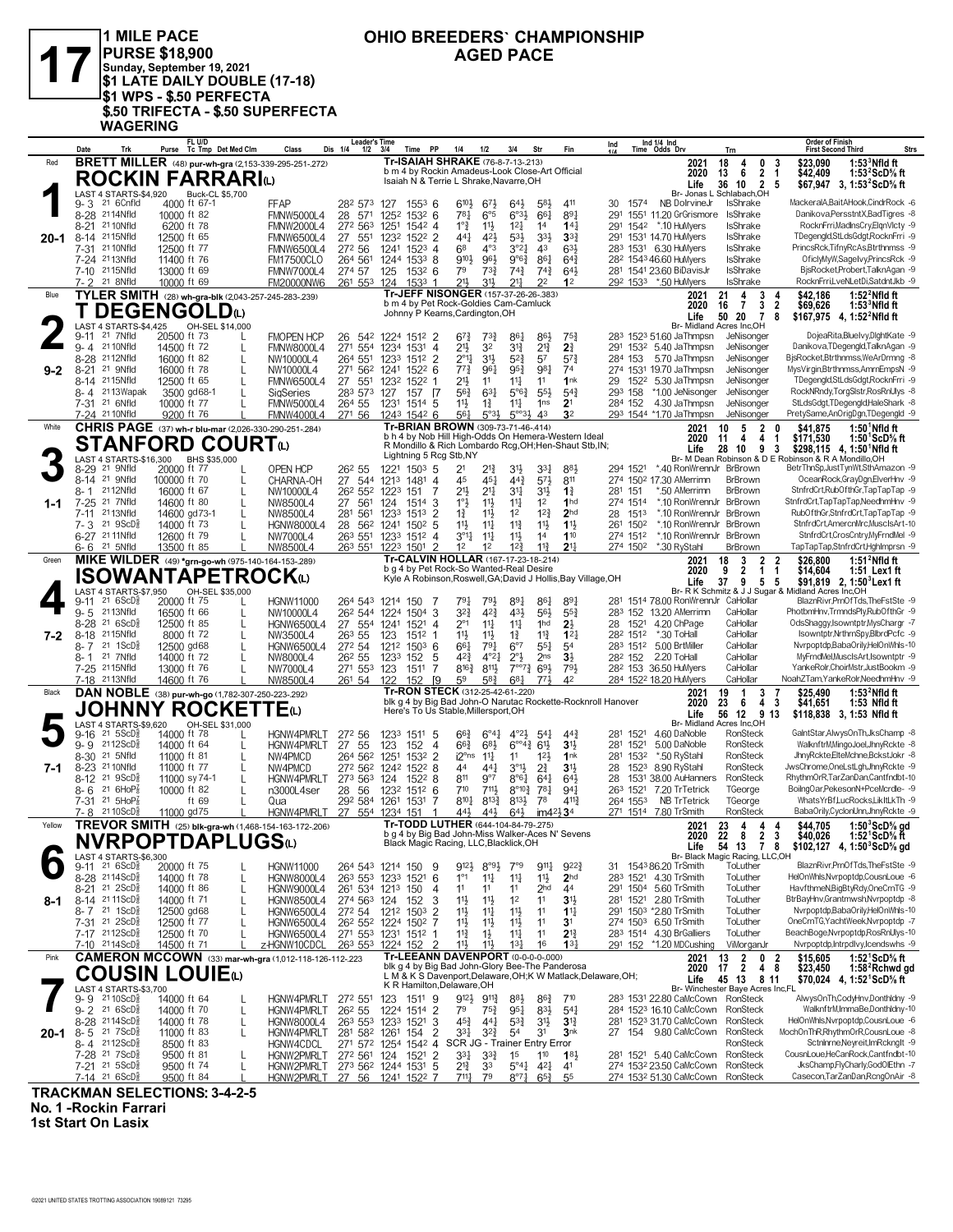# 17

**1 MILE PACE**
**PURSE $18,900**
**Sunday, September 19, 2021**
**$1 LATE DAILY DOUBLE (17-18)**
**$1 WPS - $.50 PERFECTA**
**$.50 TRIFECTA - $.50 SUPERFECTA**
**WAGERING**

## OHIO BREEDERS` CHAMPIONSHIP AGED PACE

---

### 1 — Red — 20-1

**BRETT MILLER** (48) pur-wh-gra (2,153-339-295-251-.272)

**ROCKIN FARRARI(L)**

Tr-ISAIAH SHRAKE (76-8-7-13-.213)
b m 4 by Rockin Amadeus-Look Close-Art Official
Isaiah N & Terrie L Shrake,Navarre,OH
Br- Jonas L Schlabach,OH

LAST 4 STARTS-$4,920 Buck-CL $5,700

| | Starts | W | P | S | Earnings | Best |
|---|---|---|---|---|---|---|
| 2021 | 18 | 4 | 0 | 3 | $23,090 | 1:53³Nfld ft |
| 2020 | 13 | 6 | 2 | 1 | $42,409 | 1:53²ScD⅝ ft |
| Life | 36 | 10 | 2 | 5 | $67,947 | 3, 1:53²ScD⅝ ft |

| Date | Trk | Purse | Cond | Class | 1/4 | 1/2 | 3/4 | Time | PP | 1/4 | 1/2 | 3/4 | Str | Fin | Ind | Odds Drv | Trn | Order of Finish |
|---|---|---|---|---|---|---|---|---|---|---|---|---|---|---|---|---|---|---|
| 9-3 | 21 6Cnfld | 4000 | ft 67-1 | FFAP | 28² | 57³ | 127 | 155³ | 6 | 6¹⁰½ | 6⁷½ | 6⁴½ | 5⁸½ | 4¹¹ | 30 157⁴ | NB DolrvineJr | IsShrake | MackeralA,BaitAHook,CindrRock -6 |
| 8-28 | 21 14Nfld | 10000 | ft 82 | FMNW5000L4 | 28 | 57¹ | 125² | 153² | 6 | 7⁸¾ | 6^o5 | 6^o3½ | 6⁶¼ | 8⁹¼ | 29¹ 155¹ | 11.20 GrGrismore | IsShrake | Danikova,PersstntX,BadTigres -8 |
| 8-21 | 21 10Nfld | 6200 | ft 78 | FMNW2000L4 | 27² | 56³ | 125¹ | 154² | 4 | 1°¾ | 1¹½ | 1²¼ | 1⁴ | 1⁴¾ | 29¹ 154² | *.10 HuMyers | IsShrake | RocknFrri,MadlnsCry,ElqnVlcty -9 |
| 8-14 | 21 15Nfld | 12500 | ft 65 | FMNW6500L4 | 27 | 55¹ | 123² | 152² | 2 | 4⁴¼ | 4²½ | 5³½ | 3³½ | 3³¾ | 29¹ 153¹ | 14.70 HuMyers | IsShrake | TDegengld,StLdsGdgt,RocknFrri -9 |
| 7-31 | 21 10Nfld | 12500 | ft 77 | FMNW6500L4 | 27² | 56 | 124¹ | 152³ | 4 | 6⁸ | 4°3 | 3°²¼ | 4³ | 6³½ | 28³ 153¹ | 6.30 HuMyers | IsShrake | PrincsRck,TifnyRcAs,Btrthnmss -9 |
| 7-24 | 21 13Nfld | 11400 | ft 76 | FM17500CLO | 26⁴ | 56¹ | 124⁴ | 153³ | 8 | 9¹⁰½ | 9⁶½ | 9°⁶¾ | 8⁶¼ | 6⁴¾ | 28² 154³ | 46.60 HuMyers | IsShrake | OficlyMyW,SageIvy,PrincsRck -9 |
| 7-10 | 21 15Nfld | 13000 | ft 69 | FMNW7000L4 | 27⁴ | 57 | 125 | 153² | 6 | 7⁹ | 7³¾ | 7⁴¾ | 7⁴¾ | 6⁴½ | 28¹ 154¹ | 23.60 BiDavisJr | IsShrake | BjsRocket,Probert,TalknAgan -9 |
| 7-2 | 21 8Nfld | 10000 | ft 69 | FM20000NW6 | 26¹ | 55³ | 124 | 153³ | 1 | 2¹½ | 3¹½ | 2¹¾ | 2² | 1² | 29² 153³ | *.50 HuMyers | IsShrake | RocknFrri,LveNLetDi,SatchtJkb -9 |

---

### 2 — Blue — 9-2

**TYLER SMITH** (28) wh-gra-blk (2,043-257-245-283-.239)

**T DEGENGOLD(L)**

Tr-JEFF NISONGER (157-37-26-26-.383)
b m 4 by Pet Rock-Goldies Cam-Camluck
Johnny P Kearns,Cardington,OH
Br- Midland Acres Inc,OH

LAST 4 STARTS-$4,425 OH-SEL $14,000

| | Starts | W | P | S | Earnings | Best |
|---|---|---|---|---|---|---|
| 2021 | 21 | 4 | 3 | 4 | $42,186 | 1:52²Nfld ft |
| 2020 | 16 | 7 | 3 | 2 | $69,626 | 1:53¹Nfld ft |
| Life | 50 | 20 | 7 | 8 | $167,975 | 4, 1:52²Nfld ft |

| Date | Trk | Purse | Cond | Class | 1/4 | 1/2 | 3/4 | Time | PP | 1/4 | 1/2 | 3/4 | Str | Fin | Ind | Odds Drv | Trn | Order of Finish |
|---|---|---|---|---|---|---|---|---|---|---|---|---|---|---|---|---|---|---|
| 9-11 | 21 7Nfld | 20500 | ft 73 L | FMOPEN HCP | 26 | 54² | 122⁴ | 151² | 2 | 6⁷¾ | 7³¾ | 8⁶¼ | 8⁶½ | 7⁵¾ | 28³ 152³ | 51.60 JaThmpsn | JeNisonger | DojeaRita,BlueIvy,DlghtKate -9 |
| 9-4 | 21 10Nfld | 14500 | ft 72 L | FMNW8000L4 | 27¹ | 55⁴ | 123⁴ | 153¹ | 4 | 2¹½ | 3² | 3¹¾ | 2¹¾ | 2¾ | 29¹ 153² | 5.40 JaThmpsn | JeNisonger | Danikova,TDegengld,TalknAgan -9 |
| 8-28 | 21 12Nfld | 16000 | ft 82 L | NW10000L4 | 26⁴ | 55¹ | 123³ | 151² | 2 | 2^o1½ | 3¹½ | 5²¾ | 5⁷ | 5⁷¾ | 28⁴ 153 | 5.70 JaThmpsn | JeNisonger | BjsRocket,Btrthnmss,WeArDrmng -8 |
| 8-21 | 21 9Nfld | 16000 | ft 78 L | NW10000L4 | 27¹ | 56² | 124¹ | 152² | 6 | 7⁷¾ | 9⁶½ | 9⁵¾ | 9⁸¼ | 7⁴ | 27⁴ 153¹ | 19.70 JaThmpsn | JeNisonger | MysVirgin,Btrthnmss,AmrnEmpsN -9 |
| 8-14 | 21 15Nfld | 12500 | ft 65 L | FMNW6500L4 | 27 | 55¹ | 123² | 152² | 1 | 2¹½ | 1¹ | 1¹¾ | 1¹ | 1nk | 29 152² | 5.30 JaThmpsn | JeNisonger | TDegengld,StLdsGdgt,RocknFrri -9 |
| 8-4 | 21 13Wapak | 3500 | gd68-1 L | SigSeries | 28³ | 57³ | 127 | 157 | [7 | 5⁶¾ | 6³¼ | 5°⁶¾ | 5⁵½ | 5⁴¾ | 29³ 158 | *1.00 JeNisonger | JeNisonger | RockNRndy,TorgSlstr,RosRnUlys -8 |
| 7-31 | 21 6Nfld | 10000 | ft 77 L | FMNW5000L4 | 26⁴ | 55 | 123¹ | 151⁴ | 5 | 1¹½ | 1¾ | 1¹¾ | 1ns | 2¹ | 28⁴ 152 | 4.30 JaThmpsn | JeNisonger | StLdsGdgt,TDegengld,HaleShark -8 |
| 7-24 | 21 10Nfld | 9200 | ft 76 L | FMNW4000L4 | 27¹ | 56 | 124³ | 154² | 6 | 5⁶½ | 5°3½ | 5^oo3½ | 4³ | 3² | 29³ 154⁴ | *1.70 JaThmpsn | JeNisonger | PretySame,AnOrigDgn,TDegengld -9 |

---

### 3 — White — 1-1

**CHRIS PAGE** (37) wh-r blu-mar (2,026-330-290-251-.284)

**STANFORD COURT(L)**

Tr-BRIAN BROWN (309-73-71-46-.414)
b h 4 by Nob Hill High-Odds On Hemera-Western Ideal
R Mondillo & Rich Lombardo Rcg,OH;Hen-Shaut Stb,IN; Lightning 5 Rcg Stb,NY
Br- M Dean Robinson & D E Robinson & R A Mondillo,OH

LAST 4 STARTS-$16,300 BHS $35,000

| | Starts | W | P | S | Earnings | Best |
|---|---|---|---|---|---|---|
| 2021 | 10 | 5 | 2 | 0 | $41,875 | 1:50¹Nfld ft |
| 2020 | 11 | 4 | 4 | 1 | $171,530 | 1:50¹ScD⅝ ft |
| Life | 28 | 10 | 9 | 3 | $298,115 | 4, 1:50¹Nfld ft |

| Date | Trk | Purse | Cond | Class | 1/4 | 1/2 | 3/4 | Time | PP | 1/4 | 1/2 | 3/4 | Str | Fin | Ind | Odds Drv | Trn | Order of Finish |
|---|---|---|---|---|---|---|---|---|---|---|---|---|---|---|---|---|---|---|
| 8-29 | 21 9Nfld | 20000 | ft 77 L | OPEN HCP | 26² | 55 | 122¹ | 150³ | 5 | 2¹ | 2¹¾ | 3¹½ | 3³¼ | 8⁸½ | 29⁴ 152¹ | *.40 RonWrennJr | BrBrown | BetrThnSp,JustTynWt,SthAmazon -9 |
| 8-14 | 21 9Nfld | 100000 | ft 70 L | CHARNA-OH | 27 | 54⁴ | 121³ | 148¹ | 4 | 4⁵ | 4⁵¼ | 4⁴¾ | 5⁷½ | 8¹¹ | 27⁴ 150² | 17.30 AMerrimn | BrBrown | OceanRock,GrayDgn,ElverHnv -9 |
| 8-1 | 21 12Nfld | 16000 | ft 67 L | NW10000L4 | 26² | 55² | 122³ | 151 | 7 | 2¹½ | 2¹½ | 3¹¾ | 3¹½ | 1¾ | 28¹ 151 | *.50 AMerrimn | BrBrown | StnfrdCrt,RubOfthGr,TapTapTap -9 |
| 7-25 | 21 7Nfld | 14600 | ft 80 L | NW8500L4 | 27 | 56¹ | 124 | 151⁴ | 3 | 1°½ | 1¹½ | 1¹¾ | 1² | 1hd | 27⁴ 151⁴ | *.10 RonWrennJr | BrBrown | StnfrdCrt,TapTapTap,NeedhmHnv -9 |
| 7-11 | 21 13Nfld | 14600 | gd73-1 L | NW8500L4 | 28¹ | 56¹ | 123³ | 151³ | 2 | 1¾ | 1¹½ | 1² | 1²¾ | 2hd | 28 151³ | *.10 RonWrennJr | BrBrown | RubOfthGr,StnfrdCrt,TapTapTap -9 |
| 7-3 | 21 9ScD⅝ | 14000 | ft 73 L | HGNW8000L4 | 28 | 56² | 124¹ | 150² | 5 | 1¹½ | 1¹½ | 1¹¾ | 1¹½ | 1¹½ | 26¹ 150² | *.10 RonWrennJr | BrBrown | StnfrdCrt,AmercnMrc,MusclsArt-10 |
| 6-27 | 21 11Nfld | 12600 | ft 79 L | NW7000L4 | 26³ | 55¹ | 123³ | 151² | 4 | 3°¹½ | 1¹½ | 1¹½ | 1⁴ | 1¹⁰ | 27⁴ 151² | *.10 RonWrennJr | BrBrown | StnfrdCrt,CrosCntry,MyFrndMel -9 |
| 6-6 | 21 5Nfld | 13500 | ft 85 L | NW8500L4 | 26³ | 55¹ | 122³ | 150¹ | 2 | 1² | 1² | 1²¾ | 1¹¾ | 2¹¼ | 27⁴ 150² | *.30 RyStahl | BrBrown | TapTapTap,StnfrdCrt,Hghlmprsn -9 |

---

### 4 — Green — 7-2

**MIKE WILDER** (49) *grn-go-wh (975-140-164-153-.289)

**ISOWANTAPETROCK(L)**

Tr-CALVIN HOLLAR (167-17-23-18-.214)
b g 4 by Pet Rock-So Wanted-Real Desire
Kyle A Robinson,Roswell,GA;David J Hollis,Bay Village,OH
Br- R K Schmitz & J J Sugar & Midland Acres Inc,OH

LAST 4 STARTS-$7,950 OH-SEL $35,000

| | Starts | W | P | S | Earnings | Best |
|---|---|---|---|---|---|---|
| 2021 | 18 | 3 | 2 | 2 | $26,800 | 1:51²Nfld ft |
| 2020 | 9 | 2 | 1 | 1 | $14,604 | 1:51 Lex1 ft |
| Life | 37 | 9 | 5 | 5 | $91,819 | 2, 1:50³Lex1 ft |

| Date | Trk | Purse | Cond | Class | 1/4 | 1/2 | 3/4 | Time | PP | 1/4 | 1/2 | 3/4 | Str | Fin | Ind | Odds Drv | Trn | Order of Finish |
|---|---|---|---|---|---|---|---|---|---|---|---|---|---|---|---|---|---|---|
| 9-11 | 21 6ScD⅝ | 20000 | ft 75 L | HGNW11000 | 26⁴ | 54³ | 121⁴ | 150 | 7 | 7⁹¼ | 7⁹½ | 8⁹¼ | 8⁶¼ | 8⁹¼ | 28¹ 151⁴ | 78.00 RonWrennJr | CaHollar | BlaznRivr,PrnOfTds,TheFstSte -9 |
| 9-5 | 21 13Nfld | 16500 | ft 66 L | NW10000L4 | 26² | 54⁴ | 122⁴ | 150⁴ | 3 | 3²¾ | 4²¾ | 4³½ | 5⁶½ | 5⁵¾ | 28³ 152 | 13.20 AMerrimn | CaHollar | PhotbmHnv,TrmndsPly,RubOfthGr -9 |
| 8-28 | 21 6ScD⅝ | 12500 | ft 85 L | HGNW6500L4 | 27 | 55⁴ | 124¹ | 152¹ | 4 | 2°¹ | 1¹½ | 1¹¼ | 1hd | 2½ | 28 152¹ | 4.20 ChPage | CaHollar | OdsShaggy,IsowntptR,MysChargr -7 |
| 8-18 | 21 15Nfld | 8000 | ft 72 L | NW3500L4 | 26³ | 55 | 123 | 151² | 1 | 1¹½ | 1¹½ | 1¾ | 1¹¾ | 1²¼ | 28² 151² | *.30 ToHall | CaHollar | Isowntptr,NrthrnSpy,BlbrdPcfc -9 |
| 8-7 | 21 1ScD⅝ | 12500 | gd68 L | HGNW6500L4 | 27² | 54 | 121² | 150³ | 6 | 6⁶¾ | 7⁹½ | 6°⁷ | 5⁵½ | 5⁴ | 28³ 151² | 5.00 BrtMiller | CaHollar | Nvrpoptdp,BabaOrily,HelOnWhls-10 |
| 8-1 | 21 7Nfld | 14000 | ft 72 L | NW8000L4 | 26² | 55 | 123³ | 152 | 5 | 4²¾ | 4°²¼ | 2°½ | 2ns | 3¾ | 28² 152 | 2.20 ToHall | CaHollar | MyFrndMel,MusclsArt,Isowntptr -9 |
| 7-25 | 21 15Nfld | 13000 | ft 76 L | NW7000L4 | 27¹ | 55³ | 123 | 151¹ | 7 | 8¹⁶¾ | 8¹¹½ | 7^oo7¾ | 6⁹½ | 7⁹½ | 28² 153 | 36.50 HuMyers | CaHollar | YankeRolr,ChoirMstr,JustBookm -9 |
| 7-18 | 21 13Nfld | 14600 | ft 76 L | NW8500L4 | 26¹ | 54 | 122 | 152 | [9 | 5⁹ | 5⁸¾ | 6⁸¼ | 7⁷¼ | 4² | 28⁴ 152² | 18.20 HuMyers | CaHollar | NoahZTam,YankeRolr,NeedhmHnv -9 |

---

### 5 — Black — 7-1

**DAN NOBLE** (38) pur-wh-go (1,782-307-250-223-.292)

**JOHNNY ROCKETTE(L)**

Tr-RON STECK (312-25-42-61-.220)
blk g 4 by Big Bad John-O Narutac Rockette-Rocknroll Hanover
Here's To Us Stable,Millersport,OH
Br- Midland Acres Inc,OH

LAST 4 STARTS-$9,620 OH-SEL $31,000

| | Starts | W | P | S | Earnings | Best |
|---|---|---|---|---|---|---|
| 2021 | 19 | 1 | 3 | 7 | $25,490 | 1:53²Nfld ft |
| 2020 | 23 | 6 | 4 | 3 | $41,651 | 1:53 Nfld ft |
| Life | 56 | 12 | 9 | 13 | $118,838 | 3, 1:53 Nfld ft |

| Date | Trk | Purse | Cond | Class | 1/4 | 1/2 | 3/4 | Time | PP | 1/4 | 1/2 | 3/4 | Str | Fin | Ind | Odds Drv | Trn | Order of Finish |
|---|---|---|---|---|---|---|---|---|---|---|---|---|---|---|---|---|---|---|
| 9-16 | 21 5ScD⅝ | 14000 | ft 78 L | HGNW4PMRLT | 27² | 56 | 123³ | 151¹ | 5 | 6⁶¾ | 6°⁴¼ | 4°²½ | 5⁴¼ | 4⁴¾ | 28¹ 152¹ | 4.60 DaNoble | RonSteck | GalntStar,AlwysOnTh,JksChamp -8 |
| 9-9 | 21 12ScD⅝ | 14000 | ft 64 L | HGNW4PMRLT | 27 | 55 | 123 | 152 | 4 | 6⁶¾ | 6⁸½ | 6^oo4¾ | 6¹½ | 3¹½ | 28¹ 152¹ | 5.00 DaNoble | RonSteck | WalknftrM,MingoJoel,JhnyRckte -8 |
| 8-30 | 21 5Nfld | 11000 | ft 81 L | NW4PMCD | 26⁴ | 56² | 125¹ | 153² | 2 | i2°ns | 1¹½ | 1¹ | 1²½ | 1nk | 28¹ 153² | *.50 RyStahl | RonSteck | JhnyRckte,ElteMchne,BckstJokr -8 |
| 8-23 | 21 10Nfld | 11000 | ft 77 L | NW4PMCD | 27² | 56² | 124² | 152³ | 8 | 4⁴ | 4⁴½ | 3°¹½ | 2¾ | 3¹½ | 28 152³ | 8.90 RyStahl | RonSteck | JwsChrome,OneLstLgh,JhnyRckte -9 |
| 8-12 | 21 9ScD⅝ | 11000 | sy74-1 L | HGNW4PMRLT | 27³ | 56³ | 124 | 152² | 8 | 8¹¹ | 9°⁷ | 8°⁶¼ | 6⁴¼ | 6⁴½ | 28 153¹ | 38.00 AuHanners | RonSteck | RhythmOrR,TarZanDan,Cantfndbt-10 |
| 8-6 | 21 6HoP⅞ | 10000 | ft 82 L | n3000L4ser | 28 | 56 | 123² | 151² | 6 | 7¹⁰ | 7¹¹½ | 8^oo10¾ | 7⁸¾ | 9⁴¼ | 26³ 152¹ | 7.20 TrTetrick | TGeorge | BoilngOar,PekesonN+PceMcrdle- -9 |
| 7-31 | 21 5HoP⅞ | | ft 69 | Qua | 29² | 58⁴ | 126¹ | 153¹ | 7 | 8¹⁰½ | 8¹³¾ | 8¹³½ | 7⁸ | 4¹¹¾ | 26⁴ 155³ | NB TrTetrick | TGeorge | WhatsYrBf,LucRocks,LikItLkTh -9 |
| 7-8 | 21 10ScD⅝ | 11000 | gd75 | HGNW4PMRLT | 27 | 55⁴ | 123⁴ | 151 | 1 | 4⁴¼ | 4⁴½ | 6⁴½ | im4²½ | 3⁴ | 27¹ 151⁴ | 7.80 TrSmith | RonSteck | BabaOrily,CyclonUnn,JhnyRckte -9 |

---

### 6 — Yellow — 8-1

**TREVOR SMITH** (25) blk-gra-wh (1,468-154-163-172-.206)

**NVRPOPTDAPLUGS(L)**

Tr-TODD LUTHER (644-104-84-79-.275)
b g 4 by Big Bad John-Miss Walker-Aces N' Sevens
Black Magic Racing, LLC,Blacklick,OH
Br- Black Magic Racing, LLC,OH

LAST 4 STARTS-$6,300

| | Starts | W | P | S | Earnings | Best |
|---|---|---|---|---|---|---|
| 2021 | 23 | 4 | 4 | 4 | $44,705 | 1:50³ScD⅝ gd |
| 2020 | 22 | 8 | 2 | 3 | $40,026 | 1:52¹ScD⅝ ft |
| Life | 54 | 13 | 7 | 8 | $102,127 | 4, 1:50³ScD⅝ gd |

| Date | Trk | Purse | Cond | Class | 1/4 | 1/2 | 3/4 | Time | PP | 1/4 | 1/2 | 3/4 | Str | Fin | Ind | Odds Drv | Trn | Order of Finish |
|---|---|---|---|---|---|---|---|---|---|---|---|---|---|---|---|---|---|---|
| 9-11 | 21 6ScD⅝ | 20000 | ft 75 L | HGNW11000 | 26⁴ | 54³ | 121⁴ | 150 | 9 | 9¹²½ | 8^oo9½ | 7^o9 | 9¹¹¼ | 9²²¾ | 31 154³ | 86.20 TrSmith | ToLuther | BlaznRivr,PrnOfTds,TheFstSte -9 |
| 8-28 | 21 14ScD⅝ | 14000 | ft 78 L | HGNW8000L4 | 26³ | 55³ | 123³ | 152¹ | 6 | 1°¹ | 1¹¼ | 1¹¼ | 1¹½ | 2hd | 28³ 152¹ | 4.30 TrSmith | ToLuther | HelOnWhls,Nvrpoptdp,CousnLoue -6 |
| 8-21 | 21 2ScD⅝ | 14000 | ft 86 L | HGNW9000L4 | 26¹ | 53⁴ | 121³ | 150 | 4 | 1¹ | 1¹ | 1¹ | 2hd | 4⁴ | 29¹ 150⁴ | 5.60 TrSmith | ToLuther | HavfthmeN,BigBtyRdy,OneCrnTG -9 |
| 8-14 | 21 11ScD⅝ | 14000 | ft 71 L | HGNW8500L4 | 27⁴ | 56³ | 124 | 152 | 3 | 1¹½ | 1¹½ | 1² | 1¹ | 3¹½ | 28¹ 152¹ | 2.80 TrSmith | ToLuther | BtrBayHnv,Grantmwsh,Nvrpoptdp -8 |
| 8-7 | 21 1ScD⅝ | 12500 | gd68 L | HGNW6500L4 | 27² | 54 | 121² | 150³ | 2 | 1¹½ | 1¹½ | 1¹½ | 1¹ | 1¹¼ | 29¹ 150³ | *2.80 TrSmith | ToLuther | Nvrpoptdp,BabaOrily,HelOnWhls-10 |
| 7-31 | 21 2ScD⅝ | 12500 | ft 77 L | HGNW6500L4 | 26² | 55² | 122⁴ | 150² | 7 | 1¹½ | 1¹½ | 1¹½ | 1¹ | 3¹ | 27⁴ 150³ | 6.50 TrSmith | ToLuther | OneCrnTG,YachtWeek,Nvrpoptdp -7 |
| 7-17 | 21 12ScD⅝ | 12500 | ft 70 L | HGNW6500L4 | 27¹ | 55³ | 123¹ | 151² | 1 | 1¹¾ | 1¾ | 1¹¾ | 1¹ | 2¹¾ | 28³ 151⁴ | 4.30 BrGalliers | ToLuther | BeachBoge,Nvrpoptdp,RosRnUlys-10 |
| 7-10 | 21 14ScD⅝ | 14500 | ft 71 L | z-HGNW10CDCL | 26³ | 55³ | 122⁴ | 152 | 2 | 1¹½ | 1¹½ | 1³¼ | 1⁶ | 1³¼ | 29¹ 152 | *1.20 MDCushing | VilMorganJr | Nvrpoptdp,Intrpdlvy,Icendswhs -9 |

---

### 7 — Pink — 20-1

**CAMERON MCCOWN** (33) mar-wh-gra (1,012-118-126-112-.223)

**COUSIN LOUIE(L)**

Tr-LEEANN DAVENPORT (0-0-0-0-.000)
blk g 4 by Big Bad John-Glory Bee-The Panderosa
L M & K S Davenport,Delaware,OH;K W Matlack,Delaware,OH; K R Hamilton,Delaware,OH
Br- Winchester Baye Acres Inc,FL

LAST 4 STARTS-$3,700

| | Starts | W | P | S | Earnings | Best |
|---|---|---|---|---|---|---|
| 2021 | 13 | 2 | 0 | 2 | $15,605 | 1:52¹ScD⅝ ft |
| 2020 | 17 | 2 | 4 | 8 | $23,450 | 1:58²Rchwd gd |
| Life | 45 | 13 | 8 | 11 | $70,024 | 4, 1:52¹ScD⅝ ft |

| Date | Trk | Purse | Cond | Class | 1/4 | 1/2 | 3/4 | Time | PP | 1/4 | 1/2 | 3/4 | Str | Fin | Ind | Odds Drv | Trn | Order of Finish |
|---|---|---|---|---|---|---|---|---|---|---|---|---|---|---|---|---|---|---|
| 9-9 | 21 10ScD⅝ | 14000 | ft 64 L | HGNW4PMRLT | 27² | 55¹ | 123 | 151¹ | 9 | 9¹²½ | 9¹¹¾ | 8⁸½ | 8⁶¾ | 7¹⁰ | 28³ 153¹ | 22.80 CaMcCown | RonSteck | AlwysOnTh,CodyHnv,Donthldny -9 |
| 9-2 | 21 6ScD⅝ | 14000 | ft 70 L | HGNW4PMRLT | 26² | 55 | 122⁴ | 151⁴ | 2 | 7⁹ | 7⁵¾ | 9⁵¼ | 8³½ | 5⁴¼ | 28⁴ 152³ | 16.10 CaMcCown | RonSteck | WalknftrM,ImmaBe,Donthldny-10 |
| 8-28 | 21 14ScD⅝ | 14000 | ft 78 L | HGNW8000L4 | 26³ | 55³ | 123³ | 152¹ | 3 | 4⁵¾ | 4⁴½ | 5³¾ | 3¹½ | 3¹¾ | 28¹ 152³ | 31.70 CaMcCown | RonSteck | HelOnWhls,Nvrpoptdp,CousnLoue -6 |
| 8-5 | 21 7ScD⅝ | 11000 | ft 83 L | HGNW4PMRLT | 28¹ | 58² | 126¹ | 154 | 2 | 3³½ | 3²¾ | 5⁴ | 3¹ | 3nk | 27 154 | 9.80 CaMcCown | RonSteck | MochOnThR,RhythmOrR,CousnLoue -8 |
| 8-4 | 21 12ScD⅝ | 8500 | ft 83 | HGNW4CDCL | 27¹ | 57² | 125⁴ | 154² | 4 | SCR JG - Trainer Entry Error | | | | | | | RonSteck | Sctnlnrne,Neyreit,ImRckngIt -9 |
| 7-28 | 21 7ScD⅝ | 9500 | ft 81 L | HGNW2PMRLT | 27² | 56¹ | 124 | 152¹ | 2 | 3³½ | 3³¾ | 1⁵ | 1¹⁰ | 1⁸½ | 28¹ 152¹ | 5.40 CaMcCown | RonSteck | CousnLoue,HeCanRock,Cantfndbt-10 |
| 7-21 | 21 5ScD⅝ | 9500 | ft 74 L | HGNW2PMRLT | 27³ | 56² | 124⁴ | 153¹ | 5 | 2¹¾ | 3³ | 5°¹¼ | 4²½ | 4¹ | 27⁴ 153² | 23.50 CaMcCown | RonSteck | JksChamp,FlyCharly,GodOlEthn -7 |
| 7-14 | 21 6ScD⅝ | 9500 | ft 84 | HGNW2PMRLT | 27 | 56 | 124¹ | 152² | 7 | 7¹¹½ | 7⁹ | 8°⁷¼ | 6⁵¾ | 5⁵ | 27⁴ 153² | 51.30 CaMcCown | RonSteck | Casecon,TarZanDan,RcngOnAir -8 |

---

**TRACKMAN SELECTIONS: 3-4-2-5**

**No. 1 -Rockin Farrari**
**1st Start On Lasix**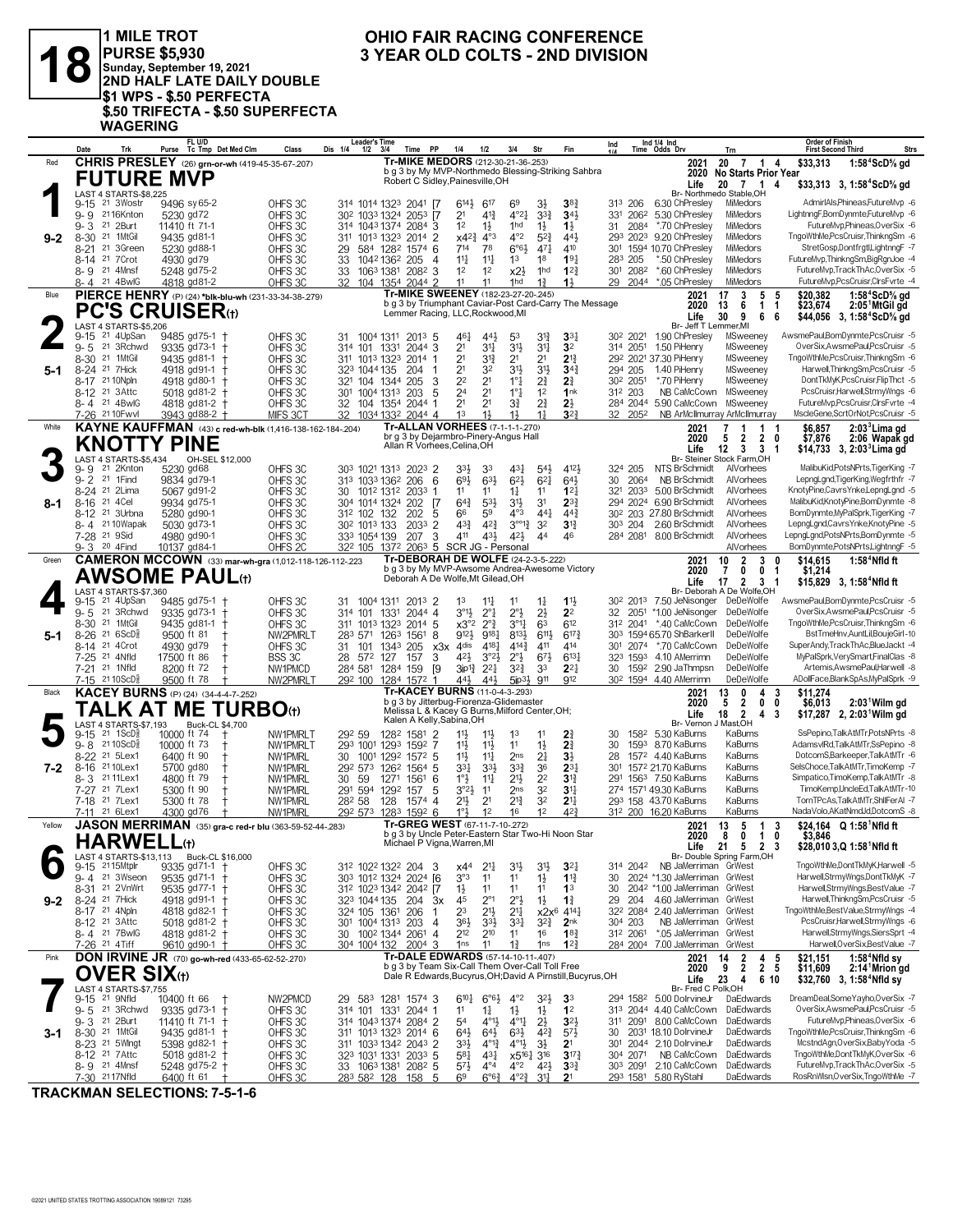# 18

**1 MILE TROT**
**PURSE $5,930**
**Sunday, September 19, 2021**
**2ND HALF LATE DAILY DOUBLE**
**$1 WPS - $.50 PERFECTA**
**$.50 TRIFECTA - $.50 SUPERFECTA**
**WAGERING**

## OHIO FAIR RACING CONFERENCE
## 3 YEAR OLD COLTS - 2ND DIVISION

---

### 1 — Red — FUTURE MVP (ML 9-2)
**CHRIS PRESLEY** (26) grn-or-wh (419-45-35-67-.207)

Tr-MIKE MEDORS (212-30-21-36-.253)
b g 3 by My MVP-Northmedo Blessing-Striking Sahbra
Robert C Sidley,Painesville,OH
Br- Northmedo Stable,OH

2021: 20 7 1 4 $33,313 1:58⁴ScD⅝ gd
2020: No Starts Prior Year
Life: 20 7 1 4 $33,313 3, 1:58⁴ScD⅝ gd
LAST 4 STARTS-$8,225

| Date | Trk | Purse | Cond | Class | 1/4 | 1/2 | 3/4 | Time | PP | 1/4 | 1/2 | 3/4 | Str | Fin | Ind | Odds Drv | Trn | Order of Finish |
|---|---|---|---|---|---|---|---|---|---|---|---|---|---|---|---|---|---|---|
| 9-15 21 | 3Wostr | 9496 | sy65-2 | OHFS 3C | 31⁴ | 101⁴ 132³ | | 204¹ | [7 | 6¹⁴½ | 6¹⁷ | 6⁹ | 3½ | 3⁸¾ | 31³ 206 | 6.30 ChPresley | MiMedors | AdmirlAls,Phineas,FutureMvp -6 |
| 9-9 21 | 16Knton | 5230 | gd72 | OHFS 3C | 30² | 103³ 132⁴ | | 205³ | [7 | 2¹ | 4¹¾ | 4°²½ | 3³¾ | 3⁴½ | 33¹ 206² | 5.30 ChPresley | MiMedors | LightningF,BomDynmte,FutureMvp -6 |
| 9-3 21 | 2Burt | 11410 | ft 71-1 | OHFS 3C | 31⁴ | 104³ 137⁴ | | 208⁴ | 3 | 1² | 1½ | 1hd | 1½ | 1½ | 31 208⁴ | *.70 ChPresley | MiMedors | FutureMvp,Phineas,OverSix -6 |
| 8-30 21 | 1MtGil | 9435 | gd81-1 | OHFS 3C | 31¹ | 101³ 132³ | | 201⁴ | 2 | x4²¾ | 4°³ | 4°² | 5²¾ | 4⁴½ | 29³ 202³ | 9.20 ChPresley | MiMedors | TngoWthMe,PcsCruisr,ThinkngSm -6 |
| 8-21 21 | 3Green | 5230 | gd88-1 | OHFS 3C | 29 | 58⁴ 128² | | 157⁴ | 6 | 7¹⁴ | 7⁸ | 6°⁶½ | 4⁷½ | 4¹⁰ | 30¹ 159⁴ | 10.70 ChPresley | MiMedors | StretGosp,Dontfrgtl,LightnngF -7 |
| 8-14 21 | 7Crot | 4930 | gd79 | OHFS 3C | 33 | 104² 136² | | 205 | 4 | 1¹½ | 1¹½ | 1³ | 1⁸ | 1⁹½ | 28³ 205 | *.50 ChPresley | MiMedors | FutureMvp,ThinkngSm,BigRgnJoe -4 |
| 8-9 21 | 4Mnsf | 5248 | gd75-2 | OHFS 3C | 33 | 106³ 138¹ | | 208² | 3 | 1² | 1² | x2½ | 1hd | 1²¾ | 30¹ 208² | *.60 ChPresley | MiMedors | FutureMvp,TrackThAc,OverSix -5 |
| 8-4 21 | 4BwlG | 4818 | gd81-2 | OHFS 3C | 32 | 104 135⁴ | | 204⁴ | 2 | 1¹ | 1¹ | 1hd | 1¾ | 1½ | 29 204⁴ | *.05 ChPresley | MiMedors | FutureMvp,PcsCruisr,ClrsFvrte -4 |

### 2 — Blue — PC'S CRUISER(t) (ML 5-1)
**PIERCE HENRY** (P) (24) *blk-blu-wh (231-33-34-38-.279)

Tr-MIKE SWEENEY (182-23-27-20-.245)
b g 3 by Triumphant Caviar-Post Card-Carry The Message
Lemmer Racing, LLC,Rockwood,MI
Br- Jeff T Lemmer,MI

2021: 17 3 5 5 $20,382 1:58⁴ScD⅝ gd
2020: 13 6 1 1 $23,674 2:05¹MtGil gd
Life: 30 9 6 6 $44,056 3, 1:58⁴ScD⅝ gd
LAST 4 STARTS-$5,206

| Date | Trk | Purse | Cond | Class | 1/4 | 1/2 | 3/4 | Time | PP | 1/4 | 1/2 | 3/4 | Str | Fin | Ind | Odds Drv | Trn | Order of Finish |
|---|---|---|---|---|---|---|---|---|---|---|---|---|---|---|---|---|---|---|
| 9-15 21 | 4UpSan | 9485 | gd75-1 † | OHFS 3C | 31 | 100⁴ 131¹ | | 201³ | 5 | 4⁶½ | 4⁴½ | 5³ | 3¹¾ | 3³¼ | 30² 202¹ | 1.90 ChPresley | MSweeney | AwsmePaul,BomDynmte,PcsCruisr -5 |
| 9-5 21 | 3Rchwd | 9335 | gd73-1 † | OHFS 3C | 31⁴ | 101 133¹ | | 204⁴ | 3 | 2¹ | 3¹½ | 3¹½ | 3¹½ | 3² | 31⁴ 205¹ | 1.50 PiHenry | MSweeney | OverSix,AwsmePaul,PcsCruisr -5 |
| 8-30 21 | 1MtGil | 9435 | gd81-1 † | OHFS 3C | 31¹ | 101³ 132³ | | 201⁴ | 1 | 2¹ | 3¹¾ | 2¹ | 2¹ | 2¹¾ | 29² 202¹ | 37.30 PiHenry | MSweeney | TngoWthMe,PcsCruisr,ThinkngSm -6 |
| 8-24 21 | 7Hick | 4918 | gd91-1 † | OHFS 3C | 32³ | 104⁴ 135 | | 204 | 1 | 2¹ | 3² | 3¹½ | 3¹½ | 3⁴¾ | 29⁴ 205 | 1.40 PiHenry | MSweeney | Harwell,ThinkngSm,PcsCruisr -5 |
| 8-17 21 | 10Npln | 4918 | gd80-1 † | OHFS 3C | 32¹ | 104 134⁴ | | 205 | 3 | 2² | 2¹ | 1°½ | 2¾ | 2¾ | 30² 205¹ | *.70 PiHenry | MSweeney | DontTkMyK,PcsCruisr,FlipThct -5 |
| 8-12 21 | 3Attc | 5018 | gd81-2 † | OHFS 3C | 30¹ | 100⁴ 131³ | | 203 | 5 | 2⁴ | 2¹ | 1°½ | 1² | 1nk | 31² 203 | NB CaMcCown | MSweeney | PcsCruisr,Harwell,StrmyWngs -6 |
| 8-4 21 | 4BwlG | 4818 | gd81-2 † | OHFS 3C | 32 | 104 135⁴ | | 204⁴ | 1 | 2¹ | 2¹ | 3¾ | 2¾ | 2½ | 28⁴ 204⁴ | 5.90 CaMcCown | MSweeney | FutureMvp,PcsCruisr,ClrsFvrte -4 |
| 7-26 21 | 10Fwvl | 3943 | gd88-2 † | MIFS 3CT | 32 | 103⁴ 133² | | 204⁴ | 4 | 1³ | 1½ | 1½ | 1¾ | 3²¾ | 32 205² | NB ArMcIlmurray | ArMcIlmurray | MscleGene,ScrtOrNot,PcsCruisr -5 |

### 3 — White — KNOTTY PINE (ML 8-1)
**KAYNE KAUFFMAN** (43) c red-wh-blk (1,416-138-162-184-.204)

Tr-ALLAN VORHEES (7-1-1-1-.270)
br g 3 by Dejarmbro-Pinery-Angus Hall
Allan R Vorhees,Celina,OH
Br- Steiner Stock Farm,OH

2021: 7 1 1 1 $6,857 2:03³Lima gd
2020: 5 2 2 0 $7,876 2:06 Wapak gd
Life: 12 3 3 1 $14,733 3, 2:03³Lima gd
LAST 4 STARTS-$5,434 OH-SEL $12,000

| Date | Trk | Purse | Cond | Class | 1/4 | 1/2 | 3/4 | Time | PP | 1/4 | 1/2 | 3/4 | Str | Fin | Ind | Odds Drv | Trn | Order of Finish |
|---|---|---|---|---|---|---|---|---|---|---|---|---|---|---|---|---|---|---|
| 9-9 21 | 2Knton | 5230 | gd68 | OHFS 3C | 30³ | 102¹ 131³ | | 202³ | 2 | 3³½ | 3³ | 4³¼ | 5⁴¼ | 4¹²½ | 32⁴ 205 | NTS BrSchmidt | AlVorhees | MalibuKid,PotsNPrts,TigerKing -7 |
| 9-2 21 | 1Find | 9834 | gd79-1 | OHFS 3C | 31³ | 103³ 136² | | 206 | 6 | 6⁹½ | 6³½ | 6²½ | 6²¼ | 6⁴½ | 30 206⁴ | NB BrSchmidt | AlVorhees | LepngLgnd,TigerKing,Wegfrthfr -7 |
| 8-24 21 | 2Lima | 5067 | gd91-2 | OHFS 3C | 30 | 101² 131² | | 203³ | 1 | 1¹ | 1¹ | 1½ | 1¹ | 1²½ | 32¹ 203³ | 5.00 BrSchmidt | AlVorhees | KnotyPine,CavrsYnke,LepngLgnd -5 |
| 8-16 21 | 4Cel | 9934 | gd75-1 | OHFS 3C | 30⁴ | 101⁴ 132⁴ | | 202 | [7 | 6⁴¾ | 5³½ | 3¹½ | 3¹ | 2³¾ | 29⁴ 202⁴ | 6.90 BrSchmidt | AlVorhees | MalibuKid,KnotyPine,BomDynmte -8 |
| 8-12 21 | 3Urbna | 5280 | gd90-1 | OHFS 3C | 31² | 102 132 | | 202 | 5 | 6⁶ | 5⁹ | 4°³ | 4⁴½ | 4⁴¾ | 30² 203 | 27.80 BrSchmidt | AlVorhees | BomDynmte,MyPalSprk,TigerKing -7 |
| 8-4 21 | 10Wapak | 5030 | gd73-1 | OHFS 3C | 30² | 101³ 133 | | 203³ | 2 | 4³¾ | 4²¾ | 3°°¹¾ | 3² | 3¹¾ | 30³ 204 | 2.60 BrSchmidt | AlVorhees | LepngLgnd,CavrsYnke,KnotyPine -5 |
| 7-28 21 | 9Sid | 4980 | gd90-1 | OHFS 3C | 33³ | 105⁴ 139 | | 207 | 3 | 4¹¹ | 4³½ | 4²½ | 4⁴ | 4⁶ | 28⁴ 208¹ | 8.00 BrSchmidt | AlVorhees | LepngLgnd,PotsNPrts,BomDynmte -5 |
| 9-3 20 | 4Find | 10137 | gd84-1 | OHFS 2C | 32² | 105 137² | | 206³ | 5 | SCR JG - Personal | | | | | | | AlVorhees | BomDynmte,PotsNPrts,LightnngF -5 |

### 4 — Green — AWSOME PAUL(t) (ML 5-1)
**CAMERON MCCOWN** (33) mar-wh-gra (1,012-118-126-112-.223)

Tr-DEBORAH DE WOLFE (24-2-3-5-.222)
b g 3 by My MVP-Awsome Andrea-Awesome Victory
Deborah A De Wolfe,Mt Gilead,OH
Br- Deborah A De Wolfe,OH

2021: 10 2 3 0 $14,615 1:58⁴Nfld ft
2020: 7 0 0 1 $1,214
Life: 17 2 3 1 $15,829 3, 1:58⁴Nfld ft
LAST 4 STARTS-$7,360

| Date | Trk | Purse | Cond | Class | 1/4 | 1/2 | 3/4 | Time | PP | 1/4 | 1/2 | 3/4 | Str | Fin | Ind | Odds Drv | Trn | Order of Finish |
|---|---|---|---|---|---|---|---|---|---|---|---|---|---|---|---|---|---|---|
| 9-15 21 | 4UpSan | 9485 | gd75-1 † | OHFS 3C | 31 | 100⁴ 131¹ | | 201³ | 2 | 1³ | 1¹½ | 1¹ | 1¾ | 1¹½ | 30² 201³ | 7.50 JeNisonger | DeDeWolfe | AwsmePaul,BomDynmte,PcsCruisr -5 |
| 9-5 21 | 3Rchwd | 9335 | gd73-1 † | OHFS 3C | 31⁴ | 101 133¹ | | 204⁴ | 4 | 3°¹½ | 2°½ | 2°½ | 2½ | 2² | 32 205¹ | *1.00 JeNisonger | DeDeWolfe | OverSix,AwsmePaul,PcsCruisr -5 |
| 8-30 21 | 1MtGil | 9435 | gd81-1 † | OHFS 3C | 31¹ | 101³ 132³ | | 201⁴ | 5 | x3°² | 2°¾ | 3°¹¼ | 6³ | 6¹² | 31² 204¹ | *.40 CaMcCown | DeDeWolfe | TngoWthMe,PcsCruisr,ThinkngSm -6 |
| 8-26 21 | 6ScD⅝ | 9500 | ft 81 † | NW2PMRLT | 28³ | 57¹ 126³ | | 156¹ | 8 | 9¹²½ | 9¹⁸¾ | 8¹³½ | 6¹¹½ | 6¹⁷¾ | 30³ 159⁴ | 65.70 ShBarkerII | DeDeWolfe | BstTmeHnv,AuntLil,BoujeGirl -10 |
| 8-14 21 | 4Crot | 4930 | gd79 † | OHFS 3C | 31 | 101 134³ | | 205 | x3x | 4dis | 4¹⁸¾ | 4¹⁴¾ | 4¹¹ | 4¹⁴ | 30¹ 207⁴ | *.70 CaMcCown | DeDeWolfe | SuperAndy,TrackThAc,BlueJackt -4 |
| 7-25 21 | 4Nfld | 17500 | ft 86 † | BSS 3C | 28 | 57² 127 | | 157 | 3 | 4²¾ | 3°²½ | 2°½ | 6⁷½ | 6¹³½ | 32³ 159³ | 4.10 AMerrimn | DeDeWolfe | MyPalSprk,VerySmart,FinalClas -8 |
| 7-21 21 | 1Nfld | 8200 | ft 72 † | NW1PMCD | 28⁴ | 58¹ 128⁴ | | 159 | [9 | 3ip¹¾ | 2²½ | 3²¾ | 3³ | 2²½ | 30 159² | 2.90 JaThmpsn | DeDeWolfe | Artemis,AwsmePaul,Harwell -8 |
| 7-15 21 | 10ScD⅝ | 9500 | ft 78 † | NW2PMRLT | 29² | 100 128⁴ | | 157² | 1 | 4⁴½ | 4⁴½ | 5ip³½ | 9¹¹ | 9¹² | 30² 159⁴ | 4.40 AMerrimn | DeDeWolfe | ADollFace,BlankSpAs,MyPalSprk -9 |

### 5 — Black — TALK AT ME TURBO(t) (ML 7-2)
**KACEY BURNS** (P) (24) (34-4-4-7-.252)

Tr-KACEY BURNS (11-0-4-3-.293)
b g 3 by Jitterbug-Fiorenza-Glidemaster
Melissa L & Kacey G Burns,Milford Center,OH;
Kalen A Kelly,Sabina,OH
Br- Vernon J Mast,OH

2021: 13 0 4 3 $11,274
2020: 5 2 0 0 $6,013 2:03¹Wilm gd
Life: 18 2 4 3 $17,287 2, 2:03¹Wilm gd
LAST 4 STARTS-$7,193 Buck-CL $4,700

| Date | Trk | Purse | Cond | Class | 1/4 | 1/2 | 3/4 | Time | PP | 1/4 | 1/2 | 3/4 | Str | Fin | Ind | Odds Drv | Trn | Order of Finish |
|---|---|---|---|---|---|---|---|---|---|---|---|---|---|---|---|---|---|---|
| 9-15 21 | 1ScD⅝ | 10000 | ft 74 † | NW1PMRLT | 29² | 59 128² | | 158¹ | 2 | 1¹½ | 1¹½ | 1³ | 1¹ | 2¾ | 30 158² | 5.30 KaBurns | KaBurns | SsPepino,TalkAtMTr,PotsNPrts -8 |
| 9-8 21 | 10ScD⅝ | 10000 | ft 73 † | NW1PMRLT | 29³ | 100¹ 129³ | | 159² | 7 | 1¹½ | 1¹½ | 1¹ | 1½ | 2¾ | 30 159³ | 8.70 KaBurns | KaBurns | AdamsvlRd,TalkAtMTr,SsPepino -8 |
| 8-22 21 | 5Lex1 | 6400 | ft 90 † | NW1PMRL | 30 | 100¹ 129² | | 157² | 5 | 1¹½ | 1¹½ | 2ns | 2¾ | 3½ | 28 157² | 4.40 KaBurns | KaBurns | DotcomS,Barkeeper,TalkAtMTr -6 |
| 8-16 21 | 10Lex1 | 5700 | gd80 † | NW1PMRL | 29² | 57³ 126² | | 156⁴ | 5 | 3³½ | 3³½ | 3³¾ | 3⁶ | 2³½ | 30¹ 157² | 21.70 KaBurns | KaBurns | SelsChoce,TalkAtMTr,TimoKemp -7 |
| 8-3 21 | 11Lex1 | 4800 | ft 79 † | NW1PMRL | 30 | 59 127¹ | | 156¹ | 6 | 1°½ | 1¹½ | 2¹½ | 2² | 3¹¾ | 29¹ 156³ | 7.50 KaBurns | KaBurns | Simpatico,TimoKemp,TalkAtMTr -8 |
| 7-27 21 | 7Lex1 | 5300 | ft 90 † | NW1PMRL | 29¹ | 59⁴ 129² | | 157 | 5 | 3°²½ | 1¹ | 2ns | 3² | 3¹½ | 27⁴ 157¹ | 49.30 KaBurns | KaBurns | TimoKemp,UncleEd,TalkAtMTr -10 |
| 7-18 21 | 7Lex1 | 5300 | ft 78 † | NW1PMRL | 28² | 58 128 | | 157⁴ | 4 | 2¹½ | 2¹ | 2¹¾ | 3² | 2¹½ | 29³ 158 | 43.70 KaBurns | KaBurns | TornTPCs,TalkAtMTr,ShllFerAl -7 |
| 7-11 21 | 6Lex1 | 4300 | gd76 † | NW1PMRL | 29² | 57³ 128³ | | 159² | 6 | 1°½ | 1² | 1⁶ | 1² | 4²¾ | 31² 200 | 16.20 KaBurns | KaBurns | NadaVolo,AKatNmdJd,DotcomS -8 |

### 6 — Yellow — HARWELL(t) (ML 9-2)
**JASON MERRIMAN** (35) gra-c red-r blu (363-59-52-44-.283)

Tr-GREG WEST (67-11-7-10-.272)
b g 3 by Uncle Peter-Eastern Star Two-Hi Noon Star
Michael P Vigna,Warren,MI
Br- Double Spring Farm,OH

2021: 13 5 1 3 $24,164 Q 1:58¹Nfld ft
2020: 8 0 1 0 $3,846
Life: 21 5 2 3 $28,010 3,Q 1:58¹Nfld ft
LAST 4 STARTS-$13,113 Buck-CL $16,000

| Date | Trk | Purse | Cond | Class | 1/4 | 1/2 | 3/4 | Time | PP | 1/4 | 1/2 | 3/4 | Str | Fin | Ind | Odds Drv | Trn | Order of Finish |
|---|---|---|---|---|---|---|---|---|---|---|---|---|---|---|---|---|---|---|
| 9-15 21 | 15Mtplr | 9335 | gd71-1 † | OHFS 3C | 31² | 102² 132² | | 204 | 3 | x4⁴ | 2¹¾ | 3¹½ | 3¹½ | 3²¼ | 31⁴ 204² | NB JaMerriman | GrWest | TngoWthMe,DontTkMyK,Harwell -5 |
| 9-4 21 | 3Wseon | 9535 | gd71-1 † | OHFS 3C | 30³ | 101² 132⁴ | | 202⁴ | [6 | 3°³ | 1¹ | 1¹ | 1½ | 1¹¾ | 30 202⁴ | *1.30 JaMerriman | GrWest | Harwell,StrmyWngs,DontTkMyK -7 |
| 8-31 21 | 2VnWrt | 9535 | gd77-1 † | OHFS 3C | 31² | 102³ 134² | | 204² | [7 | 1½ | 1¹ | 1¹ | 1¹ | 1³ | 30 204² | *1.00 JaMerriman | GrWest | Harwell,StrmyWngs,BestValue -7 |
| 8-24 21 | 7Hick | 4918 | gd91-1 † | OHFS 3C | 32³ | 104⁴ 135 | | 204 | 3x | 4⁵ | 2°¹ | 2°½ | 1½ | 1¾ | 29 204 | 4.60 JaMerriman | GrWest | Harwell,ThinkngSm,PcsCruisr -5 |
| 8-17 21 | 4Npln | 4818 | gd82-1 † | OHFS 3C | 32⁴ | 105 136¹ | | 206 | 1 | 2³ | 2¹½ | 2¹¾ | x2x⁶ | 4¹⁴¾ | 32² 208⁴ | 2.40 JaMerriman | GrWest | TngoWthMe,BestValue,StrmyWngs -4 |
| 8-12 21 | 3Attc | 5018 | gd81-2 † | OHFS 3C | 30¹ | 100⁴ 131³ | | 203 | 4 | 3⁶½ | 3³½ | 3³¼ | 3²¾ | 2nk | 30⁴ 203 | NB JaMerriman | GrWest | PcsCruisr,Harwell,StrmyWngs -6 |
| 8-4 21 | 7BwlG | 4818 | gd81-2 † | OHFS 3C | 30 | 100² 134⁴ | | 206¹ | 4 | 2¹² | 2¹⁰ | 1¹ | 1⁶ | 1⁸¾ | 31² 206¹ | *.05 JaMerriman | GrWest | Harwell,StrmyWngs,SiersSprt -4 |
| 7-26 21 | 4Tiff | 9610 | gd90-1 † | OHFS 3C | 30⁴ | 100⁴ 132 | | 200⁴ | 3 | 1ns | 1¹ | 1¾ | 1ns | 1²¾ | 28⁴ 200⁴ | 7.00 JaMerriman | GrWest | Harwell,OverSix,BestValue -7 |

### 7 — Pink — OVER SIX(t) (ML 3-1)
**DON IRVINE JR** (70) go-wh-red (433-65-62-52-.270)

Tr-DALE EDWARDS (57-14-10-11-.407)
b g 3 by Team Six-Call Them Over-Call Toll Free
Dale R Edwards,Bucyrus,OH;David A Pirnstill,Bucyrus,OH
Br- Fred C Polk,OH

2021: 14 2 4 5 $21,151 1:58⁴Nfld sy
2020: 9 2 2 5 $11,609 2:14¹Mrion gd
Life: 23 4 6 10 $32,760 3, 1:58⁴Nfld sy
LAST 4 STARTS-$7,755

| Date | Trk | Purse | Cond | Class | 1/4 | 1/2 | 3/4 | Time | PP | 1/4 | 1/2 | 3/4 | Str | Fin | Ind | Odds Drv | Trn | Order of Finish |
|---|---|---|---|---|---|---|---|---|---|---|---|---|---|---|---|---|---|---|
| 9-15 21 | 9Nfld | 10400 | ft 66 † | NW2PMCD | 29 | 58³ 128¹ | | 157⁴ | 3 | 6¹⁰½ | 6°⁶½ | 4°² | 3²½ | 3³ | 29⁴ 158² | 5.00 DoIrvineJr | DaEdwards | DreamDeal,SomeYayho,OverSix -7 |
| 9-5 21 | 3Rchwd | 9335 | gd73-1 † | OHFS 3C | 31⁴ | 101 133¹ | | 204⁴ | 1 | 1¹ | 1½ | 1½ | 1½ | 1² | 31³ 204⁴ | 4.40 CaMcCown | DaEdwards | OverSix,AwsmePaul,PcsCruisr -5 |
| 9-3 21 | 2Burt | 11410 | ft 71-1 † | OHFS 3C | 31⁴ | 104³ 137⁴ | | 208⁴ | 2 | 5⁴ | 4°¹½ | 4°¹½ | 2½ | 3²½ | 31¹ 209¹ | 8.00 CaMcCown | DaEdwards | FutureMvp,Phineas,OverSix -6 |
| 8-30 21 | 1MtGil | 9435 | gd81-1 † | OHFS 3C | 31¹ | 101³ 132³ | | 201⁴ | 6 | 6⁴½ | 6⁴½ | 6³½ | 4²¾ | 5⁷½ | 30 203¹ | 18.10 DoIrvineJr | DaEdwards | TngoWthMe,PcsCruisr,ThinkngSm -6 |
| 8-23 21 | 5Wlngt | 5398 | gd82-1 † | OHFS 3C | 31¹ | 103³ 134² | | 204³ | 2 | 3³½ | 4°¹¾ | 4°¹½ | 3½ | 2¹ | 30¹ 204⁴ | 2.10 DoIrvineJr | DaEdwards | McstndAgn,OverSix,BabyYoda -5 |
| 8-12 21 | 7Attc | 5018 | gd81-2 † | OHFS 3C | 32³ | 103¹ 133¹ | | 203³ | 5 | 5⁸½ | 4³½ | x5¹⁶½ | 3¹⁶ | 3¹⁷¾ | 30⁴ 207¹ | NB CaMcCown | DaEdwards | TngoWthMe,DontTkMyK,OverSix -6 |
| 8-9 21 | 4Mnsf | 5248 | gd75-2 † | OHFS 3C | 33 | 106³ 138¹ | | 208² | 5 | 5⁷½ | 4°⁴ | 4°² | 4²½ | 3³¾ | 30³ 209¹ | 2.10 CaMcCown | DaEdwards | FutureMvp,TrackThAc,OverSix -5 |
| 7-30 21 | 17Nfld | 6400 | ft 61 † | OHFS 3C | 28³ | 58² 128 | | 158 | 5 | 6⁹ | 6°⁶¾ | 4°²¾ | 3¹½ | 2¹ | 29³ 158¹ | 5.80 RySthal | DaEdwards | RosRnWlsn,OverSix,TngoWthMe -7 |

**TRACKMAN SELECTIONS: 7-5-1-6**